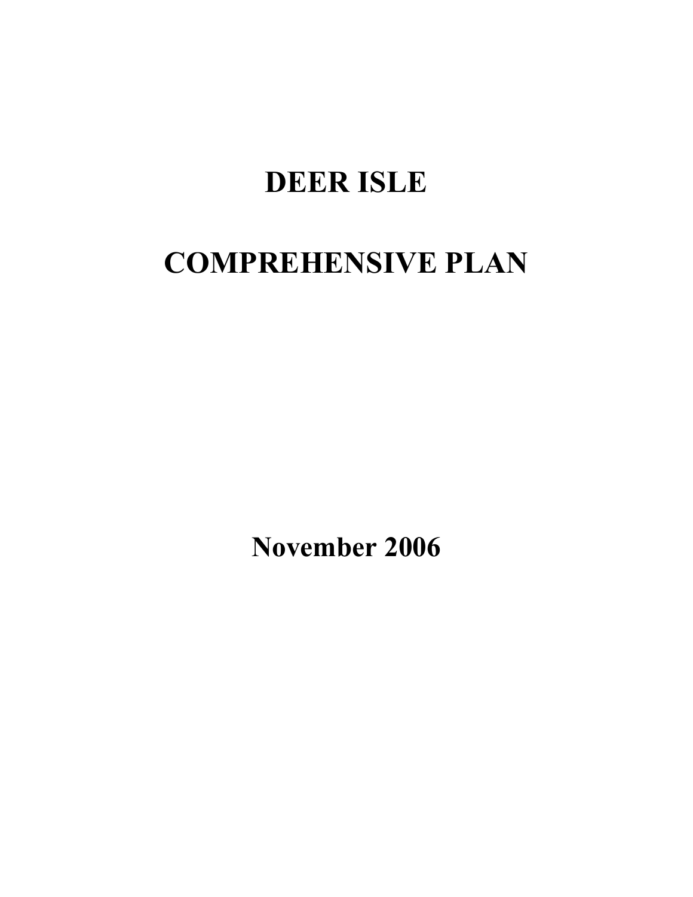# DEER ISLE

# COMPREHENSIVE PLAN

**November 2006**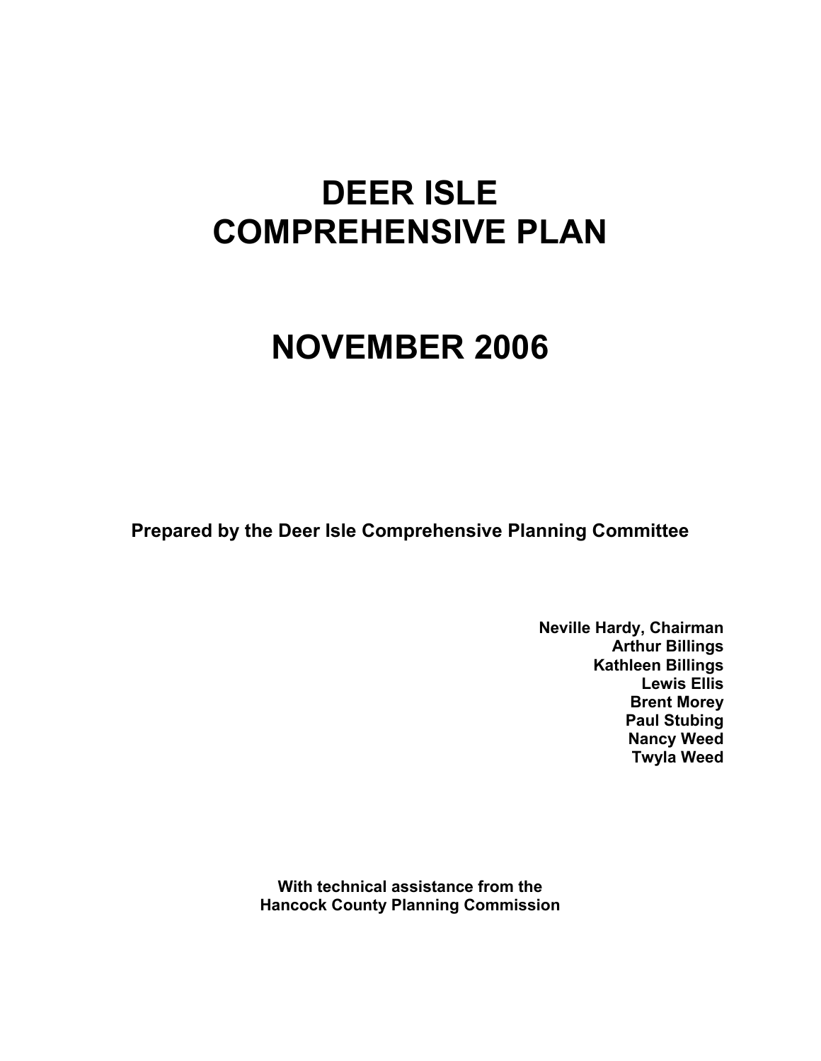# DEER ISLE COMPREHENSIVE PLAN

# NOVEMBER 2006

**Prepared by the Deer Isle Comprehensive Planning Committee**

**Neville Hardy, Chairman**
**Arthur Billings**
**Kathleen Billings**
**Lewis Ellis**
**Brent Morey**
**Paul Stubing**
**Nancy Weed**
**Twyla Weed**

**With technical assistance from the**
**Hancock County Planning Commission**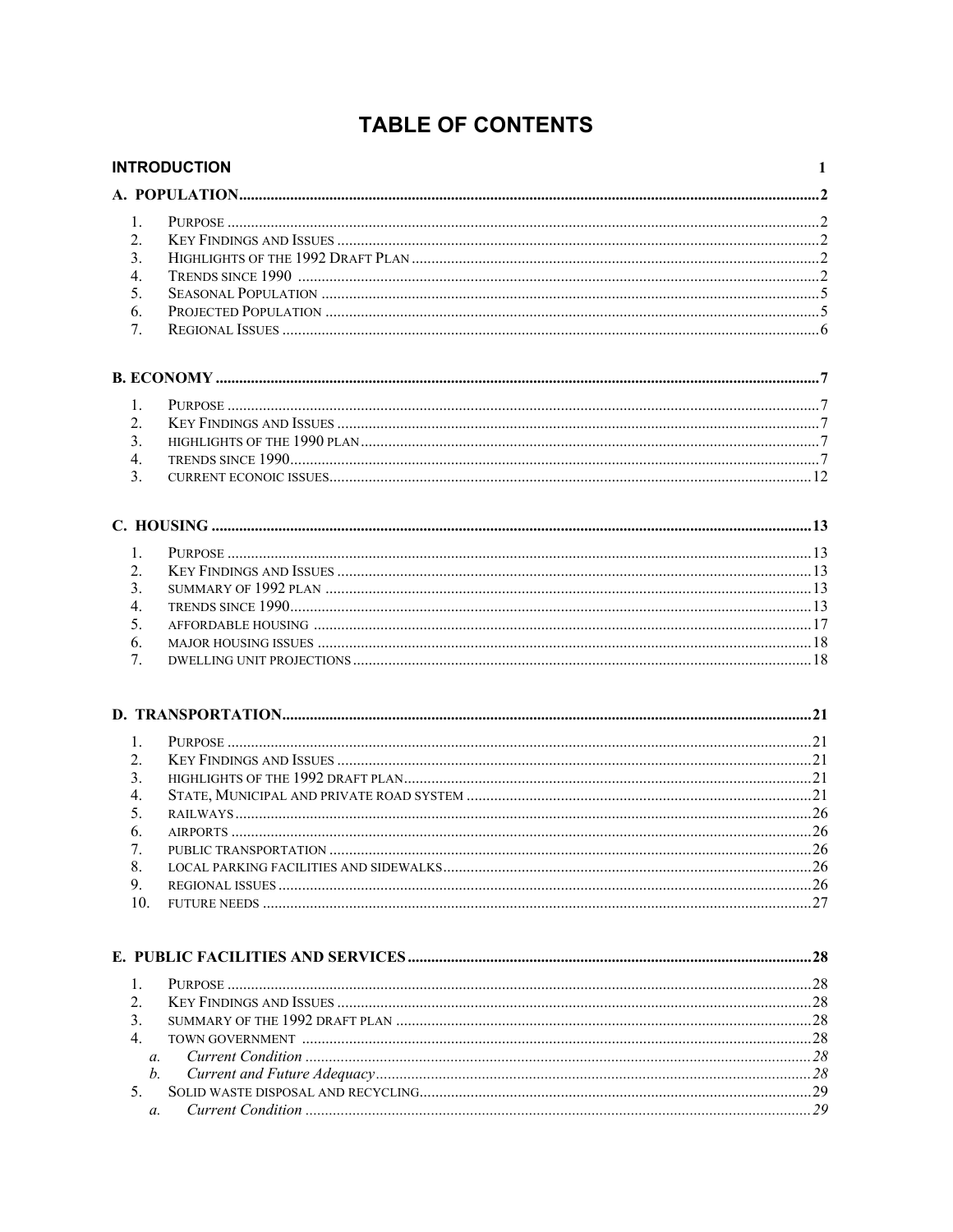# TABLE OF CONTENTS

**INTRODUCTION** 1

**A. POPULATION** 2

1. Purpose 2
2. Key Findings and Issues 2
3. Highlights of the 1992 Draft Plan 2
4. Trends since 1990 2
5. Seasonal Population 5
6. Projected Population 5
7. Regional Issues 6

**B. ECONOMY** 7

1. Purpose 7
2. Key Findings and Issues 7
3. highlights of the 1990 plan 7
4. trends since 1990 7
3. current econoic issues 12

**C. HOUSING** 13

1. Purpose 13
2. Key Findings and Issues 13
3. summary of 1992 plan 13
4. trends since 1990 13
5. affordable housing 17
6. major housing issues 18
7. dwelling unit projections 18

**D. TRANSPORTATION** 21

1. Purpose 21
2. Key Findings and Issues 21
3. highlights of the 1992 draft plan 21
4. State, Municipal and private road system 21
5. railways 26
6. airports 26
7. public transportation 26
8. local parking facilities and sidewalks 26
9. regional issues 26
10. future needs 27

**E. PUBLIC FACILITIES AND SERVICES** 28

1. Purpose 28
2. Key Findings and Issues 28
3. summary of the 1992 draft plan 28
4. town government 28
   a. *Current Condition* 28
   b. *Current and Future Adequacy* 28
5. Solid waste disposal and recycling 29
   a. *Current Condition* 29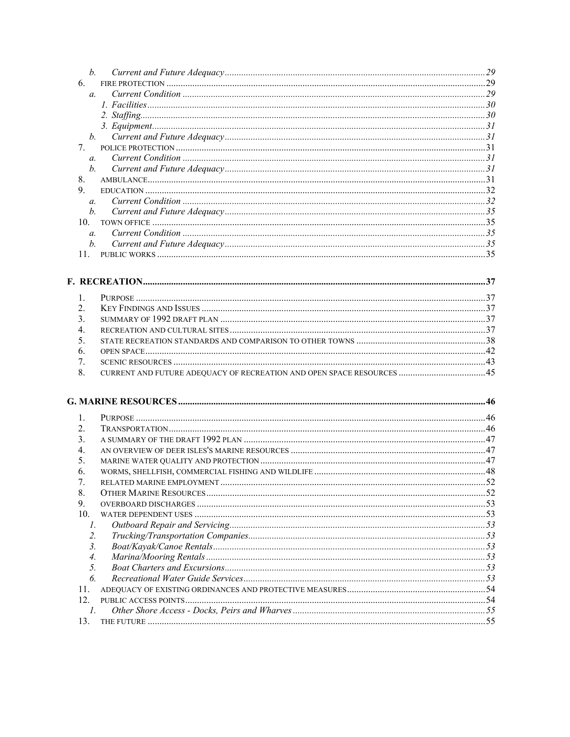- b. *Current and Future Adequacy* ... 29
- 6. FIRE PROTECTION ... 29
  - a. *Current Condition* ... 29
    - *1. Facilities* ... 30
    - *2. Staffing* ... 30
    - *3. Equipment* ... 31
  - b. *Current and Future Adequacy* ... 31
- 7. POLICE PROTECTION ... 31
  - a. *Current Condition* ... 31
  - b. *Current and Future Adequacy* ... 31
- 8. AMBULANCE ... 31
- 9. EDUCATION ... 32
  - a. *Current Condition* ... 32
  - b. *Current and Future Adequacy* ... 35
- 10. TOWN OFFICE ... 35
  - a. *Current Condition* ... 35
  - b. *Current and Future Adequacy* ... 35
- 11. PUBLIC WORKS ... 35

**F. RECREATION ... 37**

1. PURPOSE ... 37
2. KEY FINDINGS AND ISSUES ... 37
3. SUMMARY OF 1992 DRAFT PLAN ... 37
4. RECREATION AND CULTURAL SITES ... 37
5. STATE RECREATION STANDARDS AND COMPARISON TO OTHER TOWNS ... 38
6. OPEN SPACE ... 42
7. SCENIC RESOURCES ... 43
8. CURRENT AND FUTURE ADEQUACY OF RECREATION AND OPEN SPACE RESOURCES ... 45

**G. MARINE RESOURCES ... 46**

1. PURPOSE ... 46
2. TRANSPORTATION ... 46
3. A SUMMARY OF THE DRAFT 1992 PLAN ... 47
4. AN OVERVIEW OF DEER ISLES'S MARINE RESOURCES ... 47
5. MARINE WATER QUALITY AND PROTECTION ... 47
6. WORMS, SHELLFISH, COMMERCIAL FISHING AND WILDLIFE ... 48
7. RELATED MARINE EMPLOYMENT ... 52
8. OTHER MARINE RESOURCES ... 52
9. OVERBOARD DISCHARGES ... 53
10. WATER DEPENDENT USES ... 53
    - *1. Outboard Repair and Servicing* ... 53
    - *2. Trucking/Transportation Companies* ... 53
    - *3. Boat/Kayak/Canoe Rentals* ... 53
    - *4. Marina/Mooring Rentals* ... 53
    - *5. Boat Charters and Excursions* ... 53
    - *6. Recreational Water Guide Services* ... 53
11. ADEQUACY OF EXISTING ORDINANCES AND PROTECTIVE MEASURES ... 54
12. PUBLIC ACCESS POINTS ... 54
    - *1. Other Shore Access - Docks, Peirs and Wharves* ... 55
13. THE FUTURE ... 55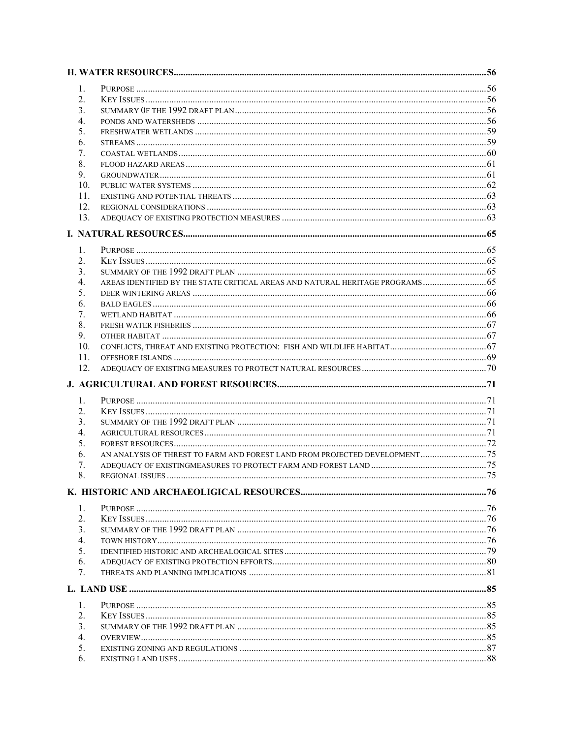**H. WATER RESOURCES** .......... 56

1. Purpose .......... 56
2. Key Issues .......... 56
3. Summary 0f the 1992 draft plan .......... 56
4. Ponds and watersheds .......... 56
5. Freshwater wetlands .......... 59
6. Streams .......... 59
7. Coastal wetlands .......... 60
8. Flood hazard areas .......... 61
9. Groundwater .......... 61
10. Public water systems .......... 62
11. Existing and potential threats .......... 63
12. Regional considerations .......... 63
13. Adequacy of existing protection measures .......... 63

**I. NATURAL RESOURCES** .......... 65

1. Purpose .......... 65
2. Key Issues .......... 65
3. Summary of the 1992 draft plan .......... 65
4. Areas identified by the State Critical Areas and Natural Heritage Programs .......... 65
5. Deer wintering areas .......... 66
6. Bald eagles .......... 66
7. Wetland habitat .......... 66
8. Fresh water fisheries .......... 67
9. Other habitat .......... 67
10. Conflicts, threat and existing protection: Fish and wildlife habitat .......... 67
11. Offshore islands .......... 69
12. Adequacy of existing measures to protect natural resources .......... 70

**J. AGRICULTURAL AND FOREST RESOURCES** .......... 71

1. Purpose .......... 71
2. Key Issues .......... 71
3. Summary of the 1992 draft plan .......... 71
4. Agricultural resources .......... 71
5. Forest resources .......... 72
6. An analysis of threst to farm and forest land from projected development .......... 75
7. Adequacy of existingmeasures to protect farm and forest land .......... 75
8. Regional issues .......... 75

**K. HISTORIC AND ARCHAEOLIGICAL RESOURCES** .......... 76

1. Purpose .......... 76
2. Key Issues .......... 76
3. Summary of the 1992 draft plan .......... 76
4. Town history .......... 76
5. Identified historic and archealogical sites .......... 79
6. Adequacy of existing protection efforts .......... 80
7. Threats and planning implications .......... 81

**L. LAND USE** .......... 85

1. Purpose .......... 85
2. Key Issues .......... 85
3. Summary of the 1992 draft plan .......... 85
4. Overview .......... 85
5. Existing zoning and regulations .......... 87
6. Existing land uses .......... 88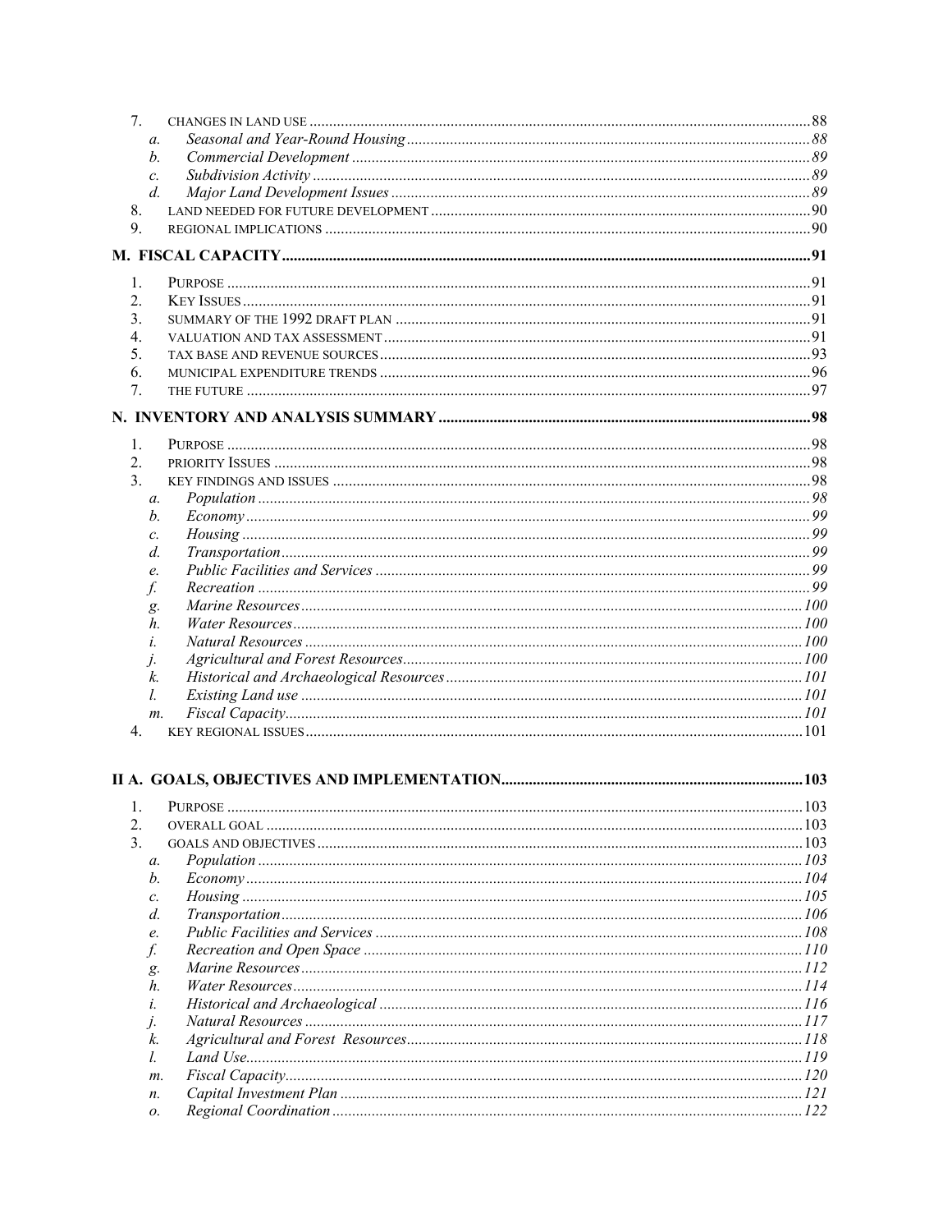7. CHANGES IN LAND USE ......88
   - a. *Seasonal and Year-Round Housing* ......88
   - b. *Commercial Development* ......89
   - c. *Subdivision Activity* ......89
   - d. *Major Land Development Issues* ......89
8. LAND NEEDED FOR FUTURE DEVELOPMENT ......90
9. REGIONAL IMPLICATIONS ......90

**M. FISCAL CAPACITY ......91**

1. PURPOSE ......91
2. KEY ISSUES ......91
3. SUMMARY OF THE 1992 DRAFT PLAN ......91
4. VALUATION AND TAX ASSESSMENT ......91
5. TAX BASE AND REVENUE SOURCES ......93
6. MUNICIPAL EXPENDITURE TRENDS ......96
7. THE FUTURE ......97

**N. INVENTORY AND ANALYSIS SUMMARY ......98**

1. PURPOSE ......98
2. PRIORITY ISSUES ......98
3. KEY FINDINGS AND ISSUES ......98
   - a. *Population* ......98
   - b. *Economy* ......99
   - c. *Housing* ......99
   - d. *Transportation* ......99
   - e. *Public Facilities and Services* ......99
   - f. *Recreation* ......99
   - g. *Marine Resources* ......100
   - h. *Water Resources* ......100
   - i. *Natural Resources* ......100
   - j. *Agricultural and Forest Resources* ......100
   - k. *Historical and Archaeological Resources* ......101
   - l. *Existing Land use* ......101
   - m. *Fiscal Capacity* ......101
4. KEY REGIONAL ISSUES ......101

**II A. GOALS, OBJECTIVES AND IMPLEMENTATION ......103**

1. PURPOSE ......103
2. OVERALL GOAL ......103
3. GOALS AND OBJECTIVES ......103
   - a. *Population* ......103
   - b. *Economy* ......104
   - c. *Housing* ......105
   - d. *Transportation* ......106
   - e. *Public Facilities and Services* ......108
   - f. *Recreation and Open Space* ......110
   - g. *Marine Resources* ......112
   - h. *Water Resources* ......114
   - i. *Historical and Archaeological* ......116
   - j. *Natural Resources* ......117
   - k. *Agricultural and Forest Resources* ......118
   - l. *Land Use* ......119
   - m. *Fiscal Capacity* ......120
   - n. *Capital Investment Plan* ......121
   - o. *Regional Coordination* ......122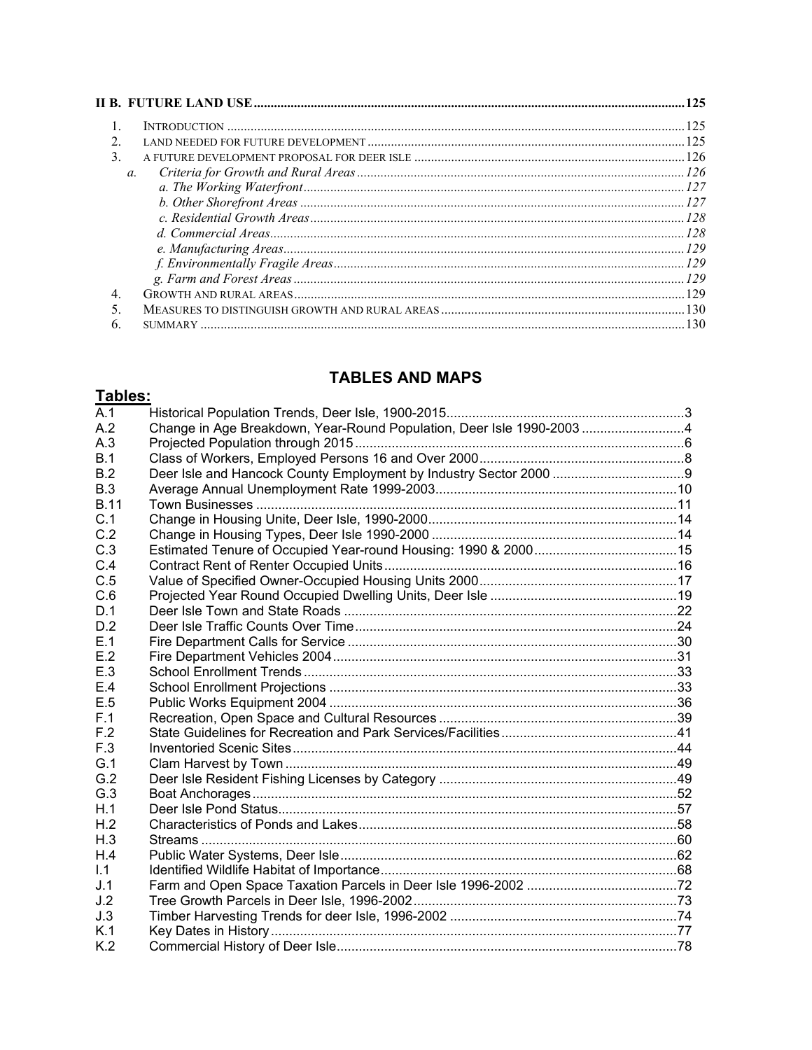**II B. FUTURE LAND USE** ..... 125

1. INTRODUCTION ..... 125
2. LAND NEEDED FOR FUTURE DEVELOPMENT ..... 125
3. A FUTURE DEVELOPMENT PROPOSAL FOR DEER ISLE ..... 126
   - *a. Criteria for Growth and Rural Areas* ..... 126
     - *a. The Working Waterfront* ..... 127
     - *b. Other Shorefront Areas* ..... 127
     - *c. Residential Growth Areas* ..... 128
     - *d. Commercial Areas* ..... 128
     - *e. Manufacturing Areas* ..... 129
     - *f. Environmentally Fragile Areas* ..... 129
     - *g. Farm and Forest Areas* ..... 129
4. GROWTH AND RURAL AREAS ..... 129
5. MEASURES TO DISTINGUISH GROWTH AND RURAL AREAS ..... 130
6. SUMMARY ..... 130

## TABLES AND MAPS

### Tables:

| | | |
|---|---|---|
| A.1 | Historical Population Trends, Deer Isle, 1900-2015 | 3 |
| A.2 | Change in Age Breakdown, Year-Round Population, Deer Isle 1990-2003 | 4 |
| A.3 | Projected Population through 2015 | 6 |
| B.1 | Class of Workers, Employed Persons 16 and Over 2000 | 8 |
| B.2 | Deer Isle and Hancock County Employment by Industry Sector 2000 | 9 |
| B.3 | Average Annual Unemployment Rate 1999-2003 | 10 |
| B.11 | Town Businesses | 11 |
| C.1 | Change in Housing Unite, Deer Isle, 1990-2000 | 14 |
| C.2 | Change in Housing Types, Deer Isle 1990-2000 | 14 |
| C.3 | Estimated Tenure of Occupied Year-round Housing: 1990 & 2000 | 15 |
| C.4 | Contract Rent of Renter Occupied Units | 16 |
| C.5 | Value of Specified Owner-Occupied Housing Units 2000 | 17 |
| C.6 | Projected Year Round Occupied Dwelling Units, Deer Isle | 19 |
| D.1 | Deer Isle Town and State Roads | 22 |
| D.2 | Deer Isle Traffic Counts Over Time | 24 |
| E.1 | Fire Department Calls for Service | 30 |
| E.2 | Fire Department Vehicles 2004 | 31 |
| E.3 | School Enrollment Trends | 33 |
| E.4 | School Enrollment Projections | 33 |
| E.5 | Public Works Equipment 2004 | 36 |
| F.1 | Recreation, Open Space and Cultural Resources | 39 |
| F.2 | State Guidelines for Recreation and Park Services/Facilities | 41 |
| F.3 | Inventoried Scenic Sites | 44 |
| G.1 | Clam Harvest by Town | 49 |
| G.2 | Deer Isle Resident Fishing Licenses by Category | 49 |
| G.3 | Boat Anchorages | 52 |
| H.1 | Deer Isle Pond Status | 57 |
| H.2 | Characteristics of Ponds and Lakes | 58 |
| H.3 | Streams | 60 |
| H.4 | Public Water Systems, Deer Isle | 62 |
| I.1 | Identified Wildlife Habitat of Importance | 68 |
| J.1 | Farm and Open Space Taxation Parcels in Deer Isle 1996-2002 | 72 |
| J.2 | Tree Growth Parcels in Deer Isle, 1996-2002 | 73 |
| J.3 | Timber Harvesting Trends for deer Isle, 1996-2002 | 74 |
| K.1 | Key Dates in History | 77 |
| K.2 | Commercial History of Deer Isle | 78 |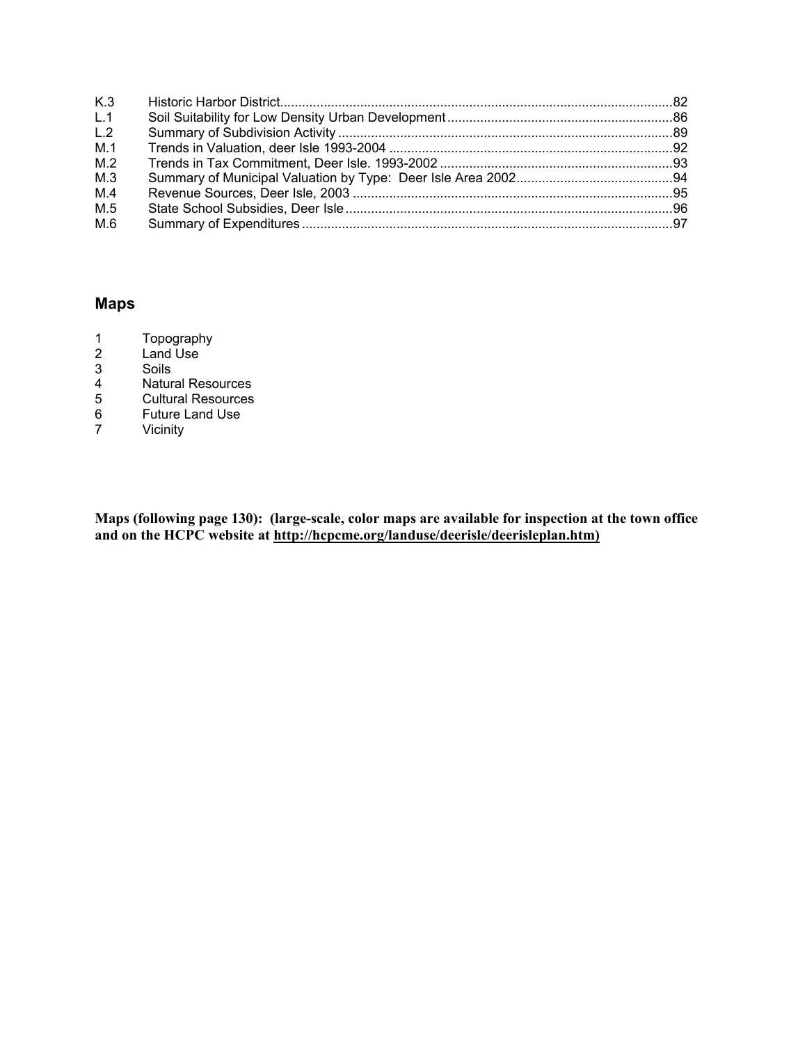| | | |
|---|---|---|
| K.3 | Historic Harbor District | 82 |
| L.1 | Soil Suitability for Low Density Urban Development | 86 |
| L.2 | Summary of Subdivision Activity | 89 |
| M.1 | Trends in Valuation, deer Isle 1993-2004 | 92 |
| M.2 | Trends in Tax Commitment, Deer Isle. 1993-2002 | 93 |
| M.3 | Summary of Municipal Valuation by Type: Deer Isle Area 2002 | 94 |
| M.4 | Revenue Sources, Deer Isle, 2003 | 95 |
| M.5 | State School Subsidies, Deer Isle | 96 |
| M.6 | Summary of Expenditures | 97 |

## Maps

1 Topography
2 Land Use
3 Soils
4 Natural Resources
5 Cultural Resources
6 Future Land Use
7 Vicinity

**Maps (following page 130): (large-scale, color maps are available for inspection at the town office and on the HCPC website at http://hcpcme.org/landuse/deerisle/deerisleplan.htm)**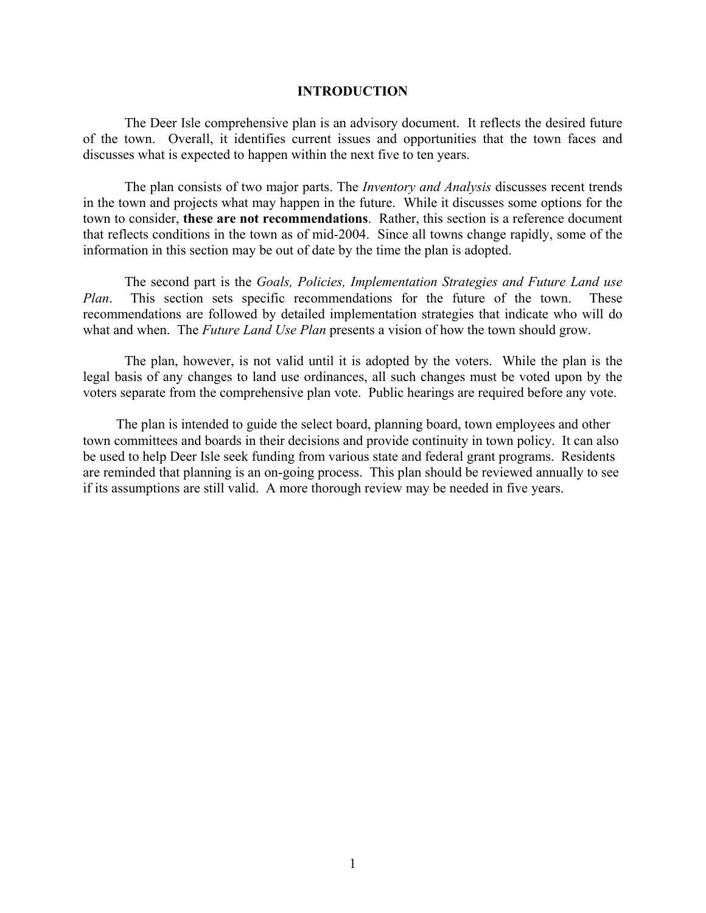# INTRODUCTION

The Deer Isle comprehensive plan is an advisory document. It reflects the desired future of the town. Overall, it identifies current issues and opportunities that the town faces and discusses what is expected to happen within the next five to ten years.

The plan consists of two major parts. The *Inventory and Analysis* discusses recent trends in the town and projects what may happen in the future. While it discusses some options for the town to consider, **these are not recommendations**. Rather, this section is a reference document that reflects conditions in the town as of mid-2004. Since all towns change rapidly, some of the information in this section may be out of date by the time the plan is adopted.

The second part is the *Goals, Policies, Implementation Strategies and Future Land use Plan*. This section sets specific recommendations for the future of the town. These recommendations are followed by detailed implementation strategies that indicate who will do what and when. The *Future Land Use Plan* presents a vision of how the town should grow.

The plan, however, is not valid until it is adopted by the voters. While the plan is the legal basis of any changes to land use ordinances, all such changes must be voted upon by the voters separate from the comprehensive plan vote. Public hearings are required before any vote.

The plan is intended to guide the select board, planning board, town employees and other town committees and boards in their decisions and provide continuity in town policy. It can also be used to help Deer Isle seek funding from various state and federal grant programs. Residents are reminded that planning is an on-going process. This plan should be reviewed annually to see if its assumptions are still valid. A more thorough review may be needed in five years.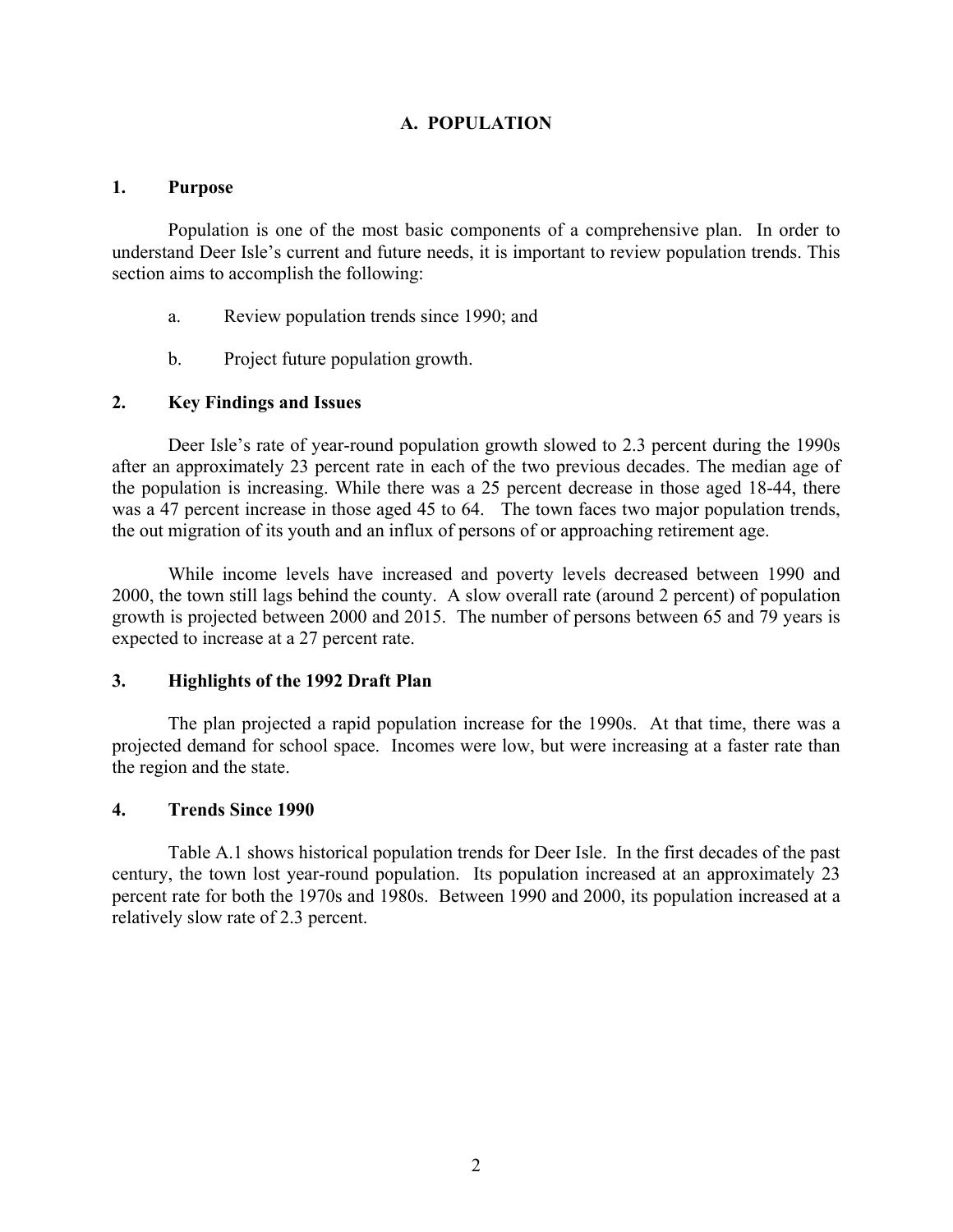# A. POPULATION

## 1. Purpose

Population is one of the most basic components of a comprehensive plan. In order to understand Deer Isle's current and future needs, it is important to review population trends. This section aims to accomplish the following:

a. Review population trends since 1990; and

b. Project future population growth.

## 2. Key Findings and Issues

Deer Isle's rate of year-round population growth slowed to 2.3 percent during the 1990s after an approximately 23 percent rate in each of the two previous decades. The median age of the population is increasing. While there was a 25 percent decrease in those aged 18-44, there was a 47 percent increase in those aged 45 to 64. The town faces two major population trends, the out migration of its youth and an influx of persons of or approaching retirement age.

While income levels have increased and poverty levels decreased between 1990 and 2000, the town still lags behind the county. A slow overall rate (around 2 percent) of population growth is projected between 2000 and 2015. The number of persons between 65 and 79 years is expected to increase at a 27 percent rate.

## 3. Highlights of the 1992 Draft Plan

The plan projected a rapid population increase for the 1990s. At that time, there was a projected demand for school space. Incomes were low, but were increasing at a faster rate than the region and the state.

## 4. Trends Since 1990

Table A.1 shows historical population trends for Deer Isle. In the first decades of the past century, the town lost year-round population. Its population increased at an approximately 23 percent rate for both the 1970s and 1980s. Between 1990 and 2000, its population increased at a relatively slow rate of 2.3 percent.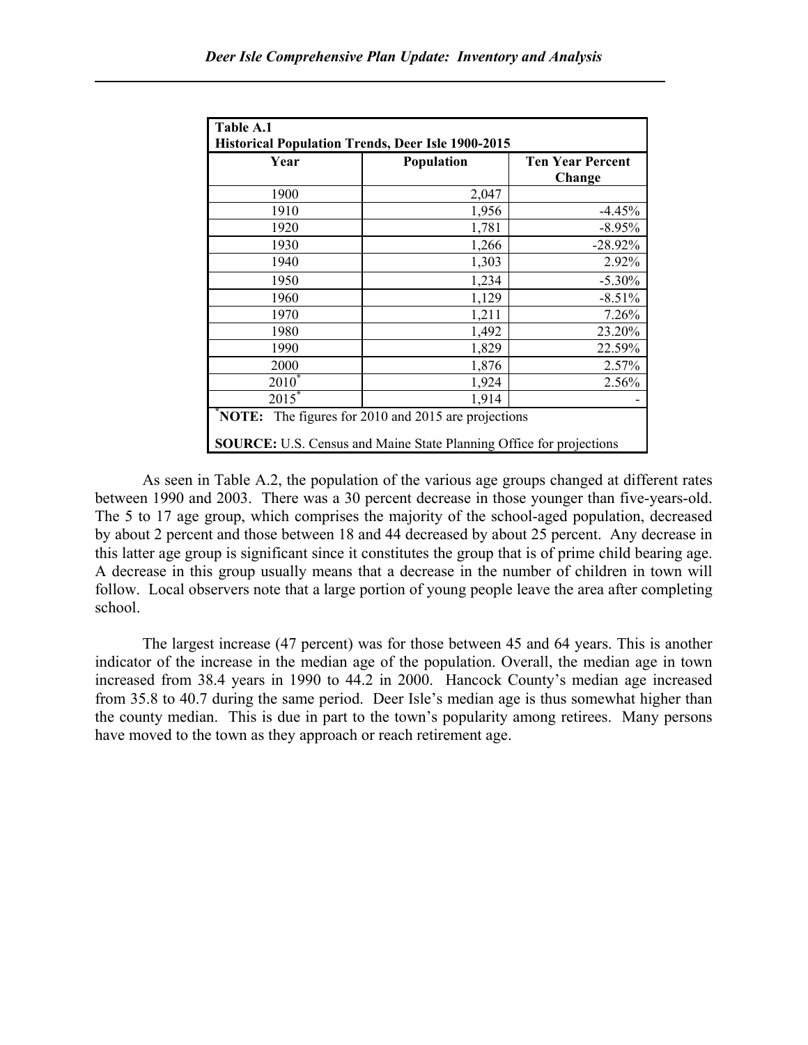| Table A.1<br>Historical Population Trends, Deer Isle 1900-2015 | | |
|---|---|---|
| **Year** | **Population** | **Ten Year Percent Change** |
| 1900 | 2,047 | |
| 1910 | 1,956 | -4.45% |
| 1920 | 1,781 | -8.95% |
| 1930 | 1,266 | -28.92% |
| 1940 | 1,303 | 2.92% |
| 1950 | 1,234 | -5.30% |
| 1960 | 1,129 | -8.51% |
| 1970 | 1,211 | 7.26% |
| 1980 | 1,492 | 23.20% |
| 1990 | 1,829 | 22.59% |
| 2000 | 1,876 | 2.57% |
| 2010* | 1,924 | 2.56% |
| 2015* | 1,914 | - |

***NOTE:** The figures for 2010 and 2015 are projections

**SOURCE:** U.S. Census and Maine State Planning Office for projections

As seen in Table A.2, the population of the various age groups changed at different rates between 1990 and 2003. There was a 30 percent decrease in those younger than five-years-old. The 5 to 17 age group, which comprises the majority of the school-aged population, decreased by about 2 percent and those between 18 and 44 decreased by about 25 percent. Any decrease in this latter age group is significant since it constitutes the group that is of prime child bearing age. A decrease in this group usually means that a decrease in the number of children in town will follow. Local observers note that a large portion of young people leave the area after completing school.

The largest increase (47 percent) was for those between 45 and 64 years. This is another indicator of the increase in the median age of the population. Overall, the median age in town increased from 38.4 years in 1990 to 44.2 in 2000. Hancock County's median age increased from 35.8 to 40.7 during the same period. Deer Isle's median age is thus somewhat higher than the county median. This is due in part to the town's popularity among retirees. Many persons have moved to the town as they approach or reach retirement age.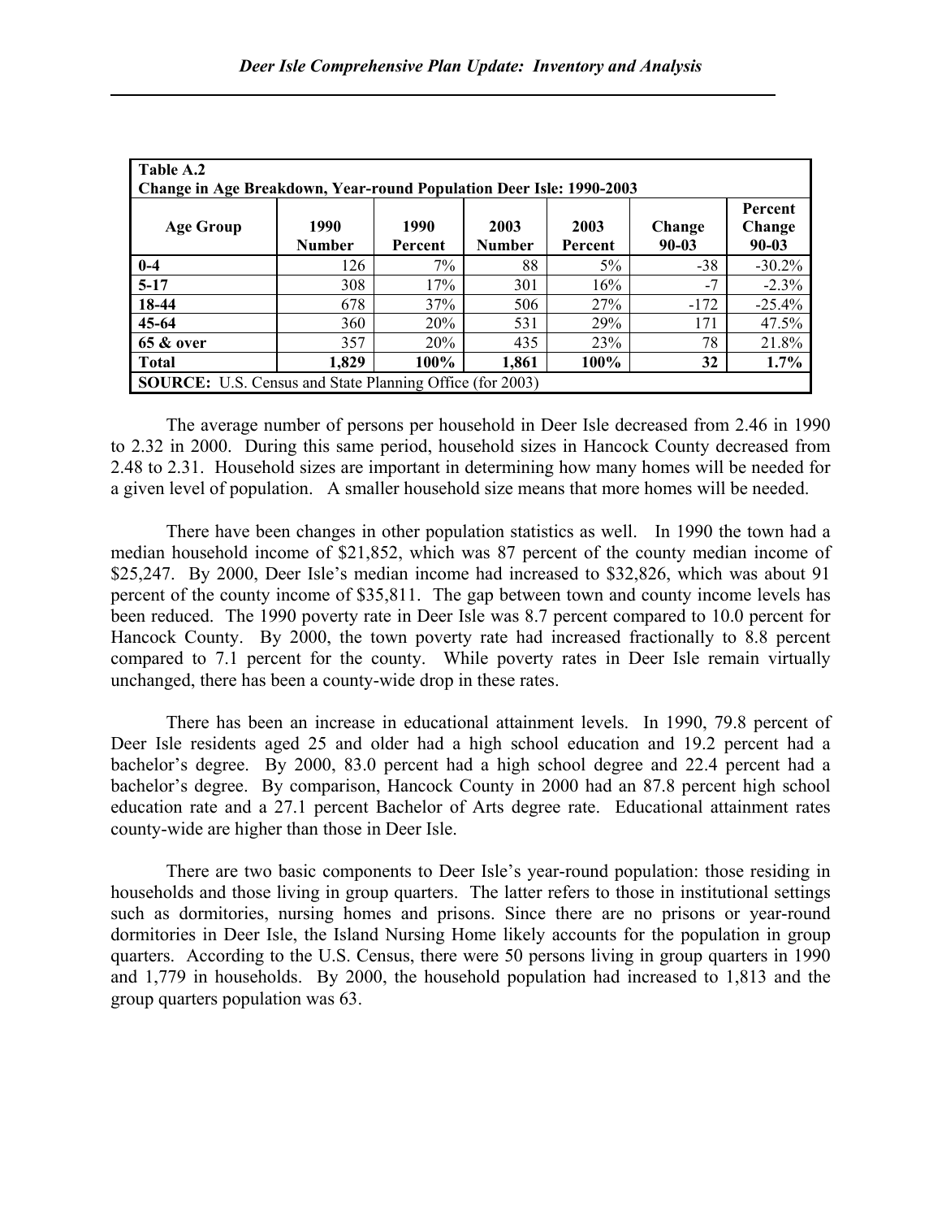| Table A.2 Change in Age Breakdown, Year-round Population Deer Isle: 1990-2003 | | | | | | |
|---|---|---|---|---|---|---|
| **Age Group** | **1990 Number** | **1990 Percent** | **2003 Number** | **2003 Percent** | **Change 90-03** | **Percent Change 90-03** |
| **0-4** | 126 | 7% | 88 | 5% | -38 | -30.2% |
| **5-17** | 308 | 17% | 301 | 16% | -7 | -2.3% |
| **18-44** | 678 | 37% | 506 | 27% | -172 | -25.4% |
| **45-64** | 360 | 20% | 531 | 29% | 171 | 47.5% |
| **65 & over** | 357 | 20% | 435 | 23% | 78 | 21.8% |
| **Total** | **1,829** | **100%** | **1,861** | **100%** | **32** | **1.7%** |
| **SOURCE:** U.S. Census and State Planning Office (for 2003) | | | | | | |

The average number of persons per household in Deer Isle decreased from 2.46 in 1990 to 2.32 in 2000. During this same period, household sizes in Hancock County decreased from 2.48 to 2.31. Household sizes are important in determining how many homes will be needed for a given level of population. A smaller household size means that more homes will be needed.

There have been changes in other population statistics as well. In 1990 the town had a median household income of $21,852, which was 87 percent of the county median income of $25,247. By 2000, Deer Isle's median income had increased to $32,826, which was about 91 percent of the county income of $35,811. The gap between town and county income levels has been reduced. The 1990 poverty rate in Deer Isle was 8.7 percent compared to 10.0 percent for Hancock County. By 2000, the town poverty rate had increased fractionally to 8.8 percent compared to 7.1 percent for the county. While poverty rates in Deer Isle remain virtually unchanged, there has been a county-wide drop in these rates.

There has been an increase in educational attainment levels. In 1990, 79.8 percent of Deer Isle residents aged 25 and older had a high school education and 19.2 percent had a bachelor's degree. By 2000, 83.0 percent had a high school degree and 22.4 percent had a bachelor's degree. By comparison, Hancock County in 2000 had an 87.8 percent high school education rate and a 27.1 percent Bachelor of Arts degree rate. Educational attainment rates county-wide are higher than those in Deer Isle.

There are two basic components to Deer Isle's year-round population: those residing in households and those living in group quarters. The latter refers to those in institutional settings such as dormitories, nursing homes and prisons. Since there are no prisons or year-round dormitories in Deer Isle, the Island Nursing Home likely accounts for the population in group quarters. According to the U.S. Census, there were 50 persons living in group quarters in 1990 and 1,779 in households. By 2000, the household population had increased to 1,813 and the group quarters population was 63.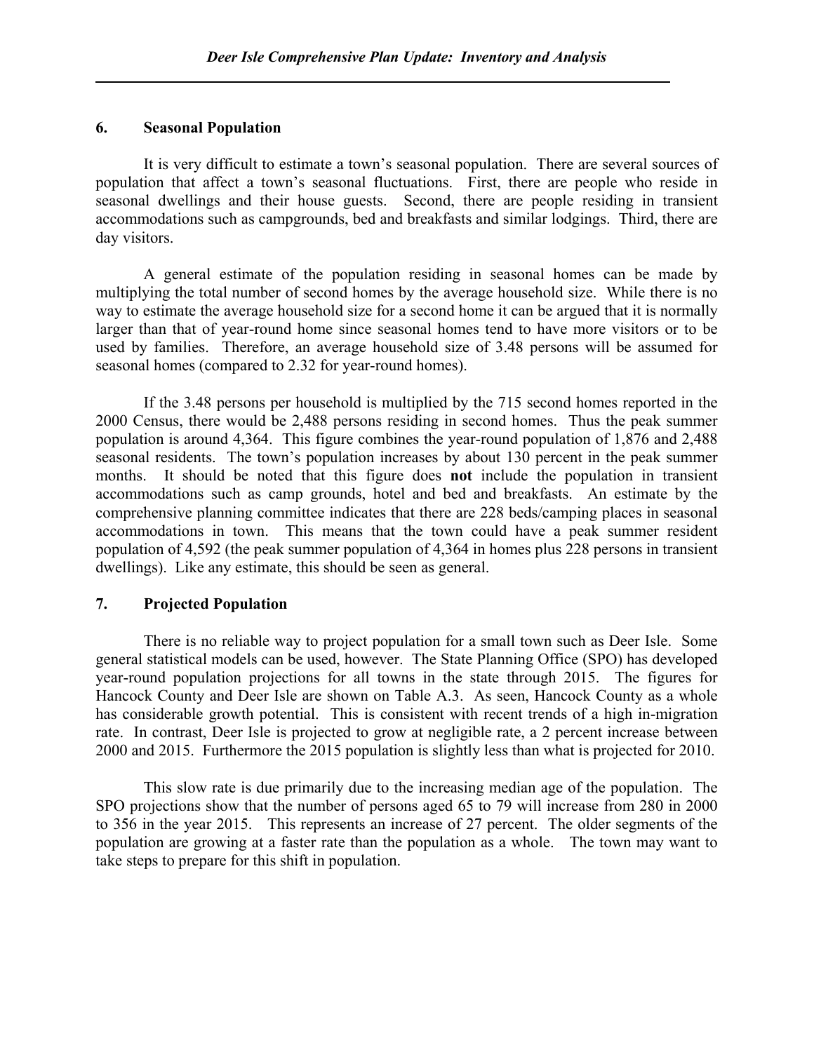## 6. Seasonal Population

It is very difficult to estimate a town's seasonal population. There are several sources of population that affect a town's seasonal fluctuations. First, there are people who reside in seasonal dwellings and their house guests. Second, there are people residing in transient accommodations such as campgrounds, bed and breakfasts and similar lodgings. Third, there are day visitors.

A general estimate of the population residing in seasonal homes can be made by multiplying the total number of second homes by the average household size. While there is no way to estimate the average household size for a second home it can be argued that it is normally larger than that of year-round home since seasonal homes tend to have more visitors or to be used by families. Therefore, an average household size of 3.48 persons will be assumed for seasonal homes (compared to 2.32 for year-round homes).

If the 3.48 persons per household is multiplied by the 715 second homes reported in the 2000 Census, there would be 2,488 persons residing in second homes. Thus the peak summer population is around 4,364. This figure combines the year-round population of 1,876 and 2,488 seasonal residents. The town's population increases by about 130 percent in the peak summer months. It should be noted that this figure does **not** include the population in transient accommodations such as camp grounds, hotel and bed and breakfasts. An estimate by the comprehensive planning committee indicates that there are 228 beds/camping places in seasonal accommodations in town. This means that the town could have a peak summer resident population of 4,592 (the peak summer population of 4,364 in homes plus 228 persons in transient dwellings). Like any estimate, this should be seen as general.

## 7. Projected Population

There is no reliable way to project population for a small town such as Deer Isle. Some general statistical models can be used, however. The State Planning Office (SPO) has developed year-round population projections for all towns in the state through 2015. The figures for Hancock County and Deer Isle are shown on Table A.3. As seen, Hancock County as a whole has considerable growth potential. This is consistent with recent trends of a high in-migration rate. In contrast, Deer Isle is projected to grow at negligible rate, a 2 percent increase between 2000 and 2015. Furthermore the 2015 population is slightly less than what is projected for 2010.

This slow rate is due primarily due to the increasing median age of the population. The SPO projections show that the number of persons aged 65 to 79 will increase from 280 in 2000 to 356 in the year 2015. This represents an increase of 27 percent. The older segments of the population are growing at a faster rate than the population as a whole. The town may want to take steps to prepare for this shift in population.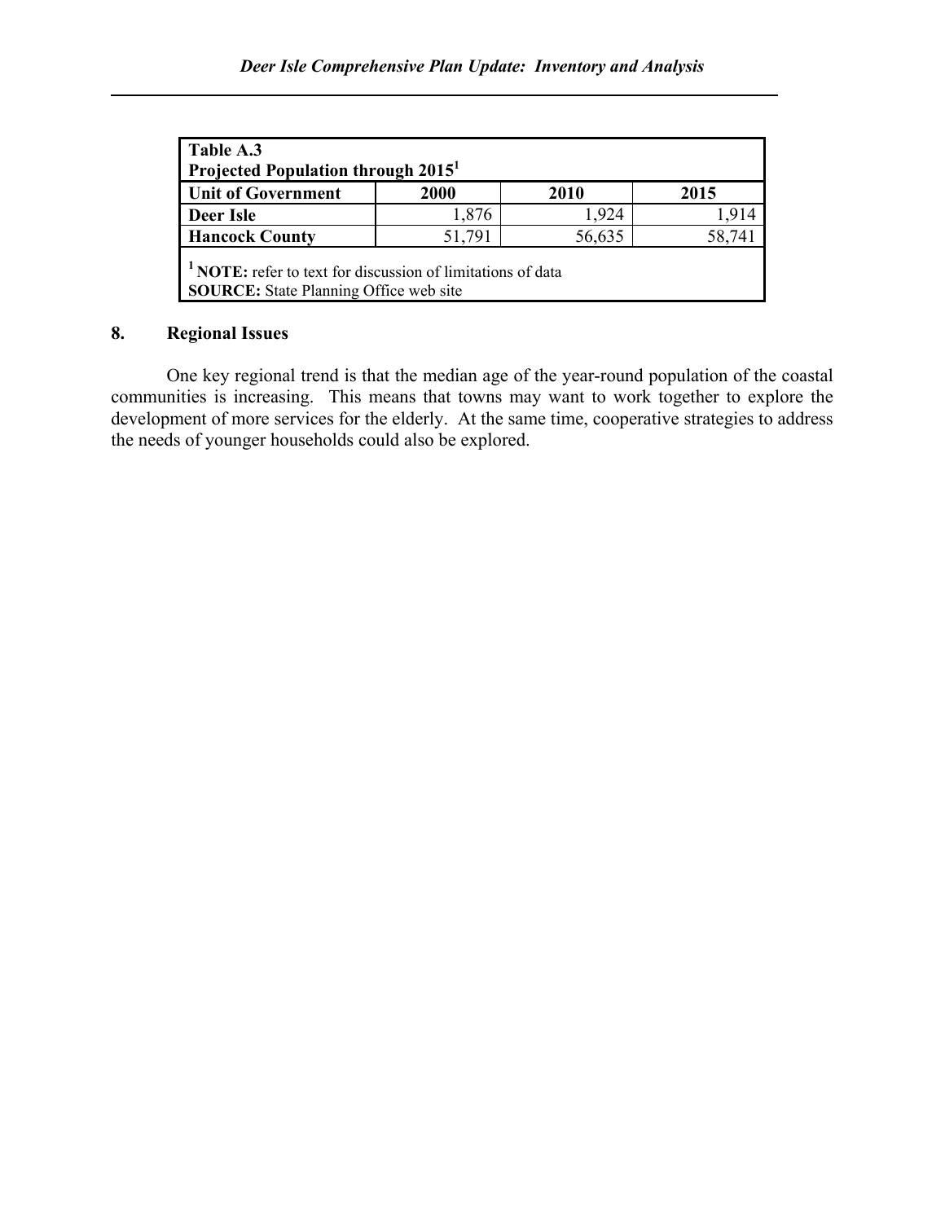| Table A.3 Projected Population through 2015[1] | | | |
|---|---|---|---|
| **Unit of Government** | **2000** | **2010** | **2015** |
| **Deer Isle** | 1,876 | 1,924 | 1,914 |
| **Hancock County** | 51,791 | 56,635 | 58,741 |

[1] **NOTE:** refer to text for discussion of limitations of data
**SOURCE:** State Planning Office web site

## 8. Regional Issues

One key regional trend is that the median age of the year-round population of the coastal communities is increasing. This means that towns may want to work together to explore the development of more services for the elderly. At the same time, cooperative strategies to address the needs of younger households could also be explored.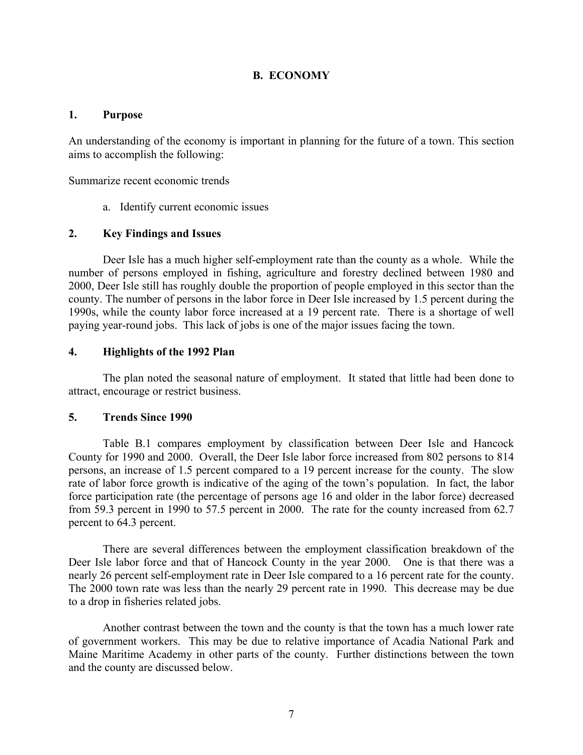## B. ECONOMY

### 1. Purpose

An understanding of the economy is important in planning for the future of a town. This section aims to accomplish the following:

Summarize recent economic trends

a. Identify current economic issues

### 2. Key Findings and Issues

Deer Isle has a much higher self-employment rate than the county as a whole. While the number of persons employed in fishing, agriculture and forestry declined between 1980 and 2000, Deer Isle still has roughly double the proportion of people employed in this sector than the county. The number of persons in the labor force in Deer Isle increased by 1.5 percent during the 1990s, while the county labor force increased at a 19 percent rate. There is a shortage of well paying year-round jobs. This lack of jobs is one of the major issues facing the town.

### 4. Highlights of the 1992 Plan

The plan noted the seasonal nature of employment. It stated that little had been done to attract, encourage or restrict business.

### 5. Trends Since 1990

Table B.1 compares employment by classification between Deer Isle and Hancock County for 1990 and 2000. Overall, the Deer Isle labor force increased from 802 persons to 814 persons, an increase of 1.5 percent compared to a 19 percent increase for the county. The slow rate of labor force growth is indicative of the aging of the town's population. In fact, the labor force participation rate (the percentage of persons age 16 and older in the labor force) decreased from 59.3 percent in 1990 to 57.5 percent in 2000. The rate for the county increased from 62.7 percent to 64.3 percent.

There are several differences between the employment classification breakdown of the Deer Isle labor force and that of Hancock County in the year 2000. One is that there was a nearly 26 percent self-employment rate in Deer Isle compared to a 16 percent rate for the county. The 2000 town rate was less than the nearly 29 percent rate in 1990. This decrease may be due to a drop in fisheries related jobs.

Another contrast between the town and the county is that the town has a much lower rate of government workers. This may be due to relative importance of Acadia National Park and Maine Maritime Academy in other parts of the county. Further distinctions between the town and the county are discussed below.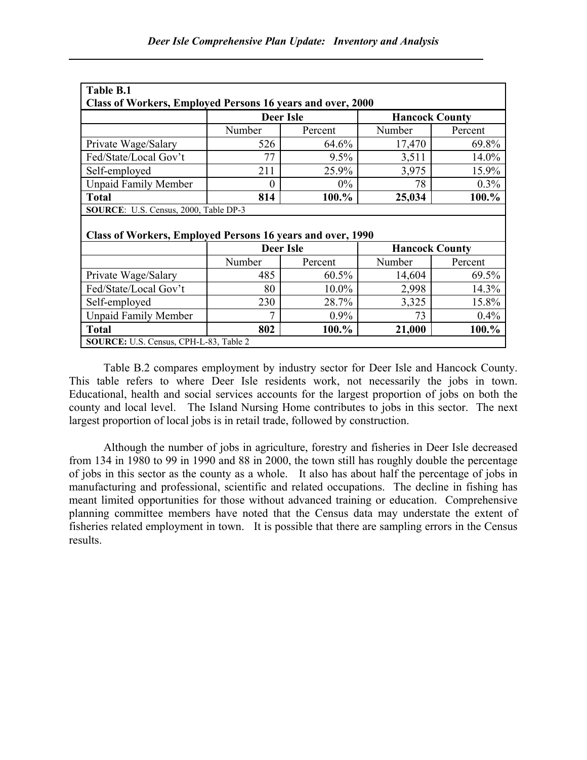**Table B.1**
**Class of Workers, Employed Persons 16 years and over, 2000**

| | Deer Isle | | Hancock County | |
|---|---|---|---|---|
| | Number | Percent | Number | Percent |
| Private Wage/Salary | 526 | 64.6% | 17,470 | 69.8% |
| Fed/State/Local Gov't | 77 | 9.5% | 3,511 | 14.0% |
| Self-employed | 211 | 25.9% | 3,975 | 15.9% |
| Unpaid Family Member | 0 | 0% | 78 | 0.3% |
| **Total** | **814** | **100.%** | **25,034** | **100.%** |

**SOURCE**: U.S. Census, 2000, Table DP-3

**Class of Workers, Employed Persons 16 years and over, 1990**

| | Deer Isle | | Hancock County | |
|---|---|---|---|---|
| | Number | Percent | Number | Percent |
| Private Wage/Salary | 485 | 60.5% | 14,604 | 69.5% |
| Fed/State/Local Gov't | 80 | 10.0% | 2,998 | 14.3% |
| Self-employed | 230 | 28.7% | 3,325 | 15.8% |
| Unpaid Family Member | 7 | 0.9% | 73 | 0.4% |
| **Total** | **802** | **100.%** | **21,000** | **100.%** |

**SOURCE:** U.S. Census, CPH-L-83, Table 2

Table B.2 compares employment by industry sector for Deer Isle and Hancock County. This table refers to where Deer Isle residents work, not necessarily the jobs in town. Educational, health and social services accounts for the largest proportion of jobs on both the county and local level. The Island Nursing Home contributes to jobs in this sector. The next largest proportion of local jobs is in retail trade, followed by construction.

Although the number of jobs in agriculture, forestry and fisheries in Deer Isle decreased from 134 in 1980 to 99 in 1990 and 88 in 2000, the town still has roughly double the percentage of jobs in this sector as the county as a whole. It also has about half the percentage of jobs in manufacturing and professional, scientific and related occupations. The decline in fishing has meant limited opportunities for those without advanced training or education. Comprehensive planning committee members have noted that the Census data may understate the extent of fisheries related employment in town. It is possible that there are sampling errors in the Census results.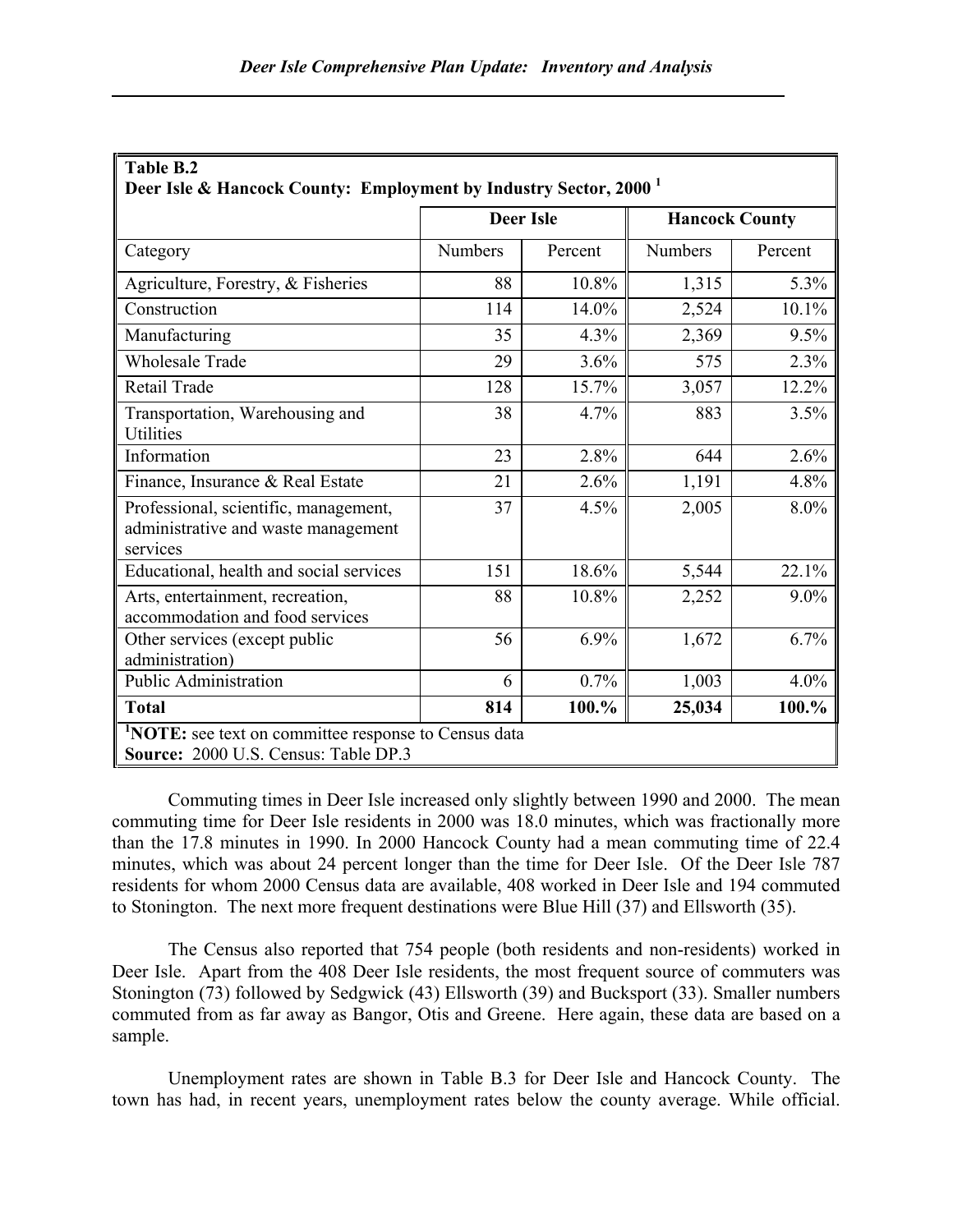**Table B.2**
**Deer Isle & Hancock County: Employment by Industry Sector, 2000** [1]

| | Deer Isle | | Hancock County | |
|---|---|---|---|---|
| Category | Numbers | Percent | Numbers | Percent |
| Agriculture, Forestry, & Fisheries | 88 | 10.8% | 1,315 | 5.3% |
| Construction | 114 | 14.0% | 2,524 | 10.1% |
| Manufacturing | 35 | 4.3% | 2,369 | 9.5% |
| Wholesale Trade | 29 | 3.6% | 575 | 2.3% |
| Retail Trade | 128 | 15.7% | 3,057 | 12.2% |
| Transportation, Warehousing and Utilities | 38 | 4.7% | 883 | 3.5% |
| Information | 23 | 2.8% | 644 | 2.6% |
| Finance, Insurance & Real Estate | 21 | 2.6% | 1,191 | 4.8% |
| Professional, scientific, management, administrative and waste management services | 37 | 4.5% | 2,005 | 8.0% |
| Educational, health and social services | 151 | 18.6% | 5,544 | 22.1% |
| Arts, entertainment, recreation, accommodation and food services | 88 | 10.8% | 2,252 | 9.0% |
| Other services (except public administration) | 56 | 6.9% | 1,672 | 6.7% |
| Public Administration | 6 | 0.7% | 1,003 | 4.0% |
| **Total** | **814** | **100.%** | **25,034** | **100.%** |

[1]**NOTE:** see text on committee response to Census data
**Source:** 2000 U.S. Census: Table DP.3

Commuting times in Deer Isle increased only slightly between 1990 and 2000. The mean commuting time for Deer Isle residents in 2000 was 18.0 minutes, which was fractionally more than the 17.8 minutes in 1990. In 2000 Hancock County had a mean commuting time of 22.4 minutes, which was about 24 percent longer than the time for Deer Isle. Of the Deer Isle 787 residents for whom 2000 Census data are available, 408 worked in Deer Isle and 194 commuted to Stonington. The next more frequent destinations were Blue Hill (37) and Ellsworth (35).

The Census also reported that 754 people (both residents and non-residents) worked in Deer Isle. Apart from the 408 Deer Isle residents, the most frequent source of commuters was Stonington (73) followed by Sedgwick (43) Ellsworth (39) and Bucksport (33). Smaller numbers commuted from as far away as Bangor, Otis and Greene. Here again, these data are based on a sample.

Unemployment rates are shown in Table B.3 for Deer Isle and Hancock County. The town has had, in recent years, unemployment rates below the county average. While official.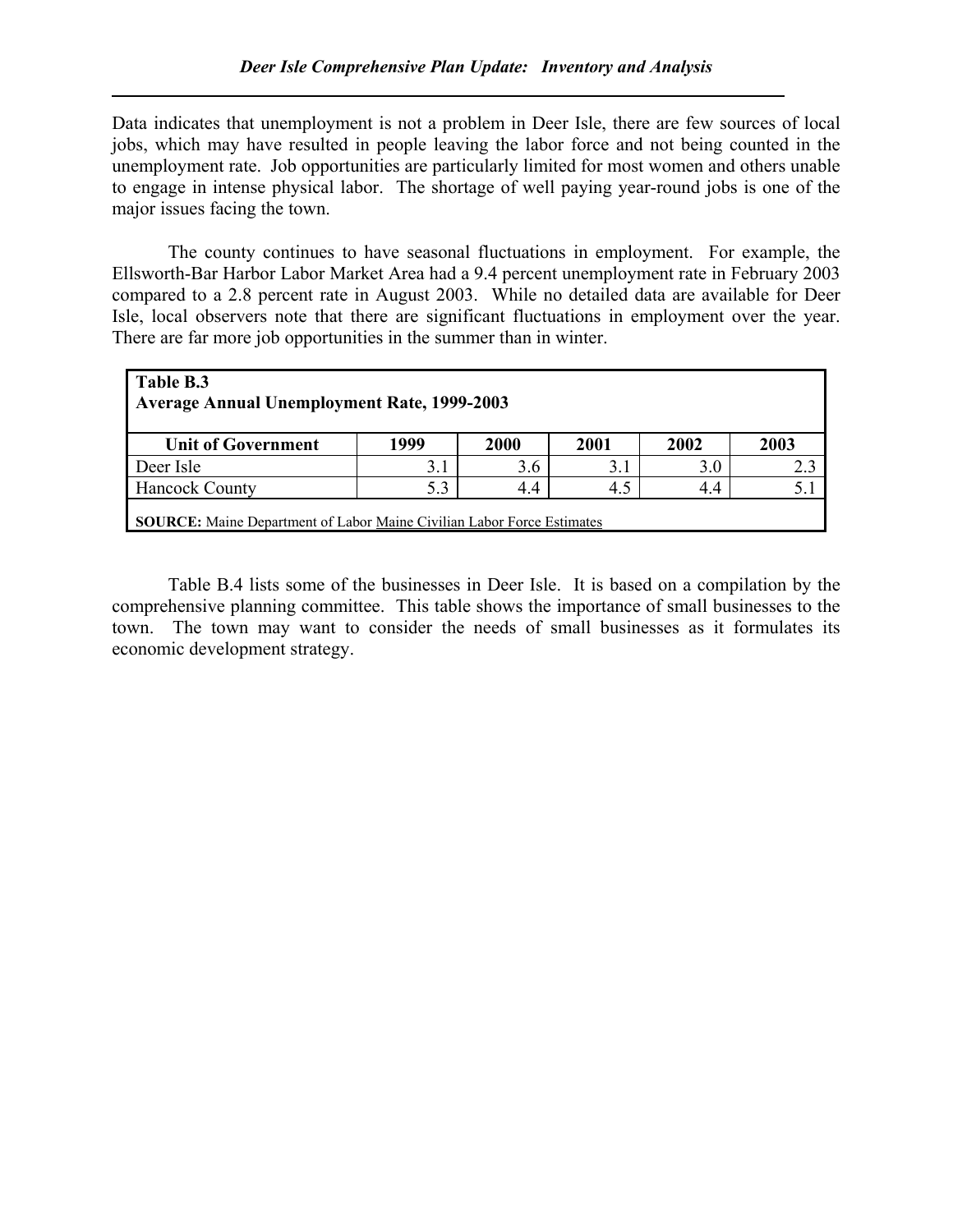Data indicates that unemployment is not a problem in Deer Isle, there are few sources of local jobs, which may have resulted in people leaving the labor force and not being counted in the unemployment rate. Job opportunities are particularly limited for most women and others unable to engage in intense physical labor. The shortage of well paying year-round jobs is one of the major issues facing the town.

The county continues to have seasonal fluctuations in employment. For example, the Ellsworth-Bar Harbor Labor Market Area had a 9.4 percent unemployment rate in February 2003 compared to a 2.8 percent rate in August 2003. While no detailed data are available for Deer Isle, local observers note that there are significant fluctuations in employment over the year. There are far more job opportunities in the summer than in winter.

**Table B.3**
**Average Annual Unemployment Rate, 1999-2003**

| Unit of Government | 1999 | 2000 | 2001 | 2002 | 2003 |
|---|---|---|---|---|---|
| Deer Isle | 3.1 | 3.6 | 3.1 | 3.0 | 2.3 |
| Hancock County | 5.3 | 4.4 | 4.5 | 4.4 | 5.1 |

**SOURCE:** Maine Department of Labor Maine Civilian Labor Force Estimates

Table B.4 lists some of the businesses in Deer Isle. It is based on a compilation by the comprehensive planning committee. This table shows the importance of small businesses to the town. The town may want to consider the needs of small businesses as it formulates its economic development strategy.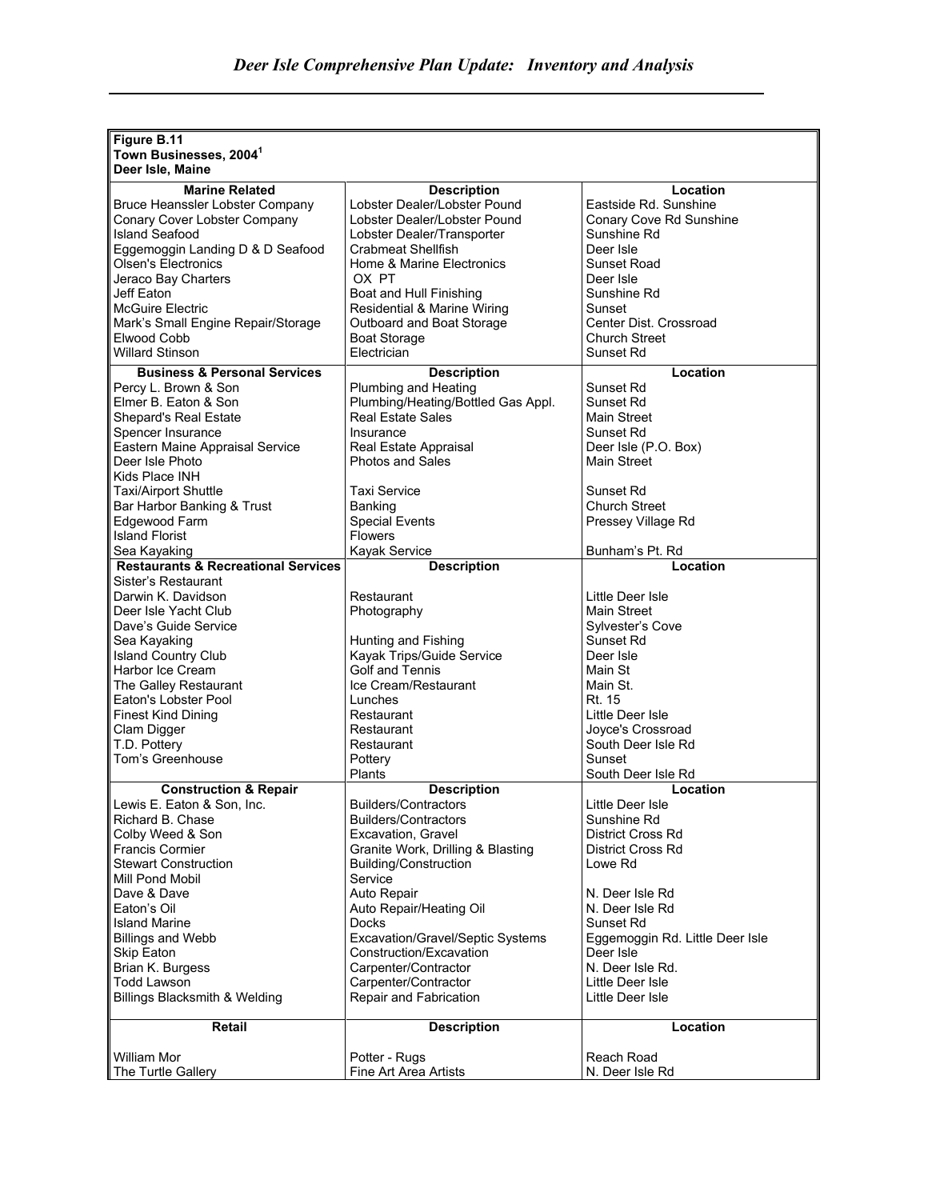**Figure B.11**
**Town Businesses, 2004[1]**
**Deer Isle, Maine**

| Marine Related | Description | Location |
|---|---|---|
| Bruce Heanssler Lobster Company | Lobster Dealer/Lobster Pound | Eastside Rd. Sunshine |
| Conary Cover Lobster Company | Lobster Dealer/Lobster Pound | Conary Cove Rd Sunshine |
| Island Seafood | Lobster Dealer/Transporter | Sunshine Rd |
| Eggemoggin Landing D & D Seafood | Crabmeat Shellfish | Deer Isle |
| Olsen's Electronics | Home & Marine Electronics | Sunset Road |
| Jeraco Bay Charters | OX PT | Deer Isle |
| Jeff Eaton | Boat and Hull Finishing | Sunshine Rd |
| McGuire Electric | Residential & Marine Wiring | Sunset |
| Mark's Small Engine Repair/Storage | Outboard and Boat Storage | Center Dist. Crossroad |
| Elwood Cobb | Boat Storage | Church Street |
| Willard Stinson | Electrician | Sunset Rd |
| **Business & Personal Services** | **Description** | **Location** |
| Percy L. Brown & Son | Plumbing and Heating | Sunset Rd |
| Elmer B. Eaton & Son | Plumbing/Heating/Bottled Gas Appl. | Sunset Rd |
| Shepard's Real Estate | Real Estate Sales | Main Street |
| Spencer Insurance | Insurance | Sunset Rd |
| Eastern Maine Appraisal Service | Real Estate Appraisal | Deer Isle (P.O. Box) |
| Deer Isle Photo | Photos and Sales | Main Street |
| Kids Place INH | | |
| Taxi/Airport Shuttle | Taxi Service | Sunset Rd |
| Bar Harbor Banking & Trust | Banking | Church Street |
| Edgewood Farm | Special Events | Pressey Village Rd |
| Island Florist | Flowers | |
| Sea Kayaking | Kayak Service | Bunham's Pt. Rd |
| **Restaurants & Recreational Services** | **Description** | **Location** |
| Sister's Restaurant | | |
| Darwin K. Davidson | Restaurant | Little Deer Isle |
| Deer Isle Yacht Club | Photography | Main Street |
| Dave's Guide Service | | Sylvester's Cove |
| Sea Kayaking | Hunting and Fishing | Sunset Rd |
| Island Country Club | Kayak Trips/Guide Service | Deer Isle |
| Harbor Ice Cream | Golf and Tennis | Main St |
| The Galley Restaurant | Ice Cream/Restaurant | Main St. |
| Eaton's Lobster Pool | Lunches | Rt. 15 |
| Finest Kind Dining | Restaurant | Little Deer Isle |
| Clam Digger | Restaurant | Joyce's Crossroad |
| T.D. Pottery | Restaurant | South Deer Isle Rd |
| Tom's Greenhouse | Pottery | Sunset |
| | Plants | South Deer Isle Rd |
| **Construction & Repair** | **Description** | **Location** |
| Lewis E. Eaton & Son, Inc. | Builders/Contractors | Little Deer Isle |
| Richard B. Chase | Builders/Contractors | Sunshine Rd |
| Colby Weed & Son | Excavation, Gravel | District Cross Rd |
| Francis Cormier | Granite Work, Drilling & Blasting | District Cross Rd |
| Stewart Construction | Building/Construction | Lowe Rd |
| Mill Pond Mobil | Service | |
| Dave & Dave | Auto Repair | N. Deer Isle Rd |
| Eaton's Oil | Auto Repair/Heating Oil | N. Deer Isle Rd |
| Island Marine | Docks | Sunset Rd |
| Billings and Webb | Excavation/Gravel/Septic Systems | Eggemoggin Rd. Little Deer Isle |
| Skip Eaton | Construction/Excavation | Deer Isle |
| Brian K. Burgess | Carpenter/Contractor | N. Deer Isle Rd. |
| Todd Lawson | Carpenter/Contractor | Little Deer Isle |
| Billings Blacksmith & Welding | Repair and Fabrication | Little Deer Isle |
| **Retail** | **Description** | **Location** |
| William Mor | Potter - Rugs | Reach Road |
| The Turtle Gallery | Fine Art Area Artists | N. Deer Isle Rd |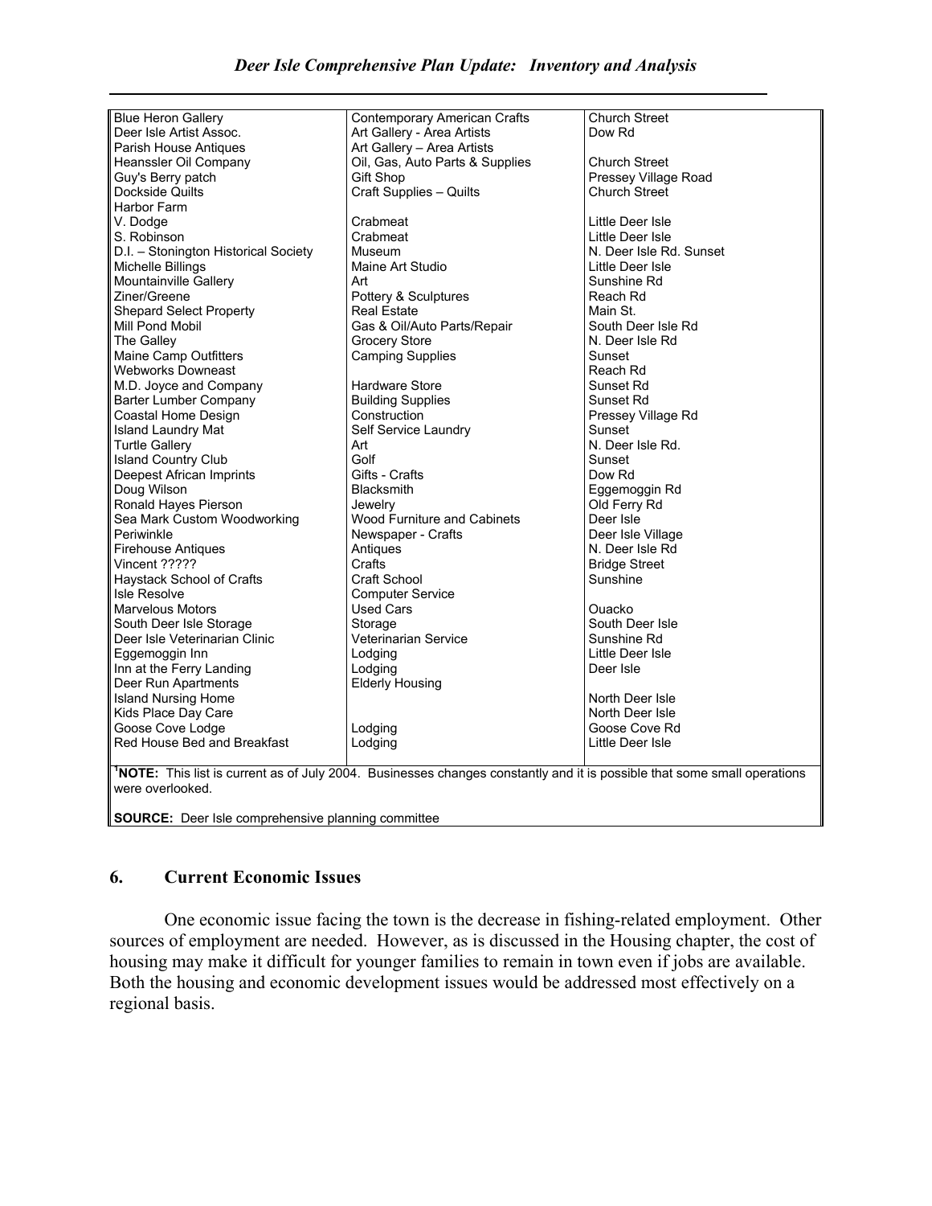| | | |
|---|---|---|
| Blue Heron Gallery | Contemporary American Crafts | Church Street |
| Deer Isle Artist Assoc. | Art Gallery - Area Artists | Dow Rd |
| Parish House Antiques | Art Gallery – Area Artists | |
| Heanssler Oil Company | Oil, Gas, Auto Parts & Supplies | Church Street |
| Guy's Berry patch | Gift Shop | Pressey Village Road |
| Dockside Quilts | Craft Supplies – Quilts | Church Street |
| Harbor Farm | | |
| V. Dodge | Crabmeat | Little Deer Isle |
| S. Robinson | Crabmeat | Little Deer Isle |
| D.I. – Stonington Historical Society | Museum | N. Deer Isle Rd. Sunset |
| Michelle Billings | Maine Art Studio | Little Deer Isle |
| Mountainville Gallery | Art | Sunshine Rd |
| Ziner/Greene | Pottery & Sculptures | Reach Rd |
| Shepard Select Property | Real Estate | Main St. |
| Mill Pond Mobil | Gas & Oil/Auto Parts/Repair | South Deer Isle Rd |
| The Galley | Grocery Store | N. Deer Isle Rd |
| Maine Camp Outfitters | Camping Supplies | Sunset |
| Webworks Downeast | | Reach Rd |
| M.D. Joyce and Company | Hardware Store | Sunset Rd |
| Barter Lumber Company | Building Supplies | Sunset Rd |
| Coastal Home Design | Construction | Pressey Village Rd |
| Island Laundry Mat | Self Service Laundry | Sunset |
| Turtle Gallery | Art | N. Deer Isle Rd. |
| Island Country Club | Golf | Sunset |
| Deepest African Imprints | Gifts - Crafts | Dow Rd |
| Doug Wilson | Blacksmith | Eggemoggin Rd |
| Ronald Hayes Pierson | Jewelry | Old Ferry Rd |
| Sea Mark Custom Woodworking | Wood Furniture and Cabinets | Deer Isle |
| Periwinkle | Newspaper - Crafts | Deer Isle Village |
| Firehouse Antiques | Antiques | N. Deer Isle Rd |
| Vincent ????? | Crafts | Bridge Street |
| Haystack School of Crafts | Craft School | Sunshine |
| Isle Resolve | Computer Service | |
| Marvelous Motors | Used Cars | Ouacko |
| South Deer Isle Storage | Storage | South Deer Isle |
| Deer Isle Veterinarian Clinic | Veterinarian Service | Sunshine Rd |
| Eggemoggin Inn | Lodging | Little Deer Isle |
| Inn at the Ferry Landing | Lodging | Deer Isle |
| Deer Run Apartments | Elderly Housing | |
| Island Nursing Home | | North Deer Isle |
| Kids Place Day Care | | North Deer Isle |
| Goose Cove Lodge | Lodging | Goose Cove Rd |
| Red House Bed and Breakfast | Lodging | Little Deer Isle |

[1]**NOTE:** This list is current as of July 2004. Businesses changes constantly and it is possible that some small operations were overlooked.

**SOURCE:** Deer Isle comprehensive planning committee

## 6. Current Economic Issues

One economic issue facing the town is the decrease in fishing-related employment. Other sources of employment are needed. However, as is discussed in the Housing chapter, the cost of housing may make it difficult for younger families to remain in town even if jobs are available. Both the housing and economic development issues would be addressed most effectively on a regional basis.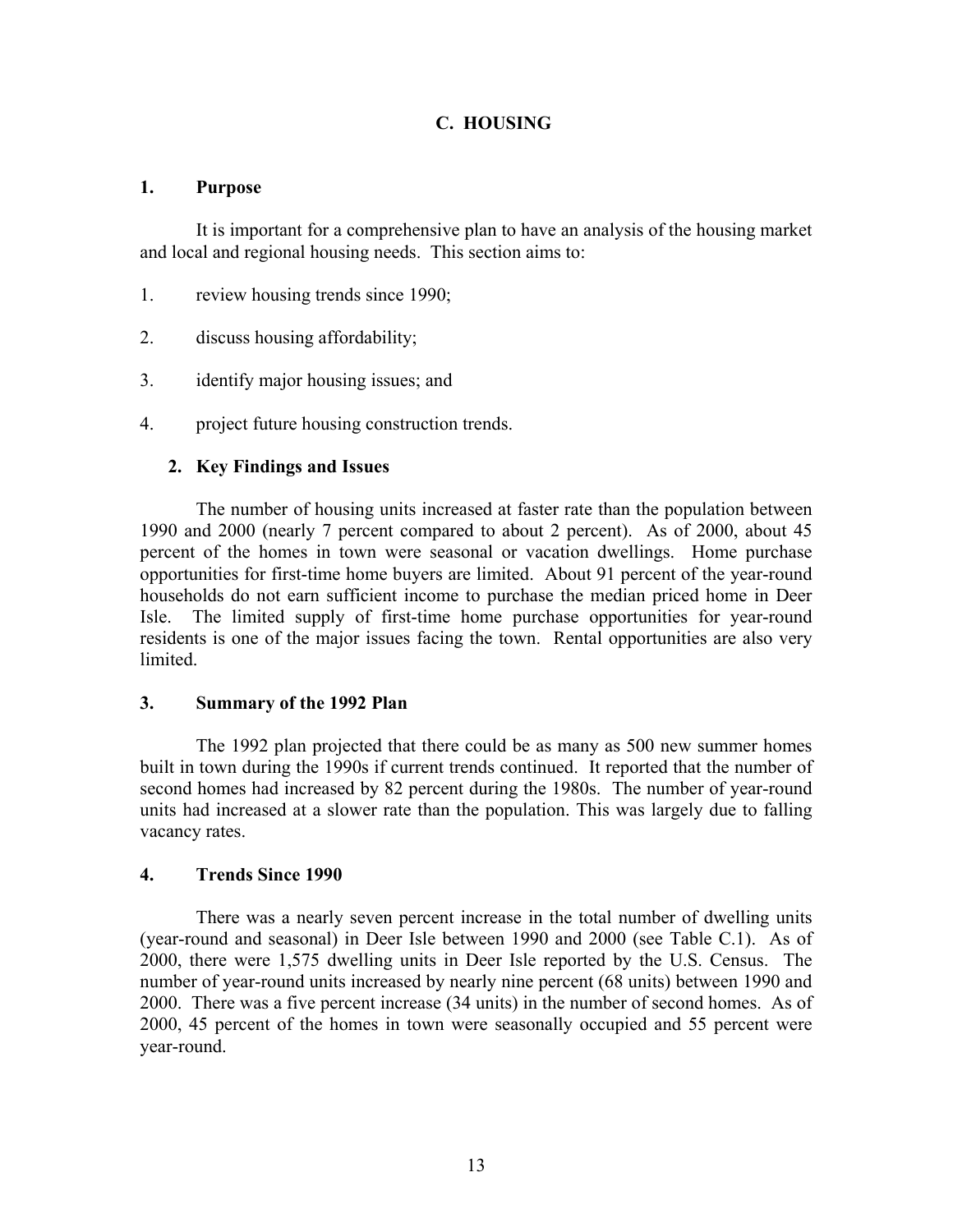## C. HOUSING

### 1. Purpose

It is important for a comprehensive plan to have an analysis of the housing market and local and regional housing needs. This section aims to:

1. review housing trends since 1990;
2. discuss housing affordability;
3. identify major housing issues; and
4. project future housing construction trends.

### 2. Key Findings and Issues

The number of housing units increased at faster rate than the population between 1990 and 2000 (nearly 7 percent compared to about 2 percent). As of 2000, about 45 percent of the homes in town were seasonal or vacation dwellings. Home purchase opportunities for first-time home buyers are limited. About 91 percent of the year-round households do not earn sufficient income to purchase the median priced home in Deer Isle. The limited supply of first-time home purchase opportunities for year-round residents is one of the major issues facing the town. Rental opportunities are also very limited.

### 3. Summary of the 1992 Plan

The 1992 plan projected that there could be as many as 500 new summer homes built in town during the 1990s if current trends continued. It reported that the number of second homes had increased by 82 percent during the 1980s. The number of year-round units had increased at a slower rate than the population. This was largely due to falling vacancy rates.

### 4. Trends Since 1990

There was a nearly seven percent increase in the total number of dwelling units (year-round and seasonal) in Deer Isle between 1990 and 2000 (see Table C.1). As of 2000, there were 1,575 dwelling units in Deer Isle reported by the U.S. Census. The number of year-round units increased by nearly nine percent (68 units) between 1990 and 2000. There was a five percent increase (34 units) in the number of second homes. As of 2000, 45 percent of the homes in town were seasonally occupied and 55 percent were year-round.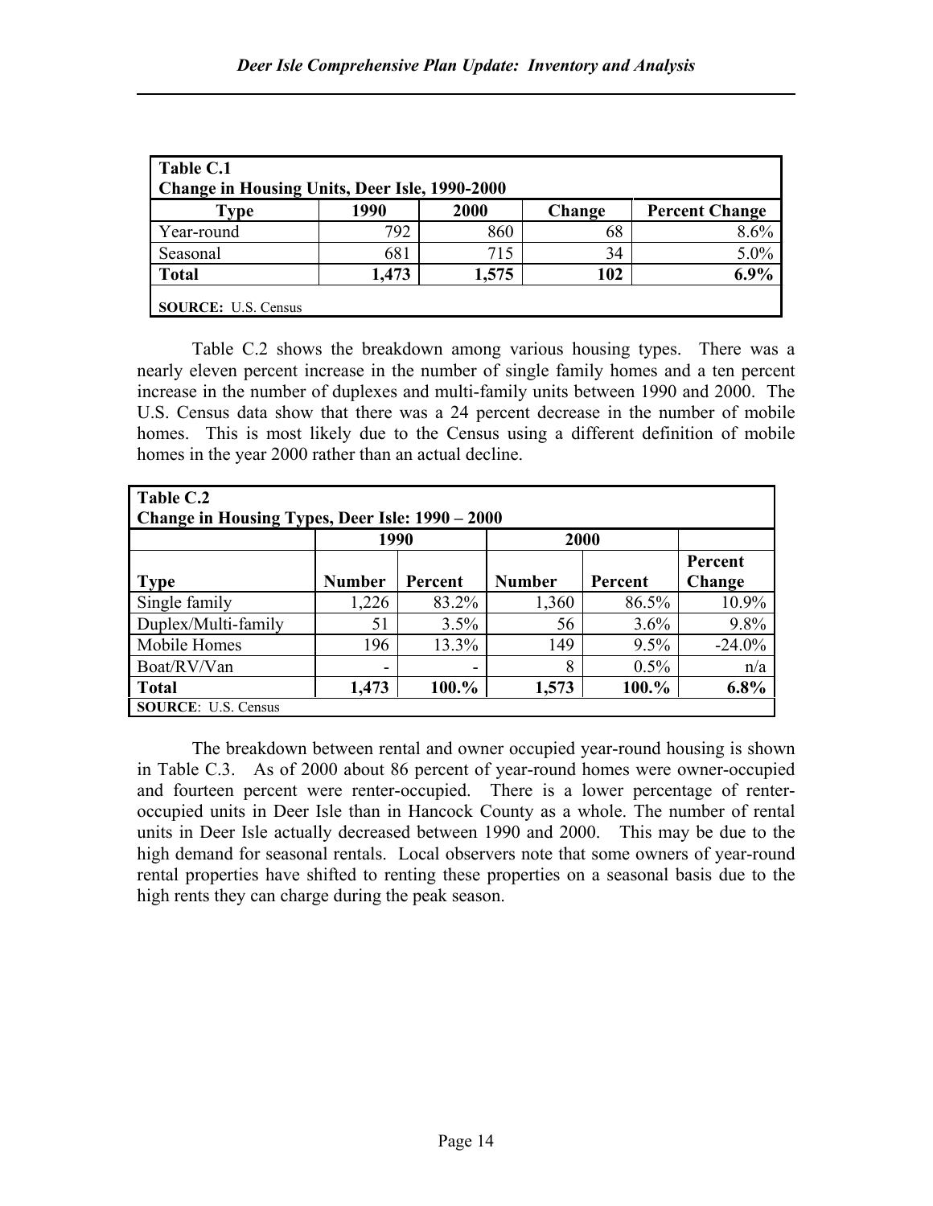| Table C.1 Change in Housing Units, Deer Isle, 1990-2000 | | | | |
|---|---|---|---|---|
| **Type** | **1990** | **2000** | **Change** | **Percent Change** |
| Year-round | 792 | 860 | 68 | 8.6% |
| Seasonal | 681 | 715 | 34 | 5.0% |
| **Total** | **1,473** | **1,575** | **102** | **6.9%** |
| **SOURCE:** U.S. Census | | | | |

Table C.2 shows the breakdown among various housing types. There was a nearly eleven percent increase in the number of single family homes and a ten percent increase in the number of duplexes and multi-family units between 1990 and 2000. The U.S. Census data show that there was a 24 percent decrease in the number of mobile homes. This is most likely due to the Census using a different definition of mobile homes in the year 2000 rather than an actual decline.

| Table C.2 Change in Housing Types, Deer Isle: 1990 – 2000 | | | | | |
|---|---|---|---|---|---|
| | **1990** | | **2000** | | |
| **Type** | **Number** | **Percent** | **Number** | **Percent** | **Percent Change** |
| Single family | 1,226 | 83.2% | 1,360 | 86.5% | 10.9% |
| Duplex/Multi-family | 51 | 3.5% | 56 | 3.6% | 9.8% |
| Mobile Homes | 196 | 13.3% | 149 | 9.5% | -24.0% |
| Boat/RV/Van | - | - | 8 | 0.5% | n/a |
| **Total** | **1,473** | **100.%** | **1,573** | **100.%** | **6.8%** |
| **SOURCE**: U.S. Census | | | | | |

The breakdown between rental and owner occupied year-round housing is shown in Table C.3. As of 2000 about 86 percent of year-round homes were owner-occupied and fourteen percent were renter-occupied. There is a lower percentage of renter-occupied units in Deer Isle than in Hancock County as a whole. The number of rental units in Deer Isle actually decreased between 1990 and 2000. This may be due to the high demand for seasonal rentals. Local observers note that some owners of year-round rental properties have shifted to renting these properties on a seasonal basis due to the high rents they can charge during the peak season.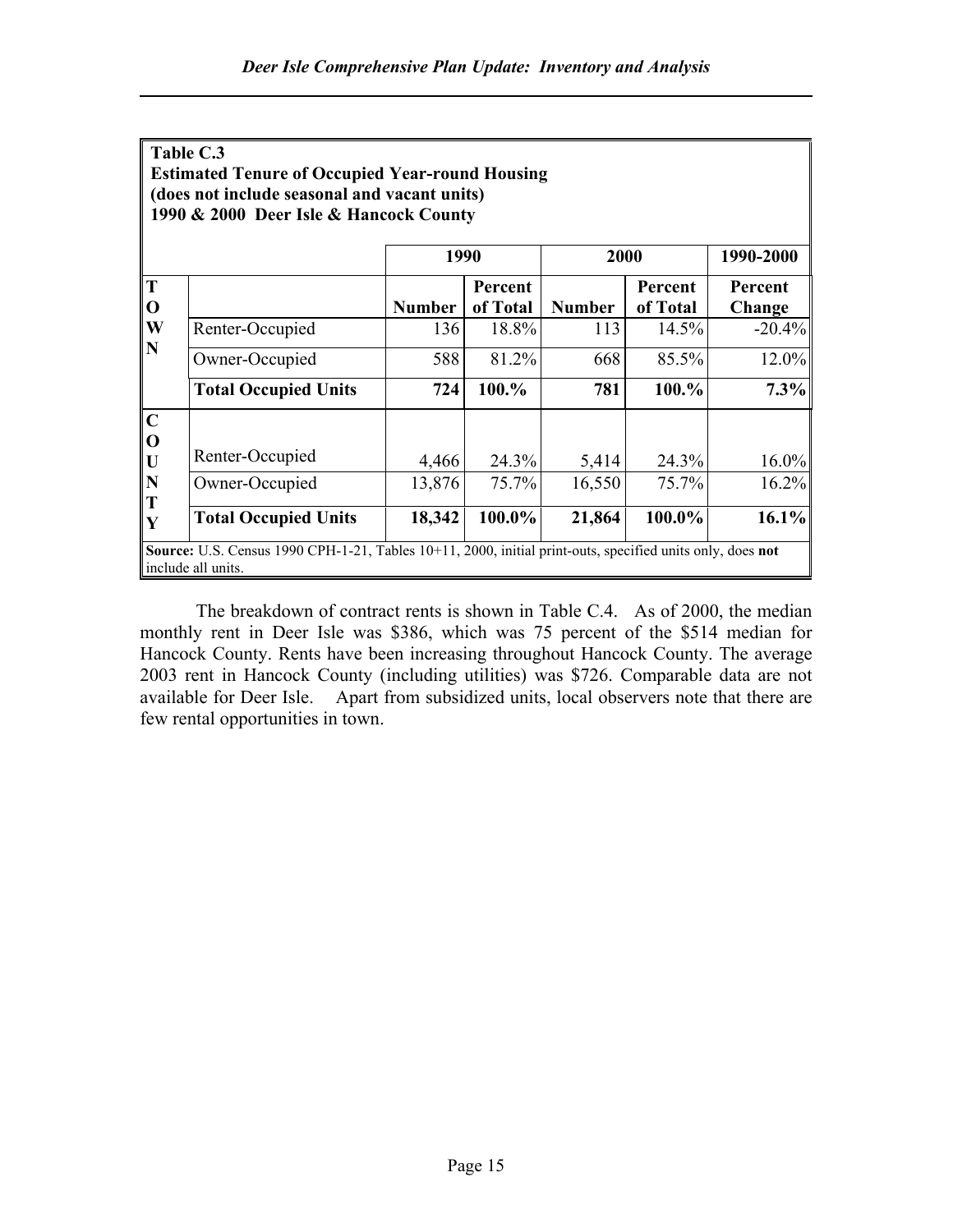**Table C.3**
**Estimated Tenure of Occupied Year-round Housing**
**(does not include seasonal and vacant units)**
**1990 & 2000 Deer Isle & Hancock County**

| | | 1990 | | 2000 | | 1990-2000 |
|---|---|---|---|---|---|---|
| | | **Number** | **Percent of Total** | **Number** | **Percent of Total** | **Percent Change** |
| **TOWN** | Renter-Occupied | 136 | 18.8% | 113 | 14.5% | -20.4% |
| | Owner-Occupied | 588 | 81.2% | 668 | 85.5% | 12.0% |
| | **Total Occupied Units** | **724** | **100.%** | **781** | **100.%** | **7.3%** |
| **COUNTY** | Renter-Occupied | 4,466 | 24.3% | 5,414 | 24.3% | 16.0% |
| | Owner-Occupied | 13,876 | 75.7% | 16,550 | 75.7% | 16.2% |
| | **Total Occupied Units** | **18,342** | **100.0%** | **21,864** | **100.0%** | **16.1%** |

**Source:** U.S. Census 1990 CPH-1-21, Tables 10+11, 2000, initial print-outs, specified units only, does **not** include all units.

The breakdown of contract rents is shown in Table C.4. As of 2000, the median monthly rent in Deer Isle was $386, which was 75 percent of the $514 median for Hancock County. Rents have been increasing throughout Hancock County. The average 2003 rent in Hancock County (including utilities) was $726. Comparable data are not available for Deer Isle. Apart from subsidized units, local observers note that there are few rental opportunities in town.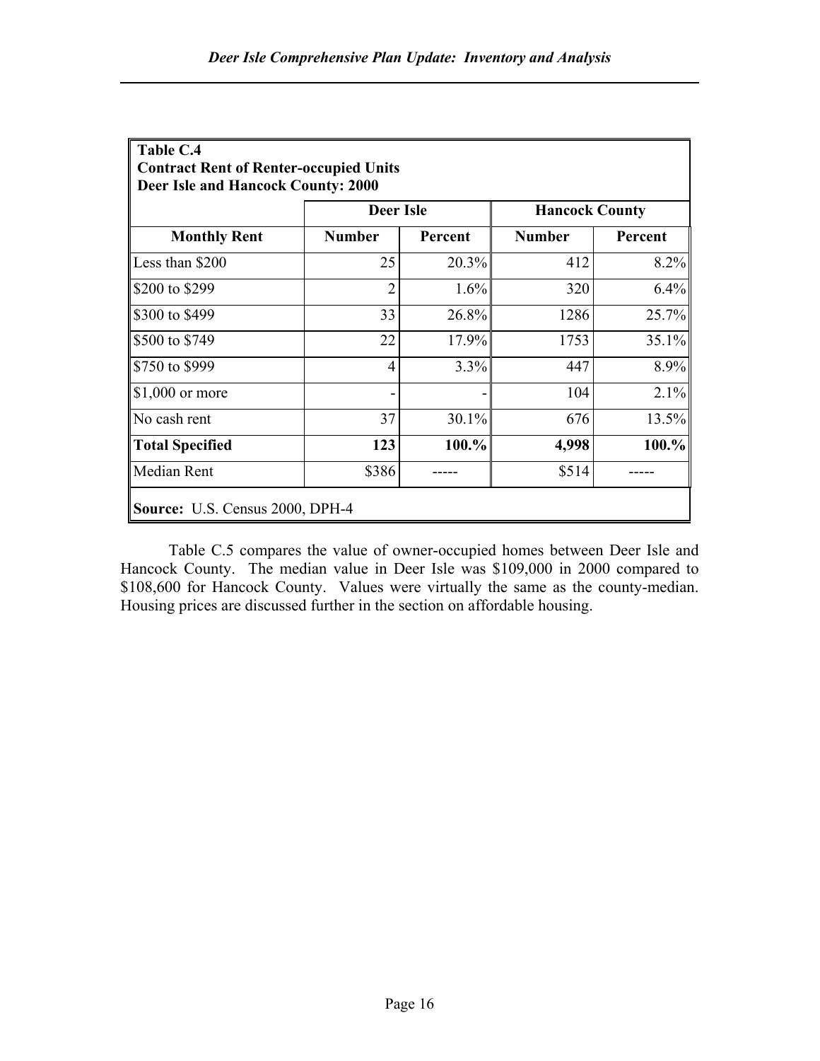**Table C.4**
**Contract Rent of Renter-occupied Units**
**Deer Isle and Hancock County: 2000**

| | Deer Isle | | Hancock County | |
|---|---|---|---|---|
| **Monthly Rent** | **Number** | **Percent** | **Number** | **Percent** |
| Less than $200 | 25 | 20.3% | 412 | 8.2% |
| $200 to $299 | 2 | 1.6% | 320 | 6.4% |
| $300 to $499 | 33 | 26.8% | 1286 | 25.7% |
| $500 to $749 | 22 | 17.9% | 1753 | 35.1% |
| $750 to $999 | 4 | 3.3% | 447 | 8.9% |
| $1,000 or more | - | - | 104 | 2.1% |
| No cash rent | 37 | 30.1% | 676 | 13.5% |
| **Total Specified** | **123** | **100.%** | **4,998** | **100.%** |
| Median Rent | $386 | ----- | $514 | ----- |

**Source:** U.S. Census 2000, DPH-4

Table C.5 compares the value of owner-occupied homes between Deer Isle and Hancock County. The median value in Deer Isle was $109,000 in 2000 compared to $108,600 for Hancock County. Values were virtually the same as the county-median. Housing prices are discussed further in the section on affordable housing.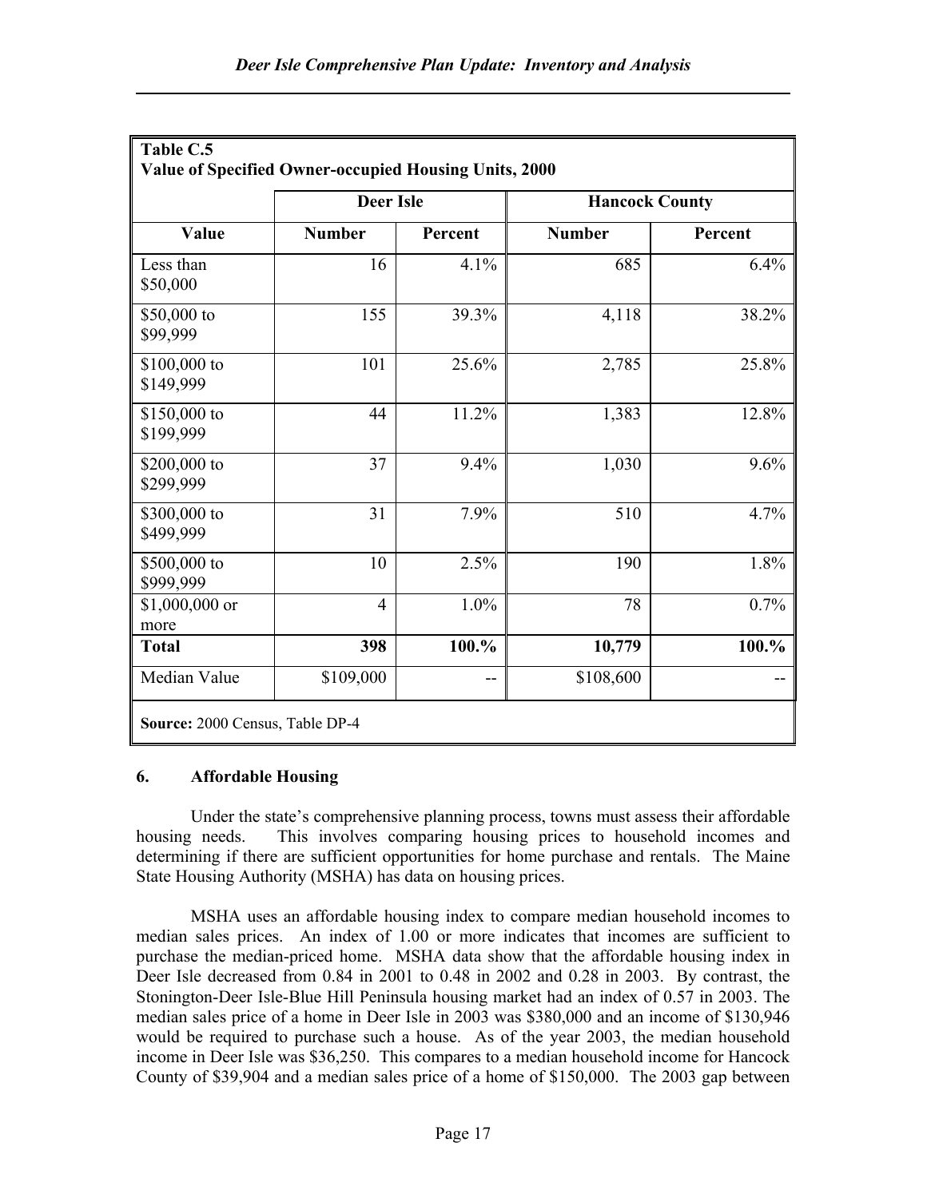| **Table C.5**<br>**Value of Specified Owner-occupied Housing Units, 2000** | | | | |
|---|---|---|---|---|
| | **Deer Isle** | | **Hancock County** | |
| **Value** | **Number** | **Percent** | **Number** | **Percent** |
| Less than $50,000 | 16 | 4.1% | 685 | 6.4% |
| $50,000 to $99,999 | 155 | 39.3% | 4,118 | 38.2% |
| $100,000 to $149,999 | 101 | 25.6% | 2,785 | 25.8% |
| $150,000 to $199,999 | 44 | 11.2% | 1,383 | 12.8% |
| $200,000 to $299,999 | 37 | 9.4% | 1,030 | 9.6% |
| $300,000 to $499,999 | 31 | 7.9% | 510 | 4.7% |
| $500,000 to $999,999 | 10 | 2.5% | 190 | 1.8% |
| $1,000,000 or more | 4 | 1.0% | 78 | 0.7% |
| **Total** | **398** | **100.%** | **10,779** | **100.%** |
| Median Value | $109,000 | -- | $108,600 | -- |
| **Source:** 2000 Census, Table DP-4 | | | | |

### 6. Affordable Housing

Under the state's comprehensive planning process, towns must assess their affordable housing needs. This involves comparing housing prices to household incomes and determining if there are sufficient opportunities for home purchase and rentals. The Maine State Housing Authority (MSHA) has data on housing prices.

MSHA uses an affordable housing index to compare median household incomes to median sales prices. An index of 1.00 or more indicates that incomes are sufficient to purchase the median-priced home. MSHA data show that the affordable housing index in Deer Isle decreased from 0.84 in 2001 to 0.48 in 2002 and 0.28 in 2003. By contrast, the Stonington-Deer Isle-Blue Hill Peninsula housing market had an index of 0.57 in 2003. The median sales price of a home in Deer Isle in 2003 was $380,000 and an income of $130,946 would be required to purchase such a house. As of the year 2003, the median household income in Deer Isle was $36,250. This compares to a median household income for Hancock County of $39,904 and a median sales price of a home of $150,000. The 2003 gap between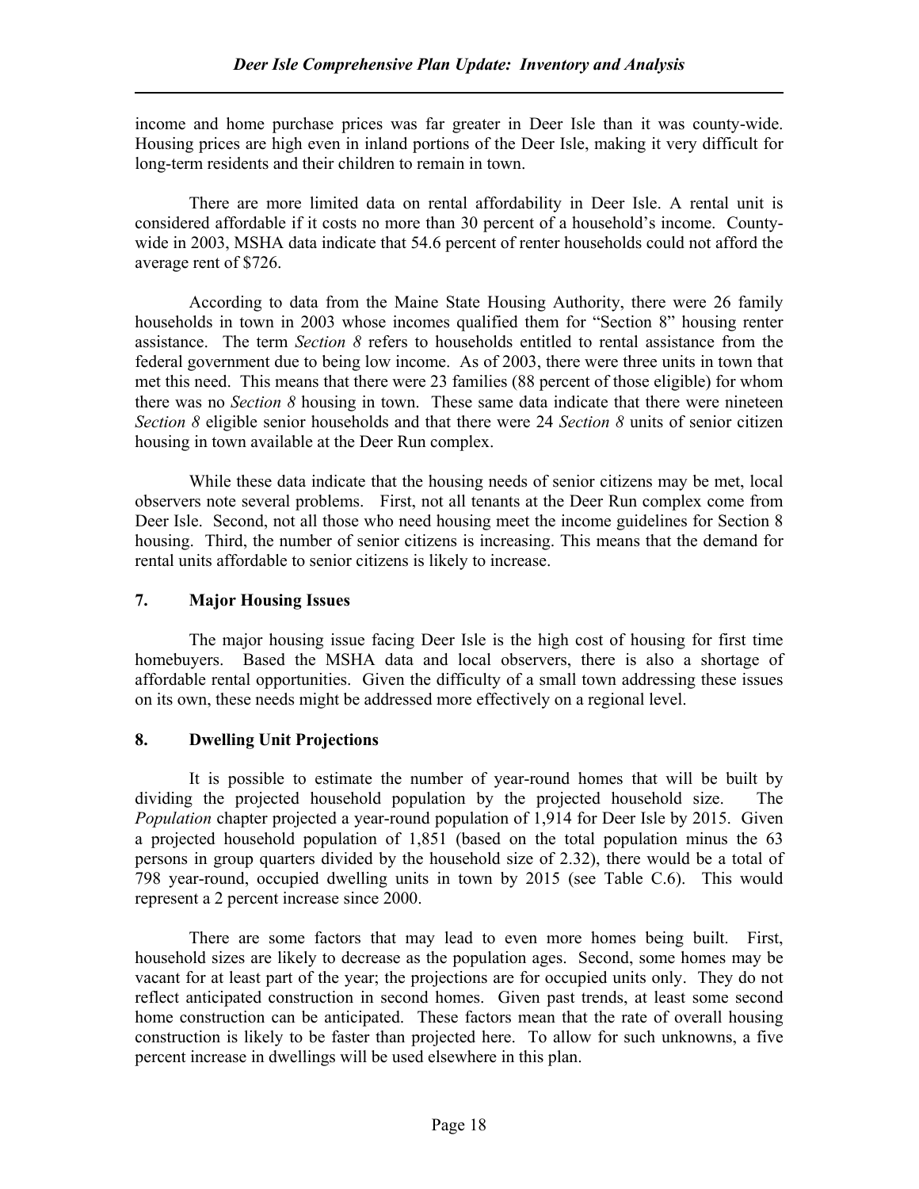income and home purchase prices was far greater in Deer Isle than it was county-wide. Housing prices are high even in inland portions of the Deer Isle, making it very difficult for long-term residents and their children to remain in town.

There are more limited data on rental affordability in Deer Isle. A rental unit is considered affordable if it costs no more than 30 percent of a household's income. County-wide in 2003, MSHA data indicate that 54.6 percent of renter households could not afford the average rent of $726.

According to data from the Maine State Housing Authority, there were 26 family households in town in 2003 whose incomes qualified them for "Section 8" housing renter assistance. The term *Section 8* refers to households entitled to rental assistance from the federal government due to being low income. As of 2003, there were three units in town that met this need. This means that there were 23 families (88 percent of those eligible) for whom there was no *Section 8* housing in town. These same data indicate that there were nineteen *Section 8* eligible senior households and that there were 24 *Section 8* units of senior citizen housing in town available at the Deer Run complex.

While these data indicate that the housing needs of senior citizens may be met, local observers note several problems. First, not all tenants at the Deer Run complex come from Deer Isle. Second, not all those who need housing meet the income guidelines for Section 8 housing. Third, the number of senior citizens is increasing. This means that the demand for rental units affordable to senior citizens is likely to increase.

## 7. Major Housing Issues

The major housing issue facing Deer Isle is the high cost of housing for first time homebuyers. Based the MSHA data and local observers, there is also a shortage of affordable rental opportunities. Given the difficulty of a small town addressing these issues on its own, these needs might be addressed more effectively on a regional level.

## 8. Dwelling Unit Projections

It is possible to estimate the number of year-round homes that will be built by dividing the projected household population by the projected household size. The *Population* chapter projected a year-round population of 1,914 for Deer Isle by 2015. Given a projected household population of 1,851 (based on the total population minus the 63 persons in group quarters divided by the household size of 2.32), there would be a total of 798 year-round, occupied dwelling units in town by 2015 (see Table C.6). This would represent a 2 percent increase since 2000.

There are some factors that may lead to even more homes being built. First, household sizes are likely to decrease as the population ages. Second, some homes may be vacant for at least part of the year; the projections are for occupied units only. They do not reflect anticipated construction in second homes. Given past trends, at least some second home construction can be anticipated. These factors mean that the rate of overall housing construction is likely to be faster than projected here. To allow for such unknowns, a five percent increase in dwellings will be used elsewhere in this plan.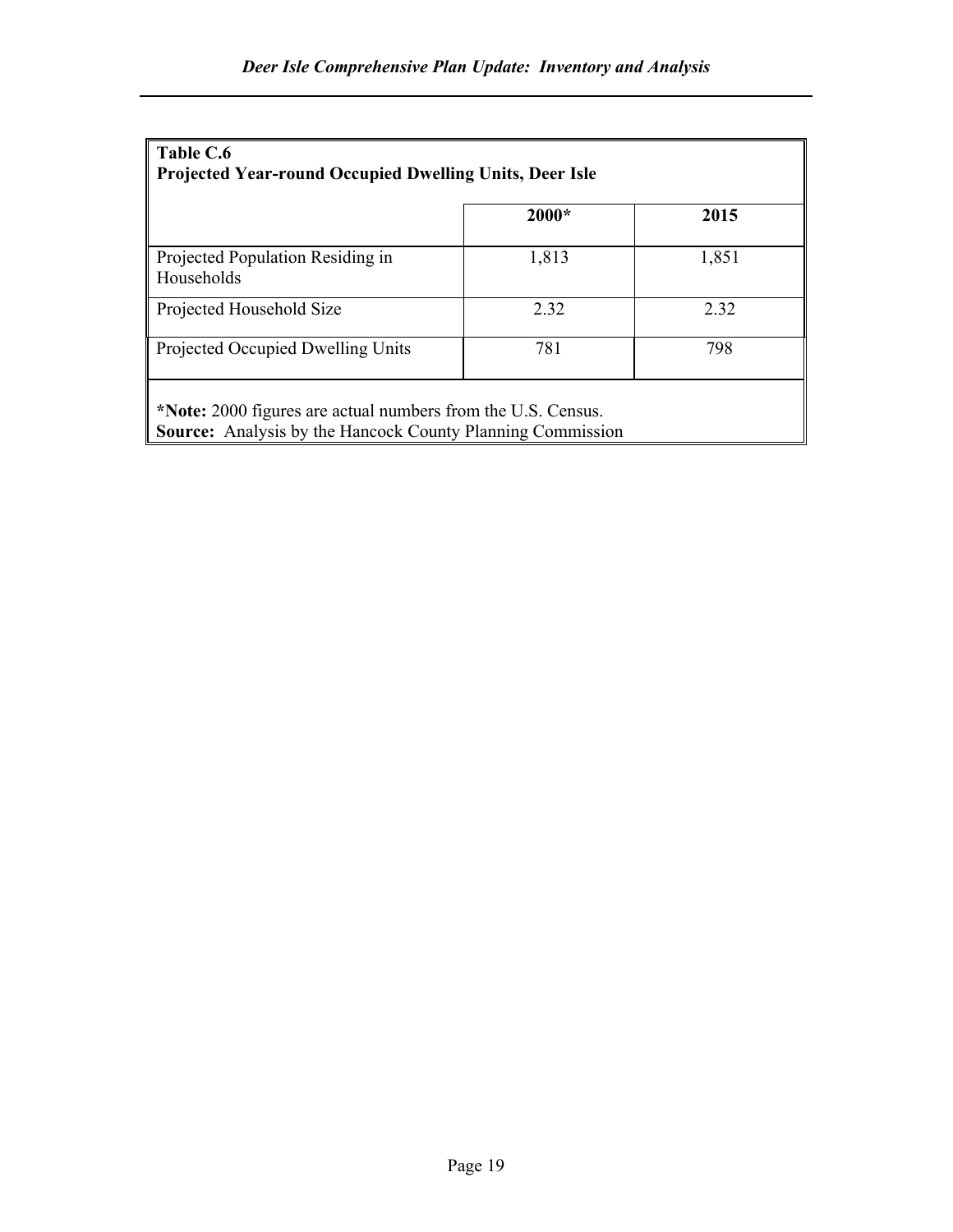**Table C.6**
**Projected Year-round Occupied Dwelling Units, Deer Isle**

| | 2000* | 2015 |
|---|---|---|
| Projected Population Residing in Households | 1,813 | 1,851 |
| Projected Household Size | 2.32 | 2.32 |
| Projected Occupied Dwelling Units | 781 | 798 |

***Note:** 2000 figures are actual numbers from the U.S. Census.
**Source:** Analysis by the Hancock County Planning Commission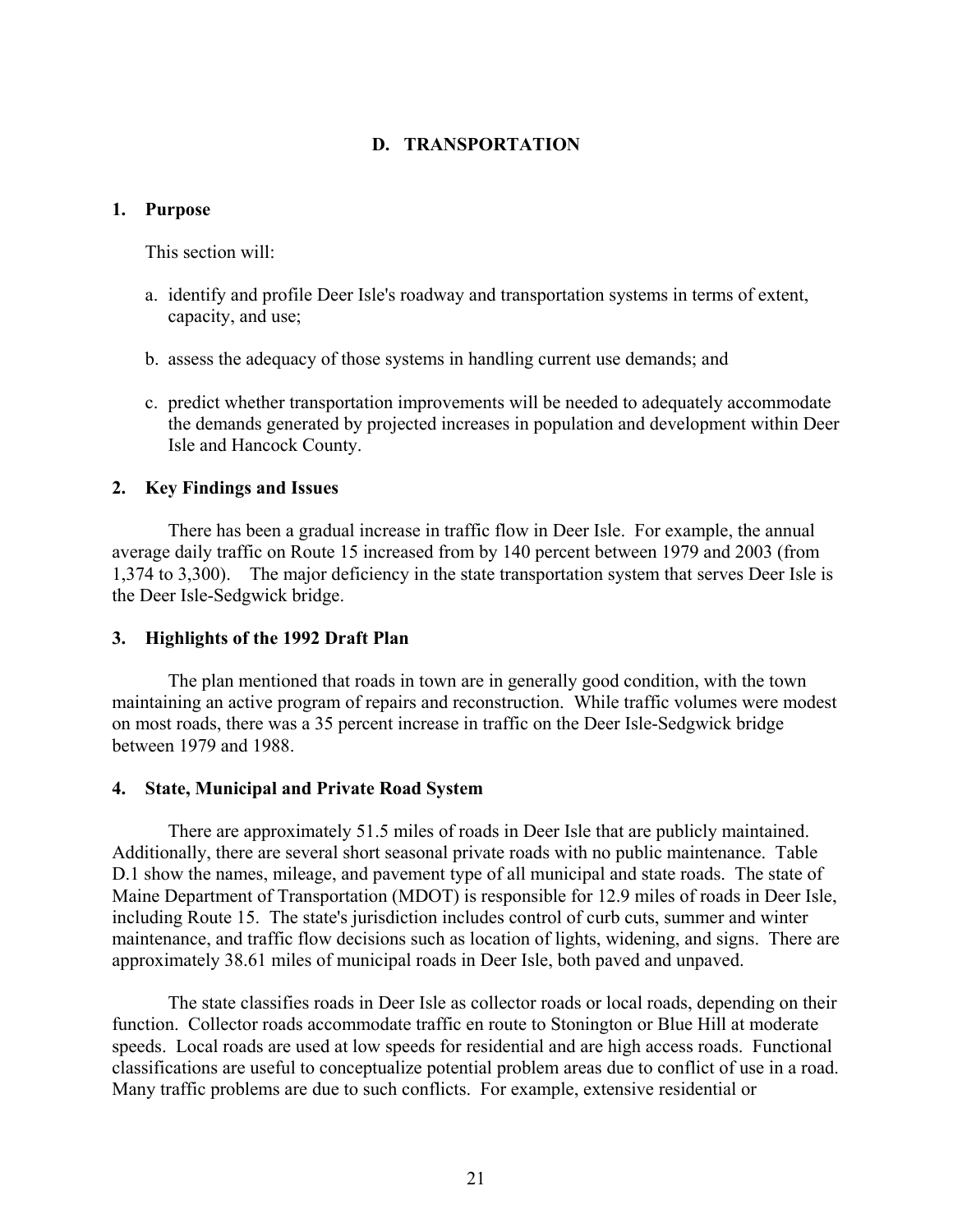## D. TRANSPORTATION

### 1. Purpose

This section will:

a. identify and profile Deer Isle's roadway and transportation systems in terms of extent, capacity, and use;

b. assess the adequacy of those systems in handling current use demands; and

c. predict whether transportation improvements will be needed to adequately accommodate the demands generated by projected increases in population and development within Deer Isle and Hancock County.

### 2. Key Findings and Issues

There has been a gradual increase in traffic flow in Deer Isle. For example, the annual average daily traffic on Route 15 increased from by 140 percent between 1979 and 2003 (from 1,374 to 3,300). The major deficiency in the state transportation system that serves Deer Isle is the Deer Isle-Sedgwick bridge.

### 3. Highlights of the 1992 Draft Plan

The plan mentioned that roads in town are in generally good condition, with the town maintaining an active program of repairs and reconstruction. While traffic volumes were modest on most roads, there was a 35 percent increase in traffic on the Deer Isle-Sedgwick bridge between 1979 and 1988.

### 4. State, Municipal and Private Road System

There are approximately 51.5 miles of roads in Deer Isle that are publicly maintained. Additionally, there are several short seasonal private roads with no public maintenance. Table D.1 show the names, mileage, and pavement type of all municipal and state roads. The state of Maine Department of Transportation (MDOT) is responsible for 12.9 miles of roads in Deer Isle, including Route 15. The state's jurisdiction includes control of curb cuts, summer and winter maintenance, and traffic flow decisions such as location of lights, widening, and signs. There are approximately 38.61 miles of municipal roads in Deer Isle, both paved and unpaved.

The state classifies roads in Deer Isle as collector roads or local roads, depending on their function. Collector roads accommodate traffic en route to Stonington or Blue Hill at moderate speeds. Local roads are used at low speeds for residential and are high access roads. Functional classifications are useful to conceptualize potential problem areas due to conflict of use in a road. Many traffic problems are due to such conflicts. For example, extensive residential or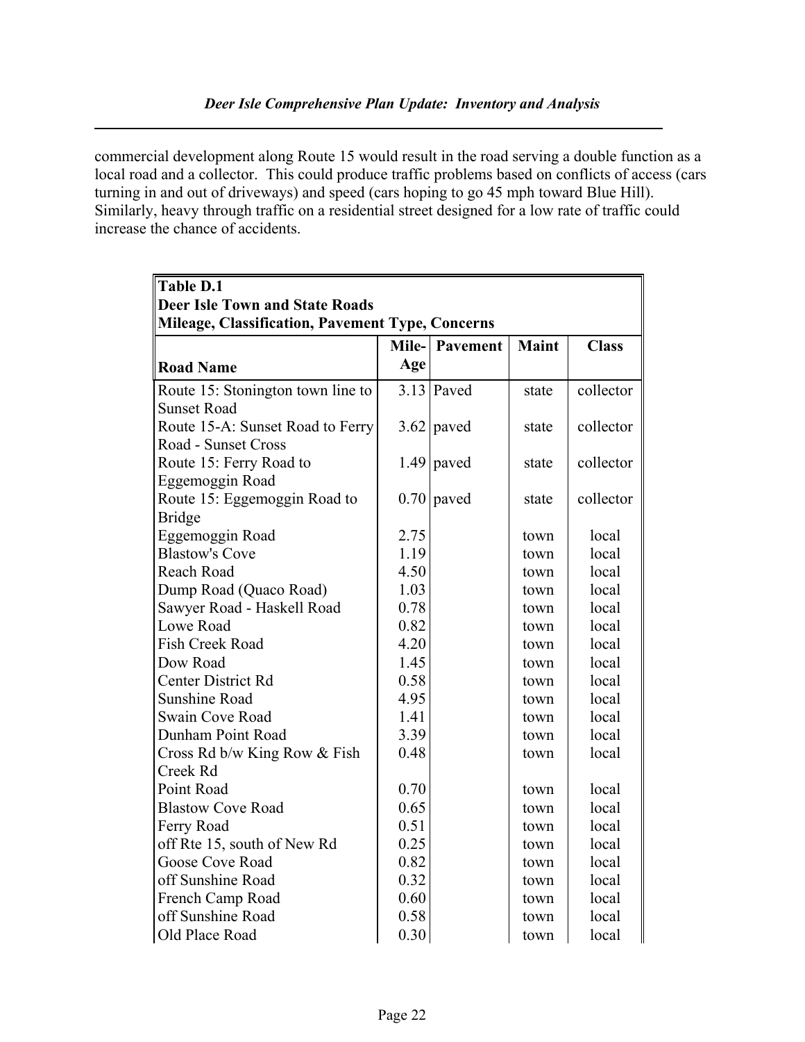commercial development along Route 15 would result in the road serving a double function as a local road and a collector. This could produce traffic problems based on conflicts of access (cars turning in and out of driveways) and speed (cars hoping to go 45 mph toward Blue Hill). Similarly, heavy through traffic on a residential street designed for a low rate of traffic could increase the chance of accidents.

**Table D.1**
**Deer Isle Town and State Roads**
**Mileage, Classification, Pavement Type, Concerns**

| Road Name | Mile-Age | Pavement | Maint | Class |
|---|---|---|---|---|
| Route 15: Stonington town line to Sunset Road | 3.13 | Paved | state | collector |
| Route 15-A: Sunset Road to Ferry Road - Sunset Cross | 3.62 | paved | state | collector |
| Route 15: Ferry Road to Eggemoggin Road | 1.49 | paved | state | collector |
| Route 15: Eggemoggin Road to Bridge | 0.70 | paved | state | collector |
| Eggemoggin Road | 2.75 | | town | local |
| Blastow's Cove | 1.19 | | town | local |
| Reach Road | 4.50 | | town | local |
| Dump Road (Quaco Road) | 1.03 | | town | local |
| Sawyer Road - Haskell Road | 0.78 | | town | local |
| Lowe Road | 0.82 | | town | local |
| Fish Creek Road | 4.20 | | town | local |
| Dow Road | 1.45 | | town | local |
| Center District Rd | 0.58 | | town | local |
| Sunshine Road | 4.95 | | town | local |
| Swain Cove Road | 1.41 | | town | local |
| Dunham Point Road | 3.39 | | town | local |
| Cross Rd b/w King Row & Fish Creek Rd | 0.48 | | town | local |
| Point Road | 0.70 | | town | local |
| Blastow Cove Road | 0.65 | | town | local |
| Ferry Road | 0.51 | | town | local |
| off Rte 15, south of New Rd | 0.25 | | town | local |
| Goose Cove Road | 0.82 | | town | local |
| off Sunshine Road | 0.32 | | town | local |
| French Camp Road | 0.60 | | town | local |
| off Sunshine Road | 0.58 | | town | local |
| Old Place Road | 0.30 | | town | local |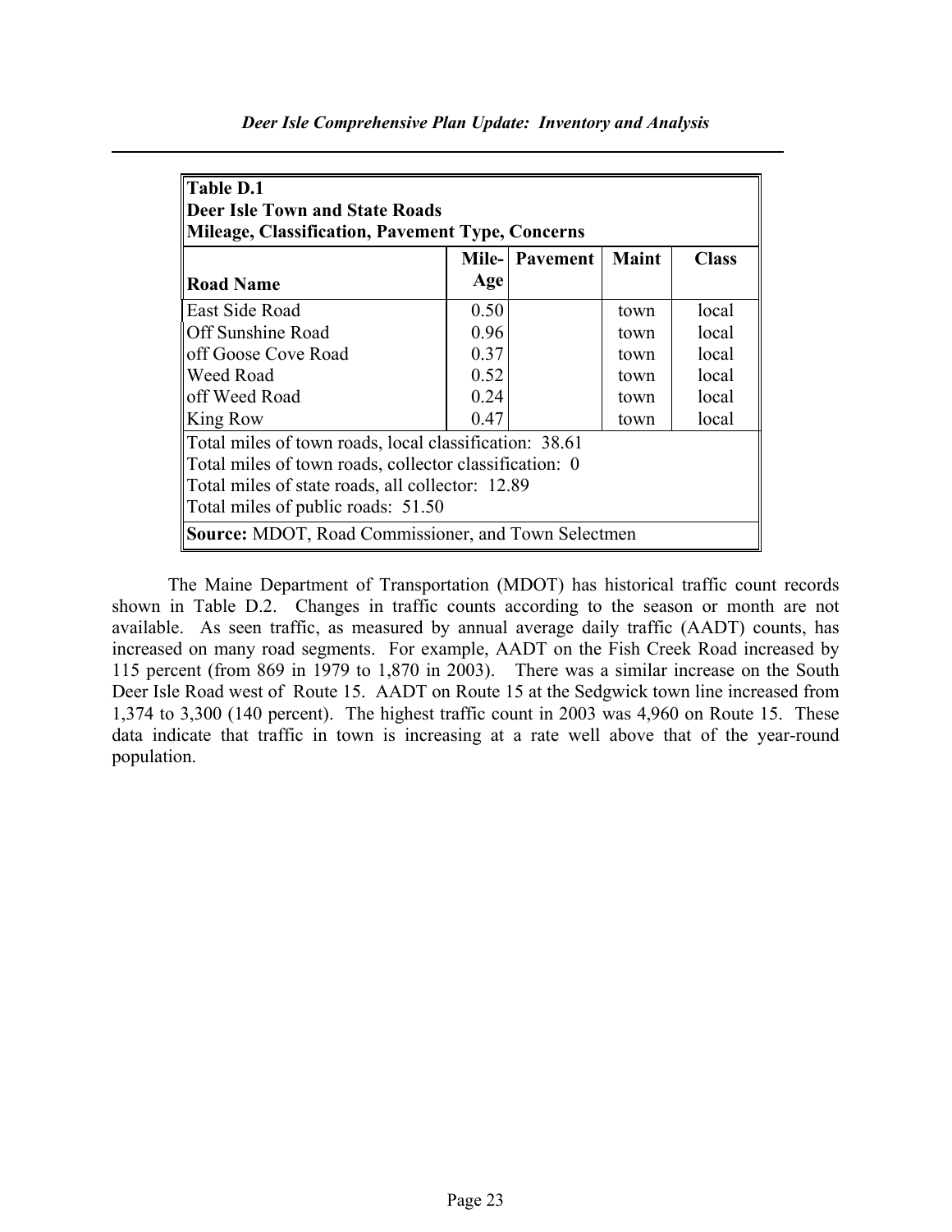| Table D.1<br>Deer Isle Town and State Roads<br>Mileage, Classification, Pavement Type, Concerns | | | | |
|---|---|---|---|---|
| **Road Name** | **Mile-Age** | **Pavement** | **Maint** | **Class** |
| East Side Road | 0.50 | | town | local |
| Off Sunshine Road | 0.96 | | town | local |
| off Goose Cove Road | 0.37 | | town | local |
| Weed Road | 0.52 | | town | local |
| off Weed Road | 0.24 | | town | local |
| King Row | 0.47 | | town | local |
| Total miles of town roads, local classification: 38.61 | | | | |
| Total miles of town roads, collector classification: 0 | | | | |
| Total miles of state roads, all collector: 12.89 | | | | |
| Total miles of public roads: 51.50 | | | | |
| **Source:** MDOT, Road Commissioner, and Town Selectmen | | | | |

The Maine Department of Transportation (MDOT) has historical traffic count records shown in Table D.2. Changes in traffic counts according to the season or month are not available. As seen traffic, as measured by annual average daily traffic (AADT) counts, has increased on many road segments. For example, AADT on the Fish Creek Road increased by 115 percent (from 869 in 1979 to 1,870 in 2003). There was a similar increase on the South Deer Isle Road west of Route 15. AADT on Route 15 at the Sedgwick town line increased from 1,374 to 3,300 (140 percent). The highest traffic count in 2003 was 4,960 on Route 15. These data indicate that traffic in town is increasing at a rate well above that of the year-round population.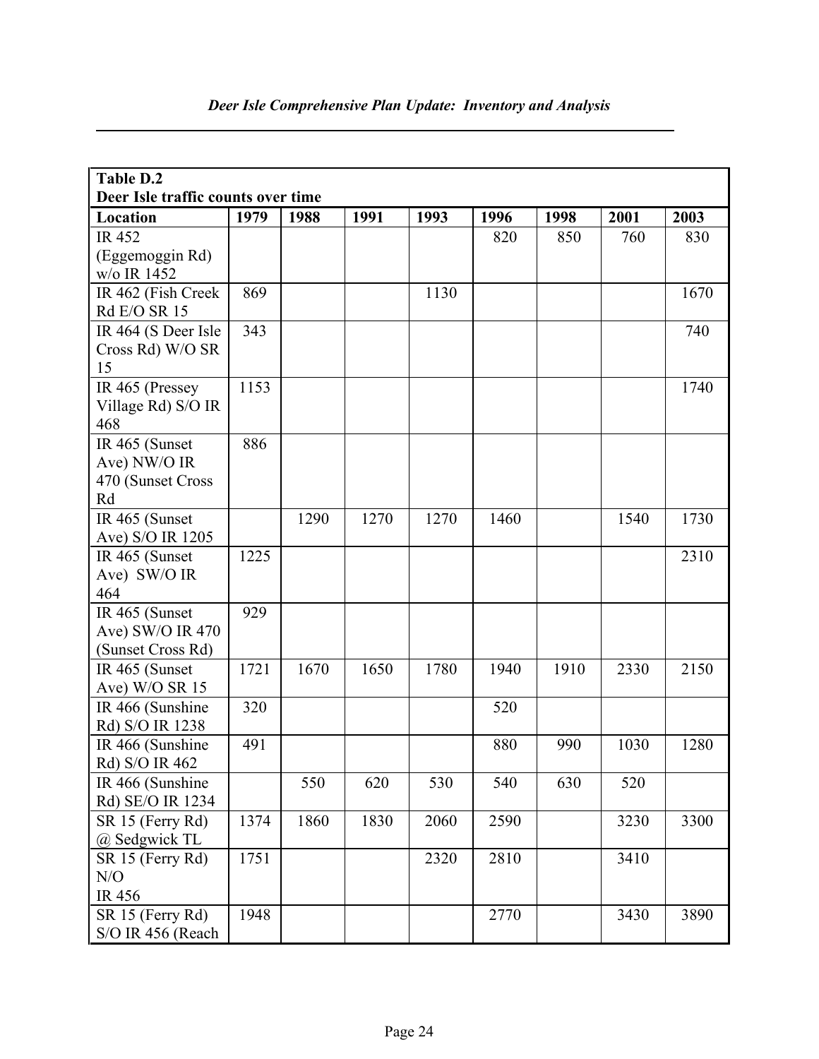| Table D.2 | | | | | | | | |
|---|---|---|---|---|---|---|---|---|
| **Deer Isle traffic counts over time** | | | | | | | | |
| **Location** | **1979** | **1988** | **1991** | **1993** | **1996** | **1998** | **2001** | **2003** |
| IR 452 (Eggemoggin Rd) w/o IR 1452 | | | | | 820 | 850 | 760 | 830 |
| IR 462 (Fish Creek Rd E/O SR 15 | 869 | | | 1130 | | | | 1670 |
| IR 464 (S Deer Isle Cross Rd) W/O SR 15 | 343 | | | | | | | 740 |
| IR 465 (Pressey Village Rd) S/O IR 468 | 1153 | | | | | | | 1740 |
| IR 465 (Sunset Ave) NW/O IR 470 (Sunset Cross Rd | 886 | | | | | | | |
| IR 465 (Sunset Ave) S/O IR 1205 | | 1290 | 1270 | 1270 | 1460 | | 1540 | 1730 |
| IR 465 (Sunset Ave) SW/O IR 464 | 1225 | | | | | | | 2310 |
| IR 465 (Sunset Ave) SW/O IR 470 (Sunset Cross Rd) | 929 | | | | | | | |
| IR 465 (Sunset Ave) W/O SR 15 | 1721 | 1670 | 1650 | 1780 | 1940 | 1910 | 2330 | 2150 |
| IR 466 (Sunshine Rd) S/O IR 1238 | 320 | | | | 520 | | | |
| IR 466 (Sunshine Rd) S/O IR 462 | 491 | | | | 880 | 990 | 1030 | 1280 |
| IR 466 (Sunshine Rd) SE/O IR 1234 | | 550 | 620 | 530 | 540 | 630 | 520 | |
| SR 15 (Ferry Rd) @ Sedgwick TL | 1374 | 1860 | 1830 | 2060 | 2590 | | 3230 | 3300 |
| SR 15 (Ferry Rd) N/O IR 456 | 1751 | | | 2320 | 2810 | | 3410 | |
| SR 15 (Ferry Rd) S/O IR 456 (Reach | 1948 | | | | 2770 | | 3430 | 3890 |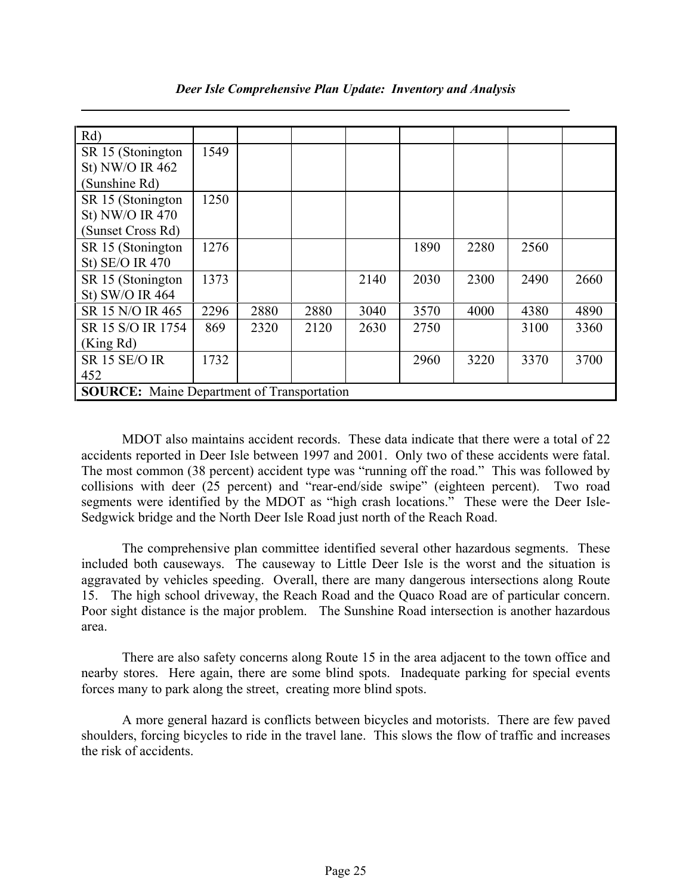| | | | | | | | | |
|---|---|---|---|---|---|---|---|---|
| Rd) | | | | | | | | |
| SR 15 (Stonington St) NW/O IR 462 (Sunshine Rd) | 1549 | | | | | | | |
| SR 15 (Stonington St) NW/O IR 470 (Sunset Cross Rd) | 1250 | | | | | | | |
| SR 15 (Stonington St) SE/O IR 470 | 1276 | | | | 1890 | 2280 | 2560 | |
| SR 15 (Stonington St) SW/O IR 464 | 1373 | | | 2140 | 2030 | 2300 | 2490 | 2660 |
| SR 15 N/O IR 465 | 2296 | 2880 | 2880 | 3040 | 3570 | 4000 | 4380 | 4890 |
| SR 15 S/O IR 1754 (King Rd) | 869 | 2320 | 2120 | 2630 | 2750 | | 3100 | 3360 |
| SR 15 SE/O IR 452 | 1732 | | | | 2960 | 3220 | 3370 | 3700 |
| **SOURCE:** Maine Department of Transportation | | | | | | | | |

MDOT also maintains accident records. These data indicate that there were a total of 22 accidents reported in Deer Isle between 1997 and 2001. Only two of these accidents were fatal. The most common (38 percent) accident type was "running off the road." This was followed by collisions with deer (25 percent) and "rear-end/side swipe" (eighteen percent). Two road segments were identified by the MDOT as "high crash locations." These were the Deer Isle-Sedgwick bridge and the North Deer Isle Road just north of the Reach Road.

The comprehensive plan committee identified several other hazardous segments. These included both causeways. The causeway to Little Deer Isle is the worst and the situation is aggravated by vehicles speeding. Overall, there are many dangerous intersections along Route 15. The high school driveway, the Reach Road and the Quaco Road are of particular concern. Poor sight distance is the major problem. The Sunshine Road intersection is another hazardous area.

There are also safety concerns along Route 15 in the area adjacent to the town office and nearby stores. Here again, there are some blind spots. Inadequate parking for special events forces many to park along the street, creating more blind spots.

A more general hazard is conflicts between bicycles and motorists. There are few paved shoulders, forcing bicycles to ride in the travel lane. This slows the flow of traffic and increases the risk of accidents.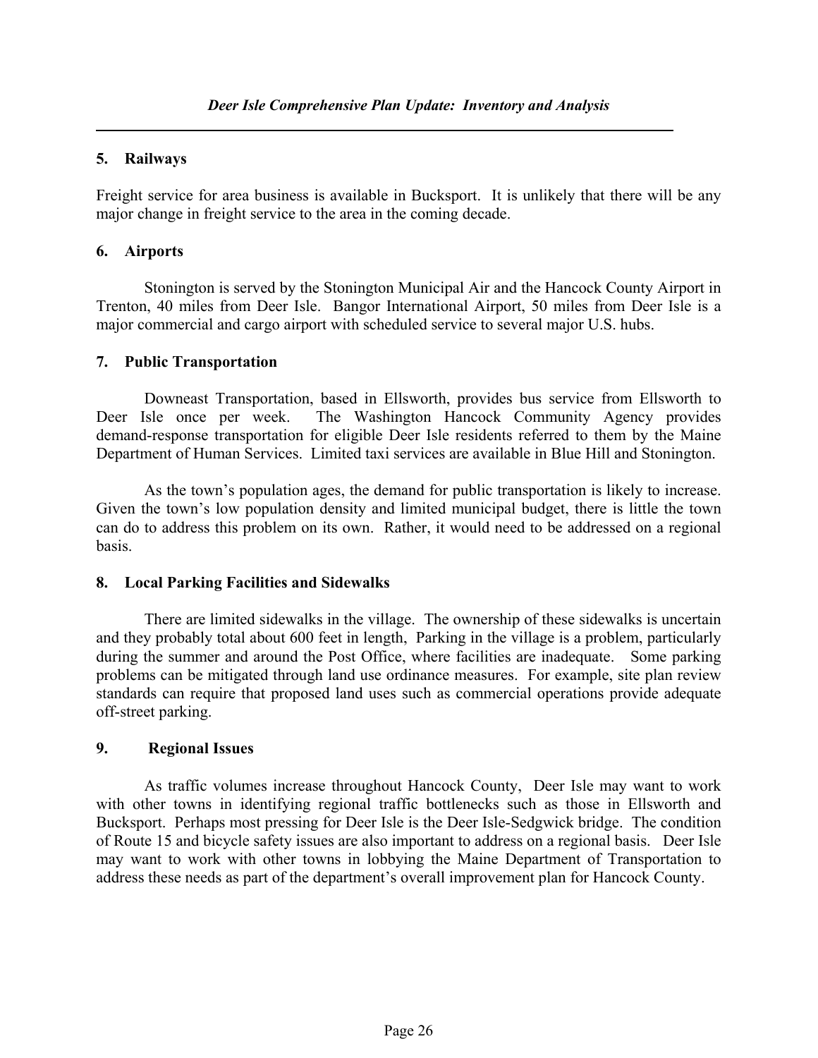## 5. Railways

Freight service for area business is available in Bucksport. It is unlikely that there will be any major change in freight service to the area in the coming decade.

## 6. Airports

Stonington is served by the Stonington Municipal Air and the Hancock County Airport in Trenton, 40 miles from Deer Isle. Bangor International Airport, 50 miles from Deer Isle is a major commercial and cargo airport with scheduled service to several major U.S. hubs.

## 7. Public Transportation

Downeast Transportation, based in Ellsworth, provides bus service from Ellsworth to Deer Isle once per week. The Washington Hancock Community Agency provides demand-response transportation for eligible Deer Isle residents referred to them by the Maine Department of Human Services. Limited taxi services are available in Blue Hill and Stonington.

As the town's population ages, the demand for public transportation is likely to increase. Given the town's low population density and limited municipal budget, there is little the town can do to address this problem on its own. Rather, it would need to be addressed on a regional basis.

## 8. Local Parking Facilities and Sidewalks

There are limited sidewalks in the village. The ownership of these sidewalks is uncertain and they probably total about 600 feet in length, Parking in the village is a problem, particularly during the summer and around the Post Office, where facilities are inadequate. Some parking problems can be mitigated through land use ordinance measures. For example, site plan review standards can require that proposed land uses such as commercial operations provide adequate off-street parking.

## 9. Regional Issues

As traffic volumes increase throughout Hancock County, Deer Isle may want to work with other towns in identifying regional traffic bottlenecks such as those in Ellsworth and Bucksport. Perhaps most pressing for Deer Isle is the Deer Isle-Sedgwick bridge. The condition of Route 15 and bicycle safety issues are also important to address on a regional basis. Deer Isle may want to work with other towns in lobbying the Maine Department of Transportation to address these needs as part of the department's overall improvement plan for Hancock County.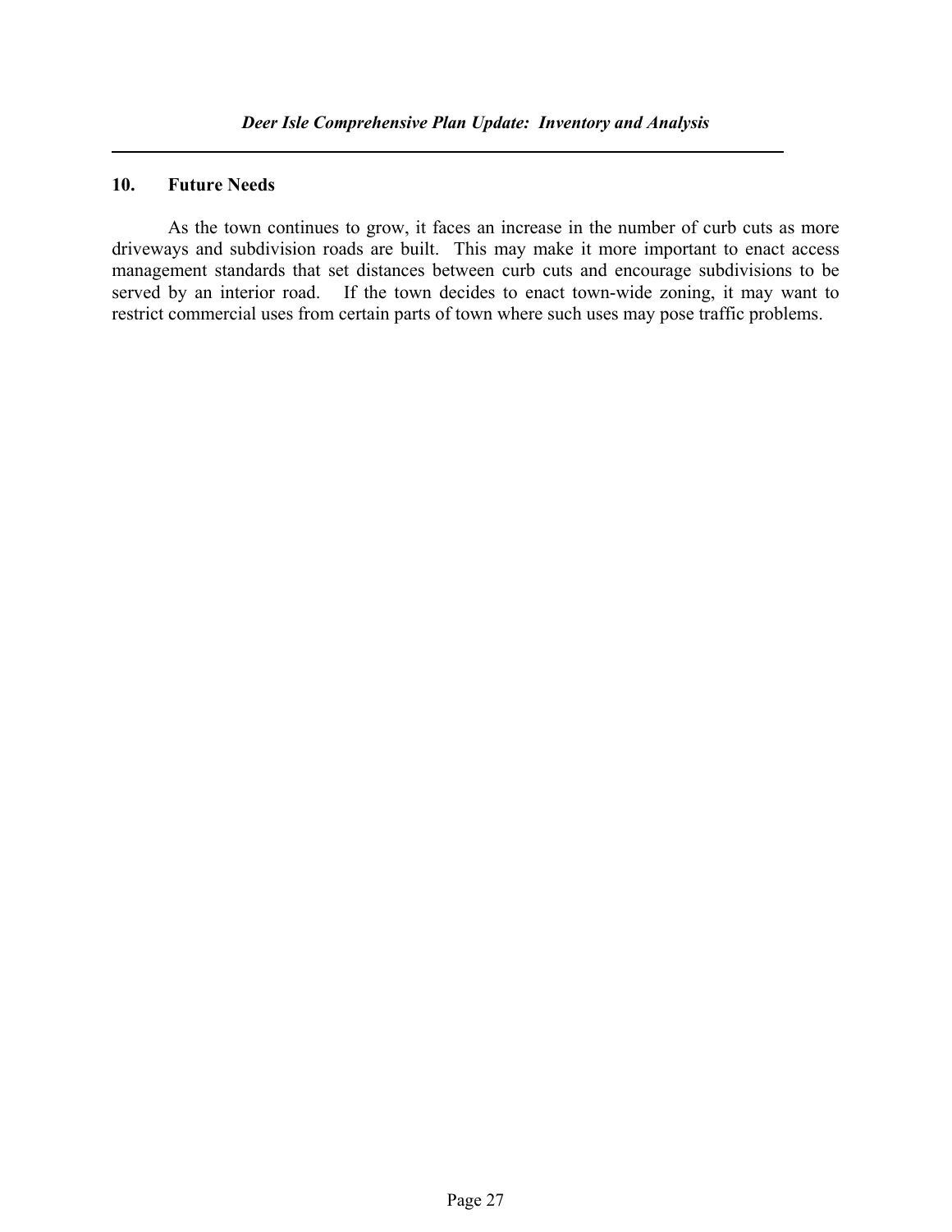## 10. Future Needs

As the town continues to grow, it faces an increase in the number of curb cuts as more driveways and subdivision roads are built. This may make it more important to enact access management standards that set distances between curb cuts and encourage subdivisions to be served by an interior road. If the town decides to enact town-wide zoning, it may want to restrict commercial uses from certain parts of town where such uses may pose traffic problems.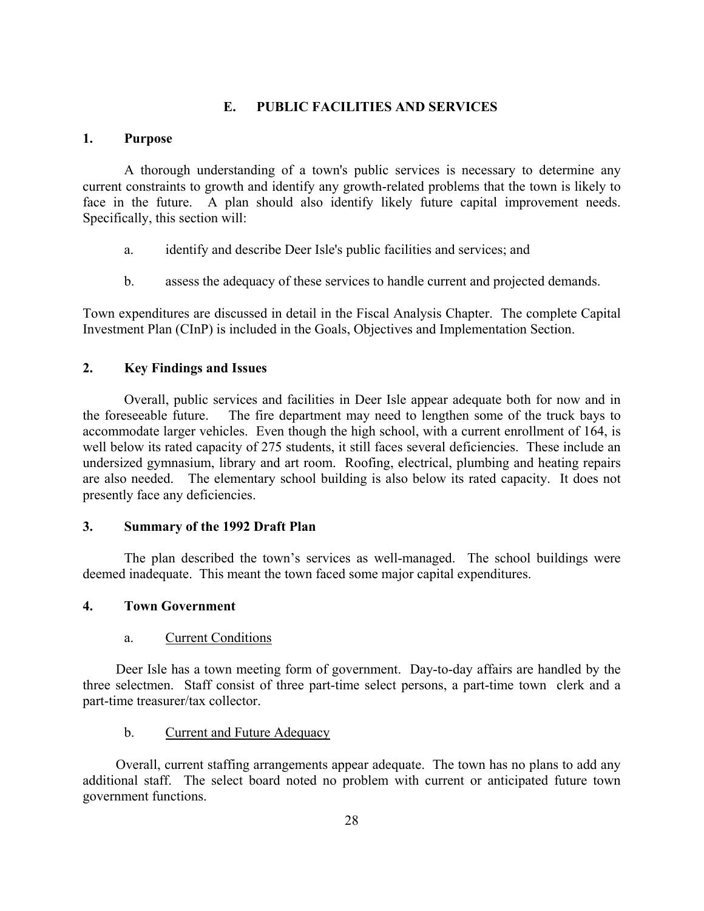## E. PUBLIC FACILITIES AND SERVICES

### 1. Purpose

A thorough understanding of a town's public services is necessary to determine any current constraints to growth and identify any growth-related problems that the town is likely to face in the future. A plan should also identify likely future capital improvement needs. Specifically, this section will:

a. identify and describe Deer Isle's public facilities and services; and

b. assess the adequacy of these services to handle current and projected demands.

Town expenditures are discussed in detail in the Fiscal Analysis Chapter. The complete Capital Investment Plan (CInP) is included in the Goals, Objectives and Implementation Section.

### 2. Key Findings and Issues

Overall, public services and facilities in Deer Isle appear adequate both for now and in the foreseeable future. The fire department may need to lengthen some of the truck bays to accommodate larger vehicles. Even though the high school, with a current enrollment of 164, is well below its rated capacity of 275 students, it still faces several deficiencies. These include an undersized gymnasium, library and art room. Roofing, electrical, plumbing and heating repairs are also needed. The elementary school building is also below its rated capacity. It does not presently face any deficiencies.

### 3. Summary of the 1992 Draft Plan

The plan described the town's services as well-managed. The school buildings were deemed inadequate. This meant the town faced some major capital expenditures.

### 4. Town Government

#### a. Current Conditions

Deer Isle has a town meeting form of government. Day-to-day affairs are handled by the three selectmen. Staff consist of three part-time select persons, a part-time town clerk and a part-time treasurer/tax collector.

#### b. Current and Future Adequacy

Overall, current staffing arrangements appear adequate. The town has no plans to add any additional staff. The select board noted no problem with current or anticipated future town government functions.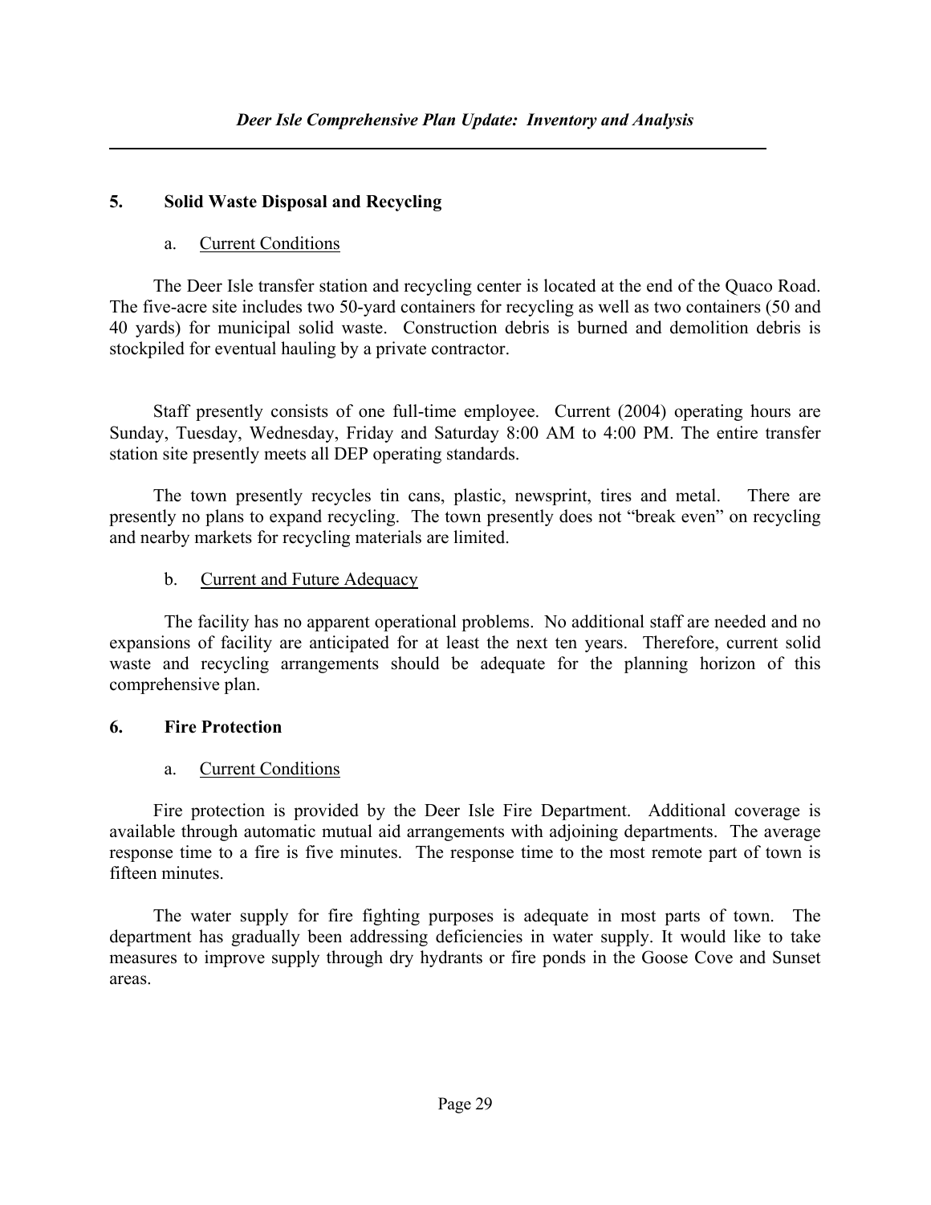## 5. Solid Waste Disposal and Recycling

### a. Current Conditions

The Deer Isle transfer station and recycling center is located at the end of the Quaco Road. The five-acre site includes two 50-yard containers for recycling as well as two containers (50 and 40 yards) for municipal solid waste. Construction debris is burned and demolition debris is stockpiled for eventual hauling by a private contractor.

Staff presently consists of one full-time employee. Current (2004) operating hours are Sunday, Tuesday, Wednesday, Friday and Saturday 8:00 AM to 4:00 PM. The entire transfer station site presently meets all DEP operating standards.

The town presently recycles tin cans, plastic, newsprint, tires and metal. There are presently no plans to expand recycling. The town presently does not "break even" on recycling and nearby markets for recycling materials are limited.

### b. Current and Future Adequacy

The facility has no apparent operational problems. No additional staff are needed and no expansions of facility are anticipated for at least the next ten years. Therefore, current solid waste and recycling arrangements should be adequate for the planning horizon of this comprehensive plan.

## 6. Fire Protection

### a. Current Conditions

Fire protection is provided by the Deer Isle Fire Department. Additional coverage is available through automatic mutual aid arrangements with adjoining departments. The average response time to a fire is five minutes. The response time to the most remote part of town is fifteen minutes.

The water supply for fire fighting purposes is adequate in most parts of town. The department has gradually been addressing deficiencies in water supply. It would like to take measures to improve supply through dry hydrants or fire ponds in the Goose Cove and Sunset areas.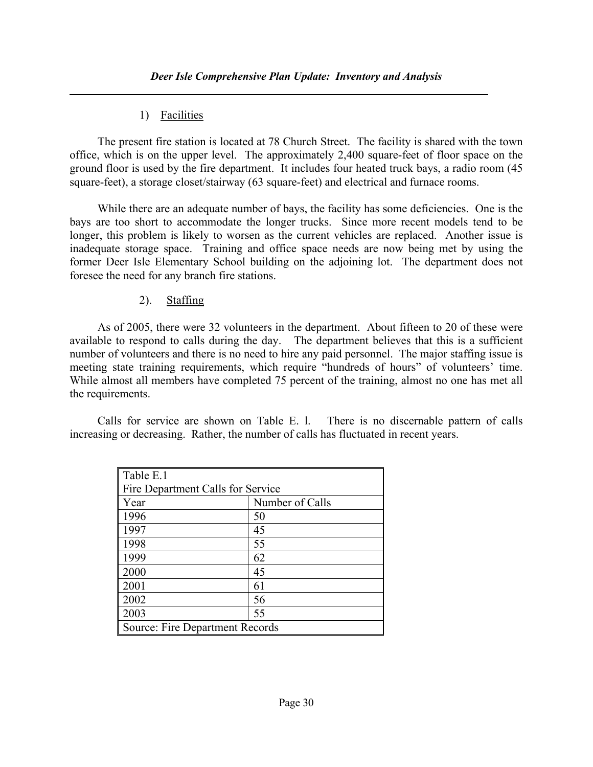### 1) Facilities

The present fire station is located at 78 Church Street. The facility is shared with the town office, which is on the upper level. The approximately 2,400 square-feet of floor space on the ground floor is used by the fire department. It includes four heated truck bays, a radio room (45 square-feet), a storage closet/stairway (63 square-feet) and electrical and furnace rooms.

While there are an adequate number of bays, the facility has some deficiencies. One is the bays are too short to accommodate the longer trucks. Since more recent models tend to be longer, this problem is likely to worsen as the current vehicles are replaced. Another issue is inadequate storage space. Training and office space needs are now being met by using the former Deer Isle Elementary School building on the adjoining lot. The department does not foresee the need for any branch fire stations.

### 2). Staffing

As of 2005, there were 32 volunteers in the department. About fifteen to 20 of these were available to respond to calls during the day. The department believes that this is a sufficient number of volunteers and there is no need to hire any paid personnel. The major staffing issue is meeting state training requirements, which require "hundreds of hours" of volunteers' time. While almost all members have completed 75 percent of the training, almost no one has met all the requirements.

Calls for service are shown on Table E. l. There is no discernable pattern of calls increasing or decreasing. Rather, the number of calls has fluctuated in recent years.

Table E.1
Fire Department Calls for Service

| Year | Number of Calls |
|---|---|
| 1996 | 50 |
| 1997 | 45 |
| 1998 | 55 |
| 1999 | 62 |
| 2000 | 45 |
| 2001 | 61 |
| 2002 | 56 |
| 2003 | 55 |

Source: Fire Department Records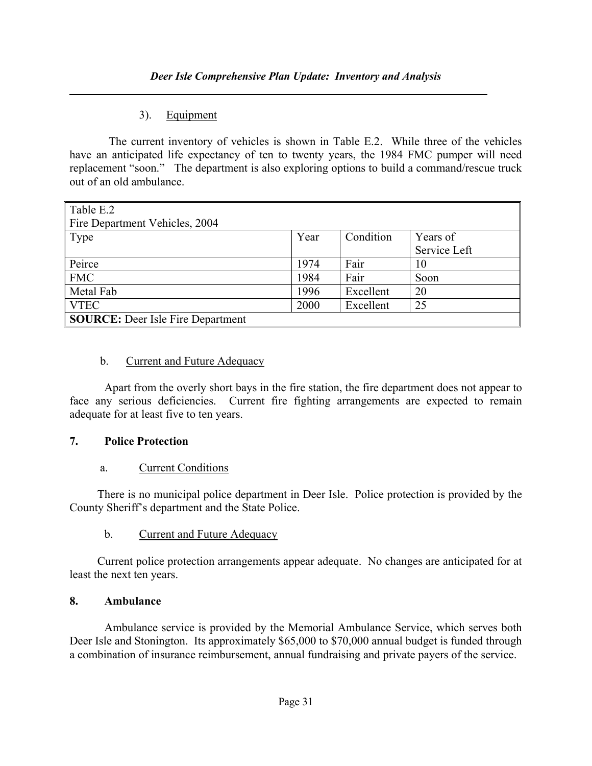3). Equipment

The current inventory of vehicles is shown in Table E.2. While three of the vehicles have an anticipated life expectancy of ten to twenty years, the 1984 FMC pumper will need replacement "soon." The department is also exploring options to build a command/rescue truck out of an old ambulance.

Table E.2
Fire Department Vehicles, 2004

| Type | Year | Condition | Years of Service Left |
|---|---|---|---|
| Peirce | 1974 | Fair | 10 |
| FMC | 1984 | Fair | Soon |
| Metal Fab | 1996 | Excellent | 20 |
| VTEC | 2000 | Excellent | 25 |

**SOURCE:** Deer Isle Fire Department

b. Current and Future Adequacy

Apart from the overly short bays in the fire station, the fire department does not appear to face any serious deficiencies. Current fire fighting arrangements are expected to remain adequate for at least five to ten years.

### 7. Police Protection

a. Current Conditions

There is no municipal police department in Deer Isle. Police protection is provided by the County Sheriff's department and the State Police.

b. Current and Future Adequacy

Current police protection arrangements appear adequate. No changes are anticipated for at least the next ten years.

### 8. Ambulance

Ambulance service is provided by the Memorial Ambulance Service, which serves both Deer Isle and Stonington. Its approximately $65,000 to $70,000 annual budget is funded through a combination of insurance reimbursement, annual fundraising and private payers of the service.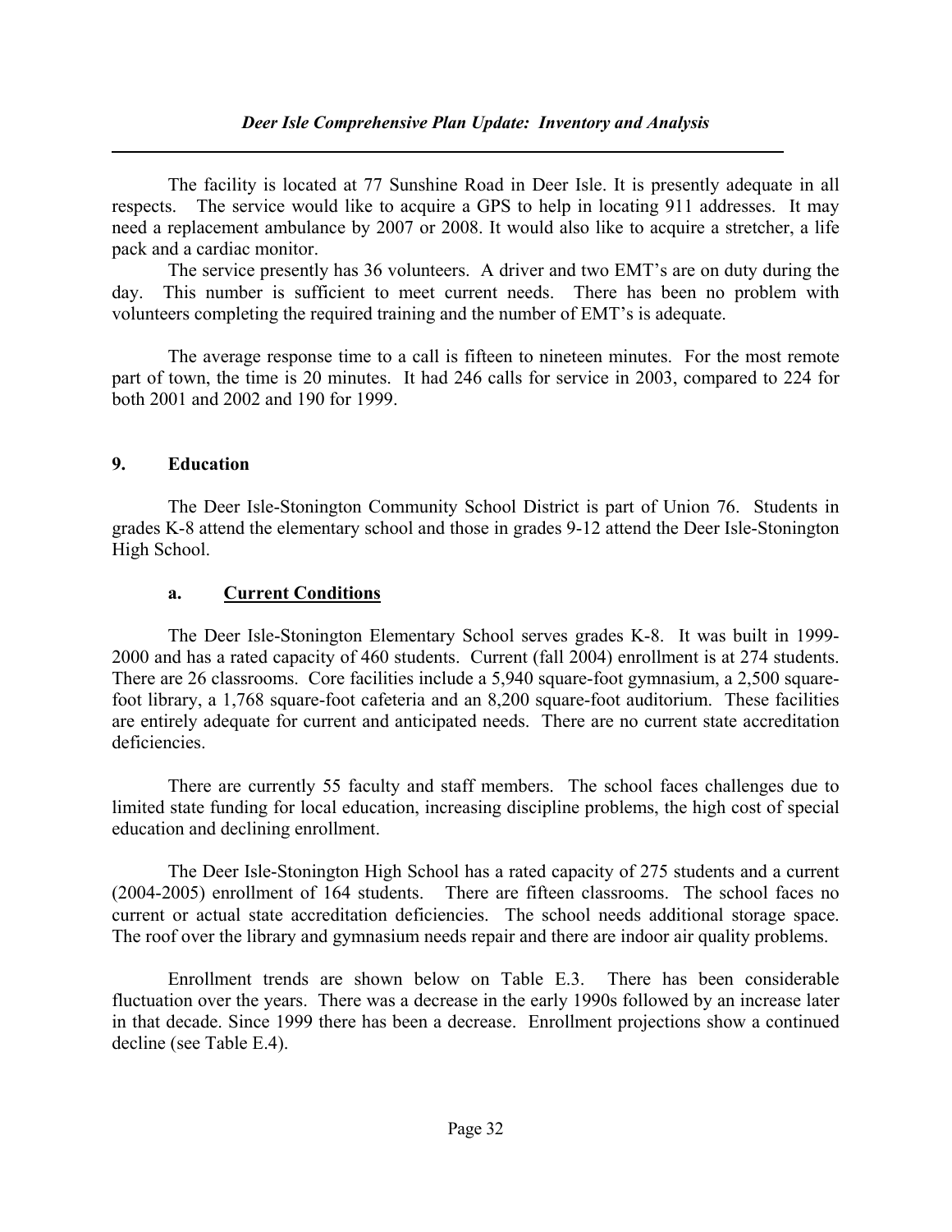The facility is located at 77 Sunshine Road in Deer Isle. It is presently adequate in all respects. The service would like to acquire a GPS to help in locating 911 addresses. It may need a replacement ambulance by 2007 or 2008. It would also like to acquire a stretcher, a life pack and a cardiac monitor.

The service presently has 36 volunteers. A driver and two EMT's are on duty during the day. This number is sufficient to meet current needs. There has been no problem with volunteers completing the required training and the number of EMT's is adequate.

The average response time to a call is fifteen to nineteen minutes. For the most remote part of town, the time is 20 minutes. It had 246 calls for service in 2003, compared to 224 for both 2001 and 2002 and 190 for 1999.

## 9. Education

The Deer Isle-Stonington Community School District is part of Union 76. Students in grades K-8 attend the elementary school and those in grades 9-12 attend the Deer Isle-Stonington High School.

### a. Current Conditions

The Deer Isle-Stonington Elementary School serves grades K-8. It was built in 1999-2000 and has a rated capacity of 460 students. Current (fall 2004) enrollment is at 274 students. There are 26 classrooms. Core facilities include a 5,940 square-foot gymnasium, a 2,500 square-foot library, a 1,768 square-foot cafeteria and an 8,200 square-foot auditorium. These facilities are entirely adequate for current and anticipated needs. There are no current state accreditation deficiencies.

There are currently 55 faculty and staff members. The school faces challenges due to limited state funding for local education, increasing discipline problems, the high cost of special education and declining enrollment.

The Deer Isle-Stonington High School has a rated capacity of 275 students and a current (2004-2005) enrollment of 164 students. There are fifteen classrooms. The school faces no current or actual state accreditation deficiencies. The school needs additional storage space. The roof over the library and gymnasium needs repair and there are indoor air quality problems.

Enrollment trends are shown below on Table E.3. There has been considerable fluctuation over the years. There was a decrease in the early 1990s followed by an increase later in that decade. Since 1999 there has been a decrease. Enrollment projections show a continued decline (see Table E.4).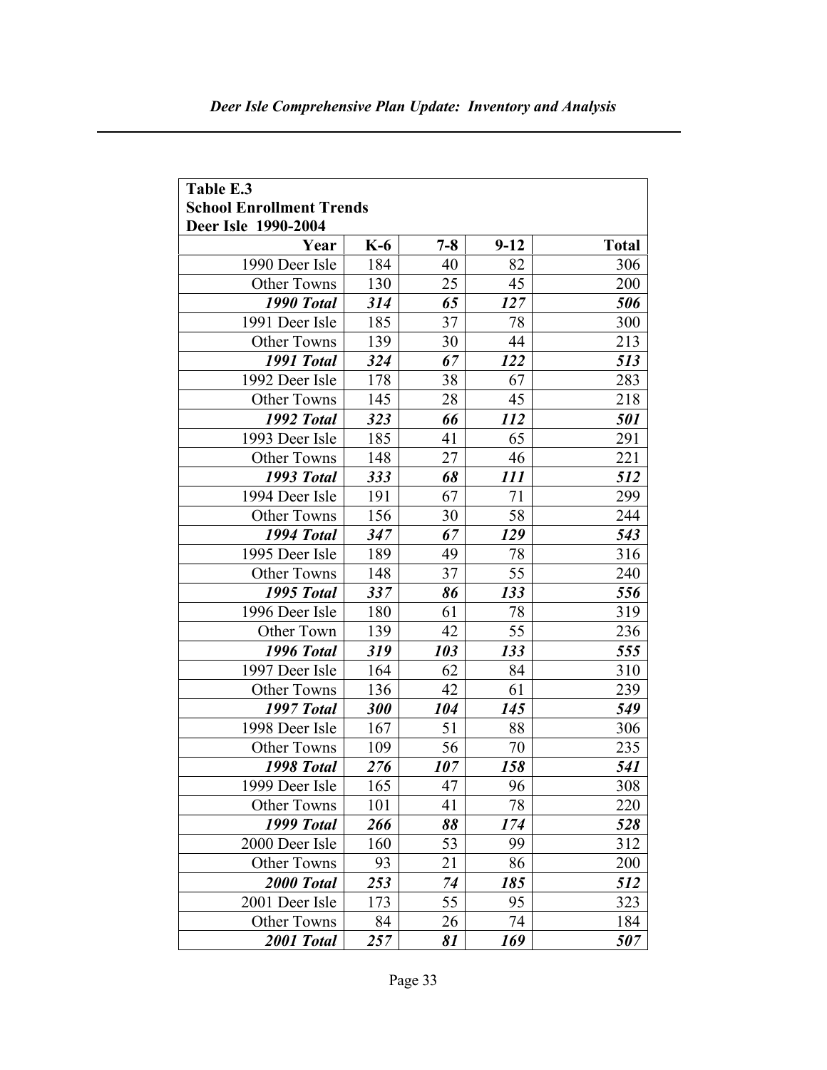| Table E.3 School Enrollment Trends Deer Isle 1990-2004 | | | | |
|---|---|---|---|---|
| **Year** | **K-6** | **7-8** | **9-12** | **Total** |
| 1990 Deer Isle | 184 | 40 | 82 | 306 |
| Other Towns | 130 | 25 | 45 | 200 |
| ***1990 Total*** | ***314*** | ***65*** | ***127*** | ***506*** |
| 1991 Deer Isle | 185 | 37 | 78 | 300 |
| Other Towns | 139 | 30 | 44 | 213 |
| ***1991 Total*** | ***324*** | ***67*** | ***122*** | ***513*** |
| 1992 Deer Isle | 178 | 38 | 67 | 283 |
| Other Towns | 145 | 28 | 45 | 218 |
| ***1992 Total*** | ***323*** | ***66*** | ***112*** | ***501*** |
| 1993 Deer Isle | 185 | 41 | 65 | 291 |
| Other Towns | 148 | 27 | 46 | 221 |
| ***1993 Total*** | ***333*** | ***68*** | ***111*** | ***512*** |
| 1994 Deer Isle | 191 | 67 | 71 | 299 |
| Other Towns | 156 | 30 | 58 | 244 |
| ***1994 Total*** | ***347*** | ***67*** | ***129*** | ***543*** |
| 1995 Deer Isle | 189 | 49 | 78 | 316 |
| Other Towns | 148 | 37 | 55 | 240 |
| ***1995 Total*** | ***337*** | ***86*** | ***133*** | ***556*** |
| 1996 Deer Isle | 180 | 61 | 78 | 319 |
| Other Town | 139 | 42 | 55 | 236 |
| ***1996 Total*** | ***319*** | ***103*** | ***133*** | ***555*** |
| 1997 Deer Isle | 164 | 62 | 84 | 310 |
| Other Towns | 136 | 42 | 61 | 239 |
| ***1997 Total*** | ***300*** | ***104*** | ***145*** | ***549*** |
| 1998 Deer Isle | 167 | 51 | 88 | 306 |
| Other Towns | 109 | 56 | 70 | 235 |
| ***1998 Total*** | ***276*** | ***107*** | ***158*** | ***541*** |
| 1999 Deer Isle | 165 | 47 | 96 | 308 |
| Other Towns | 101 | 41 | 78 | 220 |
| ***1999 Total*** | ***266*** | ***88*** | ***174*** | ***528*** |
| 2000 Deer Isle | 160 | 53 | 99 | 312 |
| Other Towns | 93 | 21 | 86 | 200 |
| ***2000 Total*** | ***253*** | ***74*** | ***185*** | ***512*** |
| 2001 Deer Isle | 173 | 55 | 95 | 323 |
| Other Towns | 84 | 26 | 74 | 184 |
| ***2001 Total*** | ***257*** | ***81*** | ***169*** | ***507*** |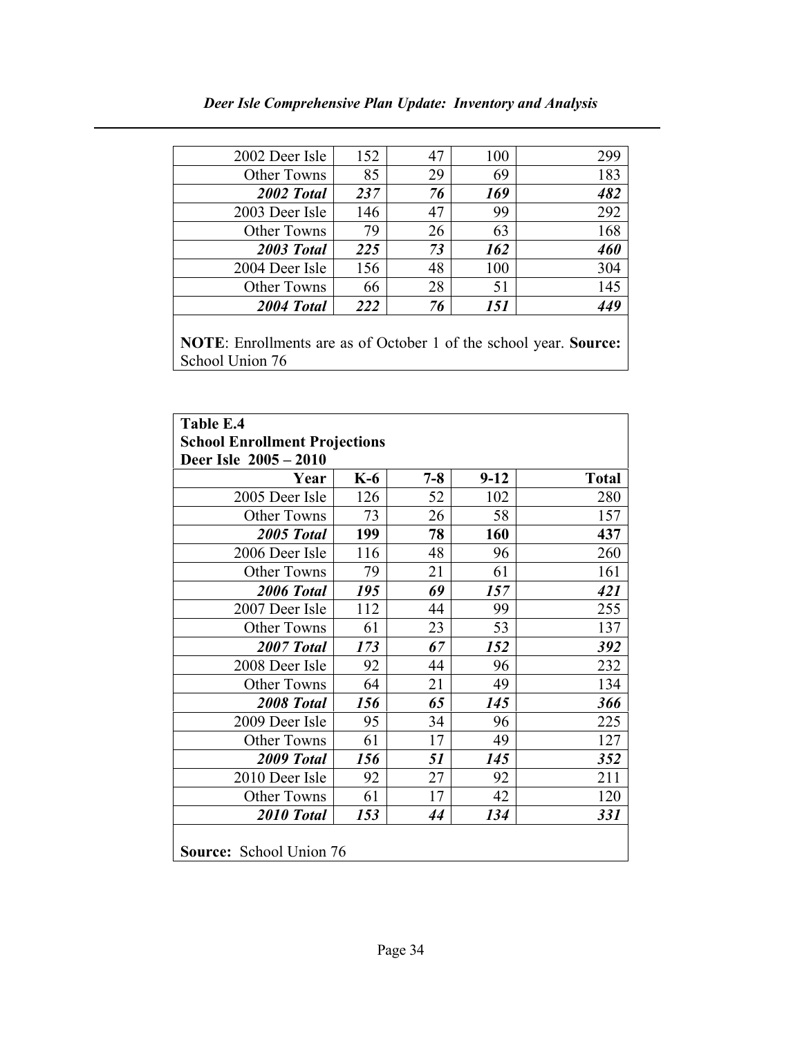| | | | | |
|---|---|---|---|---|
| 2002 Deer Isle | 152 | 47 | 100 | 299 |
| Other Towns | 85 | 29 | 69 | 183 |
| ***2002 Total*** | ***237*** | ***76*** | ***169*** | ***482*** |
| 2003 Deer Isle | 146 | 47 | 99 | 292 |
| Other Towns | 79 | 26 | 63 | 168 |
| ***2003 Total*** | ***225*** | ***73*** | ***162*** | ***460*** |
| 2004 Deer Isle | 156 | 48 | 100 | 304 |
| Other Towns | 66 | 28 | 51 | 145 |
| ***2004 Total*** | ***222*** | ***76*** | ***151*** | ***449*** |

**NOTE**: Enrollments are as of October 1 of the school year. **Source:** School Union 76

**Table E.4**
**School Enrollment Projections**
**Deer Isle 2005 – 2010**

| Year | K-6 | 7-8 | 9-12 | Total |
|---|---|---|---|---|
| 2005 Deer Isle | 126 | 52 | 102 | 280 |
| Other Towns | 73 | 26 | 58 | 157 |
| ***2005 Total*** | **199** | **78** | **160** | **437** |
| 2006 Deer Isle | 116 | 48 | 96 | 260 |
| Other Towns | 79 | 21 | 61 | 161 |
| ***2006 Total*** | ***195*** | ***69*** | ***157*** | ***421*** |
| 2007 Deer Isle | 112 | 44 | 99 | 255 |
| Other Towns | 61 | 23 | 53 | 137 |
| ***2007 Total*** | ***173*** | ***67*** | ***152*** | ***392*** |
| 2008 Deer Isle | 92 | 44 | 96 | 232 |
| Other Towns | 64 | 21 | 49 | 134 |
| ***2008 Total*** | ***156*** | ***65*** | ***145*** | ***366*** |
| 2009 Deer Isle | 95 | 34 | 96 | 225 |
| Other Towns | 61 | 17 | 49 | 127 |
| ***2009 Total*** | ***156*** | ***51*** | ***145*** | ***352*** |
| 2010 Deer Isle | 92 | 27 | 92 | 211 |
| Other Towns | 61 | 17 | 42 | 120 |
| ***2010 Total*** | ***153*** | ***44*** | ***134*** | ***331*** |

**Source:** School Union 76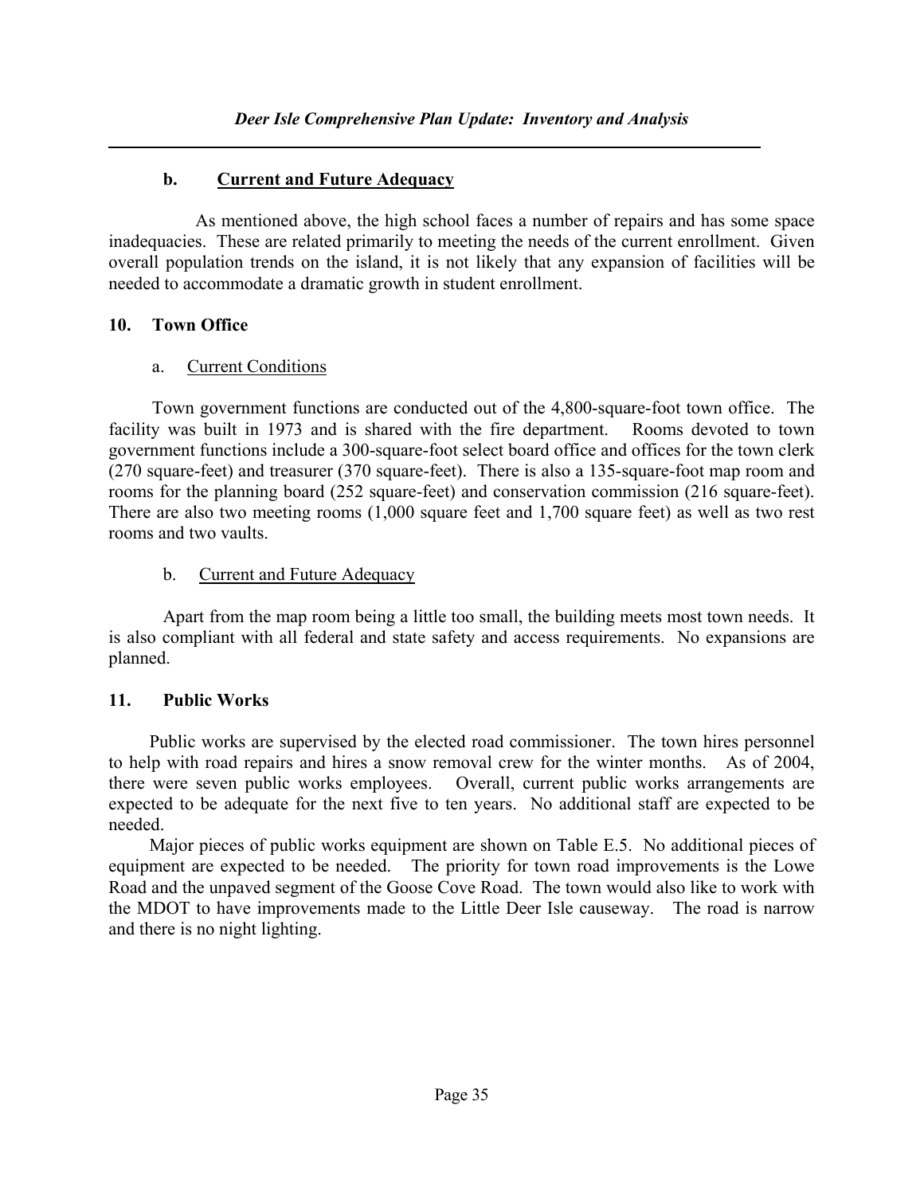### b. Current and Future Adequacy

As mentioned above, the high school faces a number of repairs and has some space inadequacies. These are related primarily to meeting the needs of the current enrollment. Given overall population trends on the island, it is not likely that any expansion of facilities will be needed to accommodate a dramatic growth in student enrollment.

## 10. Town Office

### a. Current Conditions

Town government functions are conducted out of the 4,800-square-foot town office. The facility was built in 1973 and is shared with the fire department. Rooms devoted to town government functions include a 300-square-foot select board office and offices for the town clerk (270 square-feet) and treasurer (370 square-feet). There is also a 135-square-foot map room and rooms for the planning board (252 square-feet) and conservation commission (216 square-feet). There are also two meeting rooms (1,000 square feet and 1,700 square feet) as well as two rest rooms and two vaults.

### b. Current and Future Adequacy

Apart from the map room being a little too small, the building meets most town needs. It is also compliant with all federal and state safety and access requirements. No expansions are planned.

## 11. Public Works

Public works are supervised by the elected road commissioner. The town hires personnel to help with road repairs and hires a snow removal crew for the winter months. As of 2004, there were seven public works employees. Overall, current public works arrangements are expected to be adequate for the next five to ten years. No additional staff are expected to be needed.

Major pieces of public works equipment are shown on Table E.5. No additional pieces of equipment are expected to be needed. The priority for town road improvements is the Lowe Road and the unpaved segment of the Goose Cove Road. The town would also like to work with the MDOT to have improvements made to the Little Deer Isle causeway. The road is narrow and there is no night lighting.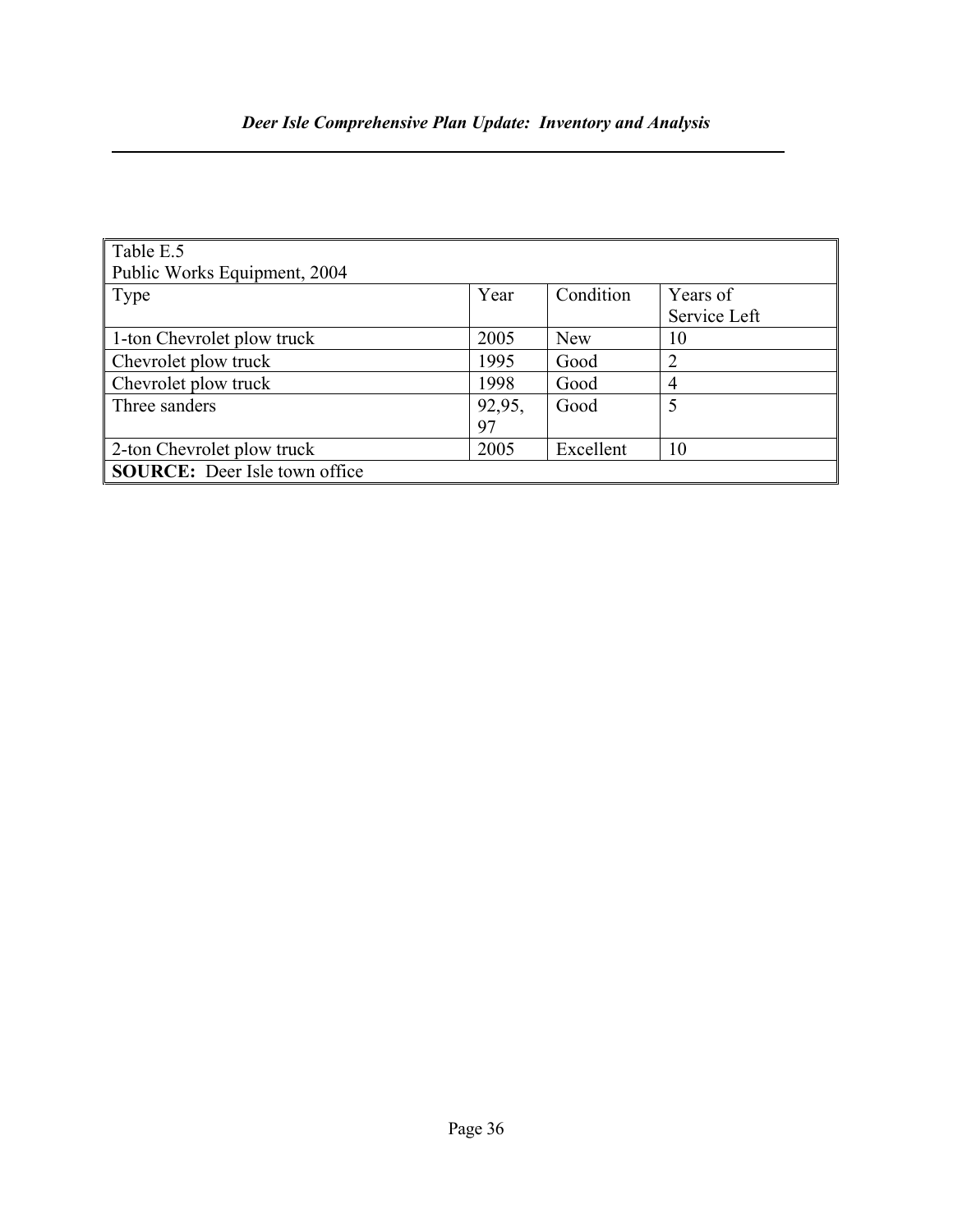Table E.5
Public Works Equipment, 2004

| Type | Year | Condition | Years of Service Left |
|---|---|---|---|
| 1-ton Chevrolet plow truck | 2005 | New | 10 |
| Chevrolet plow truck | 1995 | Good | 2 |
| Chevrolet plow truck | 1998 | Good | 4 |
| Three sanders | 92,95, 97 | Good | 5 |
| 2-ton Chevrolet plow truck | 2005 | Excellent | 10 |

**SOURCE:** Deer Isle town office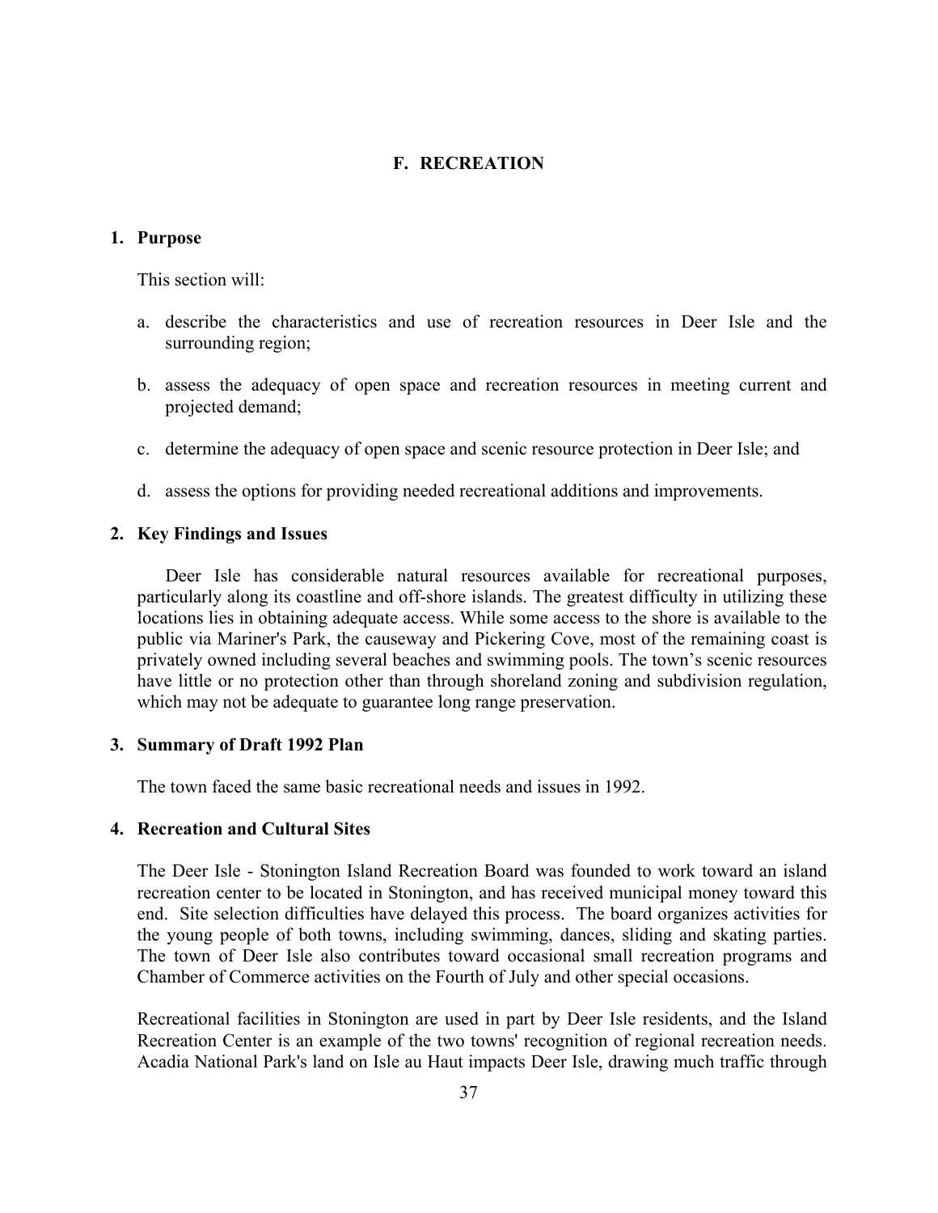## F. RECREATION

### 1. Purpose

This section will:

a. describe the characteristics and use of recreation resources in Deer Isle and the surrounding region;

b. assess the adequacy of open space and recreation resources in meeting current and projected demand;

c. determine the adequacy of open space and scenic resource protection in Deer Isle; and

d. assess the options for providing needed recreational additions and improvements.

### 2. Key Findings and Issues

Deer Isle has considerable natural resources available for recreational purposes, particularly along its coastline and off-shore islands. The greatest difficulty in utilizing these locations lies in obtaining adequate access. While some access to the shore is available to the public via Mariner's Park, the causeway and Pickering Cove, most of the remaining coast is privately owned including several beaches and swimming pools. The town's scenic resources have little or no protection other than through shoreland zoning and subdivision regulation, which may not be adequate to guarantee long range preservation.

### 3. Summary of Draft 1992 Plan

The town faced the same basic recreational needs and issues in 1992.

### 4. Recreation and Cultural Sites

The Deer Isle - Stonington Island Recreation Board was founded to work toward an island recreation center to be located in Stonington, and has received municipal money toward this end. Site selection difficulties have delayed this process. The board organizes activities for the young people of both towns, including swimming, dances, sliding and skating parties. The town of Deer Isle also contributes toward occasional small recreation programs and Chamber of Commerce activities on the Fourth of July and other special occasions.

Recreational facilities in Stonington are used in part by Deer Isle residents, and the Island Recreation Center is an example of the two towns' recognition of regional recreation needs. Acadia National Park's land on Isle au Haut impacts Deer Isle, drawing much traffic through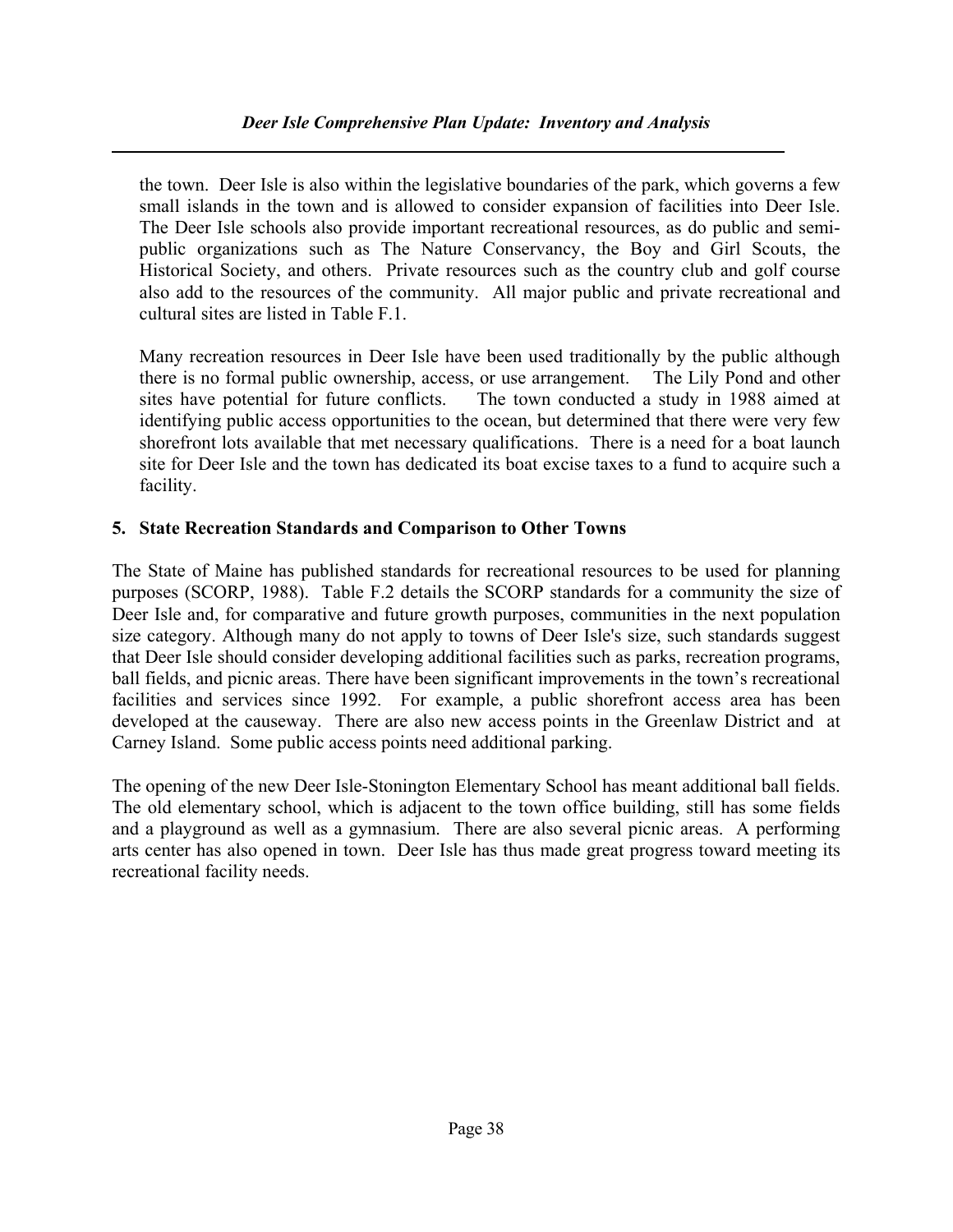the town. Deer Isle is also within the legislative boundaries of the park, which governs a few small islands in the town and is allowed to consider expansion of facilities into Deer Isle. The Deer Isle schools also provide important recreational resources, as do public and semi-public organizations such as The Nature Conservancy, the Boy and Girl Scouts, the Historical Society, and others. Private resources such as the country club and golf course also add to the resources of the community. All major public and private recreational and cultural sites are listed in Table F.1.

Many recreation resources in Deer Isle have been used traditionally by the public although there is no formal public ownership, access, or use arrangement. The Lily Pond and other sites have potential for future conflicts. The town conducted a study in 1988 aimed at identifying public access opportunities to the ocean, but determined that there were very few shorefront lots available that met necessary qualifications. There is a need for a boat launch site for Deer Isle and the town has dedicated its boat excise taxes to a fund to acquire such a facility.

### 5. State Recreation Standards and Comparison to Other Towns

The State of Maine has published standards for recreational resources to be used for planning purposes (SCORP, 1988). Table F.2 details the SCORP standards for a community the size of Deer Isle and, for comparative and future growth purposes, communities in the next population size category. Although many do not apply to towns of Deer Isle's size, such standards suggest that Deer Isle should consider developing additional facilities such as parks, recreation programs, ball fields, and picnic areas. There have been significant improvements in the town's recreational facilities and services since 1992. For example, a public shorefront access area has been developed at the causeway. There are also new access points in the Greenlaw District and at Carney Island. Some public access points need additional parking.

The opening of the new Deer Isle-Stonington Elementary School has meant additional ball fields. The old elementary school, which is adjacent to the town office building, still has some fields and a playground as well as a gymnasium. There are also several picnic areas. A performing arts center has also opened in town. Deer Isle has thus made great progress toward meeting its recreational facility needs.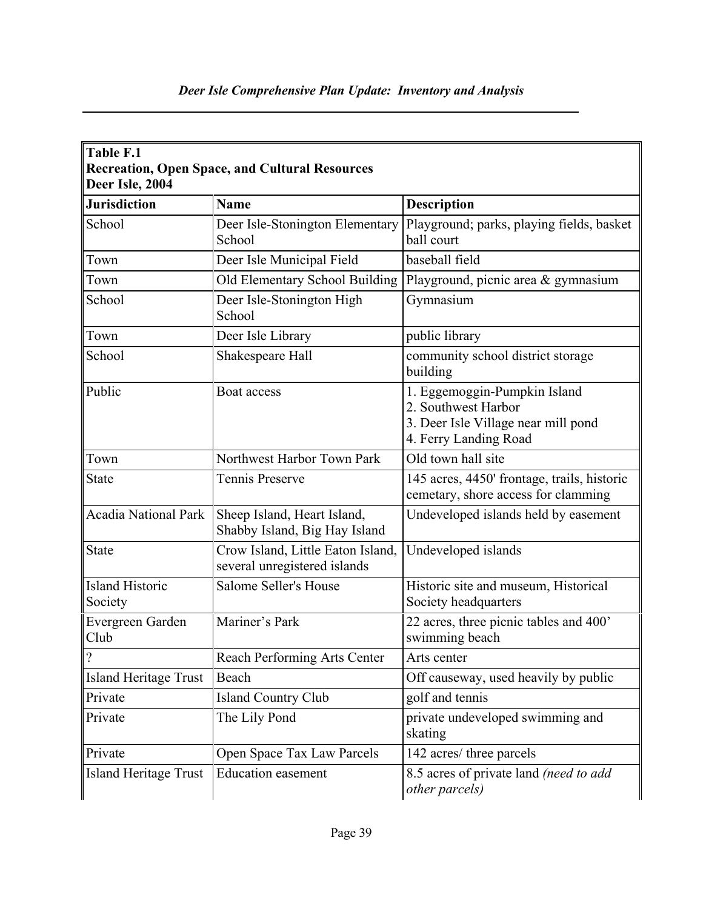**Table F.1**
**Recreation, Open Space, and Cultural Resources**
**Deer Isle, 2004**

| Jurisdiction | Name | Description |
|---|---|---|
| School | Deer Isle-Stonington Elementary School | Playground; parks, playing fields, basket ball court |
| Town | Deer Isle Municipal Field | baseball field |
| Town | Old Elementary School Building | Playground, picnic area & gymnasium |
| School | Deer Isle-Stonington High School | Gymnasium |
| Town | Deer Isle Library | public library |
| School | Shakespeare Hall | community school district storage building |
| Public | Boat access | 1. Eggemoggin-Pumpkin Island<br>2. Southwest Harbor<br>3. Deer Isle Village near mill pond<br>4. Ferry Landing Road |
| Town | Northwest Harbor Town Park | Old town hall site |
| State | Tennis Preserve | 145 acres, 4450' frontage, trails, historic cemetary, shore access for clamming |
| Acadia National Park | Sheep Island, Heart Island, Shabby Island, Big Hay Island | Undeveloped islands held by easement |
| State | Crow Island, Little Eaton Island, several unregistered islands | Undeveloped islands |
| Island Historic Society | Salome Seller's House | Historic site and museum, Historical Society headquarters |
| Evergreen Garden Club | Mariner's Park | 22 acres, three picnic tables and 400' swimming beach |
| ? | Reach Performing Arts Center | Arts center |
| Island Heritage Trust | Beach | Off causeway, used heavily by public |
| Private | Island Country Club | golf and tennis |
| Private | The Lily Pond | private undeveloped swimming and skating |
| Private | Open Space Tax Law Parcels | 142 acres/ three parcels |
| Island Heritage Trust | Education easement | 8.5 acres of private land *(need to add other parcels)* |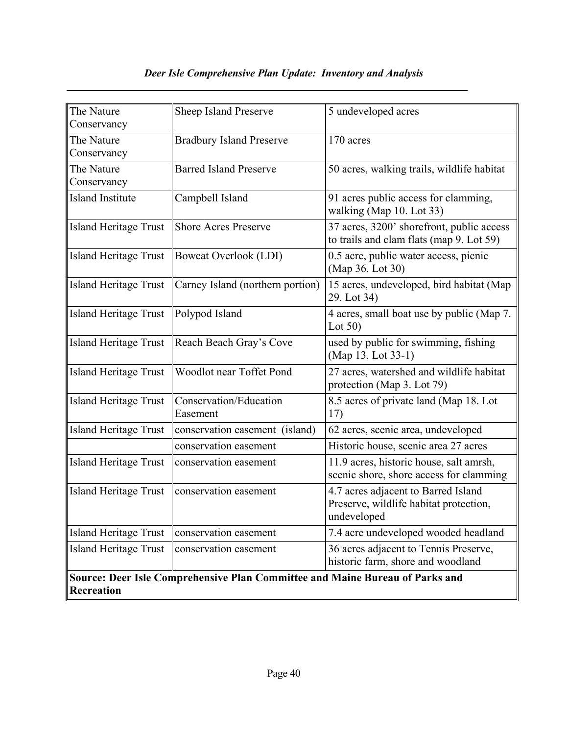| The Nature Conservancy | Sheep Island Preserve | 5 undeveloped acres |
|---|---|---|
| The Nature Conservancy | Bradbury Island Preserve | 170 acres |
| The Nature Conservancy | Barred Island Preserve | 50 acres, walking trails, wildlife habitat |
| Island Institute | Campbell Island | 91 acres public access for clamming, walking (Map 10. Lot 33) |
| Island Heritage Trust | Shore Acres Preserve | 37 acres, 3200' shorefront, public access to trails and clam flats (map 9. Lot 59) |
| Island Heritage Trust | Bowcat Overlook (LDI) | 0.5 acre, public water access, picnic (Map 36. Lot 30) |
| Island Heritage Trust | Carney Island (northern portion) | 15 acres, undeveloped, bird habitat (Map 29. Lot 34) |
| Island Heritage Trust | Polypod Island | 4 acres, small boat use by public (Map 7. Lot 50) |
| Island Heritage Trust | Reach Beach Gray's Cove | used by public for swimming, fishing (Map 13. Lot 33-1) |
| Island Heritage Trust | Woodlot near Toffet Pond | 27 acres, watershed and wildlife habitat protection (Map 3. Lot 79) |
| Island Heritage Trust | Conservation/Education Easement | 8.5 acres of private land (Map 18. Lot 17) |
| Island Heritage Trust | conservation easement (island) | 62 acres, scenic area, undeveloped |
| | conservation easement | Historic house, scenic area 27 acres |
| Island Heritage Trust | conservation easement | 11.9 acres, historic house, salt amrsh, scenic shore, shore access for clamming |
| Island Heritage Trust | conservation easement | 4.7 acres adjacent to Barred Island Preserve, wildlife habitat protection, undeveloped |
| Island Heritage Trust | conservation easement | 7.4 acre undeveloped wooded headland |
| Island Heritage Trust | conservation easement | 36 acres adjacent to Tennis Preserve, historic farm, shore and woodland |
| **Source: Deer Isle Comprehensive Plan Committee and Maine Bureau of Parks and Recreation** | | |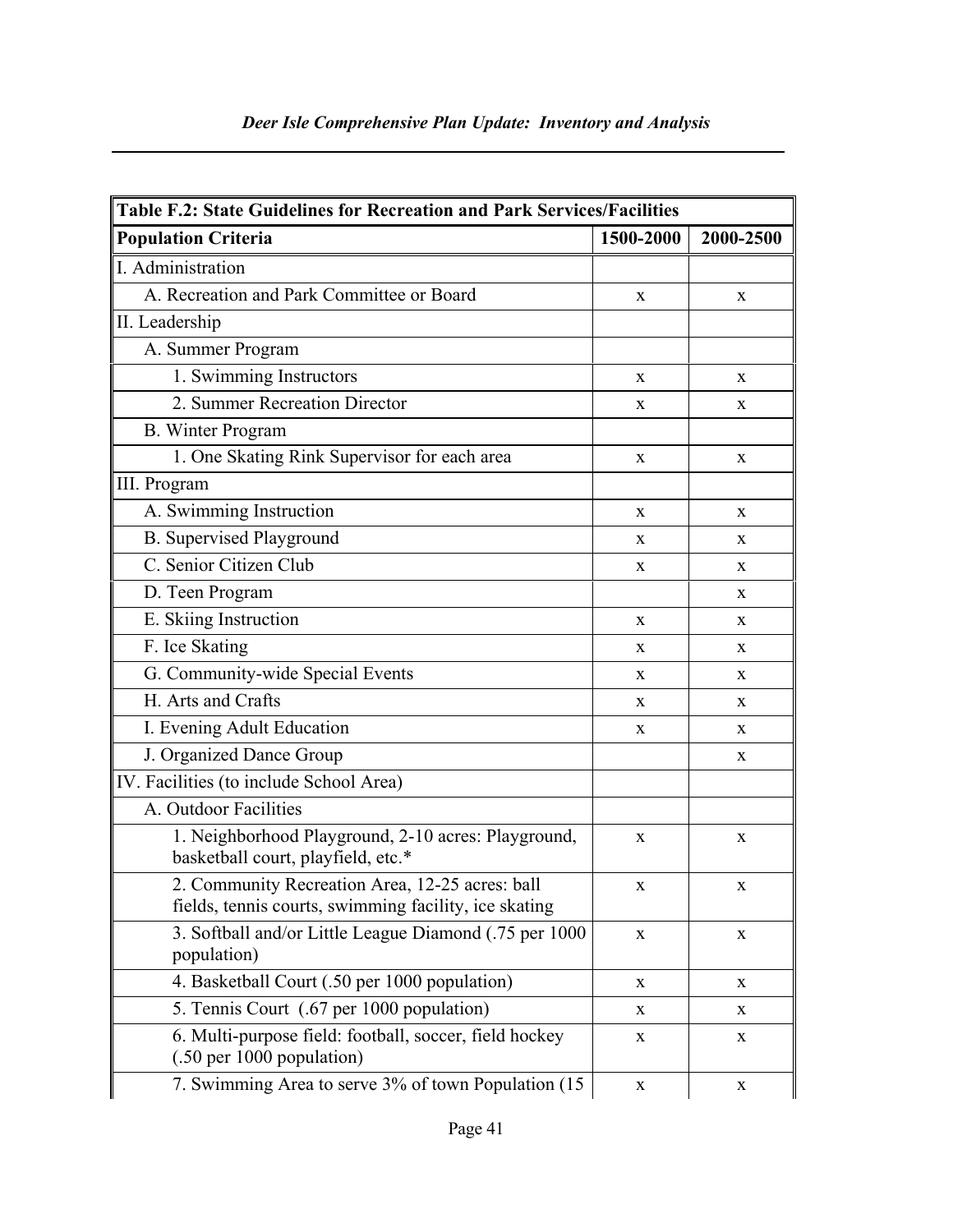| Table F.2: State Guidelines for Recreation and Park Services/Facilities | | |
|---|---|---|
| **Population Criteria** | **1500-2000** | **2000-2500** |
| I. Administration | | |
| A. Recreation and Park Committee or Board | x | x |
| II. Leadership | | |
| A. Summer Program | | |
| 1. Swimming Instructors | x | x |
| 2. Summer Recreation Director | x | x |
| B. Winter Program | | |
| 1. One Skating Rink Supervisor for each area | x | x |
| III. Program | | |
| A. Swimming Instruction | x | x |
| B. Supervised Playground | x | x |
| C. Senior Citizen Club | x | x |
| D. Teen Program | | x |
| E. Skiing Instruction | x | x |
| F. Ice Skating | x | x |
| G. Community-wide Special Events | x | x |
| H. Arts and Crafts | x | x |
| I. Evening Adult Education | x | x |
| J. Organized Dance Group | | x |
| IV. Facilities (to include School Area) | | |
| A. Outdoor Facilities | | |
| 1. Neighborhood Playground, 2-10 acres: Playground, basketball court, playfield, etc.* | x | x |
| 2. Community Recreation Area, 12-25 acres: ball fields, tennis courts, swimming facility, ice skating | x | x |
| 3. Softball and/or Little League Diamond (.75 per 1000 population) | x | x |
| 4. Basketball Court (.50 per 1000 population) | x | x |
| 5. Tennis Court (.67 per 1000 population) | x | x |
| 6. Multi-purpose field: football, soccer, field hockey (.50 per 1000 population) | x | x |
| 7. Swimming Area to serve 3% of town Population (15 | x | x |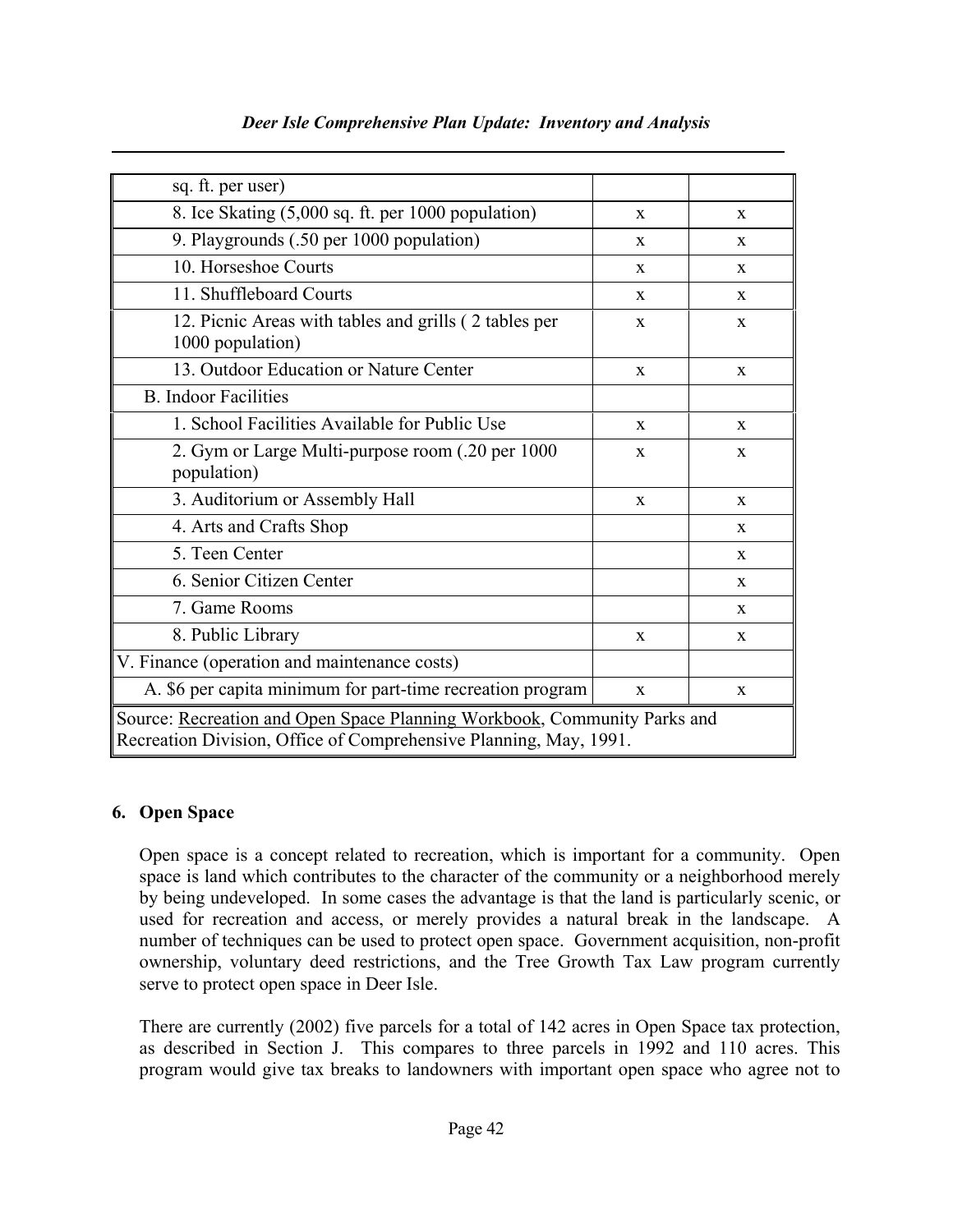| | | |
|---|---|---|
| sq. ft. per user) | | |
| 8. Ice Skating (5,000 sq. ft. per 1000 population) | x | x |
| 9. Playgrounds (.50 per 1000 population) | x | x |
| 10. Horseshoe Courts | x | x |
| 11. Shuffleboard Courts | x | x |
| 12. Picnic Areas with tables and grills ( 2 tables per 1000 population) | x | x |
| 13. Outdoor Education or Nature Center | x | x |
| B. Indoor Facilities | | |
| 1. School Facilities Available for Public Use | x | x |
| 2. Gym or Large Multi-purpose room (.20 per 1000 population) | x | x |
| 3. Auditorium or Assembly Hall | x | x |
| 4. Arts and Crafts Shop | | x |
| 5. Teen Center | | x |
| 6. Senior Citizen Center | | x |
| 7. Game Rooms | | x |
| 8. Public Library | x | x |
| V. Finance (operation and maintenance costs) | | |
| A. $6 per capita minimum for part-time recreation program | x | x |
| Source: Recreation and Open Space Planning Workbook, Community Parks and Recreation Division, Office of Comprehensive Planning, May, 1991. | | |

## 6. Open Space

Open space is a concept related to recreation, which is important for a community. Open space is land which contributes to the character of the community or a neighborhood merely by being undeveloped. In some cases the advantage is that the land is particularly scenic, or used for recreation and access, or merely provides a natural break in the landscape. A number of techniques can be used to protect open space. Government acquisition, non-profit ownership, voluntary deed restrictions, and the Tree Growth Tax Law program currently serve to protect open space in Deer Isle.

There are currently (2002) five parcels for a total of 142 acres in Open Space tax protection, as described in Section J. This compares to three parcels in 1992 and 110 acres. This program would give tax breaks to landowners with important open space who agree not to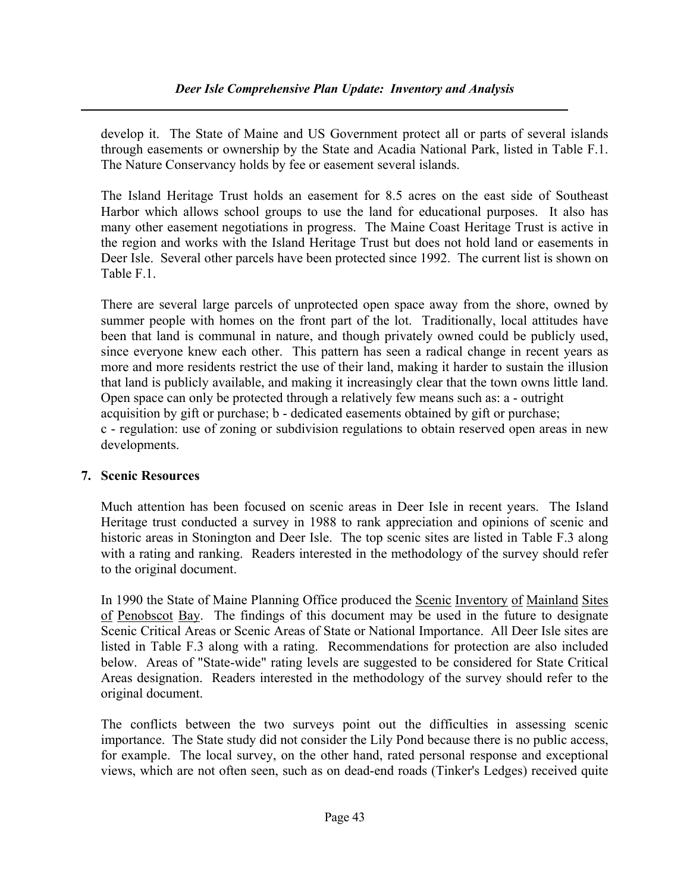develop it. The State of Maine and US Government protect all or parts of several islands through easements or ownership by the State and Acadia National Park, listed in Table F.1. The Nature Conservancy holds by fee or easement several islands.

The Island Heritage Trust holds an easement for 8.5 acres on the east side of Southeast Harbor which allows school groups to use the land for educational purposes. It also has many other easement negotiations in progress. The Maine Coast Heritage Trust is active in the region and works with the Island Heritage Trust but does not hold land or easements in Deer Isle. Several other parcels have been protected since 1992. The current list is shown on Table F.1.

There are several large parcels of unprotected open space away from the shore, owned by summer people with homes on the front part of the lot. Traditionally, local attitudes have been that land is communal in nature, and though privately owned could be publicly used, since everyone knew each other. This pattern has seen a radical change in recent years as more and more residents restrict the use of their land, making it harder to sustain the illusion that land is publicly available, and making it increasingly clear that the town owns little land. Open space can only be protected through a relatively few means such as: a - outright acquisition by gift or purchase; b - dedicated easements obtained by gift or purchase; c - regulation: use of zoning or subdivision regulations to obtain reserved open areas in new developments.

## 7. Scenic Resources

Much attention has been focused on scenic areas in Deer Isle in recent years. The Island Heritage trust conducted a survey in 1988 to rank appreciation and opinions of scenic and historic areas in Stonington and Deer Isle. The top scenic sites are listed in Table F.3 along with a rating and ranking. Readers interested in the methodology of the survey should refer to the original document.

In 1990 the State of Maine Planning Office produced the <u>Scenic Inventory of Mainland Sites of Penobscot Bay</u>. The findings of this document may be used in the future to designate Scenic Critical Areas or Scenic Areas of State or National Importance. All Deer Isle sites are listed in Table F.3 along with a rating. Recommendations for protection are also included below. Areas of "State-wide" rating levels are suggested to be considered for State Critical Areas designation. Readers interested in the methodology of the survey should refer to the original document.

The conflicts between the two surveys point out the difficulties in assessing scenic importance. The State study did not consider the Lily Pond because there is no public access, for example. The local survey, on the other hand, rated personal response and exceptional views, which are not often seen, such as on dead-end roads (Tinker's Ledges) received quite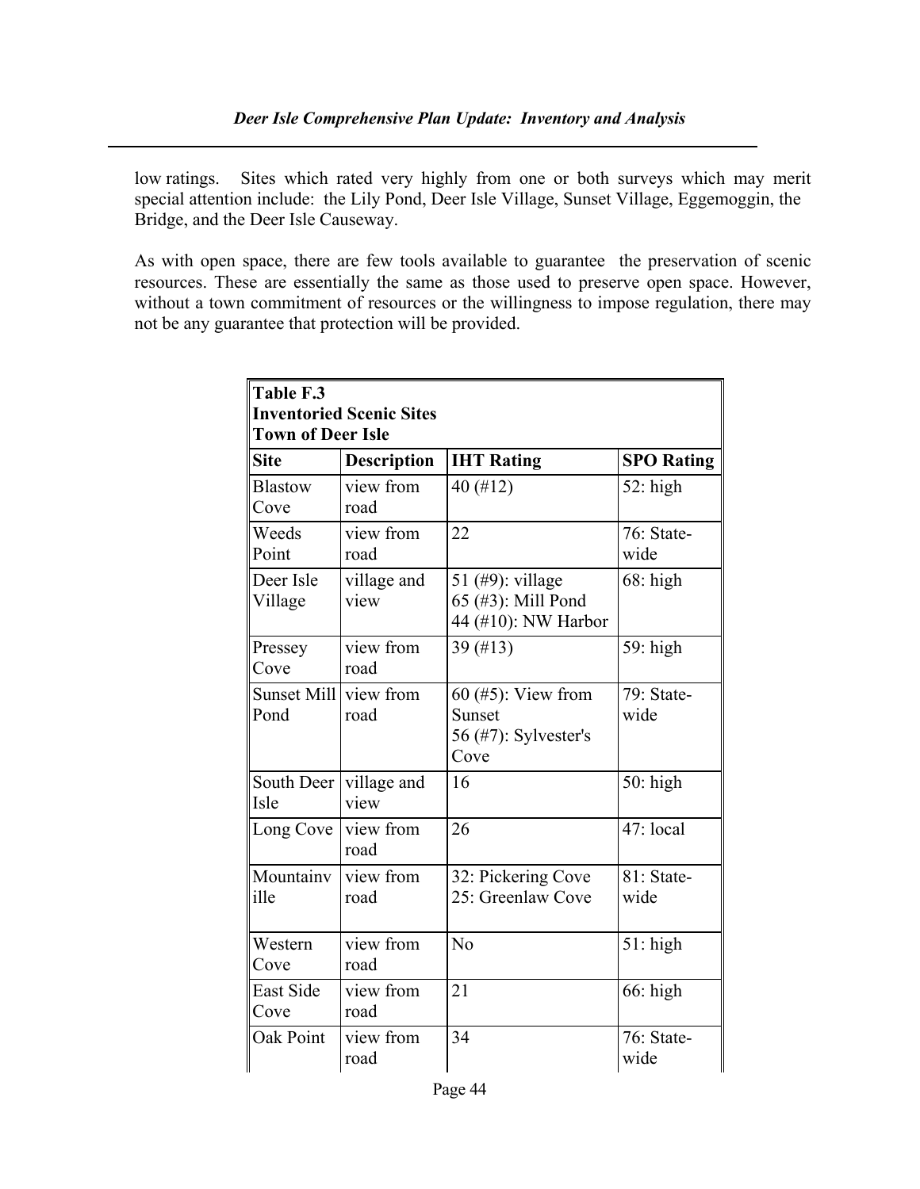low ratings. Sites which rated very highly from one or both surveys which may merit special attention include: the Lily Pond, Deer Isle Village, Sunset Village, Eggemoggin, the Bridge, and the Deer Isle Causeway.

As with open space, there are few tools available to guarantee the preservation of scenic resources. These are essentially the same as those used to preserve open space. However, without a town commitment of resources or the willingness to impose regulation, there may not be any guarantee that protection will be provided.

**Table F.3**
**Inventoried Scenic Sites**
**Town of Deer Isle**

| Site | Description | IHT Rating | SPO Rating |
|---|---|---|---|
| Blastow Cove | view from road | 40 (#12) | 52: high |
| Weeds Point | view from road | 22 | 76: State-wide |
| Deer Isle Village | village and view | 51 (#9): village<br>65 (#3): Mill Pond<br>44 (#10): NW Harbor | 68: high |
| Pressey Cove | view from road | 39 (#13) | 59: high |
| Sunset Mill Pond | view from road | 60 (#5): View from Sunset<br>56 (#7): Sylvester's Cove | 79: State-wide |
| South Deer Isle | village and view | 16 | 50: high |
| Long Cove | view from road | 26 | 47: local |
| Mountainville | view from road | 32: Pickering Cove<br>25: Greenlaw Cove | 81: State-wide |
| Western Cove | view from road | No | 51: high |
| East Side Cove | view from road | 21 | 66: high |
| Oak Point | view from road | 34 | 76: State-wide |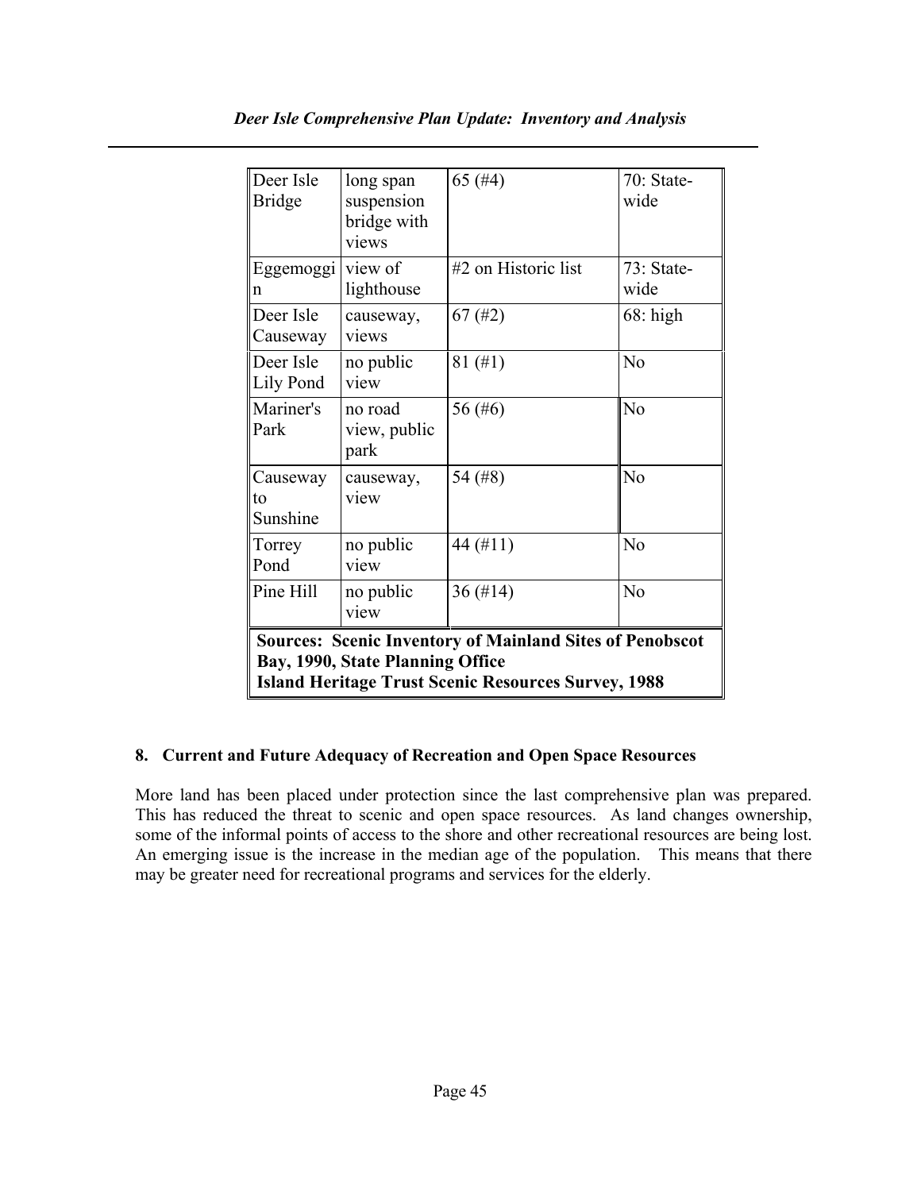| | | | |
|---|---|---|---|
| Deer Isle Bridge | long span suspension bridge with views | 65 (#4) | 70: State-wide |
| Eggemoggin | view of lighthouse | #2 on Historic list | 73: State-wide |
| Deer Isle Causeway | causeway, views | 67 (#2) | 68: high |
| Deer Isle Lily Pond | no public view | 81 (#1) | No |
| Mariner's Park | no road view, public park | 56 (#6) | No |
| Causeway to Sunshine | causeway, view | 54 (#8) | No |
| Torrey Pond | no public view | 44 (#11) | No |
| Pine Hill | no public view | 36 (#14) | No |

**Sources: Scenic Inventory of Mainland Sites of Penobscot Bay, 1990, State Planning Office**
**Island Heritage Trust Scenic Resources Survey, 1988**

### 8. Current and Future Adequacy of Recreation and Open Space Resources

More land has been placed under protection since the last comprehensive plan was prepared. This has reduced the threat to scenic and open space resources. As land changes ownership, some of the informal points of access to the shore and other recreational resources are being lost. An emerging issue is the increase in the median age of the population. This means that there may be greater need for recreational programs and services for the elderly.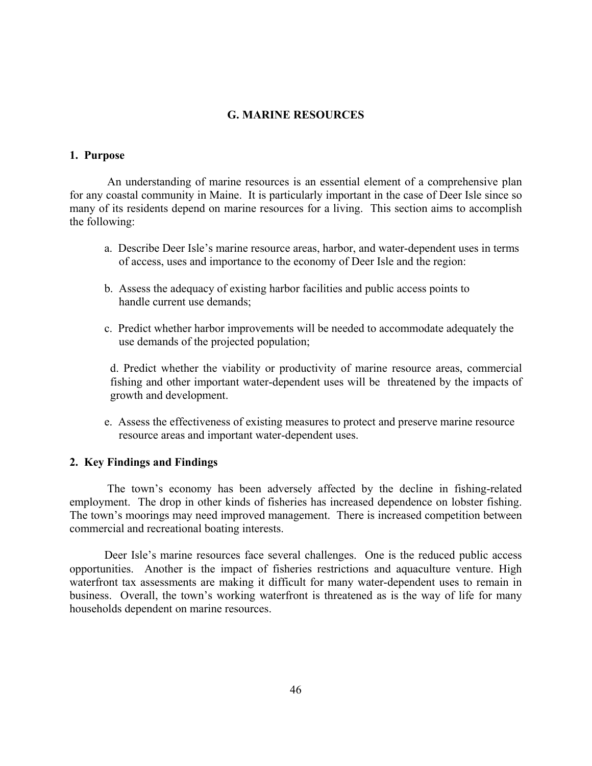## G. MARINE RESOURCES

### 1. Purpose

An understanding of marine resources is an essential element of a comprehensive plan for any coastal community in Maine. It is particularly important in the case of Deer Isle since so many of its residents depend on marine resources for a living. This section aims to accomplish the following:

a. Describe Deer Isle's marine resource areas, harbor, and water-dependent uses in terms of access, uses and importance to the economy of Deer Isle and the region:

b. Assess the adequacy of existing harbor facilities and public access points to handle current use demands;

c. Predict whether harbor improvements will be needed to accommodate adequately the use demands of the projected population;

d. Predict whether the viability or productivity of marine resource areas, commercial fishing and other important water-dependent uses will be threatened by the impacts of growth and development.

e. Assess the effectiveness of existing measures to protect and preserve marine resource resource areas and important water-dependent uses.

### 2. Key Findings and Findings

The town's economy has been adversely affected by the decline in fishing-related employment. The drop in other kinds of fisheries has increased dependence on lobster fishing. The town's moorings may need improved management. There is increased competition between commercial and recreational boating interests.

Deer Isle's marine resources face several challenges. One is the reduced public access opportunities. Another is the impact of fisheries restrictions and aquaculture venture. High waterfront tax assessments are making it difficult for many water-dependent uses to remain in business. Overall, the town's working waterfront is threatened as is the way of life for many households dependent on marine resources.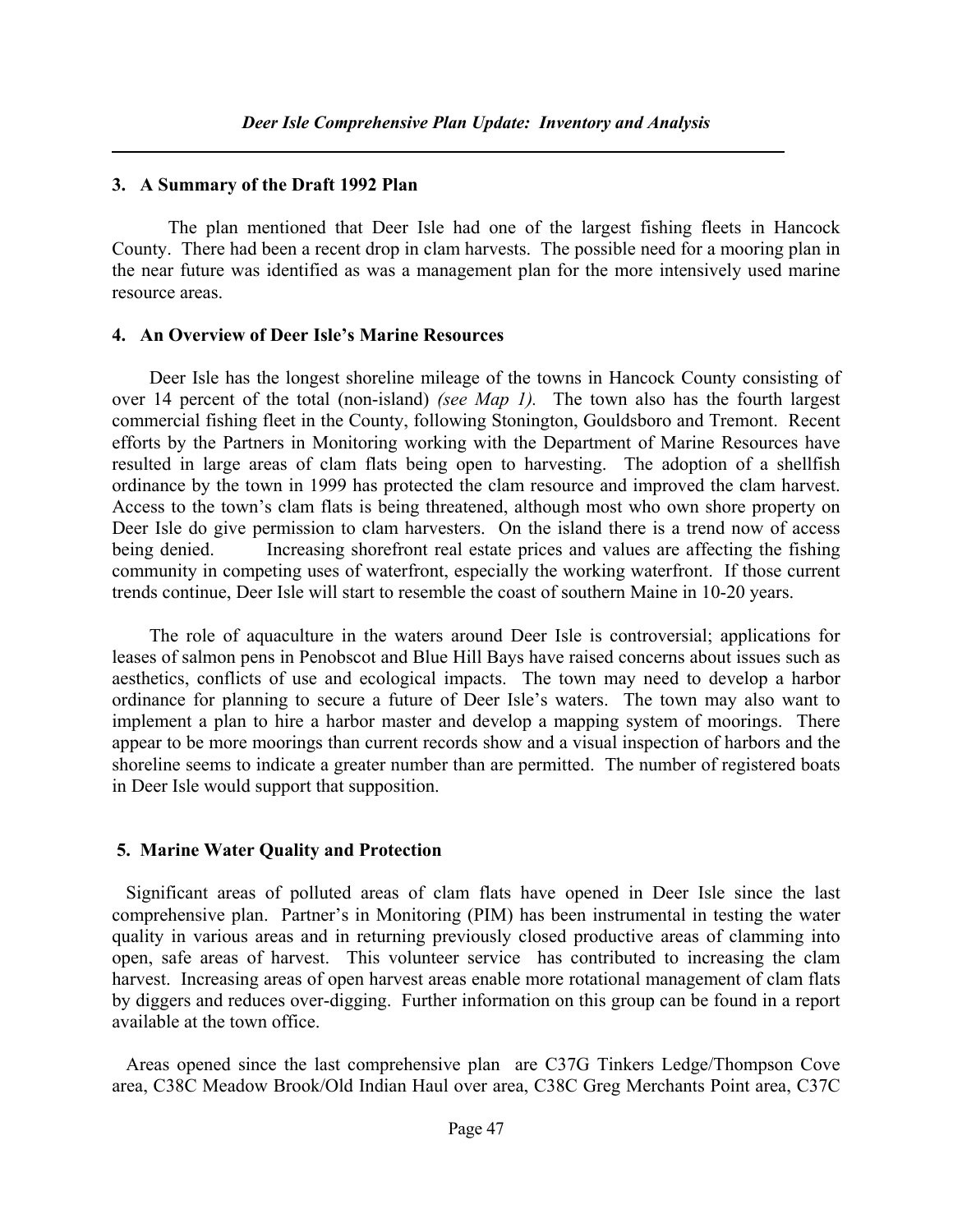### 3. A Summary of the Draft 1992 Plan

The plan mentioned that Deer Isle had one of the largest fishing fleets in Hancock County. There had been a recent drop in clam harvests. The possible need for a mooring plan in the near future was identified as was a management plan for the more intensively used marine resource areas.

### 4. An Overview of Deer Isle's Marine Resources

Deer Isle has the longest shoreline mileage of the towns in Hancock County consisting of over 14 percent of the total (non-island) *(see Map 1).* The town also has the fourth largest commercial fishing fleet in the County, following Stonington, Gouldsboro and Tremont. Recent efforts by the Partners in Monitoring working with the Department of Marine Resources have resulted in large areas of clam flats being open to harvesting. The adoption of a shellfish ordinance by the town in 1999 has protected the clam resource and improved the clam harvest. Access to the town's clam flats is being threatened, although most who own shore property on Deer Isle do give permission to clam harvesters. On the island there is a trend now of access being denied. Increasing shorefront real estate prices and values are affecting the fishing community in competing uses of waterfront, especially the working waterfront. If those current trends continue, Deer Isle will start to resemble the coast of southern Maine in 10-20 years.

The role of aquaculture in the waters around Deer Isle is controversial; applications for leases of salmon pens in Penobscot and Blue Hill Bays have raised concerns about issues such as aesthetics, conflicts of use and ecological impacts. The town may need to develop a harbor ordinance for planning to secure a future of Deer Isle's waters. The town may also want to implement a plan to hire a harbor master and develop a mapping system of moorings. There appear to be more moorings than current records show and a visual inspection of harbors and the shoreline seems to indicate a greater number than are permitted. The number of registered boats in Deer Isle would support that supposition.

### 5. Marine Water Quality and Protection

Significant areas of polluted areas of clam flats have opened in Deer Isle since the last comprehensive plan. Partner's in Monitoring (PIM) has been instrumental in testing the water quality in various areas and in returning previously closed productive areas of clamming into open, safe areas of harvest. This volunteer service has contributed to increasing the clam harvest. Increasing areas of open harvest areas enable more rotational management of clam flats by diggers and reduces over-digging. Further information on this group can be found in a report available at the town office.

Areas opened since the last comprehensive plan are C37G Tinkers Ledge/Thompson Cove area, C38C Meadow Brook/Old Indian Haul over area, C38C Greg Merchants Point area, C37C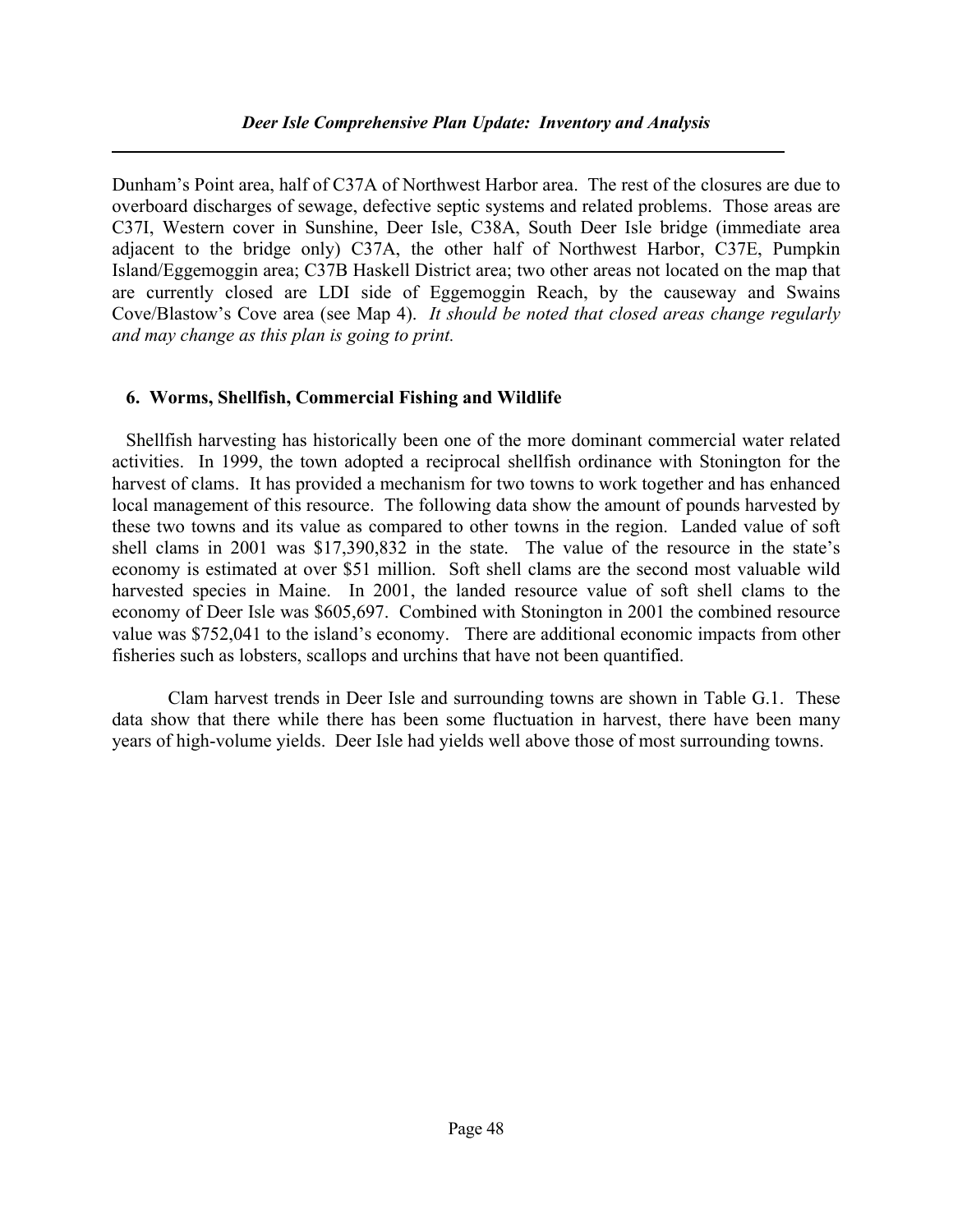Dunham's Point area, half of C37A of Northwest Harbor area. The rest of the closures are due to overboard discharges of sewage, defective septic systems and related problems. Those areas are C37I, Western cover in Sunshine, Deer Isle, C38A, South Deer Isle bridge (immediate area adjacent to the bridge only) C37A, the other half of Northwest Harbor, C37E, Pumpkin Island/Eggemoggin area; C37B Haskell District area; two other areas not located on the map that are currently closed are LDI side of Eggemoggin Reach, by the causeway and Swains Cove/Blastow's Cove area (see Map 4). *It should be noted that closed areas change regularly and may change as this plan is going to print.*

## 6. Worms, Shellfish, Commercial Fishing and Wildlife

Shellfish harvesting has historically been one of the more dominant commercial water related activities. In 1999, the town adopted a reciprocal shellfish ordinance with Stonington for the harvest of clams. It has provided a mechanism for two towns to work together and has enhanced local management of this resource. The following data show the amount of pounds harvested by these two towns and its value as compared to other towns in the region. Landed value of soft shell clams in 2001 was $17,390,832 in the state. The value of the resource in the state's economy is estimated at over $51 million. Soft shell clams are the second most valuable wild harvested species in Maine. In 2001, the landed resource value of soft shell clams to the economy of Deer Isle was $605,697. Combined with Stonington in 2001 the combined resource value was $752,041 to the island's economy. There are additional economic impacts from other fisheries such as lobsters, scallops and urchins that have not been quantified.

Clam harvest trends in Deer Isle and surrounding towns are shown in Table G.1. These data show that there while there has been some fluctuation in harvest, there have been many years of high-volume yields. Deer Isle had yields well above those of most surrounding towns.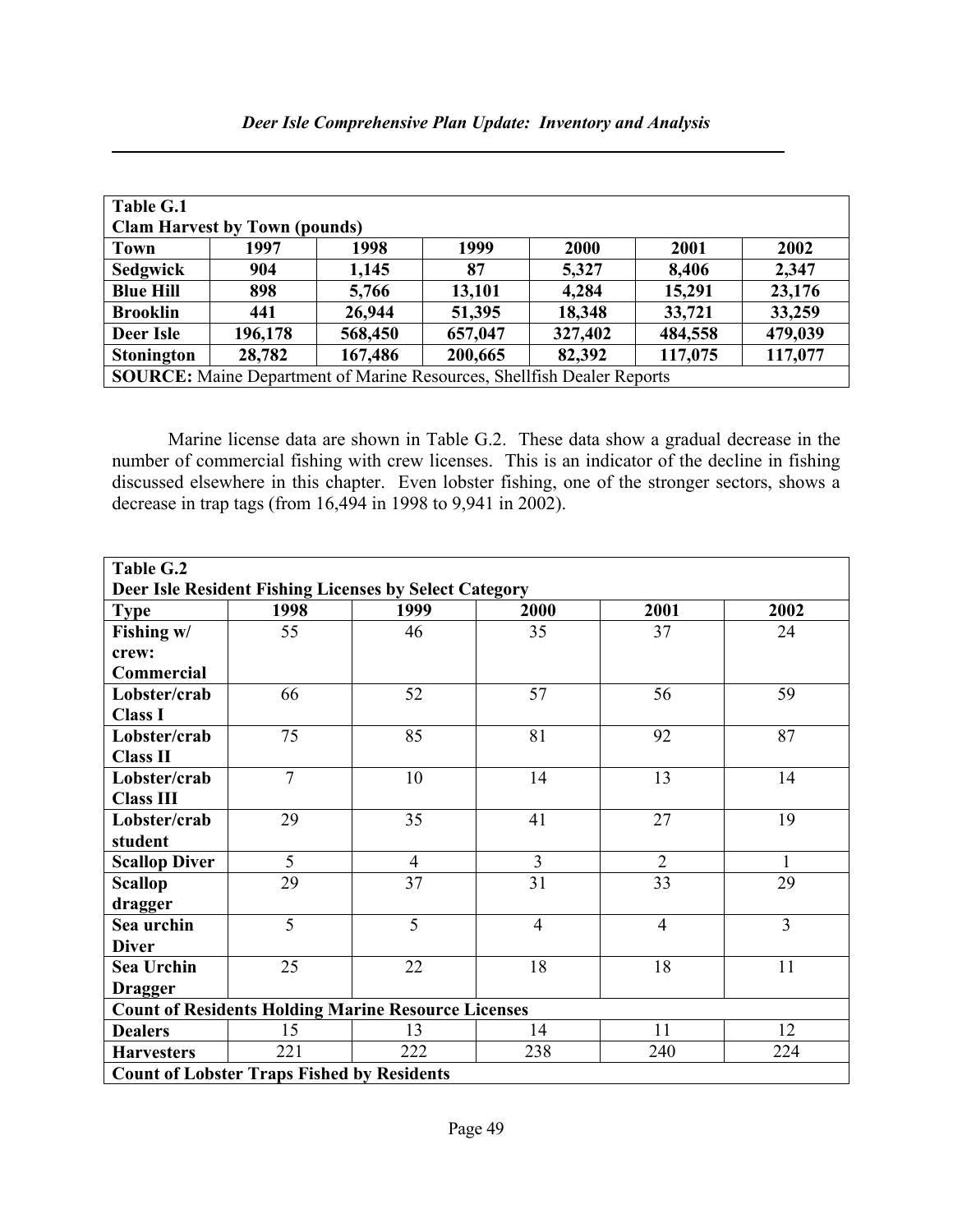| Table G.1 | | | | | | |
|---|---|---|---|---|---|---|
| **Clam Harvest by Town (pounds)** | | | | | | |
| **Town** | **1997** | **1998** | **1999** | **2000** | **2001** | **2002** |
| **Sedgwick** | **904** | **1,145** | **87** | **5,327** | **8,406** | **2,347** |
| **Blue Hill** | **898** | **5,766** | **13,101** | **4,284** | **15,291** | **23,176** |
| **Brooklin** | **441** | **26,944** | **51,395** | **18,348** | **33,721** | **33,259** |
| **Deer Isle** | **196,178** | **568,450** | **657,047** | **327,402** | **484,558** | **479,039** |
| **Stonington** | **28,782** | **167,486** | **200,665** | **82,392** | **117,075** | **117,077** |
| **SOURCE:** Maine Department of Marine Resources, Shellfish Dealer Reports | | | | | | |

Marine license data are shown in Table G.2. These data show a gradual decrease in the number of commercial fishing with crew licenses. This is an indicator of the decline in fishing discussed elsewhere in this chapter. Even lobster fishing, one of the stronger sectors, shows a decrease in trap tags (from 16,494 in 1998 to 9,941 in 2002).

| Table G.2 | | | | | |
|---|---|---|---|---|---|
| **Deer Isle Resident Fishing Licenses by Select Category** | | | | | |
| **Type** | **1998** | **1999** | **2000** | **2001** | **2002** |
| **Fishing w/ crew: Commercial** | 55 | 46 | 35 | 37 | 24 |
| **Lobster/crab Class I** | 66 | 52 | 57 | 56 | 59 |
| **Lobster/crab Class II** | 75 | 85 | 81 | 92 | 87 |
| **Lobster/crab Class III** | 7 | 10 | 14 | 13 | 14 |
| **Lobster/crab student** | 29 | 35 | 41 | 27 | 19 |
| **Scallop Diver** | 5 | 4 | 3 | 2 | 1 |
| **Scallop dragger** | 29 | 37 | 31 | 33 | 29 |
| **Sea urchin Diver** | 5 | 5 | 4 | 4 | 3 |
| **Sea Urchin Dragger** | 25 | 22 | 18 | 18 | 11 |
| **Count of Residents Holding Marine Resource Licenses** | | | | | |
| **Dealers** | 15 | 13 | 14 | 11 | 12 |
| **Harvesters** | 221 | 222 | 238 | 240 | 224 |
| **Count of Lobster Traps Fished by Residents** | | | | | |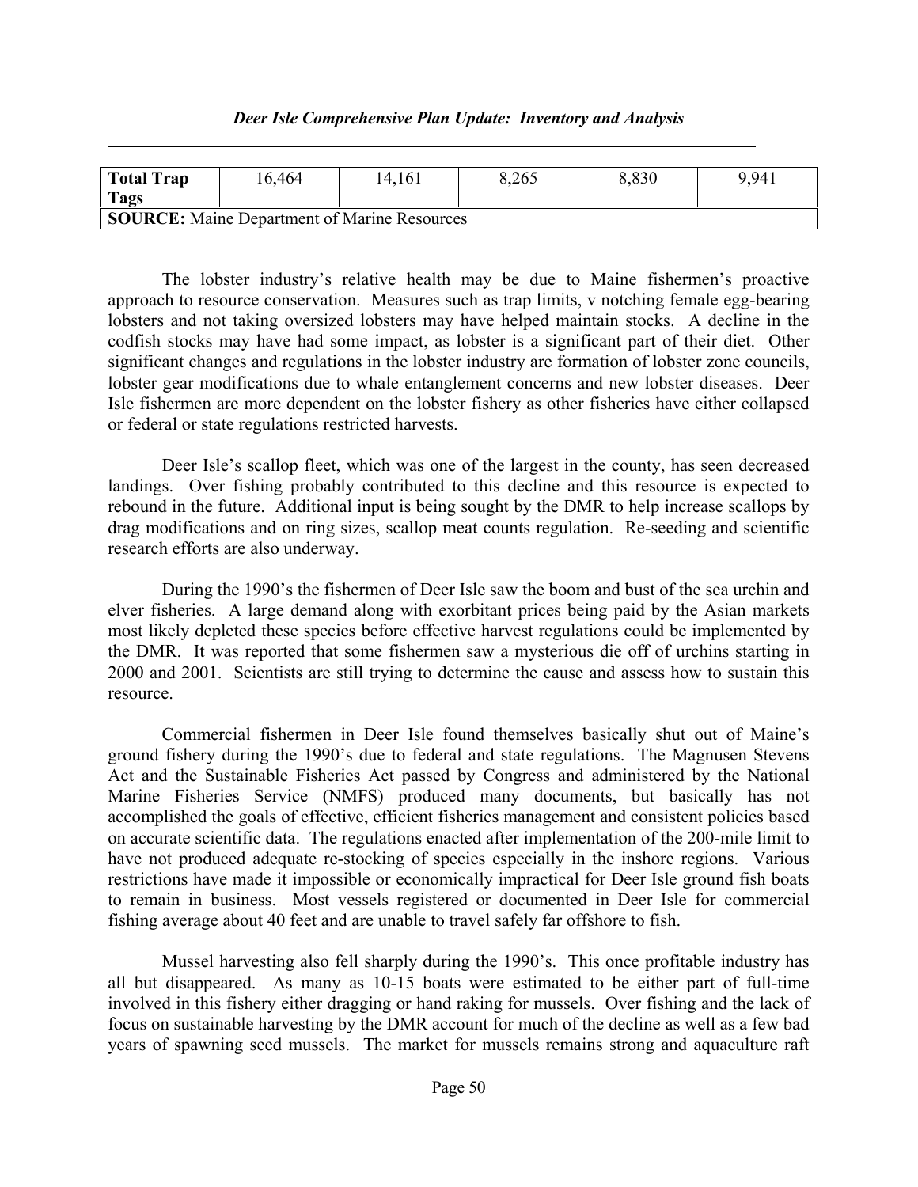| Total Trap Tags | 16,464 | 14,161 | 8,265 | 8,830 | 9,941 |
|---|---|---|---|---|---|
| **SOURCE:** Maine Department of Marine Resources | | | | | |

The lobster industry's relative health may be due to Maine fishermen's proactive approach to resource conservation. Measures such as trap limits, v notching female egg-bearing lobsters and not taking oversized lobsters may have helped maintain stocks. A decline in the codfish stocks may have had some impact, as lobster is a significant part of their diet. Other significant changes and regulations in the lobster industry are formation of lobster zone councils, lobster gear modifications due to whale entanglement concerns and new lobster diseases. Deer Isle fishermen are more dependent on the lobster fishery as other fisheries have either collapsed or federal or state regulations restricted harvests.

Deer Isle's scallop fleet, which was one of the largest in the county, has seen decreased landings. Over fishing probably contributed to this decline and this resource is expected to rebound in the future. Additional input is being sought by the DMR to help increase scallops by drag modifications and on ring sizes, scallop meat counts regulation. Re-seeding and scientific research efforts are also underway.

During the 1990's the fishermen of Deer Isle saw the boom and bust of the sea urchin and elver fisheries. A large demand along with exorbitant prices being paid by the Asian markets most likely depleted these species before effective harvest regulations could be implemented by the DMR. It was reported that some fishermen saw a mysterious die off of urchins starting in 2000 and 2001. Scientists are still trying to determine the cause and assess how to sustain this resource.

Commercial fishermen in Deer Isle found themselves basically shut out of Maine's ground fishery during the 1990's due to federal and state regulations. The Magnusen Stevens Act and the Sustainable Fisheries Act passed by Congress and administered by the National Marine Fisheries Service (NMFS) produced many documents, but basically has not accomplished the goals of effective, efficient fisheries management and consistent policies based on accurate scientific data. The regulations enacted after implementation of the 200-mile limit to have not produced adequate re-stocking of species especially in the inshore regions. Various restrictions have made it impossible or economically impractical for Deer Isle ground fish boats to remain in business. Most vessels registered or documented in Deer Isle for commercial fishing average about 40 feet and are unable to travel safely far offshore to fish.

Mussel harvesting also fell sharply during the 1990's. This once profitable industry has all but disappeared. As many as 10-15 boats were estimated to be either part of full-time involved in this fishery either dragging or hand raking for mussels. Over fishing and the lack of focus on sustainable harvesting by the DMR account for much of the decline as well as a few bad years of spawning seed mussels. The market for mussels remains strong and aquaculture raft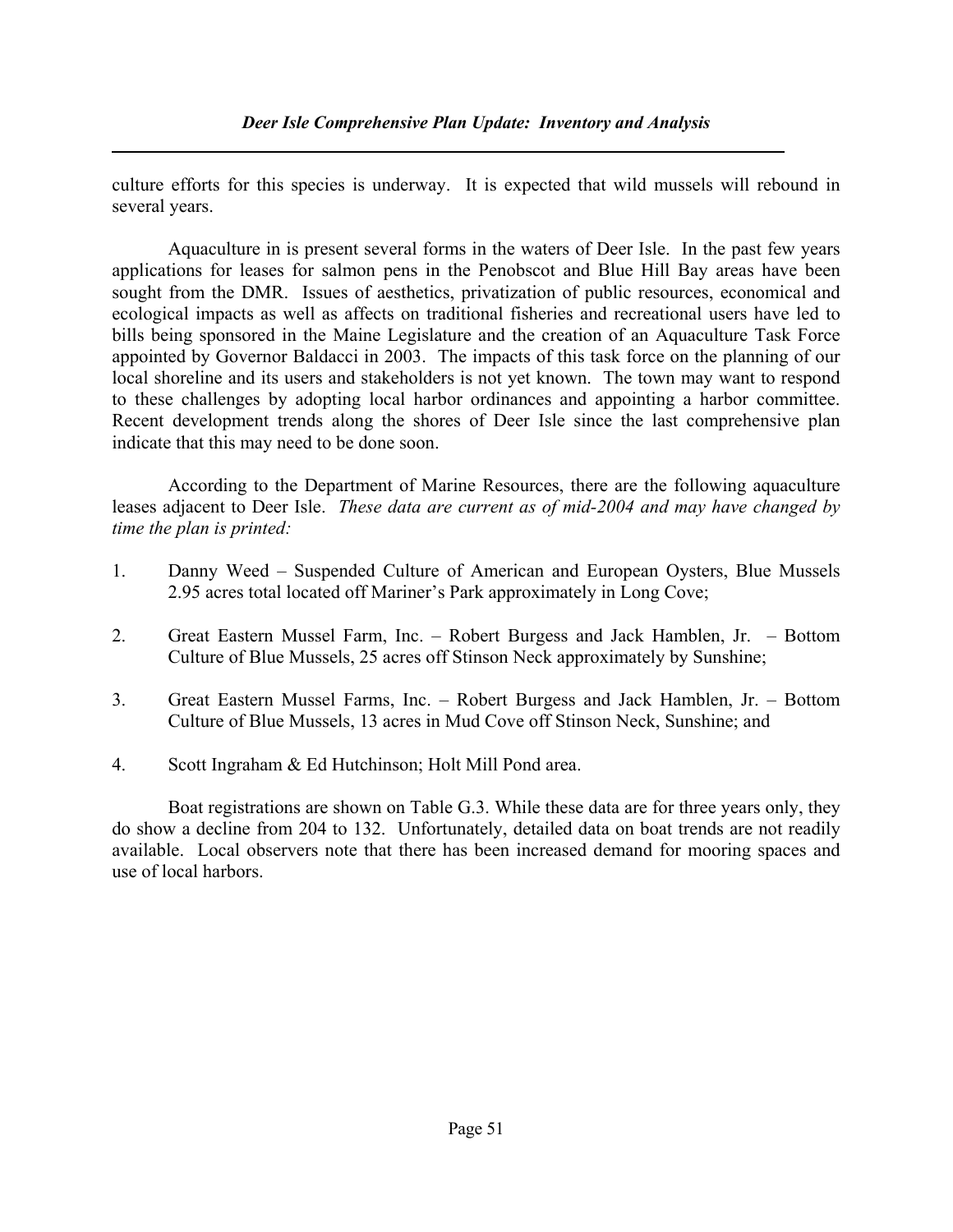culture efforts for this species is underway. It is expected that wild mussels will rebound in several years.

Aquaculture in is present several forms in the waters of Deer Isle. In the past few years applications for leases for salmon pens in the Penobscot and Blue Hill Bay areas have been sought from the DMR. Issues of aesthetics, privatization of public resources, economical and ecological impacts as well as affects on traditional fisheries and recreational users have led to bills being sponsored in the Maine Legislature and the creation of an Aquaculture Task Force appointed by Governor Baldacci in 2003. The impacts of this task force on the planning of our local shoreline and its users and stakeholders is not yet known. The town may want to respond to these challenges by adopting local harbor ordinances and appointing a harbor committee. Recent development trends along the shores of Deer Isle since the last comprehensive plan indicate that this may need to be done soon.

According to the Department of Marine Resources, there are the following aquaculture leases adjacent to Deer Isle. *These data are current as of mid-2004 and may have changed by time the plan is printed:*

1. Danny Weed – Suspended Culture of American and European Oysters, Blue Mussels 2.95 acres total located off Mariner's Park approximately in Long Cove;

2. Great Eastern Mussel Farm, Inc. – Robert Burgess and Jack Hamblen, Jr. – Bottom Culture of Blue Mussels, 25 acres off Stinson Neck approximately by Sunshine;

3. Great Eastern Mussel Farms, Inc. – Robert Burgess and Jack Hamblen, Jr. – Bottom Culture of Blue Mussels, 13 acres in Mud Cove off Stinson Neck, Sunshine; and

4. Scott Ingraham & Ed Hutchinson; Holt Mill Pond area.

Boat registrations are shown on Table G.3. While these data are for three years only, they do show a decline from 204 to 132. Unfortunately, detailed data on boat trends are not readily available. Local observers note that there has been increased demand for mooring spaces and use of local harbors.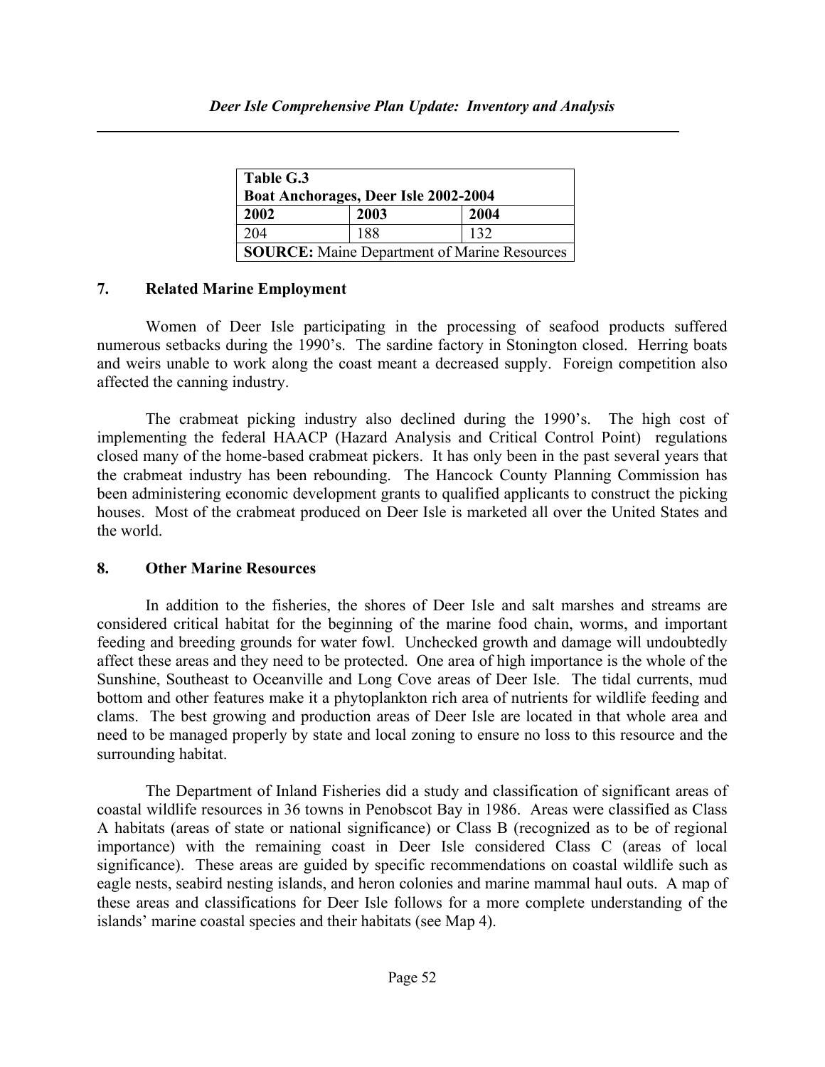| Table G.3 | | |
|---|---|---|
| **Boat Anchorages, Deer Isle 2002-2004** | | |
| **2002** | **2003** | **2004** |
| 204 | 188 | 132 |
| **SOURCE:** Maine Department of Marine Resources | | |

## 7. Related Marine Employment

Women of Deer Isle participating in the processing of seafood products suffered numerous setbacks during the 1990's. The sardine factory in Stonington closed. Herring boats and weirs unable to work along the coast meant a decreased supply. Foreign competition also affected the canning industry.

The crabmeat picking industry also declined during the 1990's. The high cost of implementing the federal HAACP (Hazard Analysis and Critical Control Point) regulations closed many of the home-based crabmeat pickers. It has only been in the past several years that the crabmeat industry has been rebounding. The Hancock County Planning Commission has been administering economic development grants to qualified applicants to construct the picking houses. Most of the crabmeat produced on Deer Isle is marketed all over the United States and the world.

## 8. Other Marine Resources

In addition to the fisheries, the shores of Deer Isle and salt marshes and streams are considered critical habitat for the beginning of the marine food chain, worms, and important feeding and breeding grounds for water fowl. Unchecked growth and damage will undoubtedly affect these areas and they need to be protected. One area of high importance is the whole of the Sunshine, Southeast to Oceanville and Long Cove areas of Deer Isle. The tidal currents, mud bottom and other features make it a phytoplankton rich area of nutrients for wildlife feeding and clams. The best growing and production areas of Deer Isle are located in that whole area and need to be managed properly by state and local zoning to ensure no loss to this resource and the surrounding habitat.

The Department of Inland Fisheries did a study and classification of significant areas of coastal wildlife resources in 36 towns in Penobscot Bay in 1986. Areas were classified as Class A habitats (areas of state or national significance) or Class B (recognized as to be of regional importance) with the remaining coast in Deer Isle considered Class C (areas of local significance). These areas are guided by specific recommendations on coastal wildlife such as eagle nests, seabird nesting islands, and heron colonies and marine mammal haul outs. A map of these areas and classifications for Deer Isle follows for a more complete understanding of the islands' marine coastal species and their habitats (see Map 4).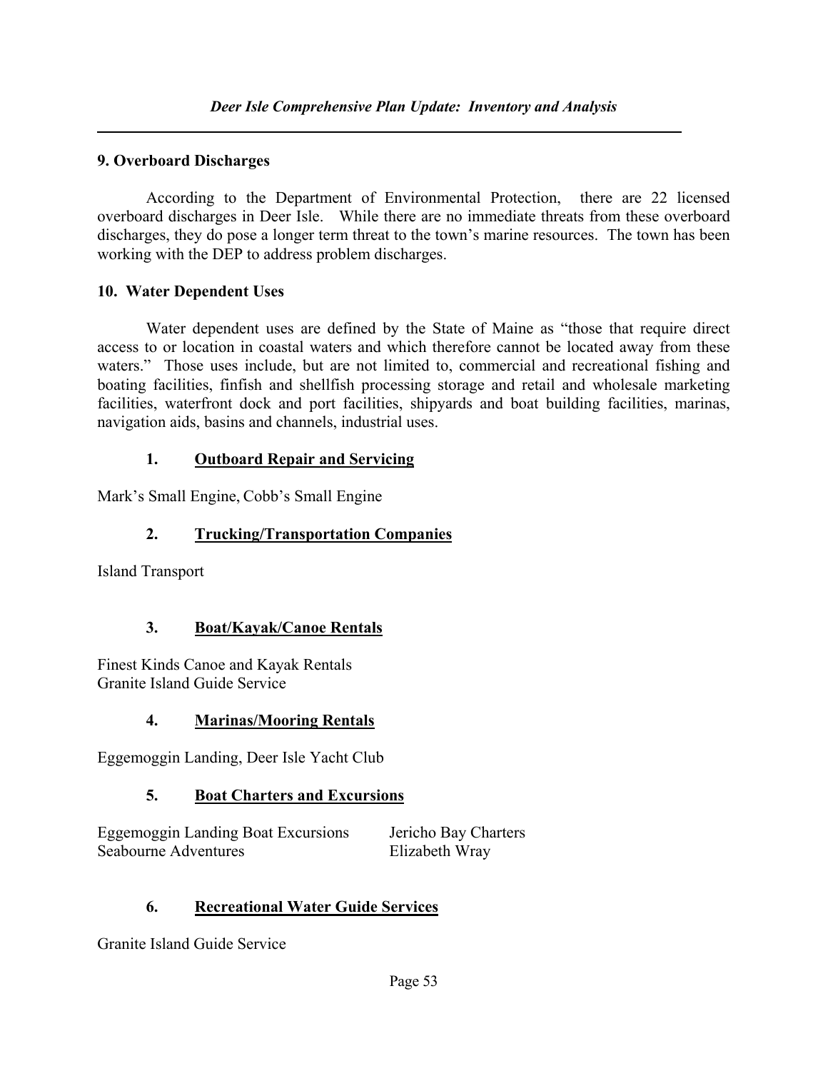## 9. Overboard Discharges

According to the Department of Environmental Protection, there are 22 licensed overboard discharges in Deer Isle. While there are no immediate threats from these overboard discharges, they do pose a longer term threat to the town's marine resources. The town has been working with the DEP to address problem discharges.

## 10. Water Dependent Uses

Water dependent uses are defined by the State of Maine as "those that require direct access to or location in coastal waters and which therefore cannot be located away from these waters." Those uses include, but are not limited to, commercial and recreational fishing and boating facilities, finfish and shellfish processing storage and retail and wholesale marketing facilities, waterfront dock and port facilities, shipyards and boat building facilities, marinas, navigation aids, basins and channels, industrial uses.

### 1. Outboard Repair and Servicing

Mark's Small Engine, Cobb's Small Engine

### 2. Trucking/Transportation Companies

Island Transport

### 3. Boat/Kayak/Canoe Rentals

Finest Kinds Canoe and Kayak Rentals
Granite Island Guide Service

### 4. Marinas/Mooring Rentals

Eggemoggin Landing, Deer Isle Yacht Club

### 5. Boat Charters and Excursions

Eggemoggin Landing Boat Excursions
Seabourne Adventures
Jericho Bay Charters
Elizabeth Wray

### 6. Recreational Water Guide Services

Granite Island Guide Service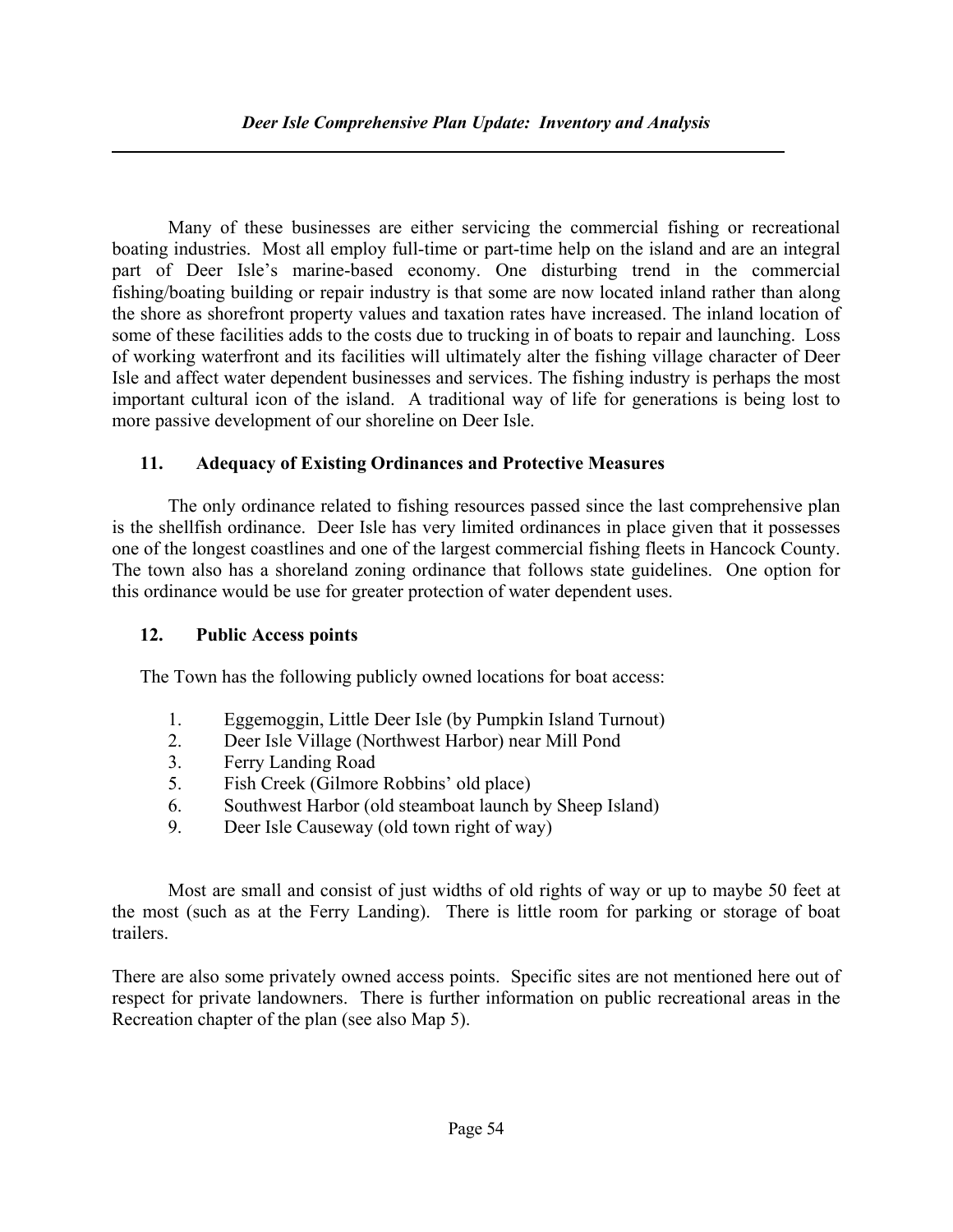Many of these businesses are either servicing the commercial fishing or recreational boating industries. Most all employ full-time or part-time help on the island and are an integral part of Deer Isle's marine-based economy. One disturbing trend in the commercial fishing/boating building or repair industry is that some are now located inland rather than along the shore as shorefront property values and taxation rates have increased. The inland location of some of these facilities adds to the costs due to trucking in of boats to repair and launching. Loss of working waterfront and its facilities will ultimately alter the fishing village character of Deer Isle and affect water dependent businesses and services. The fishing industry is perhaps the most important cultural icon of the island. A traditional way of life for generations is being lost to more passive development of our shoreline on Deer Isle.

### 11. Adequacy of Existing Ordinances and Protective Measures

The only ordinance related to fishing resources passed since the last comprehensive plan is the shellfish ordinance. Deer Isle has very limited ordinances in place given that it possesses one of the longest coastlines and one of the largest commercial fishing fleets in Hancock County. The town also has a shoreland zoning ordinance that follows state guidelines. One option for this ordinance would be use for greater protection of water dependent uses.

### 12. Public Access points

The Town has the following publicly owned locations for boat access:

1. Eggemoggin, Little Deer Isle (by Pumpkin Island Turnout)
2. Deer Isle Village (Northwest Harbor) near Mill Pond
3. Ferry Landing Road
5. Fish Creek (Gilmore Robbins' old place)
6. Southwest Harbor (old steamboat launch by Sheep Island)
9. Deer Isle Causeway (old town right of way)

Most are small and consist of just widths of old rights of way or up to maybe 50 feet at the most (such as at the Ferry Landing). There is little room for parking or storage of boat trailers.

There are also some privately owned access points. Specific sites are not mentioned here out of respect for private landowners. There is further information on public recreational areas in the Recreation chapter of the plan (see also Map 5).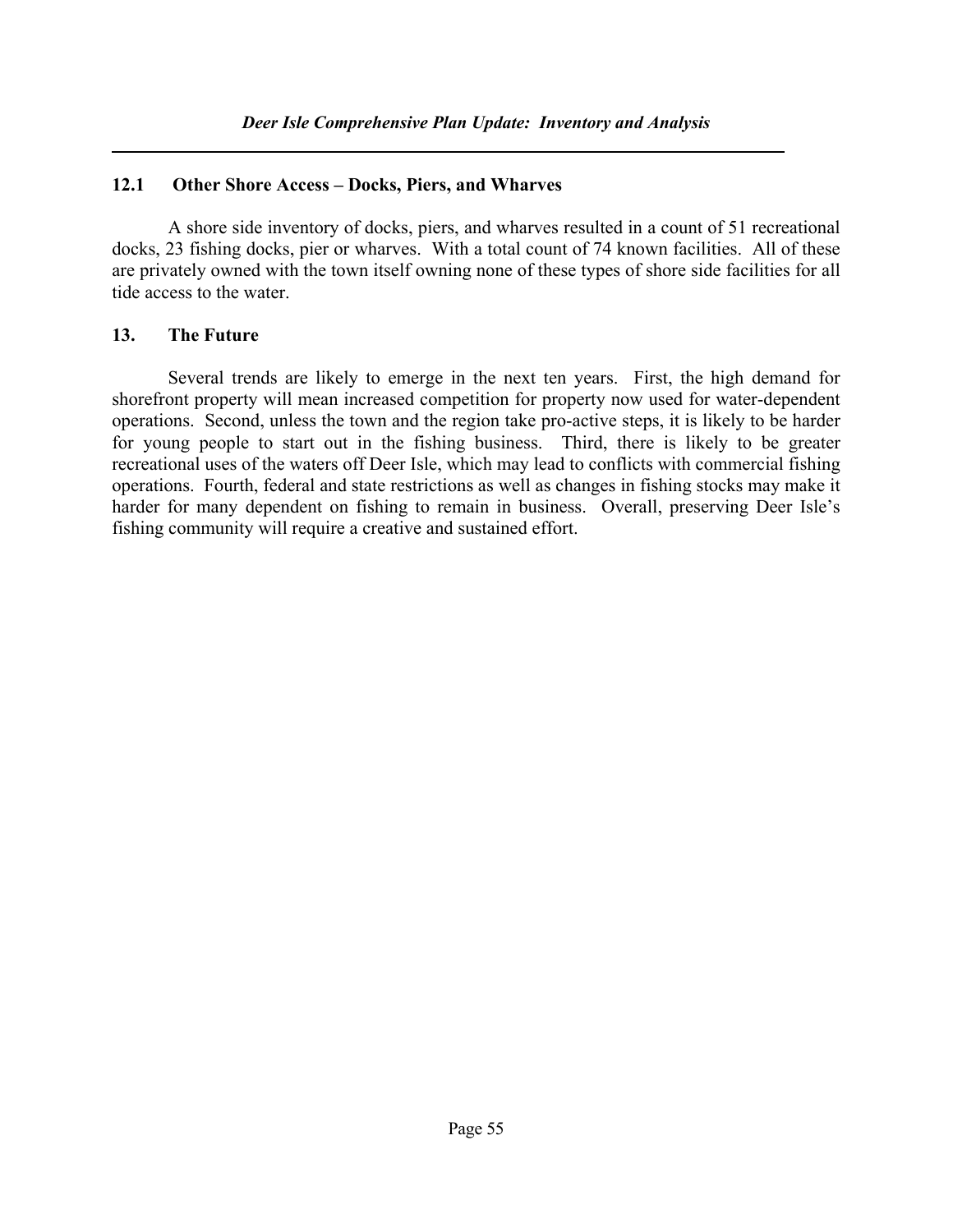### 12.1 Other Shore Access – Docks, Piers, and Wharves

A shore side inventory of docks, piers, and wharves resulted in a count of 51 recreational docks, 23 fishing docks, pier or wharves. With a total count of 74 known facilities. All of these are privately owned with the town itself owning none of these types of shore side facilities for all tide access to the water.

## 13. The Future

Several trends are likely to emerge in the next ten years. First, the high demand for shorefront property will mean increased competition for property now used for water-dependent operations. Second, unless the town and the region take pro-active steps, it is likely to be harder for young people to start out in the fishing business. Third, there is likely to be greater recreational uses of the waters off Deer Isle, which may lead to conflicts with commercial fishing operations. Fourth, federal and state restrictions as well as changes in fishing stocks may make it harder for many dependent on fishing to remain in business. Overall, preserving Deer Isle's fishing community will require a creative and sustained effort.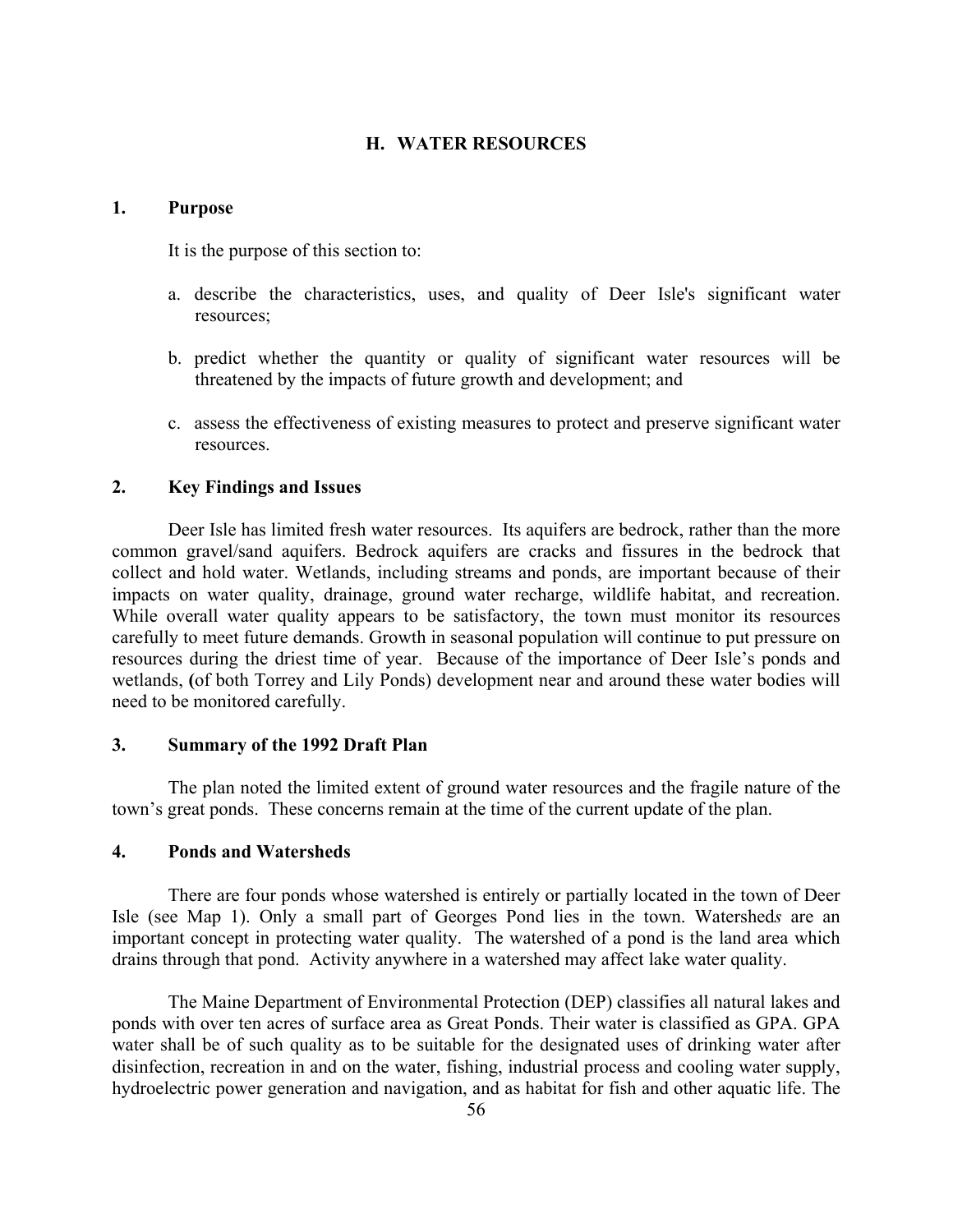# H. WATER RESOURCES

## 1. Purpose

It is the purpose of this section to:

a. describe the characteristics, uses, and quality of Deer Isle's significant water resources;

b. predict whether the quantity or quality of significant water resources will be threatened by the impacts of future growth and development; and

c. assess the effectiveness of existing measures to protect and preserve significant water resources.

## 2. Key Findings and Issues

Deer Isle has limited fresh water resources. Its aquifers are bedrock, rather than the more common gravel/sand aquifers. Bedrock aquifers are cracks and fissures in the bedrock that collect and hold water. Wetlands, including streams and ponds, are important because of their impacts on water quality, drainage, ground water recharge, wildlife habitat, and recreation. While overall water quality appears to be satisfactory, the town must monitor its resources carefully to meet future demands. Growth in seasonal population will continue to put pressure on resources during the driest time of year. Because of the importance of Deer Isle's ponds and wetlands, **(**of both Torrey and Lily Ponds) development near and around these water bodies will need to be monitored carefully.

## 3. Summary of the 1992 Draft Plan

The plan noted the limited extent of ground water resources and the fragile nature of the town's great ponds. These concerns remain at the time of the current update of the plan.

## 4. Ponds and Watersheds

There are four ponds whose watershed is entirely or partially located in the town of Deer Isle (see Map 1). Only a small part of Georges Pond lies in the town. Watershed*s* are an important concept in protecting water quality. The watershed of a pond is the land area which drains through that pond. Activity anywhere in a watershed may affect lake water quality.

The Maine Department of Environmental Protection (DEP) classifies all natural lakes and ponds with over ten acres of surface area as Great Ponds. Their water is classified as GPA. GPA water shall be of such quality as to be suitable for the designated uses of drinking water after disinfection, recreation in and on the water, fishing, industrial process and cooling water supply, hydroelectric power generation and navigation, and as habitat for fish and other aquatic life. The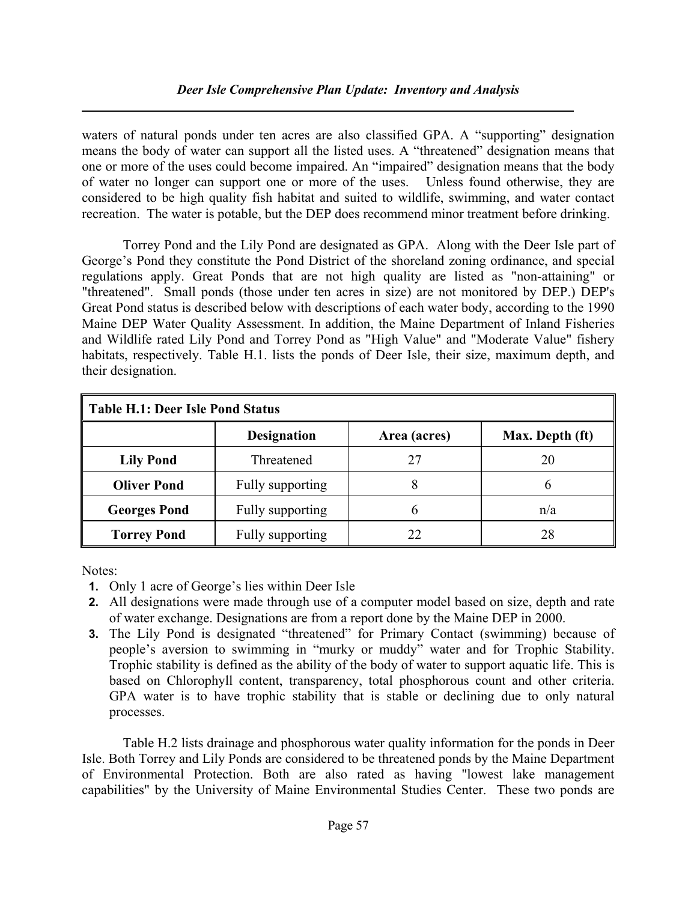waters of natural ponds under ten acres are also classified GPA. A "supporting" designation means the body of water can support all the listed uses. A "threatened" designation means that one or more of the uses could become impaired. An "impaired" designation means that the body of water no longer can support one or more of the uses. Unless found otherwise, they are considered to be high quality fish habitat and suited to wildlife, swimming, and water contact recreation. The water is potable, but the DEP does recommend minor treatment before drinking.

Torrey Pond and the Lily Pond are designated as GPA. Along with the Deer Isle part of George's Pond they constitute the Pond District of the shoreland zoning ordinance, and special regulations apply. Great Ponds that are not high quality are listed as "non-attaining" or "threatened". Small ponds (those under ten acres in size) are not monitored by DEP.) DEP's Great Pond status is described below with descriptions of each water body, according to the 1990 Maine DEP Water Quality Assessment. In addition, the Maine Department of Inland Fisheries and Wildlife rated Lily Pond and Torrey Pond as "High Value" and "Moderate Value" fishery habitats, respectively. Table H.1. lists the ponds of Deer Isle, their size, maximum depth, and their designation.

**Table H.1: Deer Isle Pond Status**

| | Designation | Area (acres) | Max. Depth (ft) |
|---|---|---|---|
| **Lily Pond** | Threatened | 27 | 20 |
| **Oliver Pond** | Fully supporting | 8 | 6 |
| **Georges Pond** | Fully supporting | 6 | n/a |
| **Torrey Pond** | Fully supporting | 22 | 28 |

Notes:

1. Only 1 acre of George's lies within Deer Isle
2. All designations were made through use of a computer model based on size, depth and rate of water exchange. Designations are from a report done by the Maine DEP in 2000.
3. The Lily Pond is designated "threatened" for Primary Contact (swimming) because of people's aversion to swimming in "murky or muddy" water and for Trophic Stability. Trophic stability is defined as the ability of the body of water to support aquatic life. This is based on Chlorophyll content, transparency, total phosphorous count and other criteria. GPA water is to have trophic stability that is stable or declining due to only natural processes.

Table H.2 lists drainage and phosphorous water quality information for the ponds in Deer Isle. Both Torrey and Lily Ponds are considered to be threatened ponds by the Maine Department of Environmental Protection. Both are also rated as having "lowest lake management capabilities" by the University of Maine Environmental Studies Center. These two ponds are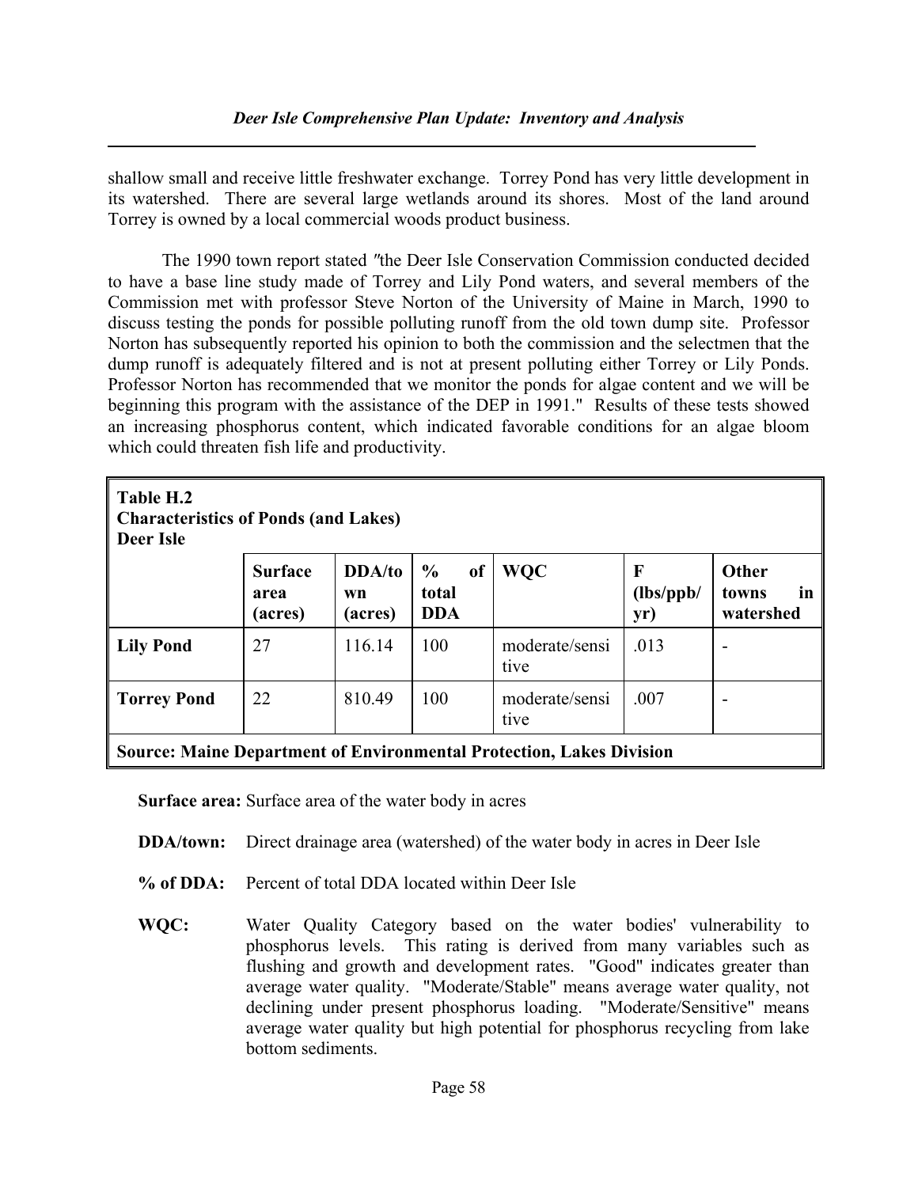shallow small and receive little freshwater exchange. Torrey Pond has very little development in its watershed. There are several large wetlands around its shores. Most of the land around Torrey is owned by a local commercial woods product business.

The 1990 town report stated "the Deer Isle Conservation Commission conducted decided to have a base line study made of Torrey and Lily Pond waters, and several members of the Commission met with professor Steve Norton of the University of Maine in March, 1990 to discuss testing the ponds for possible polluting runoff from the old town dump site. Professor Norton has subsequently reported his opinion to both the commission and the selectmen that the dump runoff is adequately filtered and is not at present polluting either Torrey or Lily Ponds. Professor Norton has recommended that we monitor the ponds for algae content and we will be beginning this program with the assistance of the DEP in 1991." Results of these tests showed an increasing phosphorus content, which indicated favorable conditions for an algae bloom which could threaten fish life and productivity.

**Table H.2**
**Characteristics of Ponds (and Lakes)**
**Deer Isle**

| | Surface area (acres) | DDA/town (acres) | % of total DDA | WQC | F (lbs/ppb/yr) | Other towns in watershed |
|---|---|---|---|---|---|---|
| **Lily Pond** | 27 | 116.14 | 100 | moderate/sensitive | .013 | - |
| **Torrey Pond** | 22 | 810.49 | 100 | moderate/sensitive | .007 | - |

**Source: Maine Department of Environmental Protection, Lakes Division**

**Surface area:** Surface area of the water body in acres

**DDA/town:** Direct drainage area (watershed) of the water body in acres in Deer Isle

**% of DDA:** Percent of total DDA located within Deer Isle

**WQC:** Water Quality Category based on the water bodies' vulnerability to phosphorus levels. This rating is derived from many variables such as flushing and growth and development rates. "Good" indicates greater than average water quality. "Moderate/Stable" means average water quality, not declining under present phosphorus loading. "Moderate/Sensitive" means average water quality but high potential for phosphorus recycling from lake bottom sediments.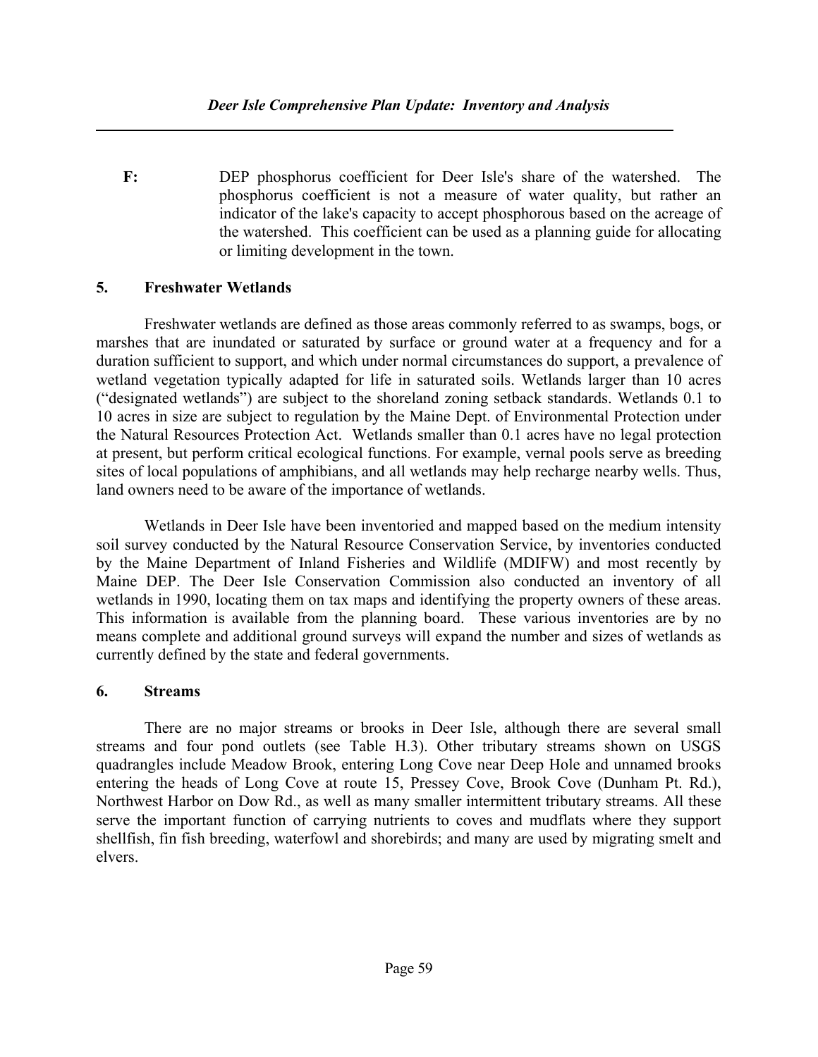**F:** DEP phosphorus coefficient for Deer Isle's share of the watershed. The phosphorus coefficient is not a measure of water quality, but rather an indicator of the lake's capacity to accept phosphorous based on the acreage of the watershed. This coefficient can be used as a planning guide for allocating or limiting development in the town.

## 5. Freshwater Wetlands

Freshwater wetlands are defined as those areas commonly referred to as swamps, bogs, or marshes that are inundated or saturated by surface or ground water at a frequency and for a duration sufficient to support, and which under normal circumstances do support, a prevalence of wetland vegetation typically adapted for life in saturated soils. Wetlands larger than 10 acres ("designated wetlands") are subject to the shoreland zoning setback standards. Wetlands 0.1 to 10 acres in size are subject to regulation by the Maine Dept. of Environmental Protection under the Natural Resources Protection Act. Wetlands smaller than 0.1 acres have no legal protection at present, but perform critical ecological functions. For example, vernal pools serve as breeding sites of local populations of amphibians, and all wetlands may help recharge nearby wells. Thus, land owners need to be aware of the importance of wetlands.

Wetlands in Deer Isle have been inventoried and mapped based on the medium intensity soil survey conducted by the Natural Resource Conservation Service, by inventories conducted by the Maine Department of Inland Fisheries and Wildlife (MDIFW) and most recently by Maine DEP. The Deer Isle Conservation Commission also conducted an inventory of all wetlands in 1990, locating them on tax maps and identifying the property owners of these areas. This information is available from the planning board. These various inventories are by no means complete and additional ground surveys will expand the number and sizes of wetlands as currently defined by the state and federal governments.

## 6. Streams

There are no major streams or brooks in Deer Isle, although there are several small streams and four pond outlets (see Table H.3). Other tributary streams shown on USGS quadrangles include Meadow Brook, entering Long Cove near Deep Hole and unnamed brooks entering the heads of Long Cove at route 15, Pressey Cove, Brook Cove (Dunham Pt. Rd.), Northwest Harbor on Dow Rd., as well as many smaller intermittent tributary streams. All these serve the important function of carrying nutrients to coves and mudflats where they support shellfish, fin fish breeding, waterfowl and shorebirds; and many are used by migrating smelt and elvers.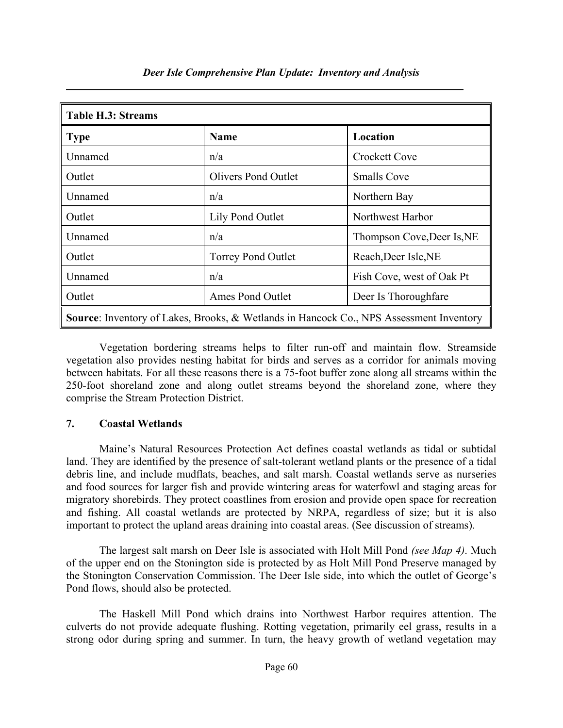| Table H.3: Streams | | |
|---|---|---|
| **Type** | **Name** | **Location** |
| Unnamed | n/a | Crockett Cove |
| Outlet | Olivers Pond Outlet | Smalls Cove |
| Unnamed | n/a | Northern Bay |
| Outlet | Lily Pond Outlet | Northwest Harbor |
| Unnamed | n/a | Thompson Cove,Deer Is,NE |
| Outlet | Torrey Pond Outlet | Reach,Deer Isle,NE |
| Unnamed | n/a | Fish Cove, west of Oak Pt |
| Outlet | Ames Pond Outlet | Deer Is Thoroughfare |
| **Source**: Inventory of Lakes, Brooks, & Wetlands in Hancock Co., NPS Assessment Inventory | | |

Vegetation bordering streams helps to filter run-off and maintain flow. Streamside vegetation also provides nesting habitat for birds and serves as a corridor for animals moving between habitats. For all these reasons there is a 75-foot buffer zone along all streams within the 250-foot shoreland zone and along outlet streams beyond the shoreland zone, where they comprise the Stream Protection District.

### 7. Coastal Wetlands

Maine's Natural Resources Protection Act defines coastal wetlands as tidal or subtidal land. They are identified by the presence of salt-tolerant wetland plants or the presence of a tidal debris line, and include mudflats, beaches, and salt marsh. Coastal wetlands serve as nurseries and food sources for larger fish and provide wintering areas for waterfowl and staging areas for migratory shorebirds. They protect coastlines from erosion and provide open space for recreation and fishing. All coastal wetlands are protected by NRPA, regardless of size; but it is also important to protect the upland areas draining into coastal areas. (See discussion of streams).

The largest salt marsh on Deer Isle is associated with Holt Mill Pond *(see Map 4)*. Much of the upper end on the Stonington side is protected by as Holt Mill Pond Preserve managed by the Stonington Conservation Commission. The Deer Isle side, into which the outlet of George's Pond flows, should also be protected.

The Haskell Mill Pond which drains into Northwest Harbor requires attention. The culverts do not provide adequate flushing. Rotting vegetation, primarily eel grass, results in a strong odor during spring and summer. In turn, the heavy growth of wetland vegetation may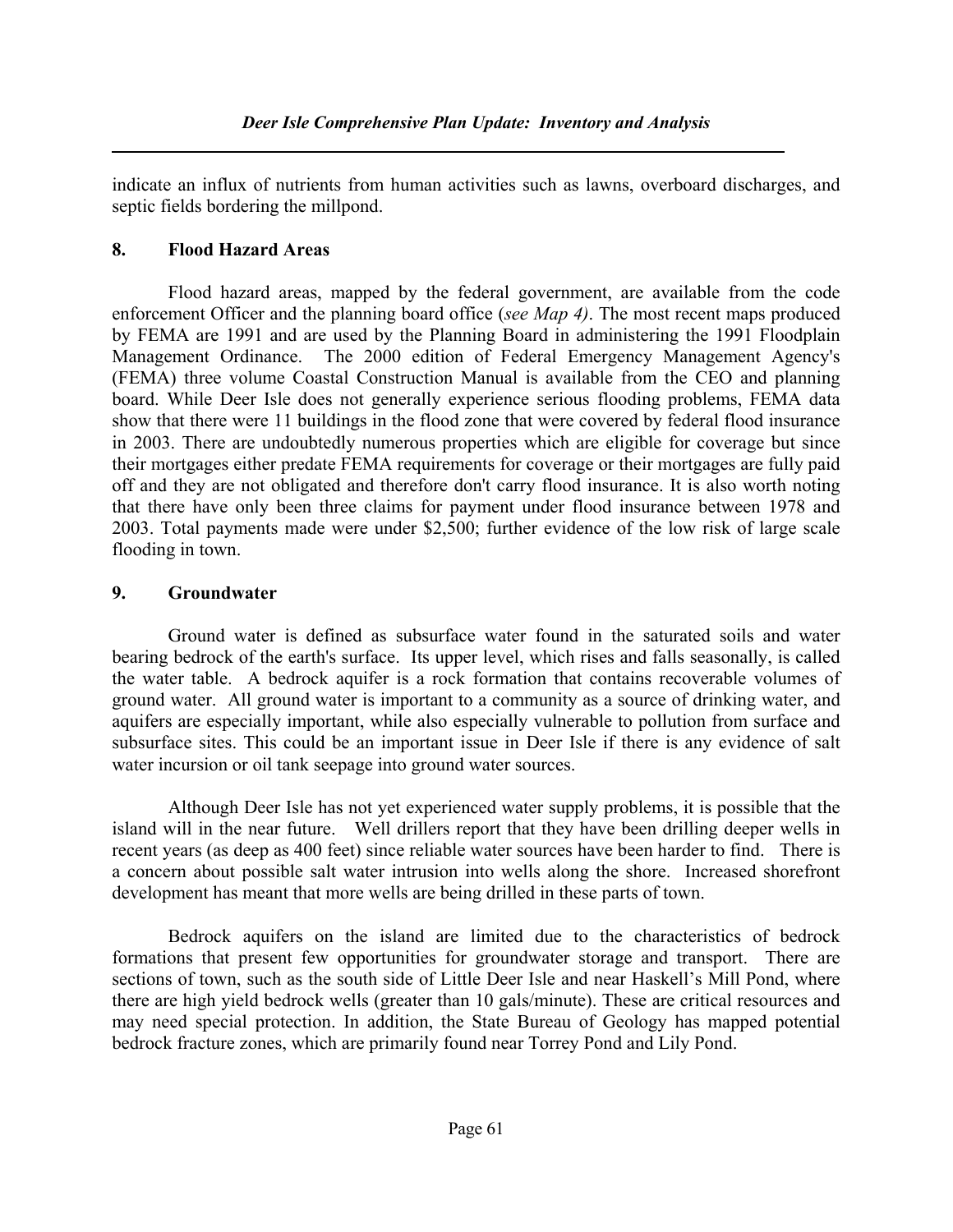indicate an influx of nutrients from human activities such as lawns, overboard discharges, and septic fields bordering the millpond.

## 8. Flood Hazard Areas

Flood hazard areas, mapped by the federal government, are available from the code enforcement Officer and the planning board office (*see Map 4)*. The most recent maps produced by FEMA are 1991 and are used by the Planning Board in administering the 1991 Floodplain Management Ordinance. The 2000 edition of Federal Emergency Management Agency's (FEMA) three volume Coastal Construction Manual is available from the CEO and planning board. While Deer Isle does not generally experience serious flooding problems, FEMA data show that there were 11 buildings in the flood zone that were covered by federal flood insurance in 2003. There are undoubtedly numerous properties which are eligible for coverage but since their mortgages either predate FEMA requirements for coverage or their mortgages are fully paid off and they are not obligated and therefore don't carry flood insurance. It is also worth noting that there have only been three claims for payment under flood insurance between 1978 and 2003. Total payments made were under $2,500; further evidence of the low risk of large scale flooding in town.

## 9. Groundwater

Ground water is defined as subsurface water found in the saturated soils and water bearing bedrock of the earth's surface. Its upper level, which rises and falls seasonally, is called the water table. A bedrock aquifer is a rock formation that contains recoverable volumes of ground water. All ground water is important to a community as a source of drinking water, and aquifers are especially important, while also especially vulnerable to pollution from surface and subsurface sites. This could be an important issue in Deer Isle if there is any evidence of salt water incursion or oil tank seepage into ground water sources.

Although Deer Isle has not yet experienced water supply problems, it is possible that the island will in the near future. Well drillers report that they have been drilling deeper wells in recent years (as deep as 400 feet) since reliable water sources have been harder to find. There is a concern about possible salt water intrusion into wells along the shore. Increased shorefront development has meant that more wells are being drilled in these parts of town.

Bedrock aquifers on the island are limited due to the characteristics of bedrock formations that present few opportunities for groundwater storage and transport. There are sections of town, such as the south side of Little Deer Isle and near Haskell's Mill Pond, where there are high yield bedrock wells (greater than 10 gals/minute). These are critical resources and may need special protection. In addition, the State Bureau of Geology has mapped potential bedrock fracture zones, which are primarily found near Torrey Pond and Lily Pond.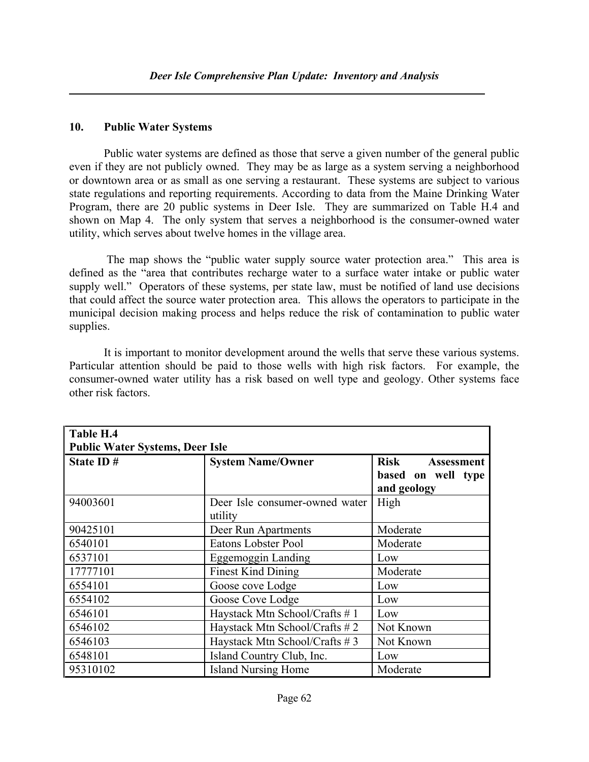## 10. Public Water Systems

Public water systems are defined as those that serve a given number of the general public even if they are not publicly owned. They may be as large as a system serving a neighborhood or downtown area or as small as one serving a restaurant. These systems are subject to various state regulations and reporting requirements. According to data from the Maine Drinking Water Program, there are 20 public systems in Deer Isle. They are summarized on Table H.4 and shown on Map 4. The only system that serves a neighborhood is the consumer-owned water utility, which serves about twelve homes in the village area.

The map shows the "public water supply source water protection area." This area is defined as the "area that contributes recharge water to a surface water intake or public water supply well." Operators of these systems, per state law, must be notified of land use decisions that could affect the source water protection area. This allows the operators to participate in the municipal decision making process and helps reduce the risk of contamination to public water supplies.

It is important to monitor development around the wells that serve these various systems. Particular attention should be paid to those wells with high risk factors. For example, the consumer-owned water utility has a risk based on well type and geology. Other systems face other risk factors.

**Table H.4**
**Public Water Systems, Deer Isle**

| State ID # | System Name/Owner | Risk Assessment based on well type and geology |
|---|---|---|
| 94003601 | Deer Isle consumer-owned water utility | High |
| 90425101 | Deer Run Apartments | Moderate |
| 6540101 | Eatons Lobster Pool | Moderate |
| 6537101 | Eggemoggin Landing | Low |
| 17777101 | Finest Kind Dining | Moderate |
| 6554101 | Goose cove Lodge | Low |
| 6554102 | Goose Cove Lodge | Low |
| 6546101 | Haystack Mtn School/Crafts # 1 | Low |
| 6546102 | Haystack Mtn School/Crafts # 2 | Not Known |
| 6546103 | Haystack Mtn School/Crafts # 3 | Not Known |
| 6548101 | Island Country Club, Inc. | Low |
| 95310102 | Island Nursing Home | Moderate |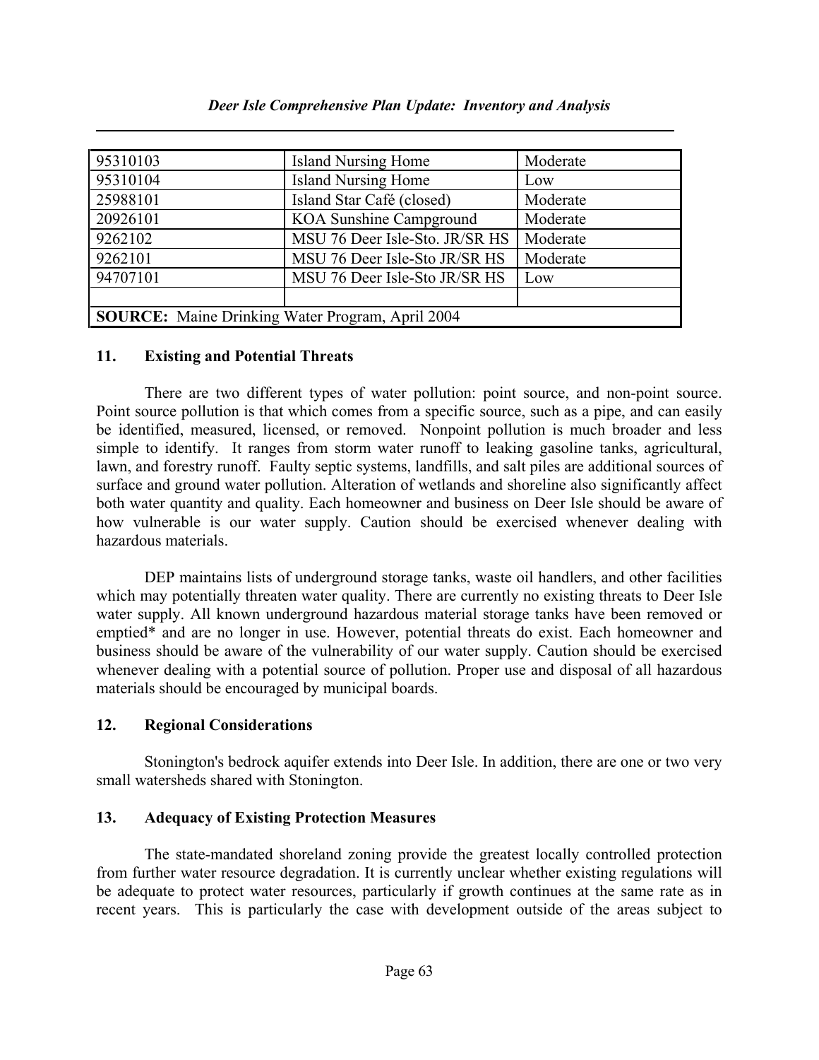| | | |
|---|---|---|
| 95310103 | Island Nursing Home | Moderate |
| 95310104 | Island Nursing Home | Low |
| 25988101 | Island Star Café (closed) | Moderate |
| 20926101 | KOA Sunshine Campground | Moderate |
| 9262102 | MSU 76 Deer Isle-Sto. JR/SR HS | Moderate |
| 9262101 | MSU 76 Deer Isle-Sto JR/SR HS | Moderate |
| 94707101 | MSU 76 Deer Isle-Sto JR/SR HS | Low |
| | | |
| **SOURCE:** Maine Drinking Water Program, April 2004 | | |

### 11. Existing and Potential Threats

There are two different types of water pollution: point source, and non-point source. Point source pollution is that which comes from a specific source, such as a pipe, and can easily be identified, measured, licensed, or removed. Nonpoint pollution is much broader and less simple to identify. It ranges from storm water runoff to leaking gasoline tanks, agricultural, lawn, and forestry runoff. Faulty septic systems, landfills, and salt piles are additional sources of surface and ground water pollution. Alteration of wetlands and shoreline also significantly affect both water quantity and quality. Each homeowner and business on Deer Isle should be aware of how vulnerable is our water supply. Caution should be exercised whenever dealing with hazardous materials.

DEP maintains lists of underground storage tanks, waste oil handlers, and other facilities which may potentially threaten water quality. There are currently no existing threats to Deer Isle water supply. All known underground hazardous material storage tanks have been removed or emptied* and are no longer in use. However, potential threats do exist. Each homeowner and business should be aware of the vulnerability of our water supply. Caution should be exercised whenever dealing with a potential source of pollution. Proper use and disposal of all hazardous materials should be encouraged by municipal boards.

### 12. Regional Considerations

Stonington's bedrock aquifer extends into Deer Isle. In addition, there are one or two very small watersheds shared with Stonington.

### 13. Adequacy of Existing Protection Measures

The state-mandated shoreland zoning provide the greatest locally controlled protection from further water resource degradation. It is currently unclear whether existing regulations will be adequate to protect water resources, particularly if growth continues at the same rate as in recent years. This is particularly the case with development outside of the areas subject to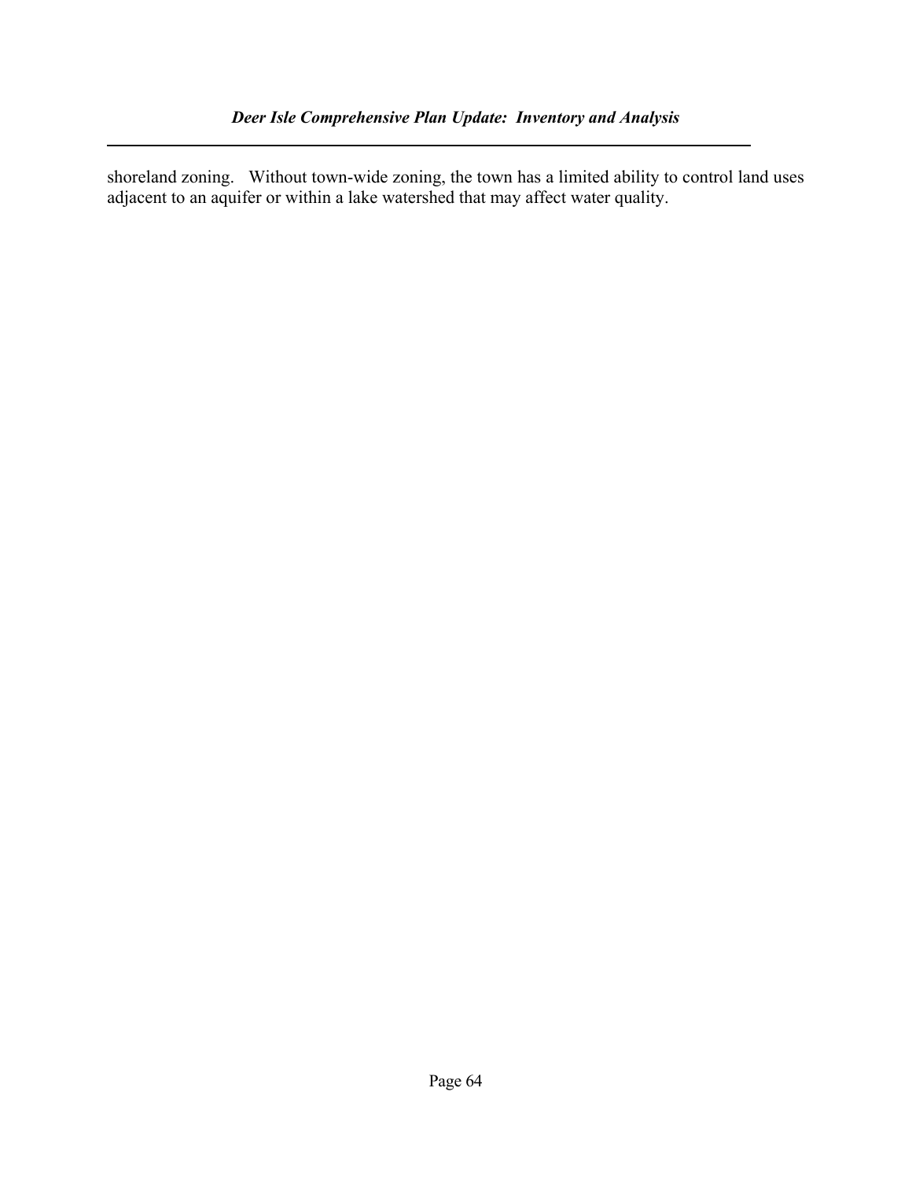shoreland zoning.   Without town-wide zoning, the town has a limited ability to control land uses adjacent to an aquifer or within a lake watershed that may affect water quality.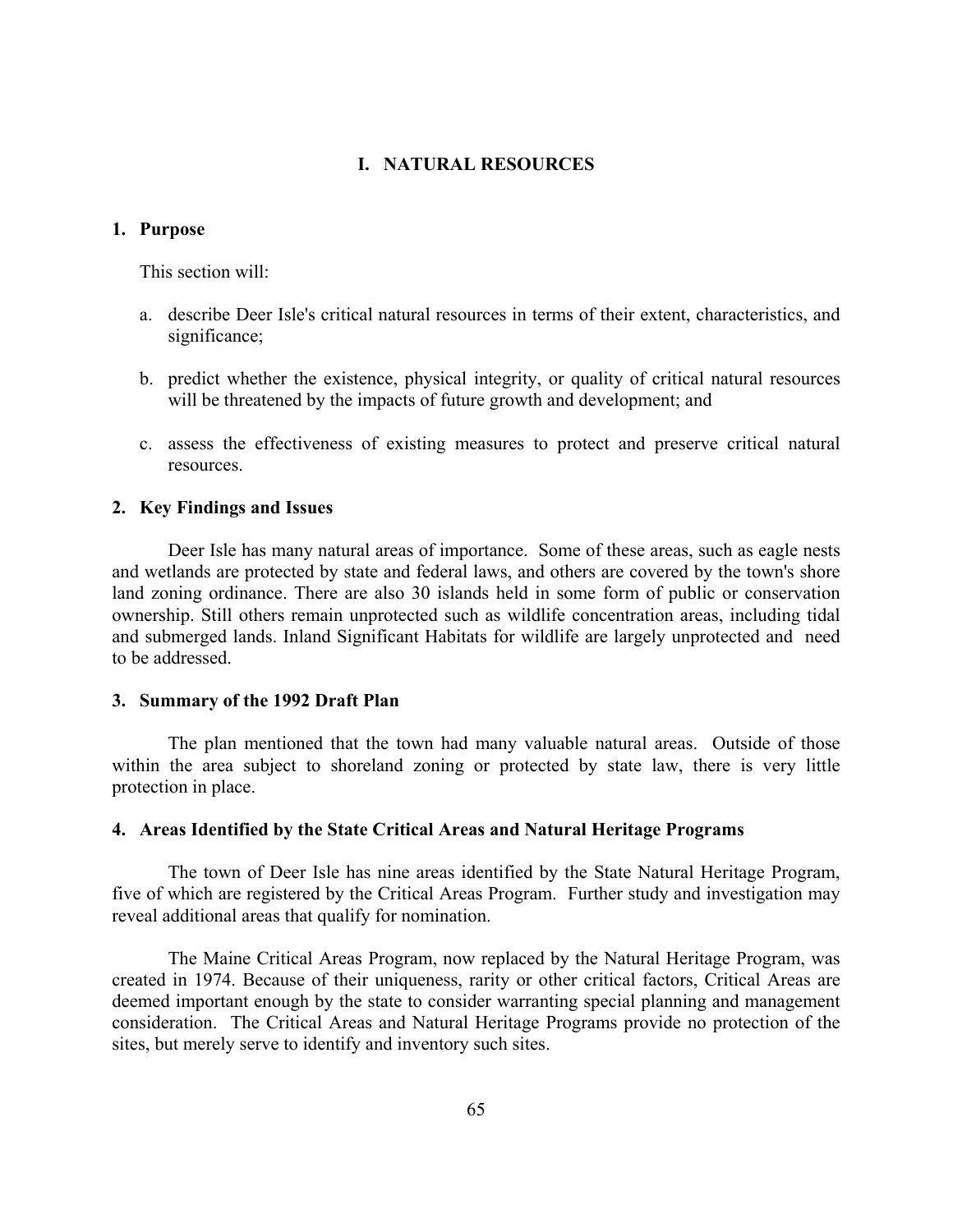# I. NATURAL RESOURCES

## 1. Purpose

This section will:

a. describe Deer Isle's critical natural resources in terms of their extent, characteristics, and significance;

b. predict whether the existence, physical integrity, or quality of critical natural resources will be threatened by the impacts of future growth and development; and

c. assess the effectiveness of existing measures to protect and preserve critical natural resources.

## 2. Key Findings and Issues

Deer Isle has many natural areas of importance. Some of these areas, such as eagle nests and wetlands are protected by state and federal laws, and others are covered by the town's shore land zoning ordinance. There are also 30 islands held in some form of public or conservation ownership. Still others remain unprotected such as wildlife concentration areas, including tidal and submerged lands. Inland Significant Habitats for wildlife are largely unprotected and need to be addressed.

## 3. Summary of the 1992 Draft Plan

The plan mentioned that the town had many valuable natural areas. Outside of those within the area subject to shoreland zoning or protected by state law, there is very little protection in place.

## 4. Areas Identified by the State Critical Areas and Natural Heritage Programs

The town of Deer Isle has nine areas identified by the State Natural Heritage Program, five of which are registered by the Critical Areas Program. Further study and investigation may reveal additional areas that qualify for nomination.

The Maine Critical Areas Program, now replaced by the Natural Heritage Program, was created in 1974. Because of their uniqueness, rarity or other critical factors, Critical Areas are deemed important enough by the state to consider warranting special planning and management consideration. The Critical Areas and Natural Heritage Programs provide no protection of the sites, but merely serve to identify and inventory such sites.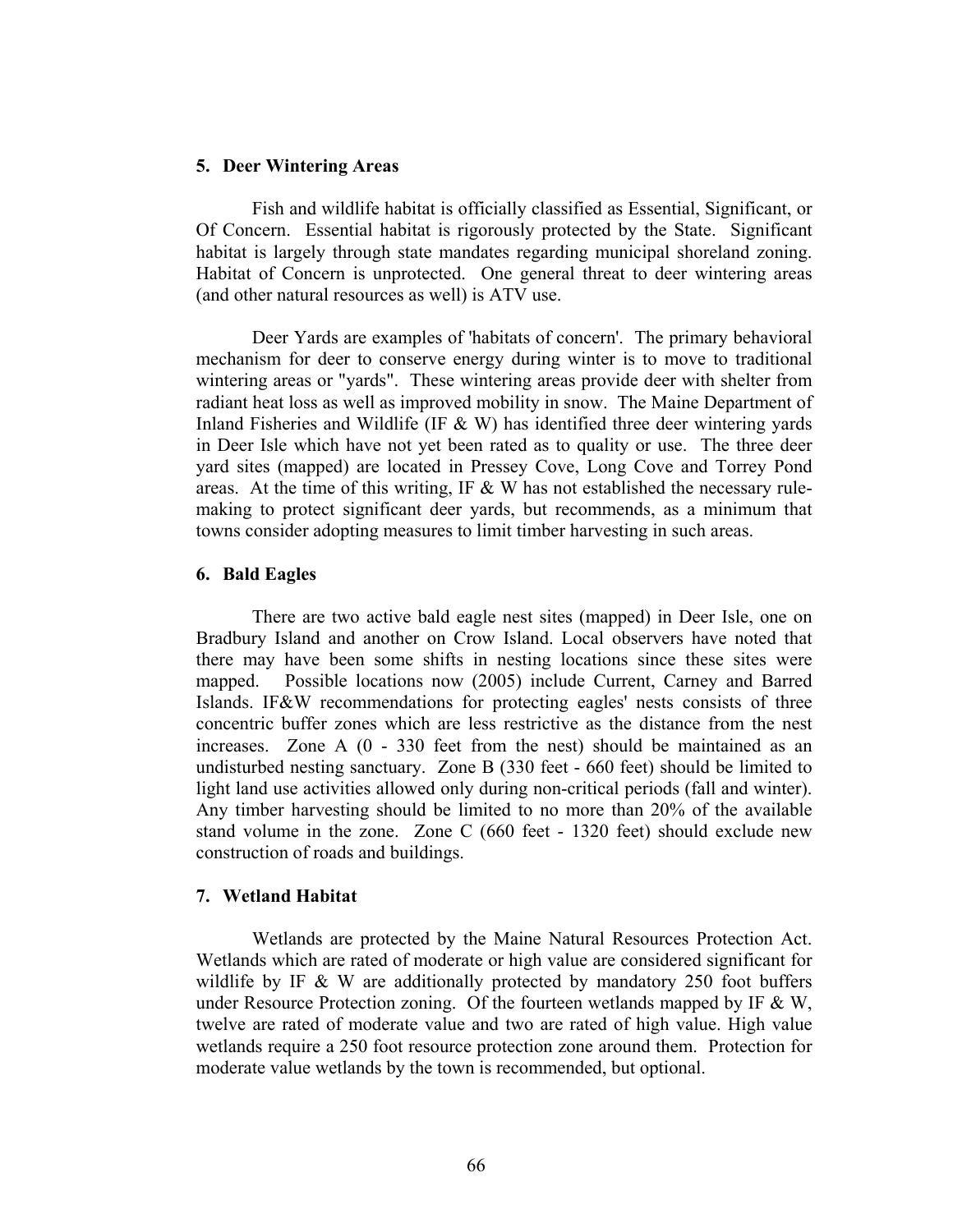### 5. Deer Wintering Areas

Fish and wildlife habitat is officially classified as Essential, Significant, or Of Concern. Essential habitat is rigorously protected by the State. Significant habitat is largely through state mandates regarding municipal shoreland zoning. Habitat of Concern is unprotected. One general threat to deer wintering areas (and other natural resources as well) is ATV use.

Deer Yards are examples of 'habitats of concern'. The primary behavioral mechanism for deer to conserve energy during winter is to move to traditional wintering areas or "yards". These wintering areas provide deer with shelter from radiant heat loss as well as improved mobility in snow. The Maine Department of Inland Fisheries and Wildlife (IF & W) has identified three deer wintering yards in Deer Isle which have not yet been rated as to quality or use. The three deer yard sites (mapped) are located in Pressey Cove, Long Cove and Torrey Pond areas. At the time of this writing, IF & W has not established the necessary rule-making to protect significant deer yards, but recommends, as a minimum that towns consider adopting measures to limit timber harvesting in such areas.

### 6. Bald Eagles

There are two active bald eagle nest sites (mapped) in Deer Isle, one on Bradbury Island and another on Crow Island. Local observers have noted that there may have been some shifts in nesting locations since these sites were mapped. Possible locations now (2005) include Current, Carney and Barred Islands. IF&W recommendations for protecting eagles' nests consists of three concentric buffer zones which are less restrictive as the distance from the nest increases. Zone A (0 - 330 feet from the nest) should be maintained as an undisturbed nesting sanctuary. Zone B (330 feet - 660 feet) should be limited to light land use activities allowed only during non-critical periods (fall and winter). Any timber harvesting should be limited to no more than 20% of the available stand volume in the zone. Zone C (660 feet - 1320 feet) should exclude new construction of roads and buildings.

### 7. Wetland Habitat

Wetlands are protected by the Maine Natural Resources Protection Act. Wetlands which are rated of moderate or high value are considered significant for wildlife by IF & W are additionally protected by mandatory 250 foot buffers under Resource Protection zoning. Of the fourteen wetlands mapped by IF & W, twelve are rated of moderate value and two are rated of high value. High value wetlands require a 250 foot resource protection zone around them. Protection for moderate value wetlands by the town is recommended, but optional.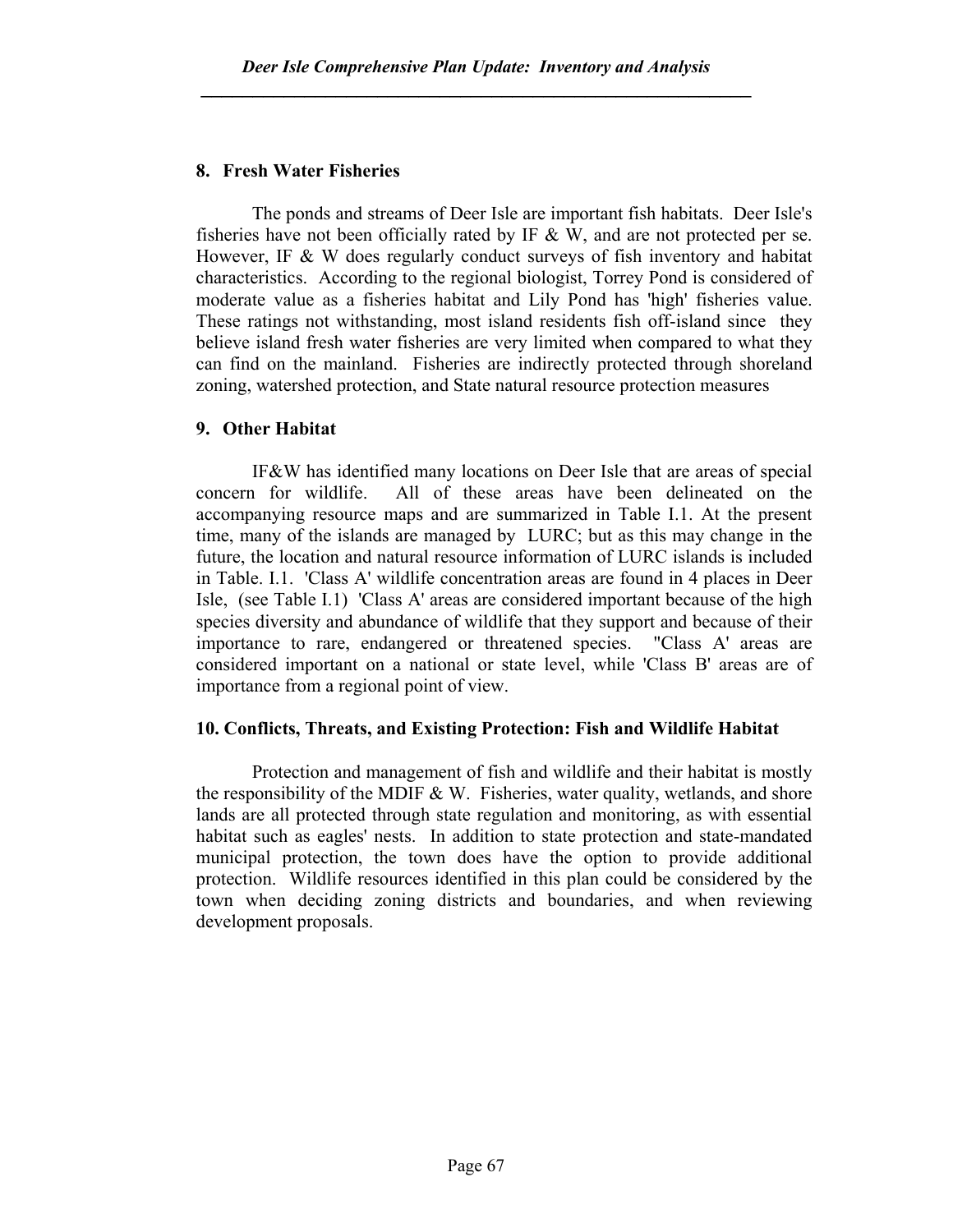### 8. Fresh Water Fisheries

The ponds and streams of Deer Isle are important fish habitats. Deer Isle's fisheries have not been officially rated by IF & W, and are not protected per se. However, IF & W does regularly conduct surveys of fish inventory and habitat characteristics. According to the regional biologist, Torrey Pond is considered of moderate value as a fisheries habitat and Lily Pond has 'high' fisheries value. These ratings not withstanding, most island residents fish off-island since they believe island fresh water fisheries are very limited when compared to what they can find on the mainland. Fisheries are indirectly protected through shoreland zoning, watershed protection, and State natural resource protection measures

### 9. Other Habitat

IF&W has identified many locations on Deer Isle that are areas of special concern for wildlife. All of these areas have been delineated on the accompanying resource maps and are summarized in Table I.1. At the present time, many of the islands are managed by LURC; but as this may change in the future, the location and natural resource information of LURC islands is included in Table. I.1. 'Class A' wildlife concentration areas are found in 4 places in Deer Isle, (see Table I.1) 'Class A' areas are considered important because of the high species diversity and abundance of wildlife that they support and because of their importance to rare, endangered or threatened species. "Class A' areas are considered important on a national or state level, while 'Class B' areas are of importance from a regional point of view.

### 10. Conflicts, Threats, and Existing Protection: Fish and Wildlife Habitat

Protection and management of fish and wildlife and their habitat is mostly the responsibility of the MDIF & W. Fisheries, water quality, wetlands, and shore lands are all protected through state regulation and monitoring, as with essential habitat such as eagles' nests. In addition to state protection and state-mandated municipal protection, the town does have the option to provide additional protection. Wildlife resources identified in this plan could be considered by the town when deciding zoning districts and boundaries, and when reviewing development proposals.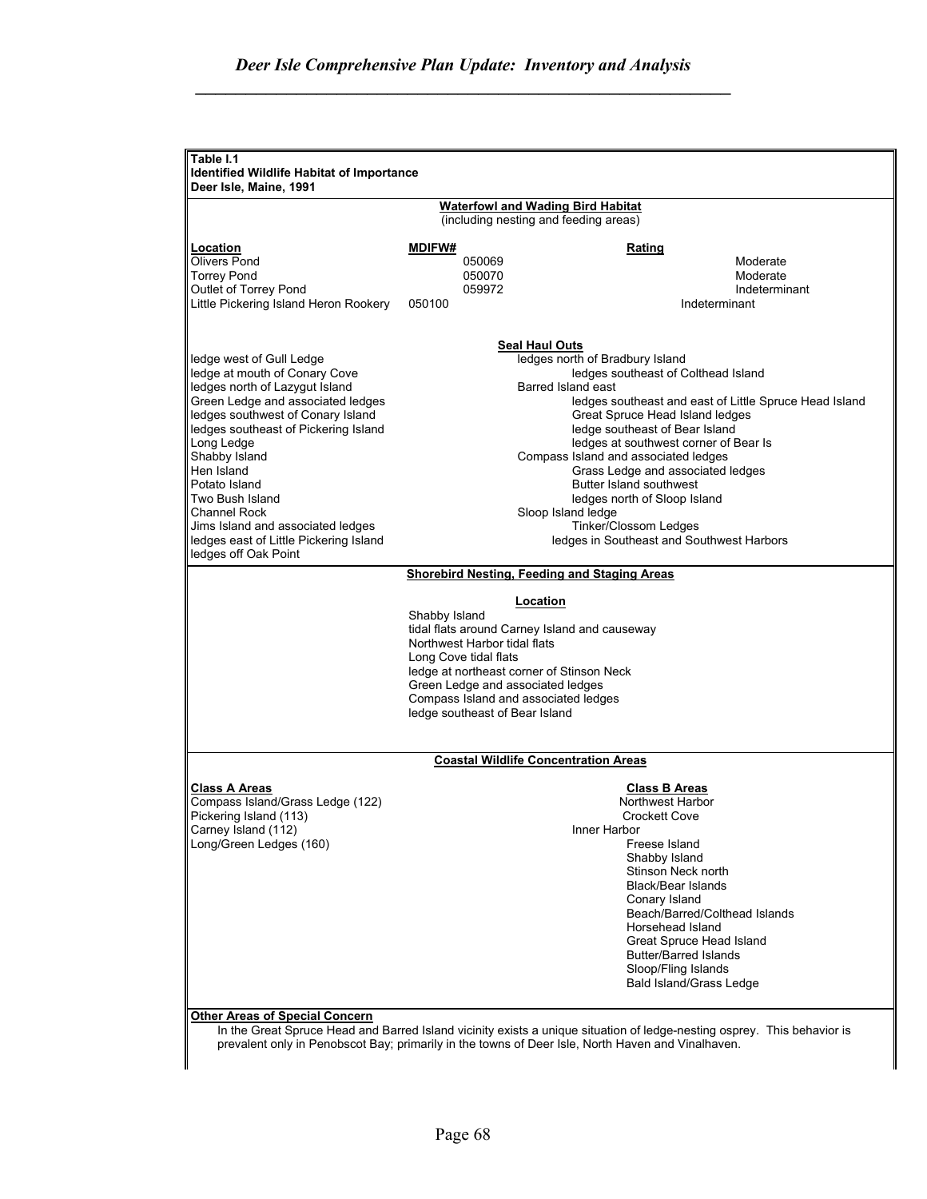**Table I.1**
**Identified Wildlife Habitat of Importance**
**Deer Isle, Maine, 1991**

**Waterfowl and Wading Bird Habitat**
(including nesting and feeding areas)

| Location | MDIFW# | Rating |
|---|---|---|
| Olivers Pond | 050069 | Moderate |
| Torrey Pond | 050070 | Moderate |
| Outlet of Torrey Pond | 059972 | Indeterminant |
| Little Pickering Island Heron Rookery | 050100 | Indeterminant |

**Seal Haul Outs**

| | |
|---|---|
| ledge west of Gull Ledge | ledges north of Bradbury Island |
| ledge at mouth of Conary Cove | ledges southeast of Colthead Island |
| ledges north of Lazygut Island | Barred Island east |
| Green Ledge and associated ledges | ledges southeast and east of Little Spruce Head Island |
| ledges southwest of Conary Island | Great Spruce Head Island ledges |
| ledges southeast of Pickering Island | ledge southeast of Bear Island |
| Long Ledge | ledges at southwest corner of Bear Is |
| Shabby Island | Compass Island and associated ledges |
| Hen Island | Grass Ledge and associated ledges |
| Potato Island | Butter Island southwest |
| Two Bush Island | ledges north of Sloop Island |
| Channel Rock | Sloop Island ledge |
| Jims Island and associated ledges | Tinker/Clossom Ledges |
| ledges east of Little Pickering Island | ledges in Southeast and Southwest Harbors |
| ledges off Oak Point | |

**Shorebird Nesting, Feeding and Staging Areas**

**Location**

- Shabby Island
- tidal flats around Carney Island and causeway
- Northwest Harbor tidal flats
- Long Cove tidal flats
- ledge at northeast corner of Stinson Neck
- Green Ledge and associated ledges
- Compass Island and associated ledges
- ledge southeast of Bear Island

**Coastal Wildlife Concentration Areas**

| Class A Areas | Class B Areas |
|---|---|
| Compass Island/Grass Ledge (122) | Northwest Harbor |
| Pickering Island (113) | Crockett Cove |
| Carney Island (112) | Inner Harbor |
| Long/Green Ledges (160) | Freese Island |
| | Shabby Island |
| | Stinson Neck north |
| | Black/Bear Islands |
| | Conary Island |
| | Beach/Barred/Colthead Islands |
| | Horsehead Island |
| | Great Spruce Head Island |
| | Butter/Barred Islands |
| | Sloop/Fling Islands |
| | Bald Island/Grass Ledge |

**Other Areas of Special Concern**

In the Great Spruce Head and Barred Island vicinity exists a unique situation of ledge-nesting osprey. This behavior is prevalent only in Penobscot Bay; primarily in the towns of Deer Isle, North Haven and Vinalhaven.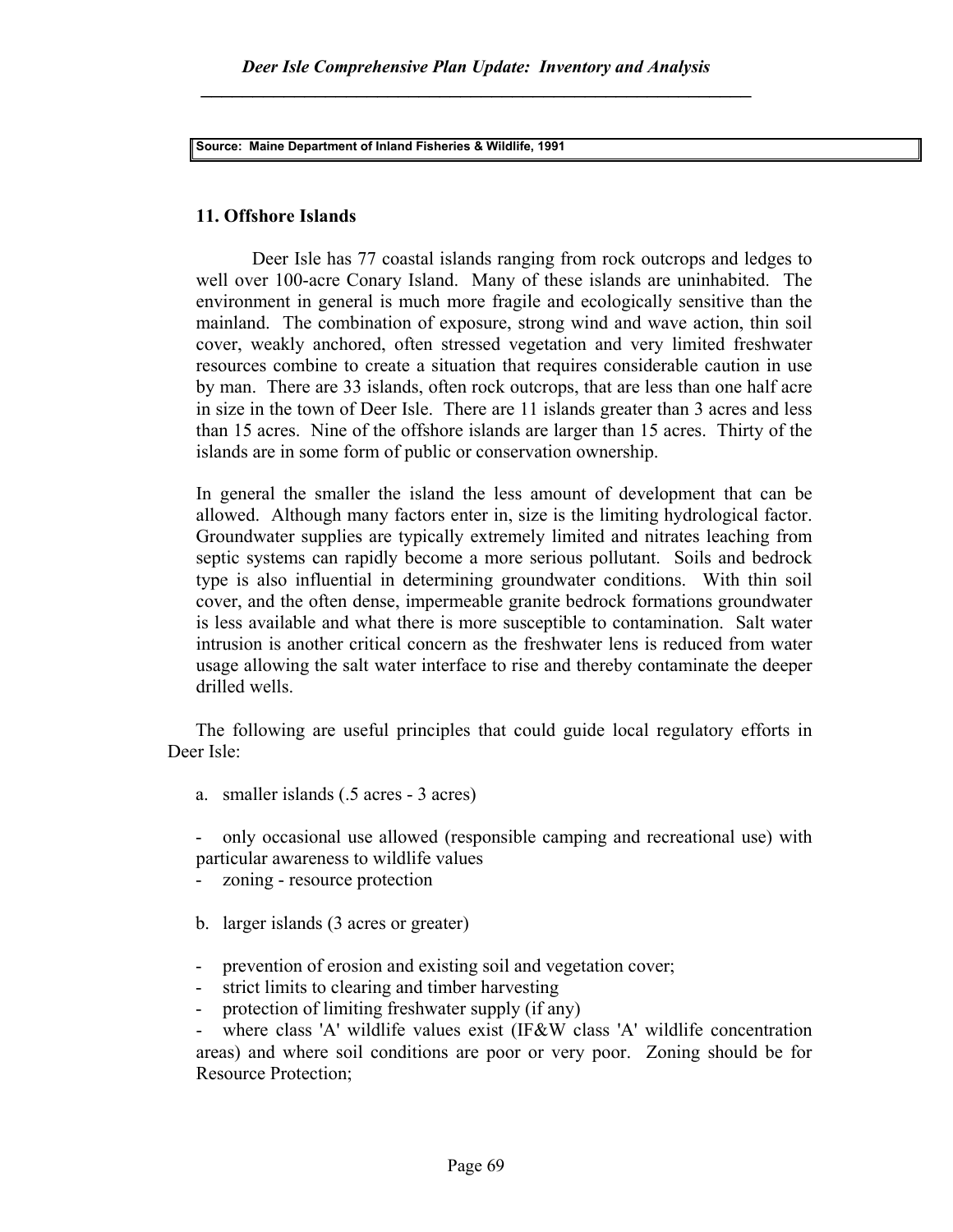Source: Maine Department of Inland Fisheries & Wildlife, 1991

## 11. Offshore Islands

Deer Isle has 77 coastal islands ranging from rock outcrops and ledges to well over 100-acre Conary Island. Many of these islands are uninhabited. The environment in general is much more fragile and ecologically sensitive than the mainland. The combination of exposure, strong wind and wave action, thin soil cover, weakly anchored, often stressed vegetation and very limited freshwater resources combine to create a situation that requires considerable caution in use by man. There are 33 islands, often rock outcrops, that are less than one half acre in size in the town of Deer Isle. There are 11 islands greater than 3 acres and less than 15 acres. Nine of the offshore islands are larger than 15 acres. Thirty of the islands are in some form of public or conservation ownership.

In general the smaller the island the less amount of development that can be allowed. Although many factors enter in, size is the limiting hydrological factor. Groundwater supplies are typically extremely limited and nitrates leaching from septic systems can rapidly become a more serious pollutant. Soils and bedrock type is also influential in determining groundwater conditions. With thin soil cover, and the often dense, impermeable granite bedrock formations groundwater is less available and what there is more susceptible to contamination. Salt water intrusion is another critical concern as the freshwater lens is reduced from water usage allowing the salt water interface to rise and thereby contaminate the deeper drilled wells.

The following are useful principles that could guide local regulatory efforts in Deer Isle:

a. smaller islands (.5 acres - 3 acres)

- only occasional use allowed (responsible camping and recreational use) with particular awareness to wildlife values
- zoning - resource protection

b. larger islands (3 acres or greater)

- prevention of erosion and existing soil and vegetation cover;
- strict limits to clearing and timber harvesting
- protection of limiting freshwater supply (if any)
- where class 'A' wildlife values exist (IF&W class 'A' wildlife concentration areas) and where soil conditions are poor or very poor. Zoning should be for Resource Protection;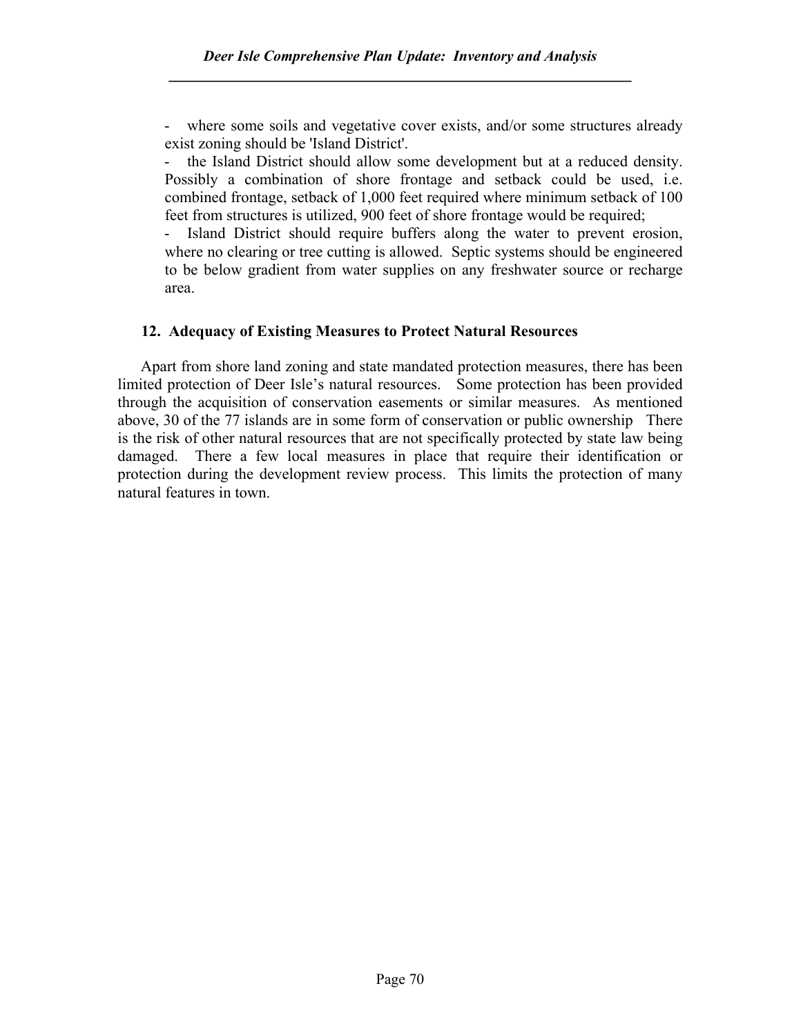- where some soils and vegetative cover exists, and/or some structures already exist zoning should be 'Island District'.
- the Island District should allow some development but at a reduced density. Possibly a combination of shore frontage and setback could be used, i.e. combined frontage, setback of 1,000 feet required where minimum setback of 100 feet from structures is utilized, 900 feet of shore frontage would be required;
- Island District should require buffers along the water to prevent erosion, where no clearing or tree cutting is allowed. Septic systems should be engineered to be below gradient from water supplies on any freshwater source or recharge area.

### 12. Adequacy of Existing Measures to Protect Natural Resources

Apart from shore land zoning and state mandated protection measures, there has been limited protection of Deer Isle's natural resources. Some protection has been provided through the acquisition of conservation easements or similar measures. As mentioned above, 30 of the 77 islands are in some form of conservation or public ownership There is the risk of other natural resources that are not specifically protected by state law being damaged. There a few local measures in place that require their identification or protection during the development review process. This limits the protection of many natural features in town.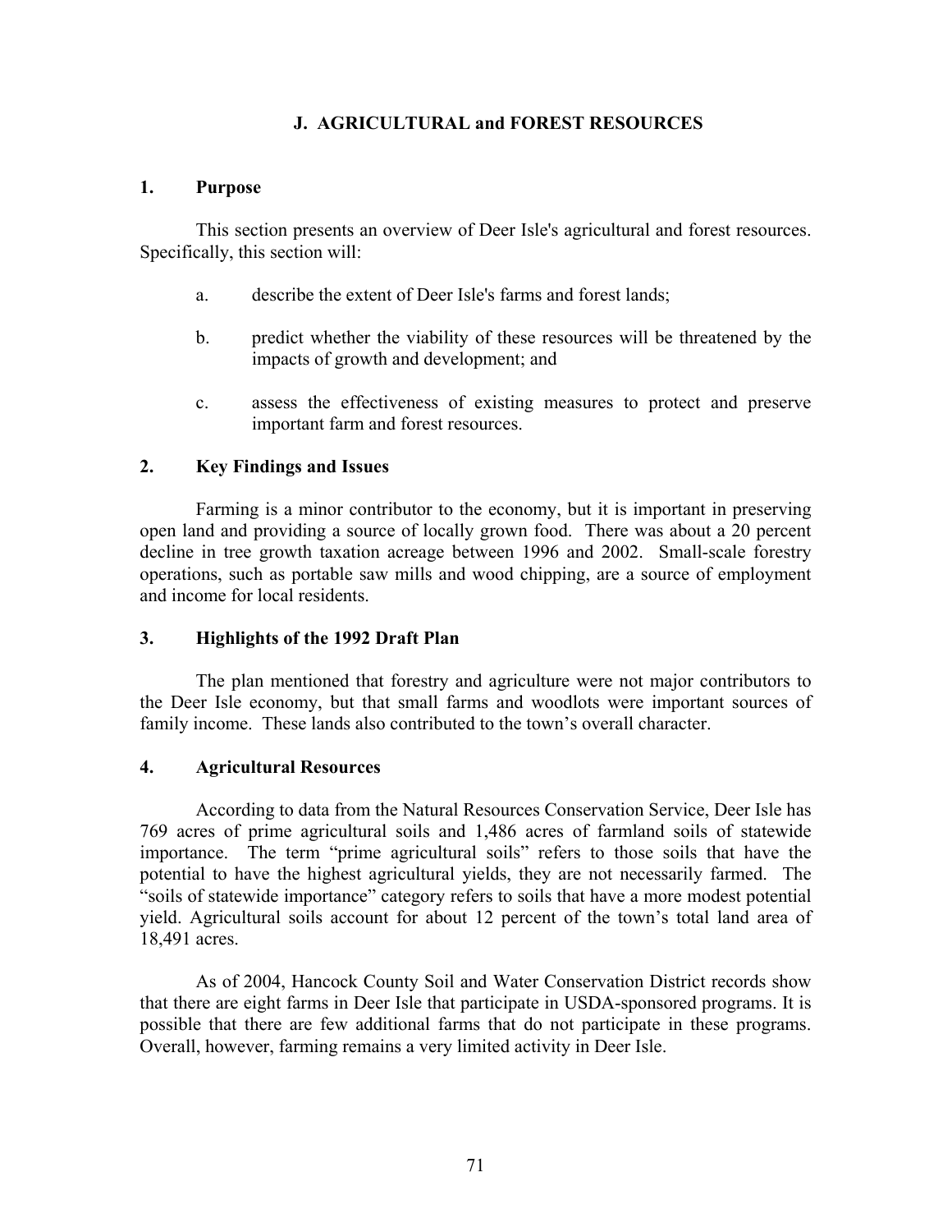## J. AGRICULTURAL and FOREST RESOURCES

### 1. Purpose

This section presents an overview of Deer Isle's agricultural and forest resources. Specifically, this section will:

a. describe the extent of Deer Isle's farms and forest lands;

b. predict whether the viability of these resources will be threatened by the impacts of growth and development; and

c. assess the effectiveness of existing measures to protect and preserve important farm and forest resources.

### 2. Key Findings and Issues

Farming is a minor contributor to the economy, but it is important in preserving open land and providing a source of locally grown food. There was about a 20 percent decline in tree growth taxation acreage between 1996 and 2002. Small-scale forestry operations, such as portable saw mills and wood chipping, are a source of employment and income for local residents.

### 3. Highlights of the 1992 Draft Plan

The plan mentioned that forestry and agriculture were not major contributors to the Deer Isle economy, but that small farms and woodlots were important sources of family income. These lands also contributed to the town's overall character.

### 4. Agricultural Resources

According to data from the Natural Resources Conservation Service, Deer Isle has 769 acres of prime agricultural soils and 1,486 acres of farmland soils of statewide importance. The term "prime agricultural soils" refers to those soils that have the potential to have the highest agricultural yields, they are not necessarily farmed. The "soils of statewide importance" category refers to soils that have a more modest potential yield. Agricultural soils account for about 12 percent of the town's total land area of 18,491 acres.

As of 2004, Hancock County Soil and Water Conservation District records show that there are eight farms in Deer Isle that participate in USDA-sponsored programs. It is possible that there are few additional farms that do not participate in these programs. Overall, however, farming remains a very limited activity in Deer Isle.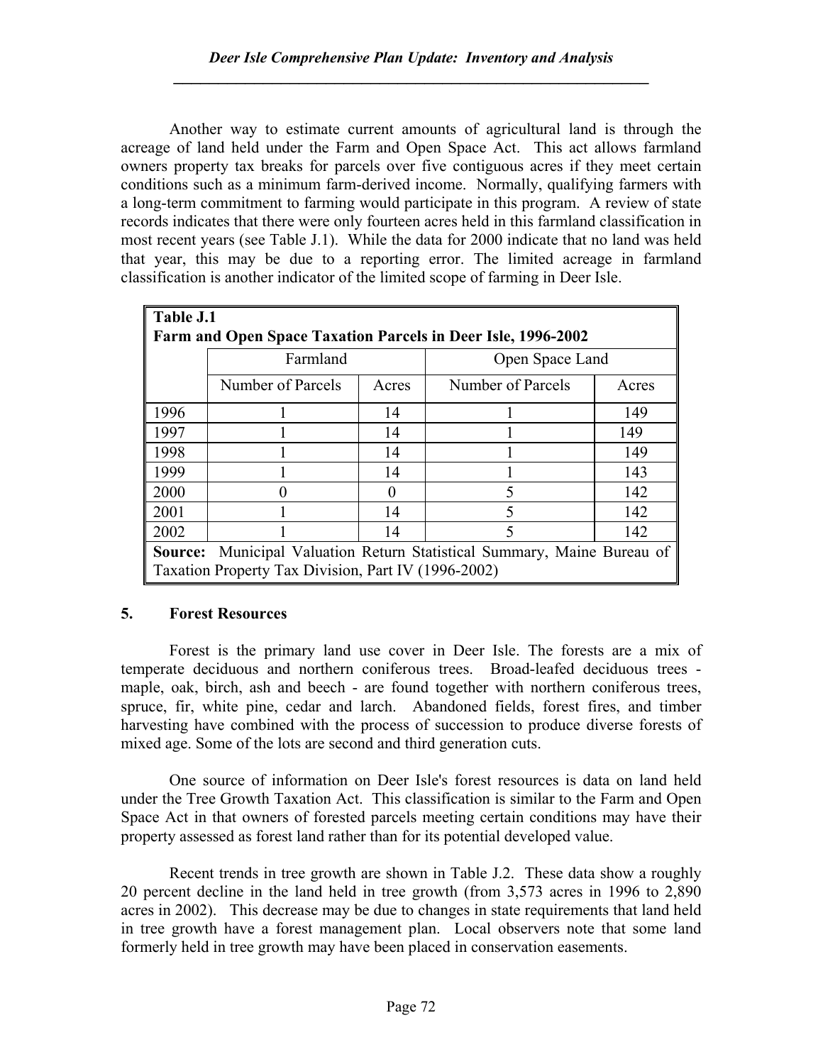Another way to estimate current amounts of agricultural land is through the acreage of land held under the Farm and Open Space Act. This act allows farmland owners property tax breaks for parcels over five contiguous acres if they meet certain conditions such as a minimum farm-derived income. Normally, qualifying farmers with a long-term commitment to farming would participate in this program. A review of state records indicates that there were only fourteen acres held in this farmland classification in most recent years (see Table J.1). While the data for 2000 indicate that no land was held that year, this may be due to a reporting error. The limited acreage in farmland classification is another indicator of the limited scope of farming in Deer Isle.

**Table J.1**
**Farm and Open Space Taxation Parcels in Deer Isle, 1996-2002**

| | Farmland | | Open Space Land | |
|---|---|---|---|---|
| | Number of Parcels | Acres | Number of Parcels | Acres |
| 1996 | 1 | 14 | 1 | 149 |
| 1997 | 1 | 14 | 1 | 149 |
| 1998 | 1 | 14 | 1 | 149 |
| 1999 | 1 | 14 | 1 | 143 |
| 2000 | 0 | 0 | 5 | 142 |
| 2001 | 1 | 14 | 5 | 142 |
| 2002 | 1 | 14 | 5 | 142 |

**Source:** Municipal Valuation Return Statistical Summary, Maine Bureau of Taxation Property Tax Division, Part IV (1996-2002)

## 5. Forest Resources

Forest is the primary land use cover in Deer Isle. The forests are a mix of temperate deciduous and northern coniferous trees. Broad-leafed deciduous trees - maple, oak, birch, ash and beech - are found together with northern coniferous trees, spruce, fir, white pine, cedar and larch. Abandoned fields, forest fires, and timber harvesting have combined with the process of succession to produce diverse forests of mixed age. Some of the lots are second and third generation cuts.

One source of information on Deer Isle's forest resources is data on land held under the Tree Growth Taxation Act. This classification is similar to the Farm and Open Space Act in that owners of forested parcels meeting certain conditions may have their property assessed as forest land rather than for its potential developed value.

Recent trends in tree growth are shown in Table J.2. These data show a roughly 20 percent decline in the land held in tree growth (from 3,573 acres in 1996 to 2,890 acres in 2002). This decrease may be due to changes in state requirements that land held in tree growth have a forest management plan. Local observers note that some land formerly held in tree growth may have been placed in conservation easements.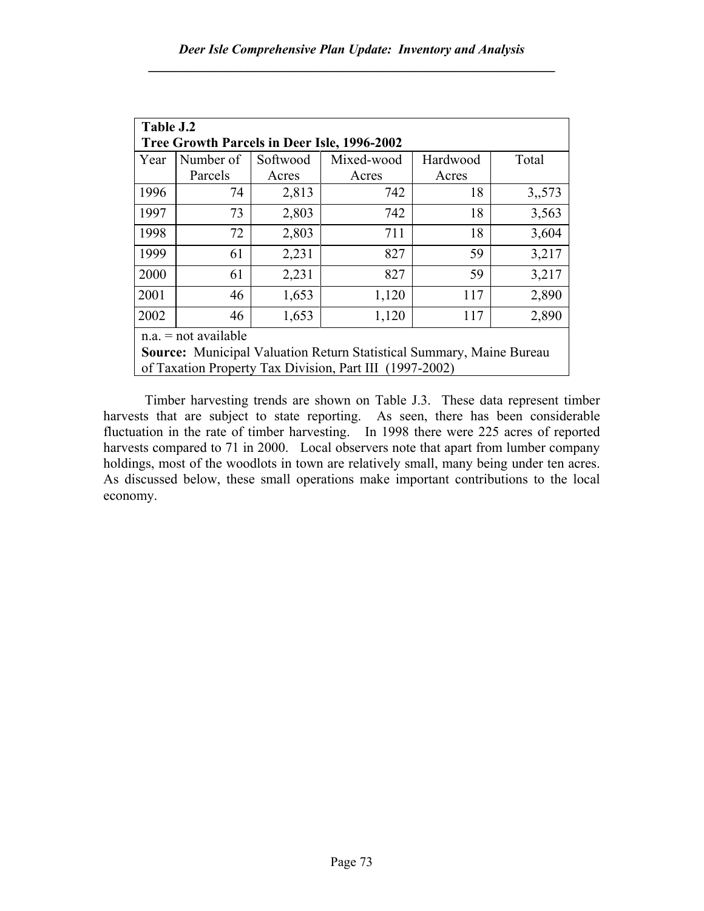| **Table J.2**<br>**Tree Growth Parcels in Deer Isle, 1996-2002** | | | | | |
|---|---|---|---|---|---|
| Year | Number of Parcels | Softwood Acres | Mixed-wood Acres | Hardwood Acres | Total |
| 1996 | 74 | 2,813 | 742 | 18 | 3,,573 |
| 1997 | 73 | 2,803 | 742 | 18 | 3,563 |
| 1998 | 72 | 2,803 | 711 | 18 | 3,604 |
| 1999 | 61 | 2,231 | 827 | 59 | 3,217 |
| 2000 | 61 | 2,231 | 827 | 59 | 3,217 |
| 2001 | 46 | 1,653 | 1,120 | 117 | 2,890 |
| 2002 | 46 | 1,653 | 1,120 | 117 | 2,890 |

n.a. = not available

**Source:** Municipal Valuation Return Statistical Summary, Maine Bureau of Taxation Property Tax Division, Part III (1997-2002)

Timber harvesting trends are shown on Table J.3. These data represent timber harvests that are subject to state reporting. As seen, there has been considerable fluctuation in the rate of timber harvesting. In 1998 there were 225 acres of reported harvests compared to 71 in 2000. Local observers note that apart from lumber company holdings, most of the woodlots in town are relatively small, many being under ten acres. As discussed below, these small operations make important contributions to the local economy.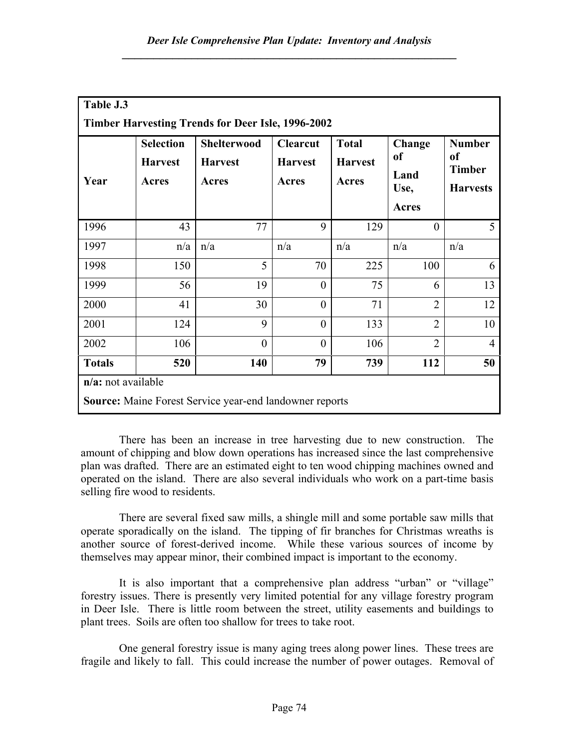**Table J.3**

**Timber Harvesting Trends for Deer Isle, 1996-2002**

| Year | Selection Harvest Acres | Shelterwood Harvest Acres | Clearcut Harvest Acres | Total Harvest Acres | Change of Land Use, Acres | Number of Timber Harvests |
|---|---|---|---|---|---|---|
| 1996 | 43 | 77 | 9 | 129 | 0 | 5 |
| 1997 | n/a | n/a | n/a | n/a | n/a | n/a |
| 1998 | 150 | 5 | 70 | 225 | 100 | 6 |
| 1999 | 56 | 19 | 0 | 75 | 6 | 13 |
| 2000 | 41 | 30 | 0 | 71 | 2 | 12 |
| 2001 | 124 | 9 | 0 | 133 | 2 | 10 |
| 2002 | 106 | 0 | 0 | 106 | 2 | 4 |
| **Totals** | **520** | **140** | **79** | **739** | **112** | **50** |

**n/a:** not available

**Source:** Maine Forest Service year-end landowner reports

There has been an increase in tree harvesting due to new construction. The amount of chipping and blow down operations has increased since the last comprehensive plan was drafted. There are an estimated eight to ten wood chipping machines owned and operated on the island. There are also several individuals who work on a part-time basis selling fire wood to residents.

There are several fixed saw mills, a shingle mill and some portable saw mills that operate sporadically on the island. The tipping of fir branches for Christmas wreaths is another source of forest-derived income. While these various sources of income by themselves may appear minor, their combined impact is important to the economy.

It is also important that a comprehensive plan address "urban" or "village" forestry issues. There is presently very limited potential for any village forestry program in Deer Isle. There is little room between the street, utility easements and buildings to plant trees. Soils are often too shallow for trees to take root.

One general forestry issue is many aging trees along power lines. These trees are fragile and likely to fall. This could increase the number of power outages. Removal of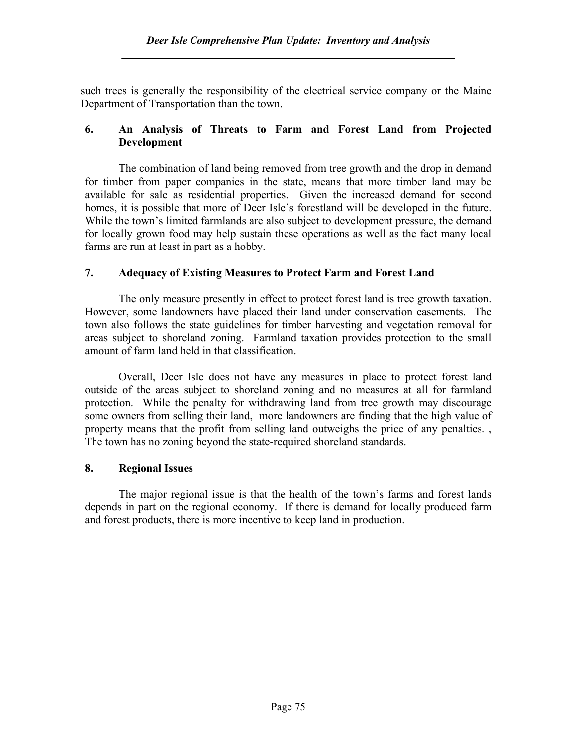such trees is generally the responsibility of the electrical service company or the Maine Department of Transportation than the town.

### 6. An Analysis of Threats to Farm and Forest Land from Projected Development

The combination of land being removed from tree growth and the drop in demand for timber from paper companies in the state, means that more timber land may be available for sale as residential properties. Given the increased demand for second homes, it is possible that more of Deer Isle's forestland will be developed in the future. While the town's limited farmlands are also subject to development pressure, the demand for locally grown food may help sustain these operations as well as the fact many local farms are run at least in part as a hobby.

### 7. Adequacy of Existing Measures to Protect Farm and Forest Land

The only measure presently in effect to protect forest land is tree growth taxation. However, some landowners have placed their land under conservation easements. The town also follows the state guidelines for timber harvesting and vegetation removal for areas subject to shoreland zoning. Farmland taxation provides protection to the small amount of farm land held in that classification.

Overall, Deer Isle does not have any measures in place to protect forest land outside of the areas subject to shoreland zoning and no measures at all for farmland protection. While the penalty for withdrawing land from tree growth may discourage some owners from selling their land, more landowners are finding that the high value of property means that the profit from selling land outweighs the price of any penalties. , The town has no zoning beyond the state-required shoreland standards.

### 8. Regional Issues

The major regional issue is that the health of the town's farms and forest lands depends in part on the regional economy. If there is demand for locally produced farm and forest products, there is more incentive to keep land in production.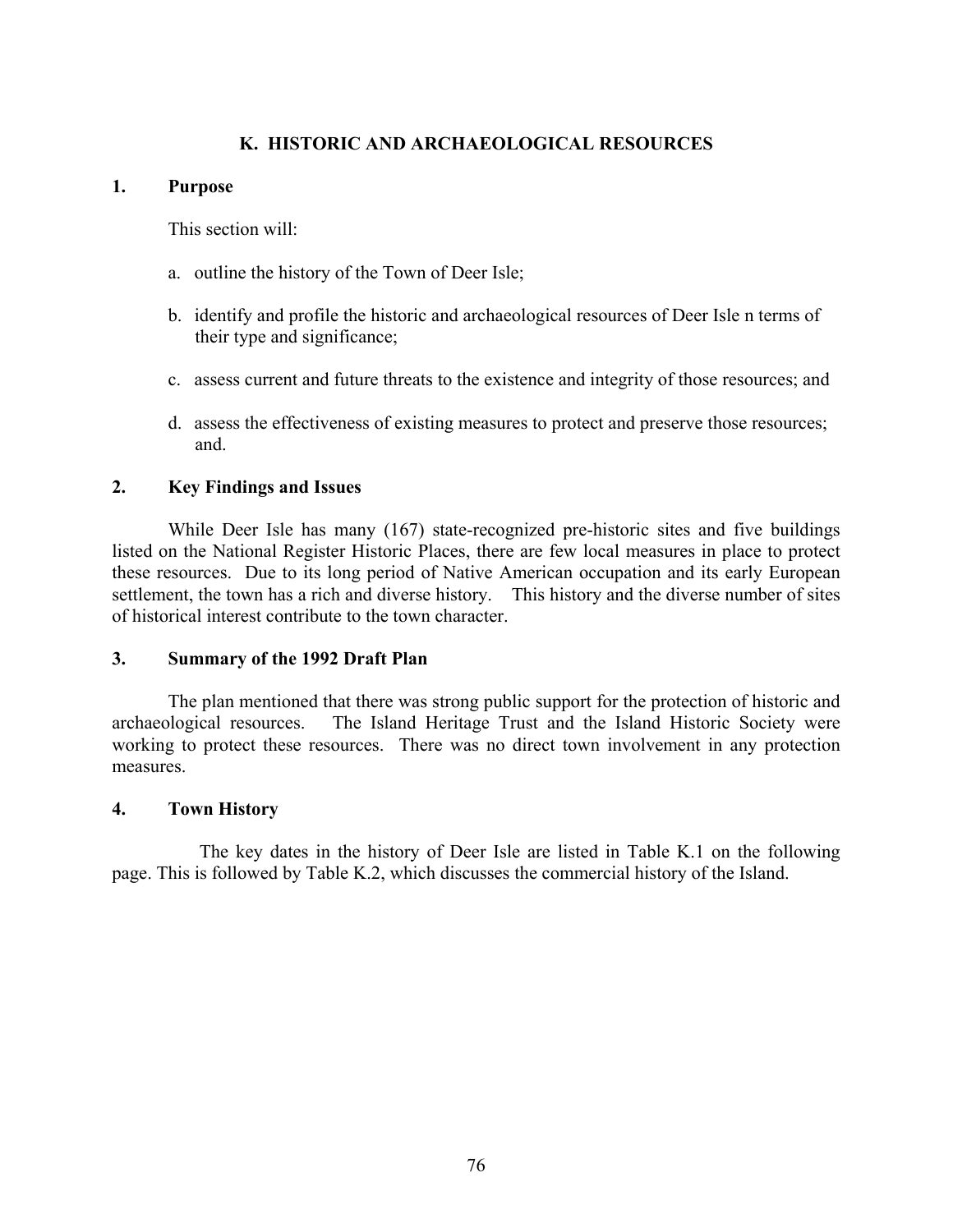# K. HISTORIC AND ARCHAEOLOGICAL RESOURCES

## 1. Purpose

This section will:

a. outline the history of the Town of Deer Isle;

b. identify and profile the historic and archaeological resources of Deer Isle n terms of their type and significance;

c. assess current and future threats to the existence and integrity of those resources; and

d. assess the effectiveness of existing measures to protect and preserve those resources; and.

## 2. Key Findings and Issues

While Deer Isle has many (167) state-recognized pre-historic sites and five buildings listed on the National Register Historic Places, there are few local measures in place to protect these resources. Due to its long period of Native American occupation and its early European settlement, the town has a rich and diverse history. This history and the diverse number of sites of historical interest contribute to the town character.

## 3. Summary of the 1992 Draft Plan

The plan mentioned that there was strong public support for the protection of historic and archaeological resources. The Island Heritage Trust and the Island Historic Society were working to protect these resources. There was no direct town involvement in any protection measures.

## 4. Town History

The key dates in the history of Deer Isle are listed in Table K.1 on the following page. This is followed by Table K.2, which discusses the commercial history of the Island.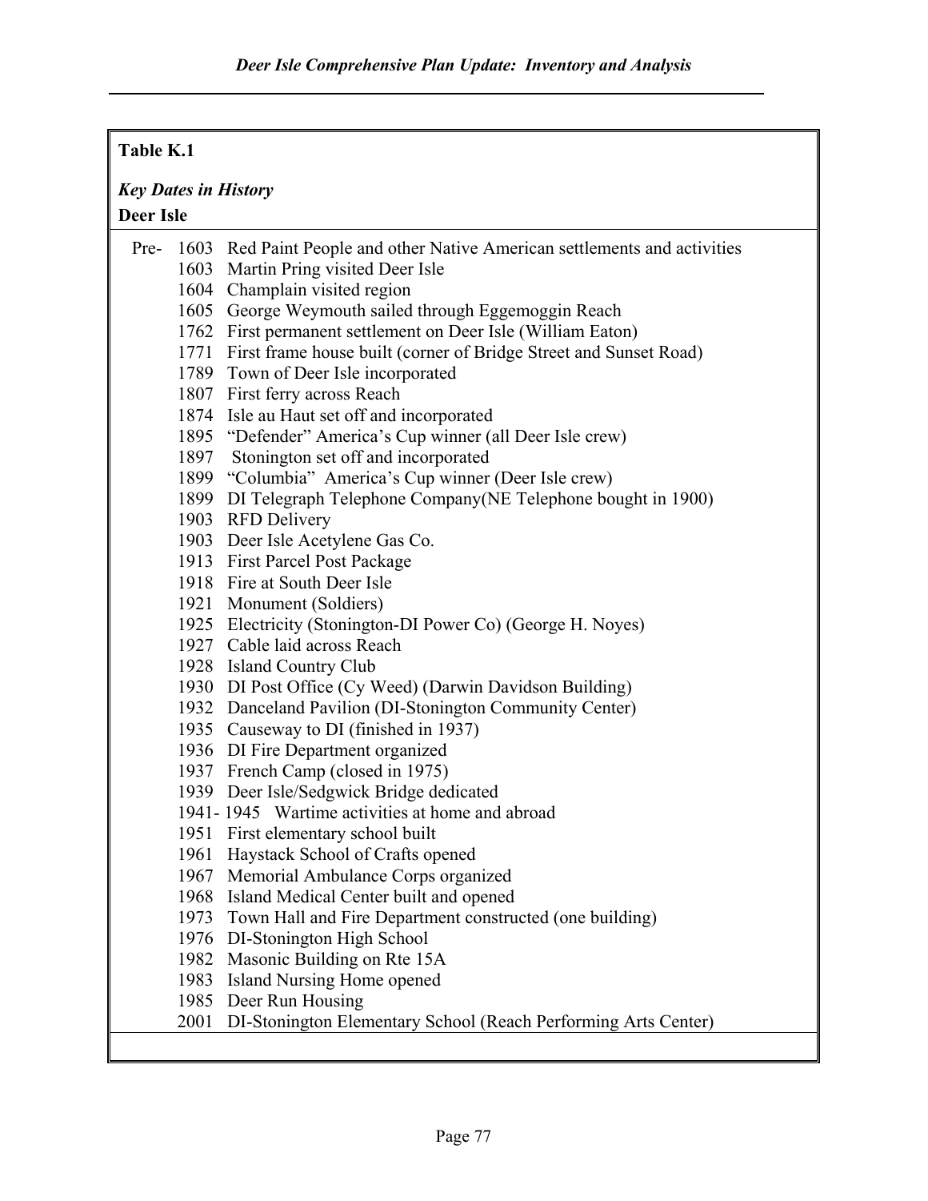**Table K.1**

***Key Dates in History***

**Deer Isle**

| Year | Event |
|---|---|
| Pre- 1603 | Red Paint People and other Native American settlements and activities |
| 1603 | Martin Pring visited Deer Isle |
| 1604 | Champlain visited region |
| 1605 | George Weymouth sailed through Eggemoggin Reach |
| 1762 | First permanent settlement on Deer Isle (William Eaton) |
| 1771 | First frame house built (corner of Bridge Street and Sunset Road) |
| 1789 | Town of Deer Isle incorporated |
| 1807 | First ferry across Reach |
| 1874 | Isle au Haut set off and incorporated |
| 1895 | "Defender" America's Cup winner (all Deer Isle crew) |
| 1897 | Stonington set off and incorporated |
| 1899 | "Columbia" America's Cup winner (Deer Isle crew) |
| 1899 | DI Telegraph Telephone Company(NE Telephone bought in 1900) |
| 1903 | RFD Delivery |
| 1903 | Deer Isle Acetylene Gas Co. |
| 1913 | First Parcel Post Package |
| 1918 | Fire at South Deer Isle |
| 1921 | Monument (Soldiers) |
| 1925 | Electricity (Stonington-DI Power Co) (George H. Noyes) |
| 1927 | Cable laid across Reach |
| 1928 | Island Country Club |
| 1930 | DI Post Office (Cy Weed) (Darwin Davidson Building) |
| 1932 | Danceland Pavilion (DI-Stonington Community Center) |
| 1935 | Causeway to DI (finished in 1937) |
| 1936 | DI Fire Department organized |
| 1937 | French Camp (closed in 1975) |
| 1939 | Deer Isle/Sedgwick Bridge dedicated |
| 1941- 1945 | Wartime activities at home and abroad |
| 1951 | First elementary school built |
| 1961 | Haystack School of Crafts opened |
| 1967 | Memorial Ambulance Corps organized |
| 1968 | Island Medical Center built and opened |
| 1973 | Town Hall and Fire Department constructed (one building) |
| 1976 | DI-Stonington High School |
| 1982 | Masonic Building on Rte 15A |
| 1983 | Island Nursing Home opened |
| 1985 | Deer Run Housing |
| 2001 | DI-Stonington Elementary School (Reach Performing Arts Center) |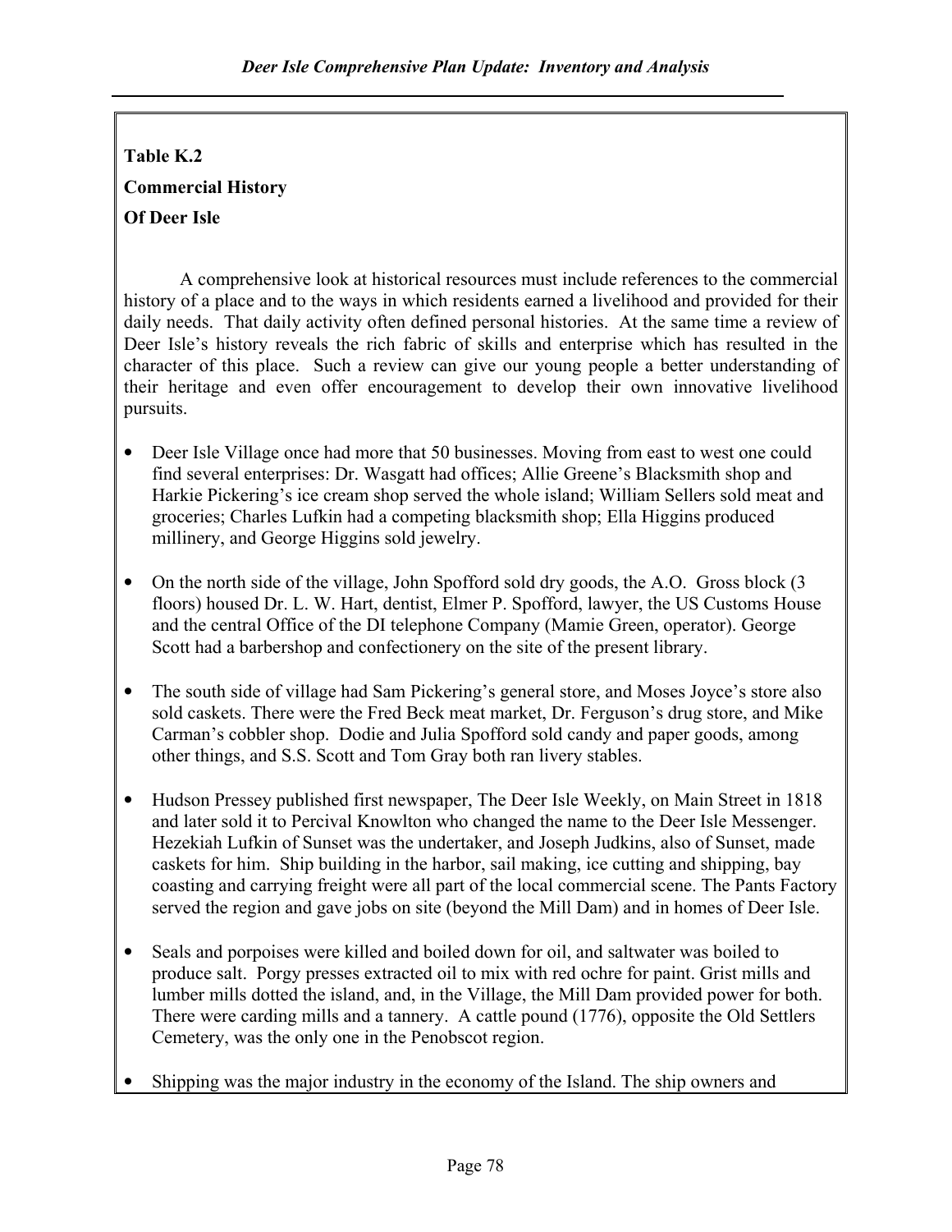**Table K.2**

**Commercial History**

**Of Deer Isle**

A comprehensive look at historical resources must include references to the commercial history of a place and to the ways in which residents earned a livelihood and provided for their daily needs. That daily activity often defined personal histories. At the same time a review of Deer Isle's history reveals the rich fabric of skills and enterprise which has resulted in the character of this place. Such a review can give our young people a better understanding of their heritage and even offer encouragement to develop their own innovative livelihood pursuits.

- Deer Isle Village once had more that 50 businesses. Moving from east to west one could find several enterprises: Dr. Wasgatt had offices; Allie Greene's Blacksmith shop and Harkie Pickering's ice cream shop served the whole island; William Sellers sold meat and groceries; Charles Lufkin had a competing blacksmith shop; Ella Higgins produced millinery, and George Higgins sold jewelry.

- On the north side of the village, John Spofford sold dry goods, the A.O. Gross block (3 floors) housed Dr. L. W. Hart, dentist, Elmer P. Spofford, lawyer, the US Customs House and the central Office of the DI telephone Company (Mamie Green, operator). George Scott had a barbershop and confectionery on the site of the present library.

- The south side of village had Sam Pickering's general store, and Moses Joyce's store also sold caskets. There were the Fred Beck meat market, Dr. Ferguson's drug store, and Mike Carman's cobbler shop. Dodie and Julia Spofford sold candy and paper goods, among other things, and S.S. Scott and Tom Gray both ran livery stables.

- Hudson Pressey published first newspaper, The Deer Isle Weekly, on Main Street in 1818 and later sold it to Percival Knowlton who changed the name to the Deer Isle Messenger. Hezekiah Lufkin of Sunset was the undertaker, and Joseph Judkins, also of Sunset, made caskets for him. Ship building in the harbor, sail making, ice cutting and shipping, bay coasting and carrying freight were all part of the local commercial scene. The Pants Factory served the region and gave jobs on site (beyond the Mill Dam) and in homes of Deer Isle.

- Seals and porpoises were killed and boiled down for oil, and saltwater was boiled to produce salt. Porgy presses extracted oil to mix with red ochre for paint. Grist mills and lumber mills dotted the island, and, in the Village, the Mill Dam provided power for both. There were carding mills and a tannery. A cattle pound (1776), opposite the Old Settlers Cemetery, was the only one in the Penobscot region.

- Shipping was the major industry in the economy of the Island. The ship owners and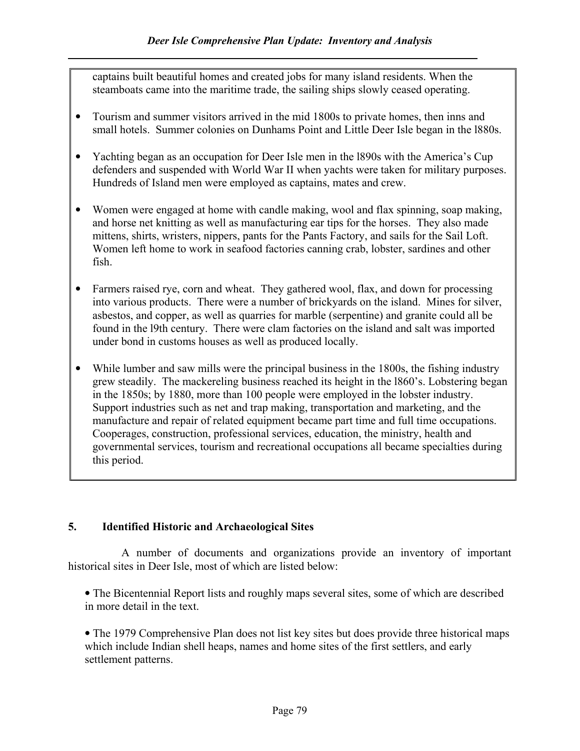captains built beautiful homes and created jobs for many island residents. When the steamboats came into the maritime trade, the sailing ships slowly ceased operating.

- Tourism and summer visitors arrived in the mid 1800s to private homes, then inns and small hotels. Summer colonies on Dunhams Point and Little Deer Isle began in the l880s.
- Yachting began as an occupation for Deer Isle men in the l890s with the America's Cup defenders and suspended with World War II when yachts were taken for military purposes. Hundreds of Island men were employed as captains, mates and crew.
- Women were engaged at home with candle making, wool and flax spinning, soap making, and horse net knitting as well as manufacturing ear tips for the horses. They also made mittens, shirts, wristers, nippers, pants for the Pants Factory, and sails for the Sail Loft. Women left home to work in seafood factories canning crab, lobster, sardines and other fish.
- Farmers raised rye, corn and wheat. They gathered wool, flax, and down for processing into various products. There were a number of brickyards on the island. Mines for silver, asbestos, and copper, as well as quarries for marble (serpentine) and granite could all be found in the l9th century. There were clam factories on the island and salt was imported under bond in customs houses as well as produced locally.
- While lumber and saw mills were the principal business in the 1800s, the fishing industry grew steadily. The mackereling business reached its height in the l860's. Lobstering began in the 1850s; by 1880, more than 100 people were employed in the lobster industry. Support industries such as net and trap making, transportation and marketing, and the manufacture and repair of related equipment became part time and full time occupations. Cooperages, construction, professional services, education, the ministry, health and governmental services, tourism and recreational occupations all became specialties during this period.

## 5. Identified Historic and Archaeological Sites

A number of documents and organizations provide an inventory of important historical sites in Deer Isle, most of which are listed below:

- The Bicentennial Report lists and roughly maps several sites, some of which are described in more detail in the text.
- The 1979 Comprehensive Plan does not list key sites but does provide three historical maps which include Indian shell heaps, names and home sites of the first settlers, and early settlement patterns.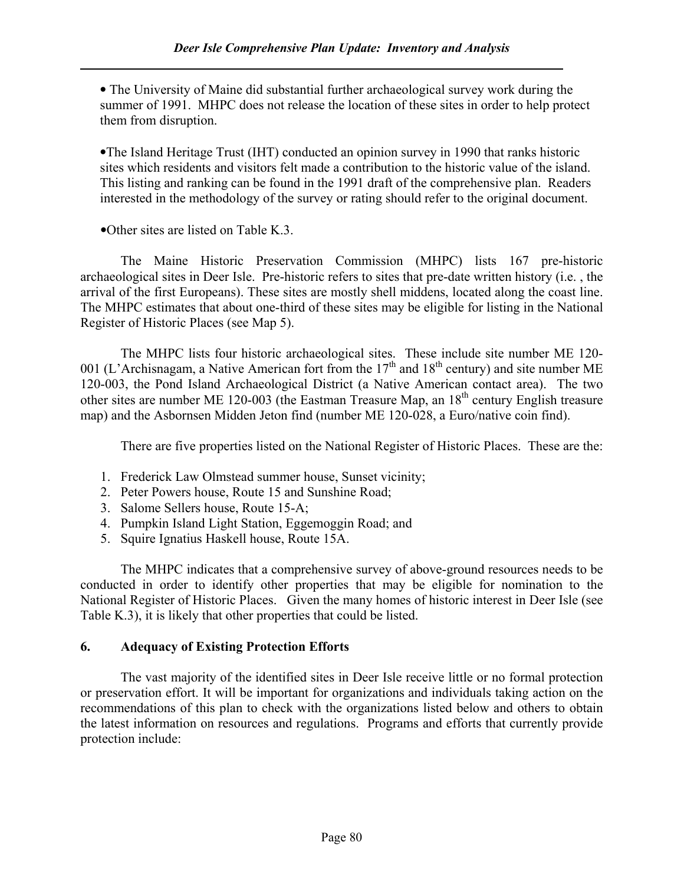• The University of Maine did substantial further archaeological survey work during the summer of 1991. MHPC does not release the location of these sites in order to help protect them from disruption.

•The Island Heritage Trust (IHT) conducted an opinion survey in 1990 that ranks historic sites which residents and visitors felt made a contribution to the historic value of the island. This listing and ranking can be found in the 1991 draft of the comprehensive plan. Readers interested in the methodology of the survey or rating should refer to the original document.

•Other sites are listed on Table K.3.

The Maine Historic Preservation Commission (MHPC) lists 167 pre-historic archaeological sites in Deer Isle. Pre-historic refers to sites that pre-date written history (i.e. , the arrival of the first Europeans). These sites are mostly shell middens, located along the coast line. The MHPC estimates that about one-third of these sites may be eligible for listing in the National Register of Historic Places (see Map 5).

The MHPC lists four historic archaeological sites. These include site number ME 120-001 (L'Archisnagam, a Native American fort from the 17th and 18th century) and site number ME 120-003, the Pond Island Archaeological District (a Native American contact area). The two other sites are number ME 120-003 (the Eastman Treasure Map, an 18th century English treasure map) and the Asbornsen Midden Jeton find (number ME 120-028, a Euro/native coin find).

There are five properties listed on the National Register of Historic Places. These are the:

1. Frederick Law Olmstead summer house, Sunset vicinity;
2. Peter Powers house, Route 15 and Sunshine Road;
3. Salome Sellers house, Route 15-A;
4. Pumpkin Island Light Station, Eggemoggin Road; and
5. Squire Ignatius Haskell house, Route 15A.

The MHPC indicates that a comprehensive survey of above-ground resources needs to be conducted in order to identify other properties that may be eligible for nomination to the National Register of Historic Places. Given the many homes of historic interest in Deer Isle (see Table K.3), it is likely that other properties that could be listed.

## 6. Adequacy of Existing Protection Efforts

The vast majority of the identified sites in Deer Isle receive little or no formal protection or preservation effort. It will be important for organizations and individuals taking action on the recommendations of this plan to check with the organizations listed below and others to obtain the latest information on resources and regulations. Programs and efforts that currently provide protection include: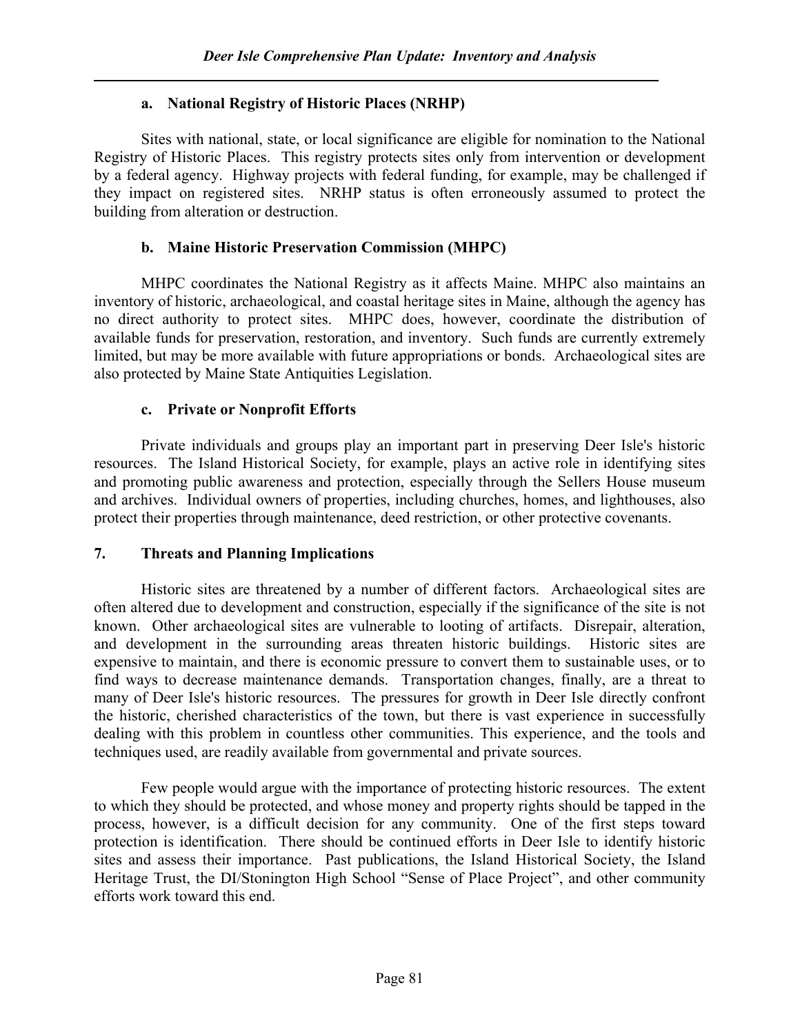### a. National Registry of Historic Places (NRHP)

Sites with national, state, or local significance are eligible for nomination to the National Registry of Historic Places. This registry protects sites only from intervention or development by a federal agency. Highway projects with federal funding, for example, may be challenged if they impact on registered sites. NRHP status is often erroneously assumed to protect the building from alteration or destruction.

### b. Maine Historic Preservation Commission (MHPC)

MHPC coordinates the National Registry as it affects Maine. MHPC also maintains an inventory of historic, archaeological, and coastal heritage sites in Maine, although the agency has no direct authority to protect sites. MHPC does, however, coordinate the distribution of available funds for preservation, restoration, and inventory. Such funds are currently extremely limited, but may be more available with future appropriations or bonds. Archaeological sites are also protected by Maine State Antiquities Legislation.

### c. Private or Nonprofit Efforts

Private individuals and groups play an important part in preserving Deer Isle's historic resources. The Island Historical Society, for example, plays an active role in identifying sites and promoting public awareness and protection, especially through the Sellers House museum and archives. Individual owners of properties, including churches, homes, and lighthouses, also protect their properties through maintenance, deed restriction, or other protective covenants.

## 7. Threats and Planning Implications

Historic sites are threatened by a number of different factors. Archaeological sites are often altered due to development and construction, especially if the significance of the site is not known. Other archaeological sites are vulnerable to looting of artifacts. Disrepair, alteration, and development in the surrounding areas threaten historic buildings. Historic sites are expensive to maintain, and there is economic pressure to convert them to sustainable uses, or to find ways to decrease maintenance demands. Transportation changes, finally, are a threat to many of Deer Isle's historic resources. The pressures for growth in Deer Isle directly confront the historic, cherished characteristics of the town, but there is vast experience in successfully dealing with this problem in countless other communities. This experience, and the tools and techniques used, are readily available from governmental and private sources.

Few people would argue with the importance of protecting historic resources. The extent to which they should be protected, and whose money and property rights should be tapped in the process, however, is a difficult decision for any community. One of the first steps toward protection is identification. There should be continued efforts in Deer Isle to identify historic sites and assess their importance. Past publications, the Island Historical Society, the Island Heritage Trust, the DI/Stonington High School "Sense of Place Project", and other community efforts work toward this end.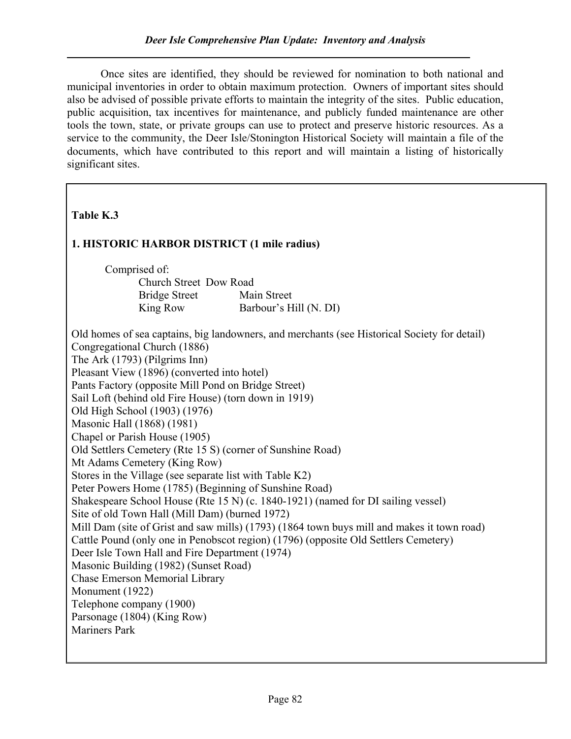Once sites are identified, they should be reviewed for nomination to both national and municipal inventories in order to obtain maximum protection. Owners of important sites should also be advised of possible private efforts to maintain the integrity of the sites. Public education, public acquisition, tax incentives for maintenance, and publicly funded maintenance are other tools the town, state, or private groups can use to protect and preserve historic resources. As a service to the community, the Deer Isle/Stonington Historical Society will maintain a file of the documents, which have contributed to this report and will maintain a listing of historically significant sites.

**Table K.3**

**1. HISTORIC HARBOR DISTRICT (1 mile radius)**

Comprised of:

| | |
|---|---|
| Church Street | Dow Road |
| Bridge Street | Main Street |
| King Row | Barbour's Hill (N. DI) |

Old homes of sea captains, big landowners, and merchants (see Historical Society for detail)
Congregational Church (1886)
The Ark (1793) (Pilgrims Inn)
Pleasant View (1896) (converted into hotel)
Pants Factory (opposite Mill Pond on Bridge Street)
Sail Loft (behind old Fire House) (torn down in 1919)
Old High School (1903) (1976)
Masonic Hall (1868) (1981)
Chapel or Parish House (1905)
Old Settlers Cemetery (Rte 15 S) (corner of Sunshine Road)
Mt Adams Cemetery (King Row)
Stores in the Village (see separate list with Table K2)
Peter Powers Home (1785) (Beginning of Sunshine Road)
Shakespeare School House (Rte 15 N) (c. 1840-1921) (named for DI sailing vessel)
Site of old Town Hall (Mill Dam) (burned 1972)
Mill Dam (site of Grist and saw mills) (1793) (1864 town buys mill and makes it town road)
Cattle Pound (only one in Penobscot region) (1796) (opposite Old Settlers Cemetery)
Deer Isle Town Hall and Fire Department (1974)
Masonic Building (1982) (Sunset Road)
Chase Emerson Memorial Library
Monument (1922)
Telephone company (1900)
Parsonage (1804) (King Row)
Mariners Park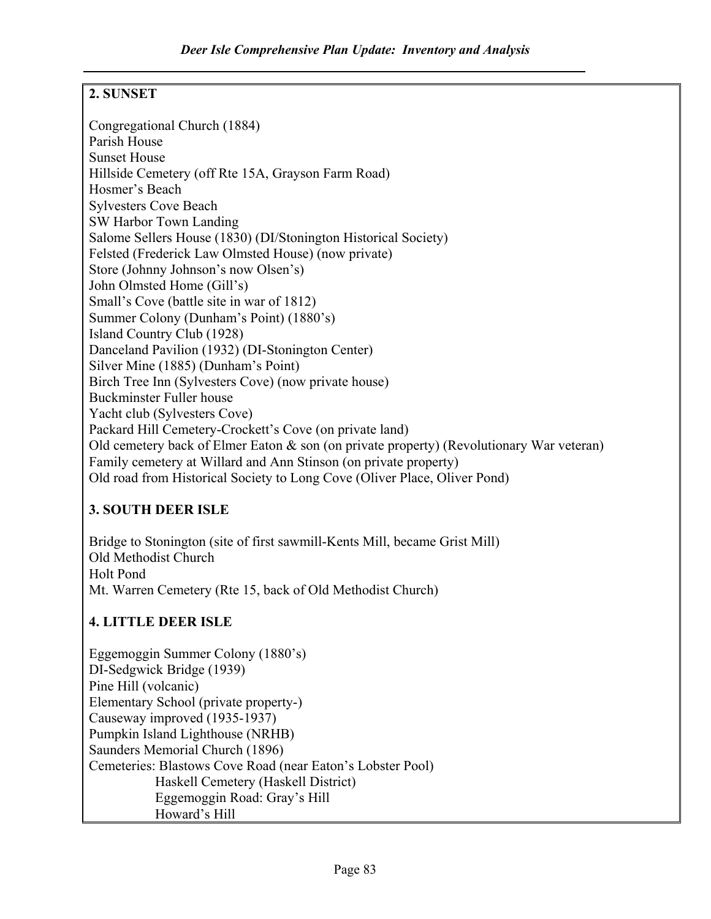**2. SUNSET**

Congregational Church (1884)
Parish House
Sunset House
Hillside Cemetery (off Rte 15A, Grayson Farm Road)
Hosmer's Beach
Sylvesters Cove Beach
SW Harbor Town Landing
Salome Sellers House (1830) (DI/Stonington Historical Society)
Felsted (Frederick Law Olmsted House) (now private)
Store (Johnny Johnson's now Olsen's)
John Olmsted Home (Gill's)
Small's Cove (battle site in war of 1812)
Summer Colony (Dunham's Point) (1880's)
Island Country Club (1928)
Danceland Pavilion (1932) (DI-Stonington Center)
Silver Mine (1885) (Dunham's Point)
Birch Tree Inn (Sylvesters Cove) (now private house)
Buckminster Fuller house
Yacht club (Sylvesters Cove)
Packard Hill Cemetery-Crockett's Cove (on private land)
Old cemetery back of Elmer Eaton & son (on private property) (Revolutionary War veteran)
Family cemetery at Willard and Ann Stinson (on private property)
Old road from Historical Society to Long Cove (Oliver Place, Oliver Pond)

**3. SOUTH DEER ISLE**

Bridge to Stonington (site of first sawmill-Kents Mill, became Grist Mill)
Old Methodist Church
Holt Pond
Mt. Warren Cemetery (Rte 15, back of Old Methodist Church)

**4. LITTLE DEER ISLE**

Eggemoggin Summer Colony (1880's)
DI-Sedgwick Bridge (1939)
Pine Hill (volcanic)
Elementary School (private property-)
Causeway improved (1935-1937)
Pumpkin Island Lighthouse (NRHB)
Saunders Memorial Church (1896)
Cemeteries: Blastows Cove Road (near Eaton's Lobster Pool)
Haskell Cemetery (Haskell District)
Eggemoggin Road: Gray's Hill
Howard's Hill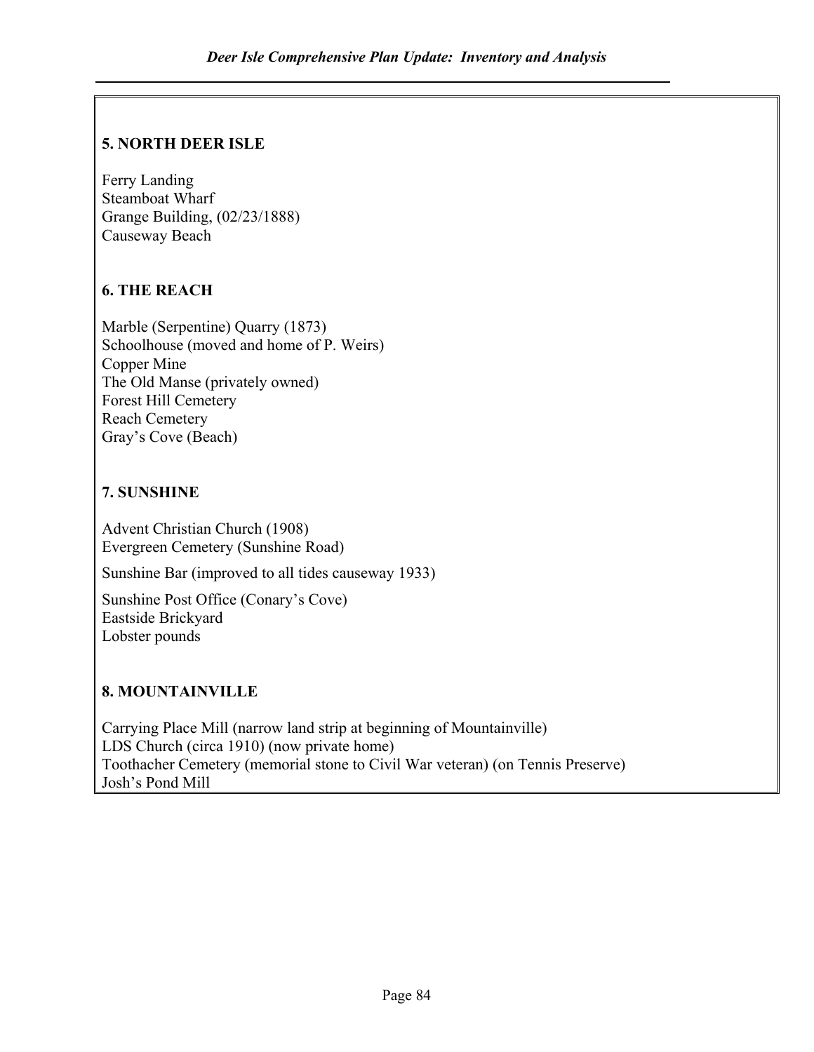### 5. NORTH DEER ISLE

Ferry Landing  
Steamboat Wharf  
Grange Building, (02/23/1888)  
Causeway Beach

### 6. THE REACH

Marble (Serpentine) Quarry (1873)  
Schoolhouse (moved and home of P. Weirs)  
Copper Mine  
The Old Manse (privately owned)  
Forest Hill Cemetery  
Reach Cemetery  
Gray's Cove (Beach)

### 7. SUNSHINE

Advent Christian Church (1908)  
Evergreen Cemetery (Sunshine Road)

Sunshine Bar (improved to all tides causeway 1933)

Sunshine Post Office (Conary's Cove)  
Eastside Brickyard  
Lobster pounds

### 8. MOUNTAINVILLE

Carrying Place Mill (narrow land strip at beginning of Mountainville)  
LDS Church (circa 1910) (now private home)  
Toothacher Cemetery (memorial stone to Civil War veteran) (on Tennis Preserve)  
Josh's Pond Mill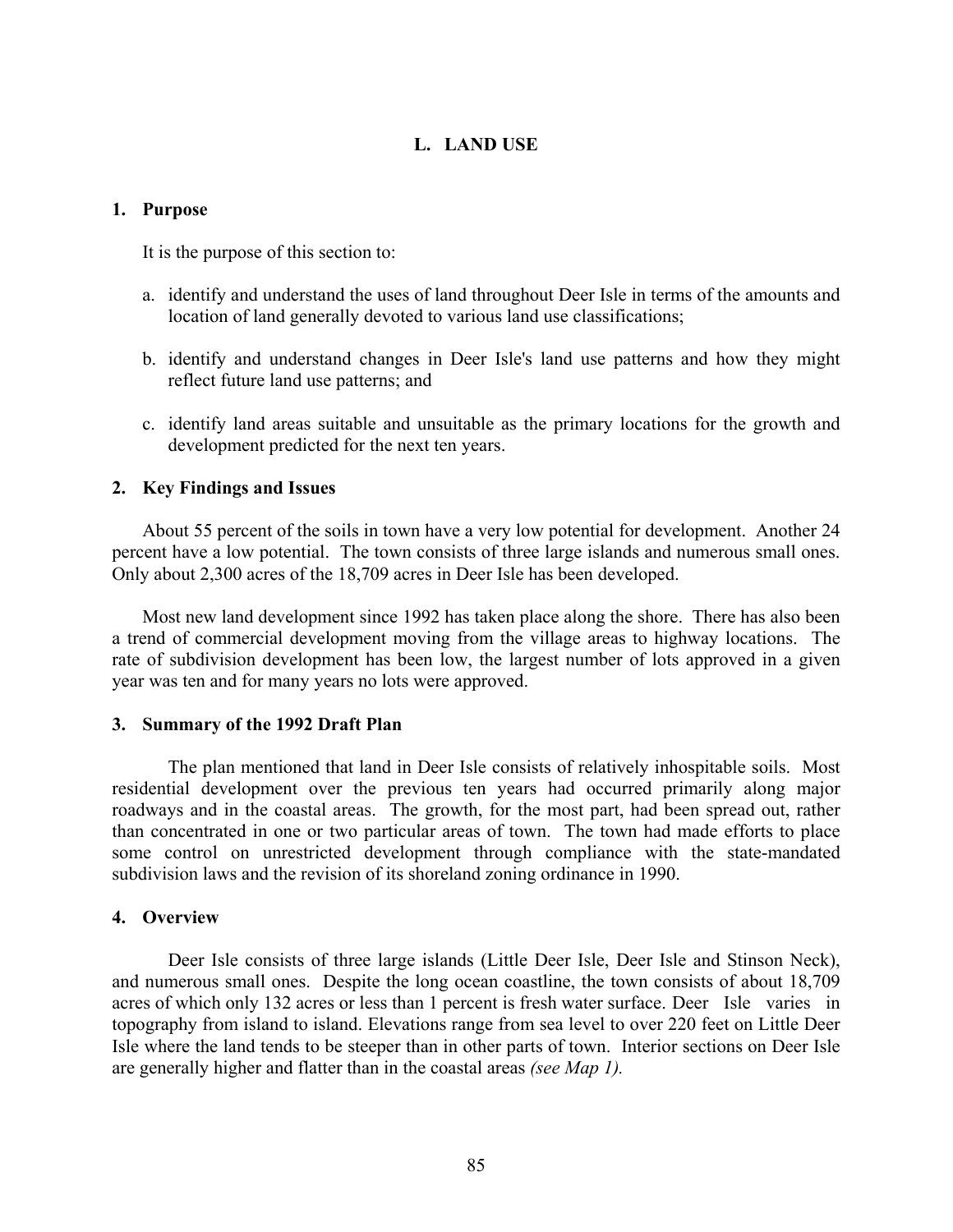# L. LAND USE

## 1. Purpose

It is the purpose of this section to:

a. identify and understand the uses of land throughout Deer Isle in terms of the amounts and location of land generally devoted to various land use classifications;

b. identify and understand changes in Deer Isle's land use patterns and how they might reflect future land use patterns; and

c. identify land areas suitable and unsuitable as the primary locations for the growth and development predicted for the next ten years.

## 2. Key Findings and Issues

About 55 percent of the soils in town have a very low potential for development. Another 24 percent have a low potential. The town consists of three large islands and numerous small ones. Only about 2,300 acres of the 18,709 acres in Deer Isle has been developed.

Most new land development since 1992 has taken place along the shore. There has also been a trend of commercial development moving from the village areas to highway locations. The rate of subdivision development has been low, the largest number of lots approved in a given year was ten and for many years no lots were approved.

## 3. Summary of the 1992 Draft Plan

The plan mentioned that land in Deer Isle consists of relatively inhospitable soils. Most residential development over the previous ten years had occurred primarily along major roadways and in the coastal areas. The growth, for the most part, had been spread out, rather than concentrated in one or two particular areas of town. The town had made efforts to place some control on unrestricted development through compliance with the state-mandated subdivision laws and the revision of its shoreland zoning ordinance in 1990.

## 4. Overview

Deer Isle consists of three large islands (Little Deer Isle, Deer Isle and Stinson Neck), and numerous small ones. Despite the long ocean coastline, the town consists of about 18,709 acres of which only 132 acres or less than 1 percent is fresh water surface. Deer Isle varies in topography from island to island. Elevations range from sea level to over 220 feet on Little Deer Isle where the land tends to be steeper than in other parts of town. Interior sections on Deer Isle are generally higher and flatter than in the coastal areas *(see Map 1).*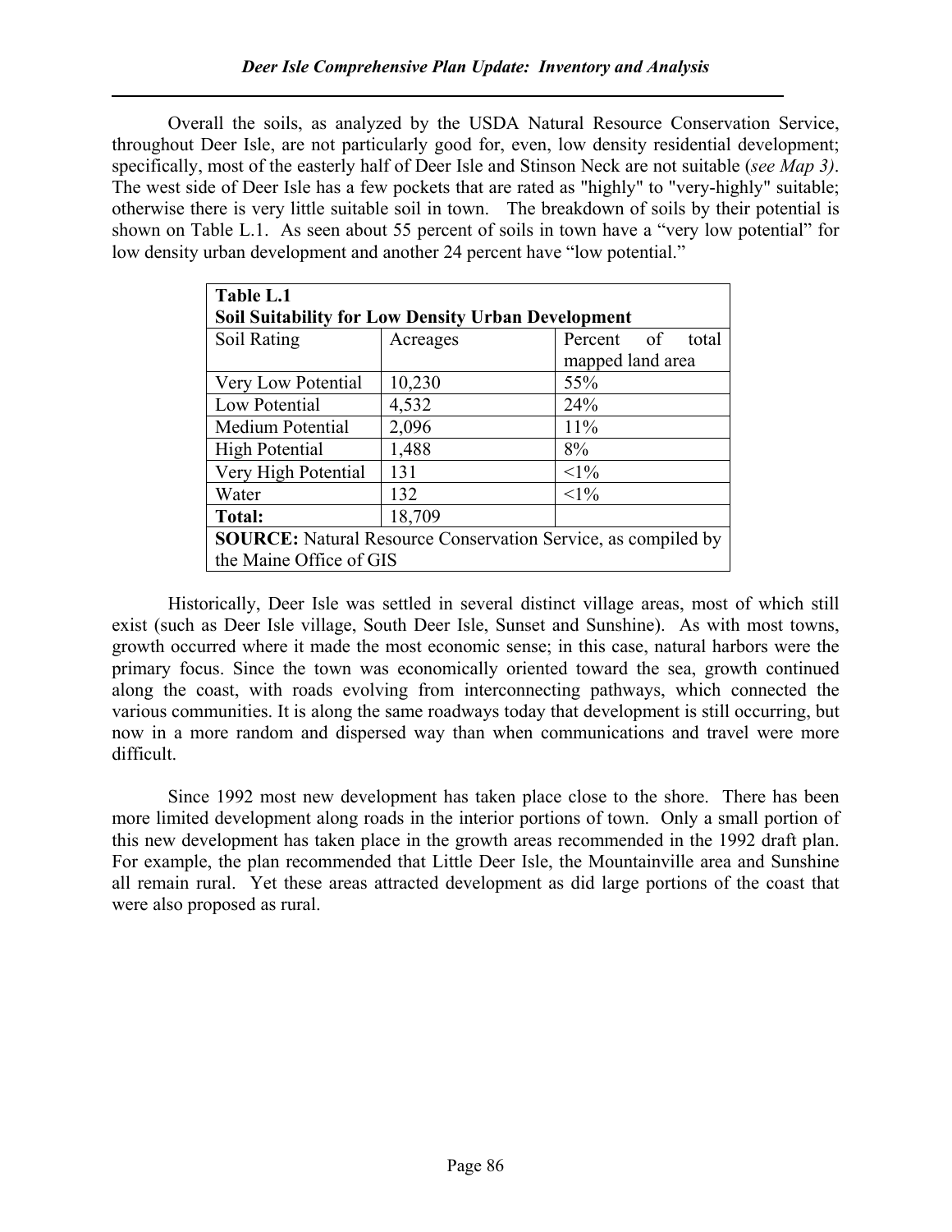Overall the soils, as analyzed by the USDA Natural Resource Conservation Service, throughout Deer Isle, are not particularly good for, even, low density residential development; specifically, most of the easterly half of Deer Isle and Stinson Neck are not suitable (*see Map 3)*. The west side of Deer Isle has a few pockets that are rated as "highly" to "very-highly" suitable; otherwise there is very little suitable soil in town. The breakdown of soils by their potential is shown on Table L.1. As seen about 55 percent of soils in town have a "very low potential" for low density urban development and another 24 percent have "low potential."

**Table L.1**
**Soil Suitability for Low Density Urban Development**

| Soil Rating | Acreages | Percent of total mapped land area |
|---|---|---|
| Very Low Potential | 10,230 | 55% |
| Low Potential | 4,532 | 24% |
| Medium Potential | 2,096 | 11% |
| High Potential | 1,488 | 8% |
| Very High Potential | 131 | <1% |
| Water | 132 | <1% |
| **Total:** | 18,709 | |

**SOURCE:** Natural Resource Conservation Service, as compiled by the Maine Office of GIS

Historically, Deer Isle was settled in several distinct village areas, most of which still exist (such as Deer Isle village, South Deer Isle, Sunset and Sunshine). As with most towns, growth occurred where it made the most economic sense; in this case, natural harbors were the primary focus. Since the town was economically oriented toward the sea, growth continued along the coast, with roads evolving from interconnecting pathways, which connected the various communities. It is along the same roadways today that development is still occurring, but now in a more random and dispersed way than when communications and travel were more difficult.

Since 1992 most new development has taken place close to the shore. There has been more limited development along roads in the interior portions of town. Only a small portion of this new development has taken place in the growth areas recommended in the 1992 draft plan. For example, the plan recommended that Little Deer Isle, the Mountainville area and Sunshine all remain rural. Yet these areas attracted development as did large portions of the coast that were also proposed as rural.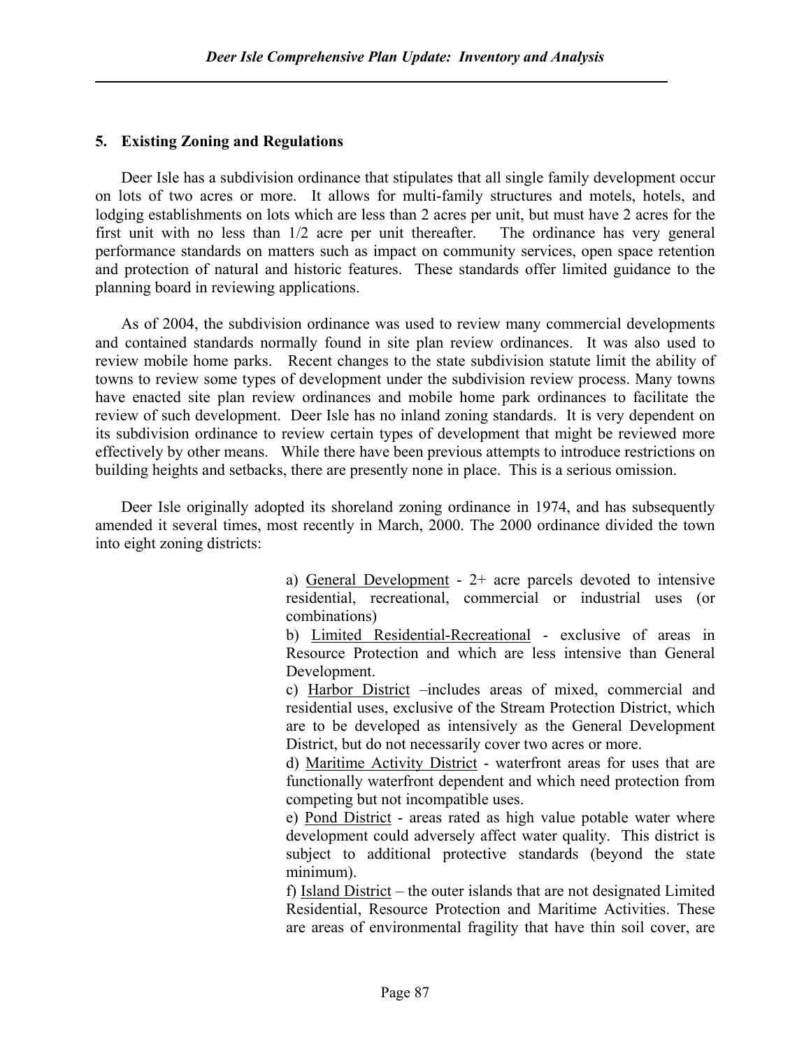### 5. Existing Zoning and Regulations

Deer Isle has a subdivision ordinance that stipulates that all single family development occur on lots of two acres or more. It allows for multi-family structures and motels, hotels, and lodging establishments on lots which are less than 2 acres per unit, but must have 2 acres for the first unit with no less than 1/2 acre per unit thereafter. The ordinance has very general performance standards on matters such as impact on community services, open space retention and protection of natural and historic features. These standards offer limited guidance to the planning board in reviewing applications.

As of 2004, the subdivision ordinance was used to review many commercial developments and contained standards normally found in site plan review ordinances. It was also used to review mobile home parks. Recent changes to the state subdivision statute limit the ability of towns to review some types of development under the subdivision review process. Many towns have enacted site plan review ordinances and mobile home park ordinances to facilitate the review of such development. Deer Isle has no inland zoning standards. It is very dependent on its subdivision ordinance to review certain types of development that might be reviewed more effectively by other means. While there have been previous attempts to introduce restrictions on building heights and setbacks, there are presently none in place. This is a serious omission.

Deer Isle originally adopted its shoreland zoning ordinance in 1974, and has subsequently amended it several times, most recently in March, 2000. The 2000 ordinance divided the town into eight zoning districts:

a) General Development - 2+ acre parcels devoted to intensive residential, recreational, commercial or industrial uses (or combinations)

b) Limited Residential-Recreational - exclusive of areas in Resource Protection and which are less intensive than General Development.

c) Harbor District –includes areas of mixed, commercial and residential uses, exclusive of the Stream Protection District, which are to be developed as intensively as the General Development District, but do not necessarily cover two acres or more.

d) Maritime Activity District - waterfront areas for uses that are functionally waterfront dependent and which need protection from competing but not incompatible uses.

e) Pond District - areas rated as high value potable water where development could adversely affect water quality. This district is subject to additional protective standards (beyond the state minimum).

f) Island District – the outer islands that are not designated Limited Residential, Resource Protection and Maritime Activities. These are areas of environmental fragility that have thin soil cover, are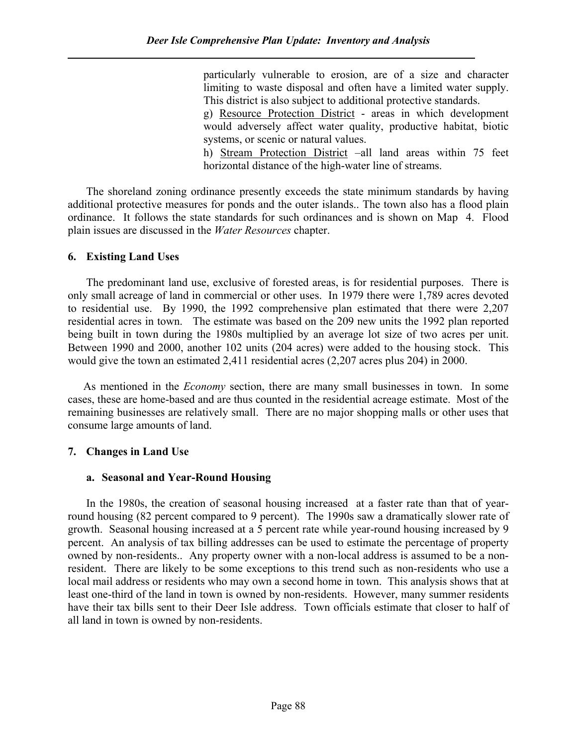particularly vulnerable to erosion, are of a size and character limiting to waste disposal and often have a limited water supply. This district is also subject to additional protective standards.

g) Resource Protection District - areas in which development would adversely affect water quality, productive habitat, biotic systems, or scenic or natural values.

h) Stream Protection District –all land areas within 75 feet horizontal distance of the high-water line of streams.

The shoreland zoning ordinance presently exceeds the state minimum standards by having additional protective measures for ponds and the outer islands.. The town also has a flood plain ordinance. It follows the state standards for such ordinances and is shown on Map 4. Flood plain issues are discussed in the *Water Resources* chapter.

### 6. Existing Land Uses

The predominant land use, exclusive of forested areas, is for residential purposes. There is only small acreage of land in commercial or other uses. In 1979 there were 1,789 acres devoted to residential use. By 1990, the 1992 comprehensive plan estimated that there were 2,207 residential acres in town. The estimate was based on the 209 new units the 1992 plan reported being built in town during the 1980s multiplied by an average lot size of two acres per unit. Between 1990 and 2000, another 102 units (204 acres) were added to the housing stock. This would give the town an estimated 2,411 residential acres (2,207 acres plus 204) in 2000.

As mentioned in the *Economy* section, there are many small businesses in town. In some cases, these are home-based and are thus counted in the residential acreage estimate. Most of the remaining businesses are relatively small. There are no major shopping malls or other uses that consume large amounts of land.

### 7. Changes in Land Use

#### a. Seasonal and Year-Round Housing

In the 1980s, the creation of seasonal housing increased at a faster rate than that of year-round housing (82 percent compared to 9 percent). The 1990s saw a dramatically slower rate of growth. Seasonal housing increased at a 5 percent rate while year-round housing increased by 9 percent. An analysis of tax billing addresses can be used to estimate the percentage of property owned by non-residents.. Any property owner with a non-local address is assumed to be a non-resident. There are likely to be some exceptions to this trend such as non-residents who use a local mail address or residents who may own a second home in town. This analysis shows that at least one-third of the land in town is owned by non-residents. However, many summer residents have their tax bills sent to their Deer Isle address. Town officials estimate that closer to half of all land in town is owned by non-residents.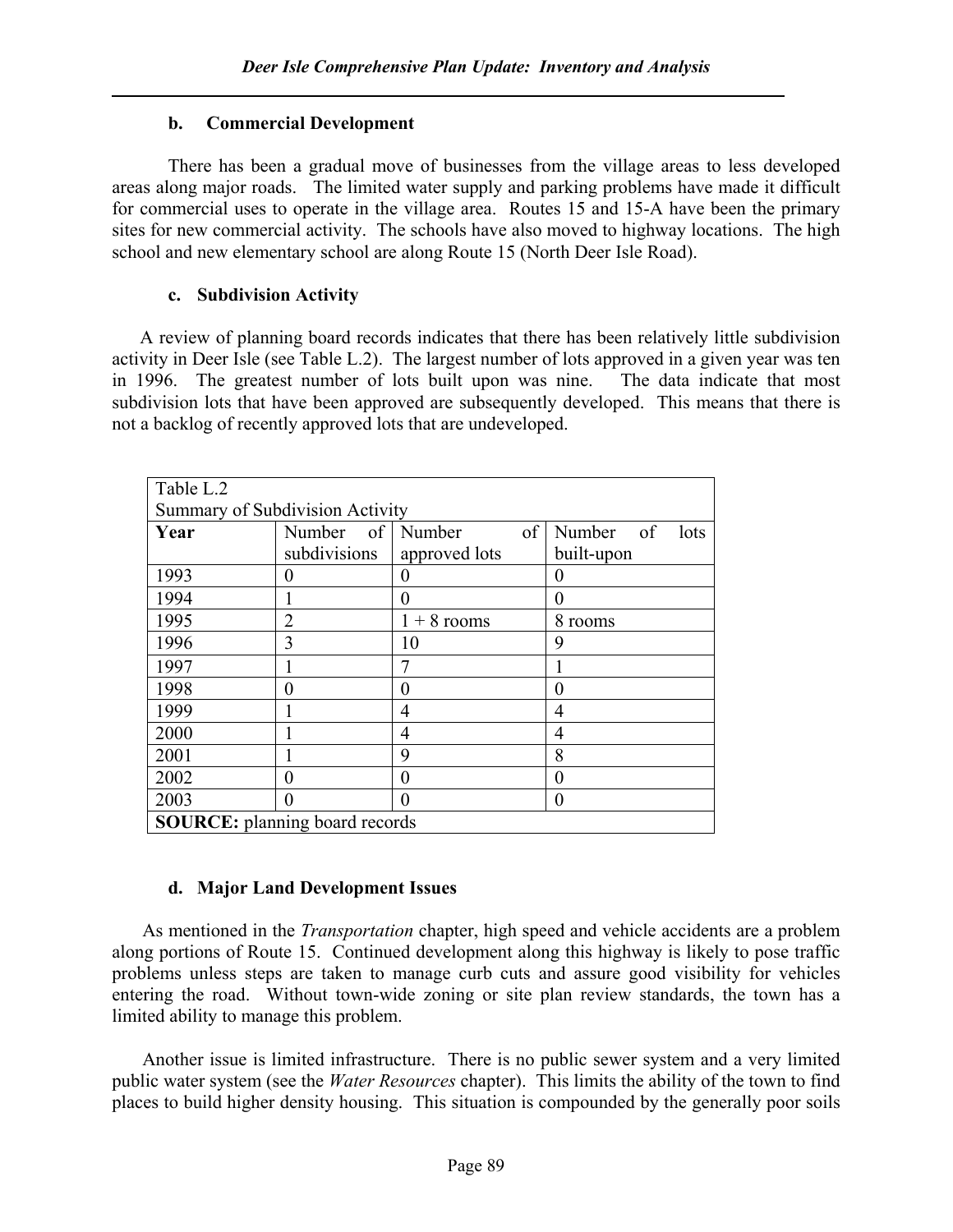### b. Commercial Development

There has been a gradual move of businesses from the village areas to less developed areas along major roads. The limited water supply and parking problems have made it difficult for commercial uses to operate in the village area. Routes 15 and 15-A have been the primary sites for new commercial activity. The schools have also moved to highway locations. The high school and new elementary school are along Route 15 (North Deer Isle Road).

### c. Subdivision Activity

A review of planning board records indicates that there has been relatively little subdivision activity in Deer Isle (see Table L.2). The largest number of lots approved in a given year was ten in 1996. The greatest number of lots built upon was nine. The data indicate that most subdivision lots that have been approved are subsequently developed. This means that there is not a backlog of recently approved lots that are undeveloped.

Table L.2
Summary of Subdivision Activity

| Year | Number of subdivisions | Number of approved lots | Number of lots built-upon |
|---|---|---|---|
| 1993 | 0 | 0 | 0 |
| 1994 | 1 | 0 | 0 |
| 1995 | 2 | 1 + 8 rooms | 8 rooms |
| 1996 | 3 | 10 | 9 |
| 1997 | 1 | 7 | 1 |
| 1998 | 0 | 0 | 0 |
| 1999 | 1 | 4 | 4 |
| 2000 | 1 | 4 | 4 |
| 2001 | 1 | 9 | 8 |
| 2002 | 0 | 0 | 0 |
| 2003 | 0 | 0 | 0 |

**SOURCE:** planning board records

### d. Major Land Development Issues

As mentioned in the *Transportation* chapter, high speed and vehicle accidents are a problem along portions of Route 15. Continued development along this highway is likely to pose traffic problems unless steps are taken to manage curb cuts and assure good visibility for vehicles entering the road. Without town-wide zoning or site plan review standards, the town has a limited ability to manage this problem.

Another issue is limited infrastructure. There is no public sewer system and a very limited public water system (see the *Water Resources* chapter). This limits the ability of the town to find places to build higher density housing. This situation is compounded by the generally poor soils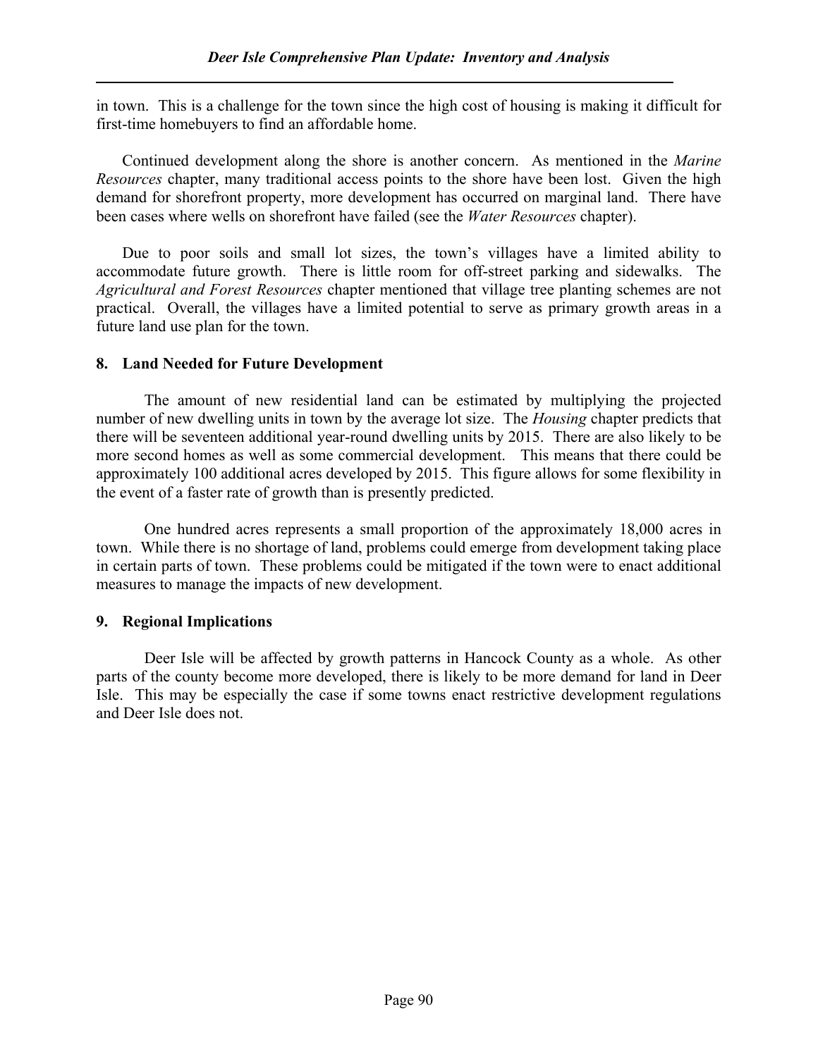in town. This is a challenge for the town since the high cost of housing is making it difficult for first-time homebuyers to find an affordable home.

Continued development along the shore is another concern. As mentioned in the *Marine Resources* chapter, many traditional access points to the shore have been lost. Given the high demand for shorefront property, more development has occurred on marginal land. There have been cases where wells on shorefront have failed (see the *Water Resources* chapter).

Due to poor soils and small lot sizes, the town's villages have a limited ability to accommodate future growth. There is little room for off-street parking and sidewalks. The *Agricultural and Forest Resources* chapter mentioned that village tree planting schemes are not practical. Overall, the villages have a limited potential to serve as primary growth areas in a future land use plan for the town.

### 8. Land Needed for Future Development

The amount of new residential land can be estimated by multiplying the projected number of new dwelling units in town by the average lot size. The *Housing* chapter predicts that there will be seventeen additional year-round dwelling units by 2015. There are also likely to be more second homes as well as some commercial development. This means that there could be approximately 100 additional acres developed by 2015. This figure allows for some flexibility in the event of a faster rate of growth than is presently predicted.

One hundred acres represents a small proportion of the approximately 18,000 acres in town. While there is no shortage of land, problems could emerge from development taking place in certain parts of town. These problems could be mitigated if the town were to enact additional measures to manage the impacts of new development.

### 9. Regional Implications

Deer Isle will be affected by growth patterns in Hancock County as a whole. As other parts of the county become more developed, there is likely to be more demand for land in Deer Isle. This may be especially the case if some towns enact restrictive development regulations and Deer Isle does not.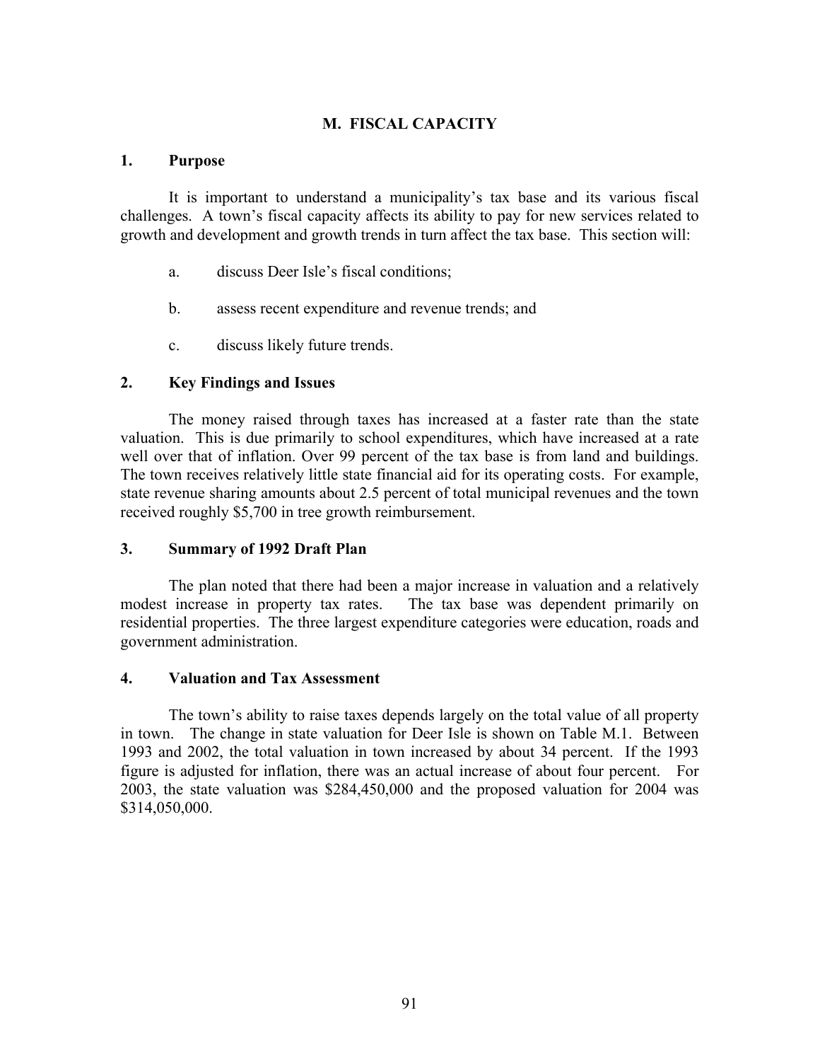## M. FISCAL CAPACITY

### 1. Purpose

It is important to understand a municipality's tax base and its various fiscal challenges. A town's fiscal capacity affects its ability to pay for new services related to growth and development and growth trends in turn affect the tax base. This section will:

a. discuss Deer Isle's fiscal conditions;

b. assess recent expenditure and revenue trends; and

c. discuss likely future trends.

### 2. Key Findings and Issues

The money raised through taxes has increased at a faster rate than the state valuation. This is due primarily to school expenditures, which have increased at a rate well over that of inflation. Over 99 percent of the tax base is from land and buildings. The town receives relatively little state financial aid for its operating costs. For example, state revenue sharing amounts about 2.5 percent of total municipal revenues and the town received roughly $5,700 in tree growth reimbursement.

### 3. Summary of 1992 Draft Plan

The plan noted that there had been a major increase in valuation and a relatively modest increase in property tax rates. The tax base was dependent primarily on residential properties. The three largest expenditure categories were education, roads and government administration.

### 4. Valuation and Tax Assessment

The town's ability to raise taxes depends largely on the total value of all property in town. The change in state valuation for Deer Isle is shown on Table M.1. Between 1993 and 2002, the total valuation in town increased by about 34 percent. If the 1993 figure is adjusted for inflation, there was an actual increase of about four percent. For 2003, the state valuation was $284,450,000 and the proposed valuation for 2004 was $314,050,000.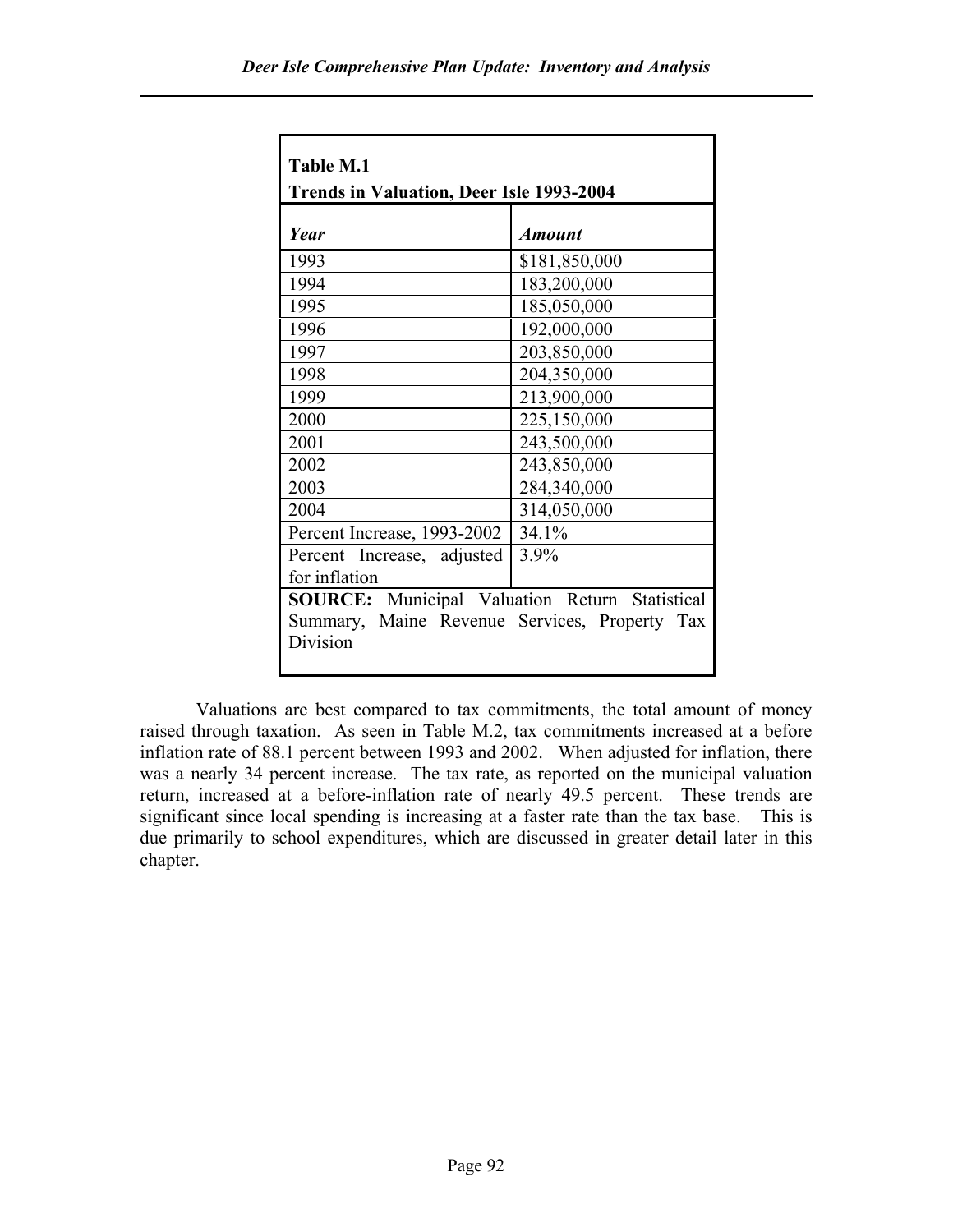| Table M.1 Trends in Valuation, Deer Isle 1993-2004 | |
|---|---|
| ***Year*** | ***Amount*** |
| 1993 | $181,850,000 |
| 1994 | 183,200,000 |
| 1995 | 185,050,000 |
| 1996 | 192,000,000 |
| 1997 | 203,850,000 |
| 1998 | 204,350,000 |
| 1999 | 213,900,000 |
| 2000 | 225,150,000 |
| 2001 | 243,500,000 |
| 2002 | 243,850,000 |
| 2003 | 284,340,000 |
| 2004 | 314,050,000 |
| Percent Increase, 1993-2002 | 34.1% |
| Percent Increase, adjusted for inflation | 3.9% |
| **SOURCE:** Municipal Valuation Return Statistical Summary, Maine Revenue Services, Property Tax Division | |

Valuations are best compared to tax commitments, the total amount of money raised through taxation. As seen in Table M.2, tax commitments increased at a before inflation rate of 88.1 percent between 1993 and 2002. When adjusted for inflation, there was a nearly 34 percent increase. The tax rate, as reported on the municipal valuation return, increased at a before-inflation rate of nearly 49.5 percent. These trends are significant since local spending is increasing at a faster rate than the tax base. This is due primarily to school expenditures, which are discussed in greater detail later in this chapter.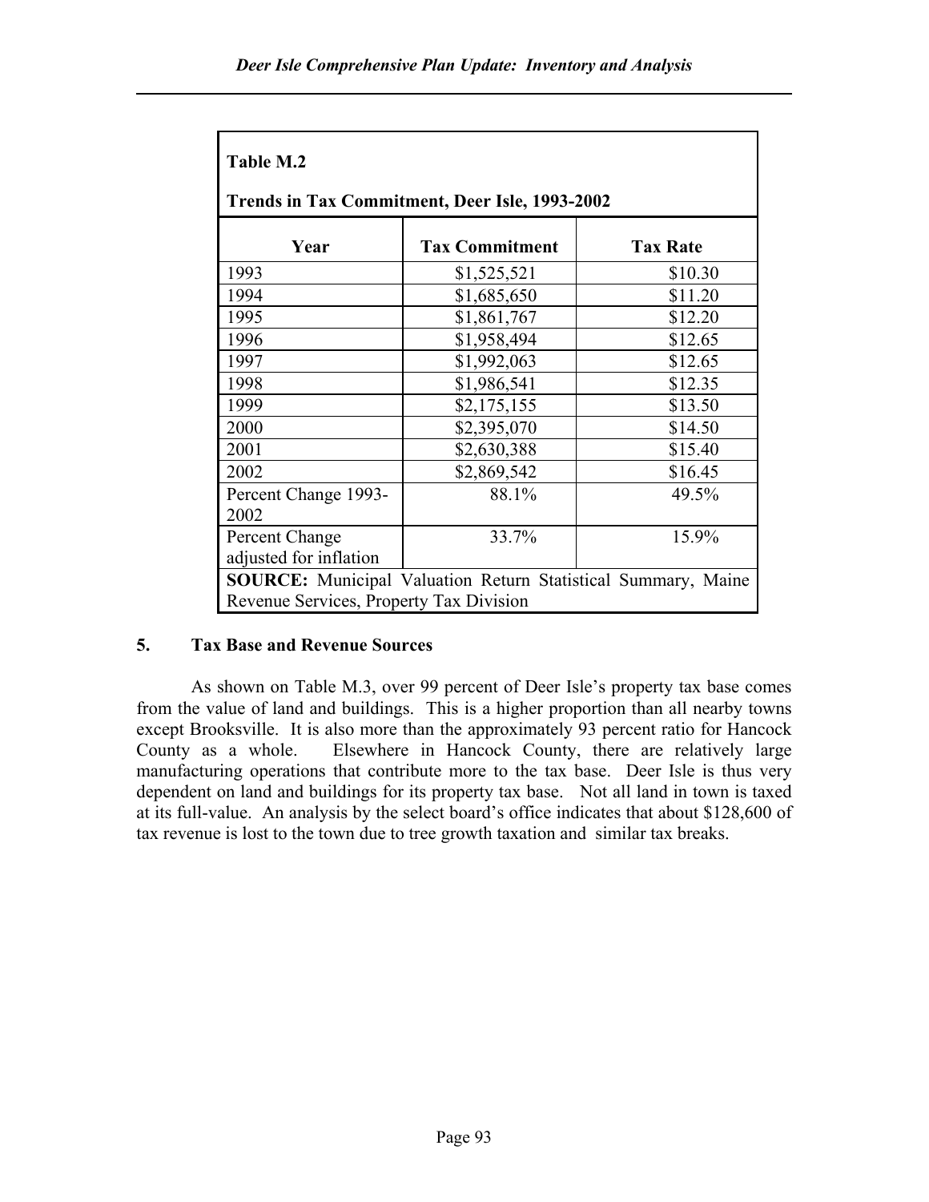**Table M.2**

**Trends in Tax Commitment, Deer Isle, 1993-2002**

| Year | Tax Commitment | Tax Rate |
|---|---|---|
| 1993 | $1,525,521 | $10.30 |
| 1994 | $1,685,650 | $11.20 |
| 1995 | $1,861,767 | $12.20 |
| 1996 | $1,958,494 | $12.65 |
| 1997 | $1,992,063 | $12.65 |
| 1998 | $1,986,541 | $12.35 |
| 1999 | $2,175,155 | $13.50 |
| 2000 | $2,395,070 | $14.50 |
| 2001 | $2,630,388 | $15.40 |
| 2002 | $2,869,542 | $16.45 |
| Percent Change 1993-2002 | 88.1% | 49.5% |
| Percent Change adjusted for inflation | 33.7% | 15.9% |

**SOURCE:** Municipal Valuation Return Statistical Summary, Maine Revenue Services, Property Tax Division

## 5. Tax Base and Revenue Sources

As shown on Table M.3, over 99 percent of Deer Isle's property tax base comes from the value of land and buildings. This is a higher proportion than all nearby towns except Brooksville. It is also more than the approximately 93 percent ratio for Hancock County as a whole. Elsewhere in Hancock County, there are relatively large manufacturing operations that contribute more to the tax base. Deer Isle is thus very dependent on land and buildings for its property tax base. Not all land in town is taxed at its full-value. An analysis by the select board's office indicates that about $128,600 of tax revenue is lost to the town due to tree growth taxation and similar tax breaks.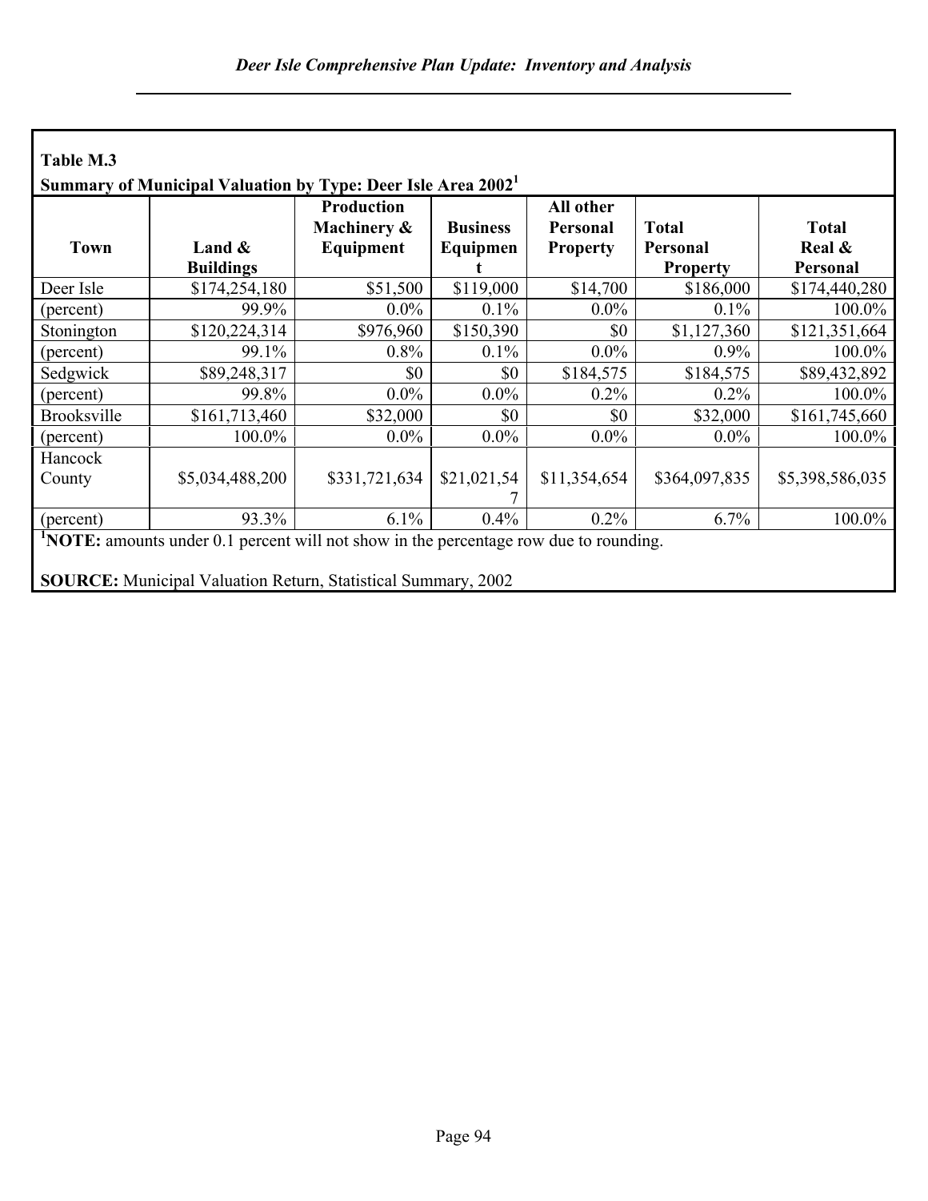**Table M.3**

**Summary of Municipal Valuation by Type: Deer Isle Area 2002[1]**

| Town | Land & Buildings | Production Machinery & Equipment | Business Equipment | All other Personal Property | Total Personal Property | Total Real & Personal |
|---|---|---|---|---|---|---|
| Deer Isle | $174,254,180 | $51,500 | $119,000 | $14,700 | $186,000 | $174,440,280 |
| (percent) | 99.9% | 0.0% | 0.1% | 0.0% | 0.1% | 100.0% |
| Stonington | $120,224,314 | $976,960 | $150,390 | $0 | $1,127,360 | $121,351,664 |
| (percent) | 99.1% | 0.8% | 0.1% | 0.0% | 0.9% | 100.0% |
| Sedgwick | $89,248,317 | $0 | $0 | $184,575 | $184,575 | $89,432,892 |
| (percent) | 99.8% | 0.0% | 0.0% | 0.2% | 0.2% | 100.0% |
| Brooksville | $161,713,460 | $32,000 | $0 | $0 | $32,000 | $161,745,660 |
| (percent) | 100.0% | 0.0% | 0.0% | 0.0% | 0.0% | 100.0% |
| Hancock County | $5,034,488,200 | $331,721,634 | $21,021,547 | $11,354,654 | $364,097,835 | $5,398,586,035 |
| (percent) | 93.3% | 6.1% | 0.4% | 0.2% | 6.7% | 100.0% |

[1]**NOTE:** amounts under 0.1 percent will not show in the percentage row due to rounding.

**SOURCE:** Municipal Valuation Return, Statistical Summary, 2002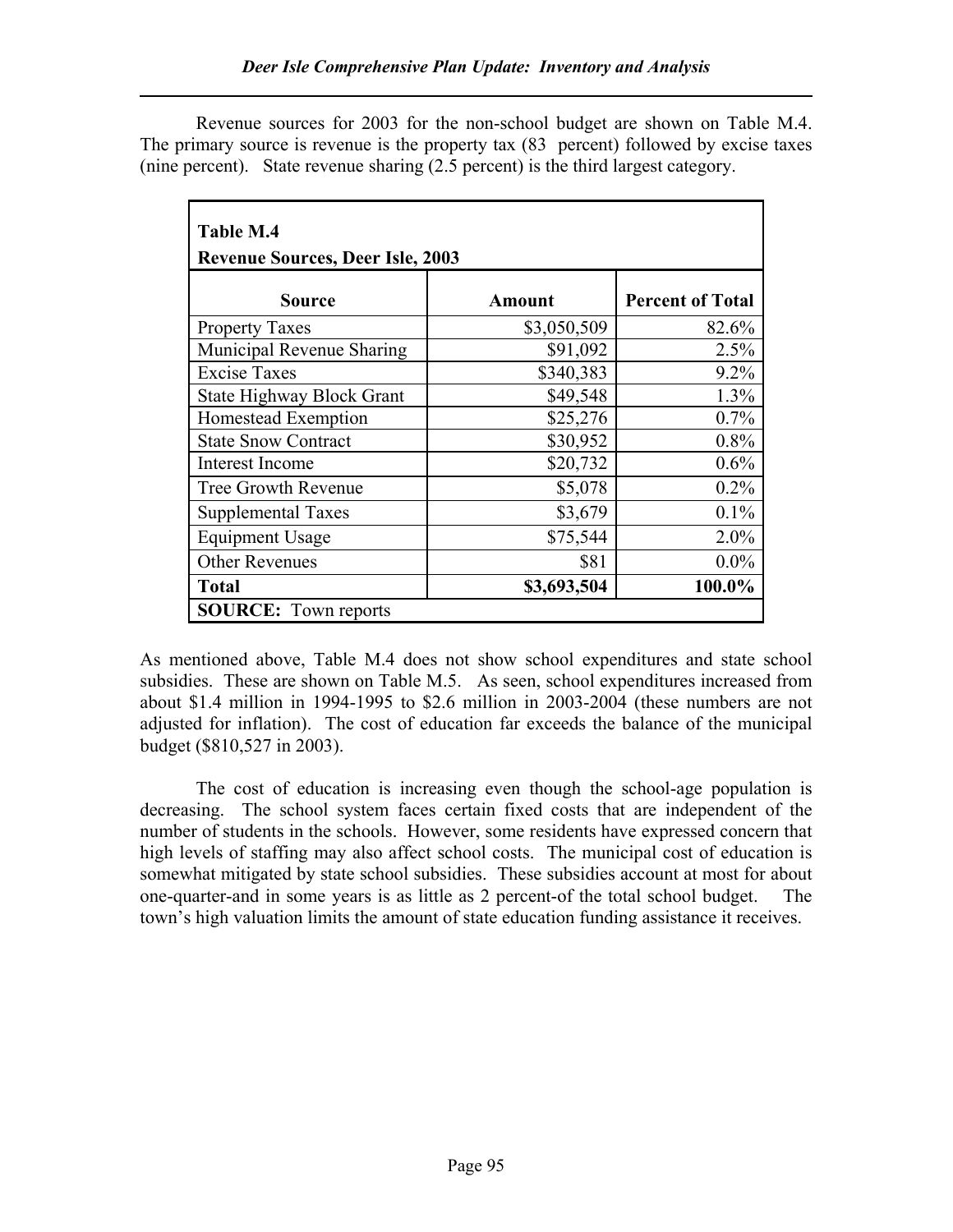Revenue sources for 2003 for the non-school budget are shown on Table M.4. The primary source is revenue is the property tax (83 percent) followed by excise taxes (nine percent). State revenue sharing (2.5 percent) is the third largest category.

**Table M.4**
**Revenue Sources, Deer Isle, 2003**

| Source | Amount | Percent of Total |
|---|---|---|
| Property Taxes | $3,050,509 | 82.6% |
| Municipal Revenue Sharing | $91,092 | 2.5% |
| Excise Taxes | $340,383 | 9.2% |
| State Highway Block Grant | $49,548 | 1.3% |
| Homestead Exemption | $25,276 | 0.7% |
| State Snow Contract | $30,952 | 0.8% |
| Interest Income | $20,732 | 0.6% |
| Tree Growth Revenue | $5,078 | 0.2% |
| Supplemental Taxes | $3,679 | 0.1% |
| Equipment Usage | $75,544 | 2.0% |
| Other Revenues | $81 | 0.0% |
| **Total** | **$3,693,504** | **100.0%** |

**SOURCE:** Town reports

As mentioned above, Table M.4 does not show school expenditures and state school subsidies. These are shown on Table M.5. As seen, school expenditures increased from about $1.4 million in 1994-1995 to $2.6 million in 2003-2004 (these numbers are not adjusted for inflation). The cost of education far exceeds the balance of the municipal budget ($810,527 in 2003).

The cost of education is increasing even though the school-age population is decreasing. The school system faces certain fixed costs that are independent of the number of students in the schools. However, some residents have expressed concern that high levels of staffing may also affect school costs. The municipal cost of education is somewhat mitigated by state school subsidies. These subsidies account at most for about one-quarter-and in some years is as little as 2 percent-of the total school budget. The town's high valuation limits the amount of state education funding assistance it receives.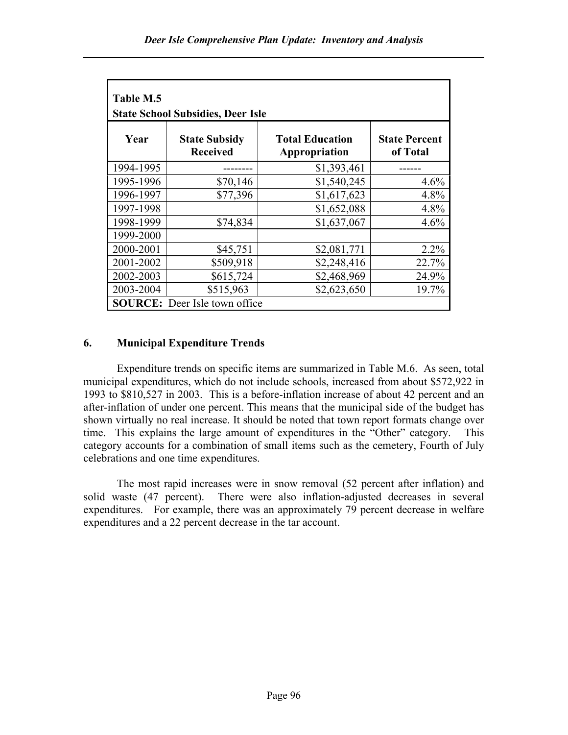| Table M.5<br>State School Subsidies, Deer Isle | | | |
|---|---|---|---|
| **Year** | **State Subsidy Received** | **Total Education Appropriation** | **State Percent of Total** |
| 1994-1995 | -------- | $1,393,461 | ------ |
| 1995-1996 | $70,146 | $1,540,245 | 4.6% |
| 1996-1997 | $77,396 | $1,617,623 | 4.8% |
| 1997-1998 | | $1,652,088 | 4.8% |
| 1998-1999 | $74,834 | $1,637,067 | 4.6% |
| 1999-2000 | | | |
| 2000-2001 | $45,751 | $2,081,771 | 2.2% |
| 2001-2002 | $509,918 | $2,248,416 | 22.7% |
| 2002-2003 | $615,724 | $2,468,969 | 24.9% |
| 2003-2004 | $515,963 | $2,623,650 | 19.7% |
| **SOURCE:** Deer Isle town office | | | |

## 6. Municipal Expenditure Trends

Expenditure trends on specific items are summarized in Table M.6. As seen, total municipal expenditures, which do not include schools, increased from about $572,922 in 1993 to $810,527 in 2003. This is a before-inflation increase of about 42 percent and an after-inflation of under one percent. This means that the municipal side of the budget has shown virtually no real increase. It should be noted that town report formats change over time. This explains the large amount of expenditures in the "Other" category. This category accounts for a combination of small items such as the cemetery, Fourth of July celebrations and one time expenditures.

The most rapid increases were in snow removal (52 percent after inflation) and solid waste (47 percent). There were also inflation-adjusted decreases in several expenditures. For example, there was an approximately 79 percent decrease in welfare expenditures and a 22 percent decrease in the tar account.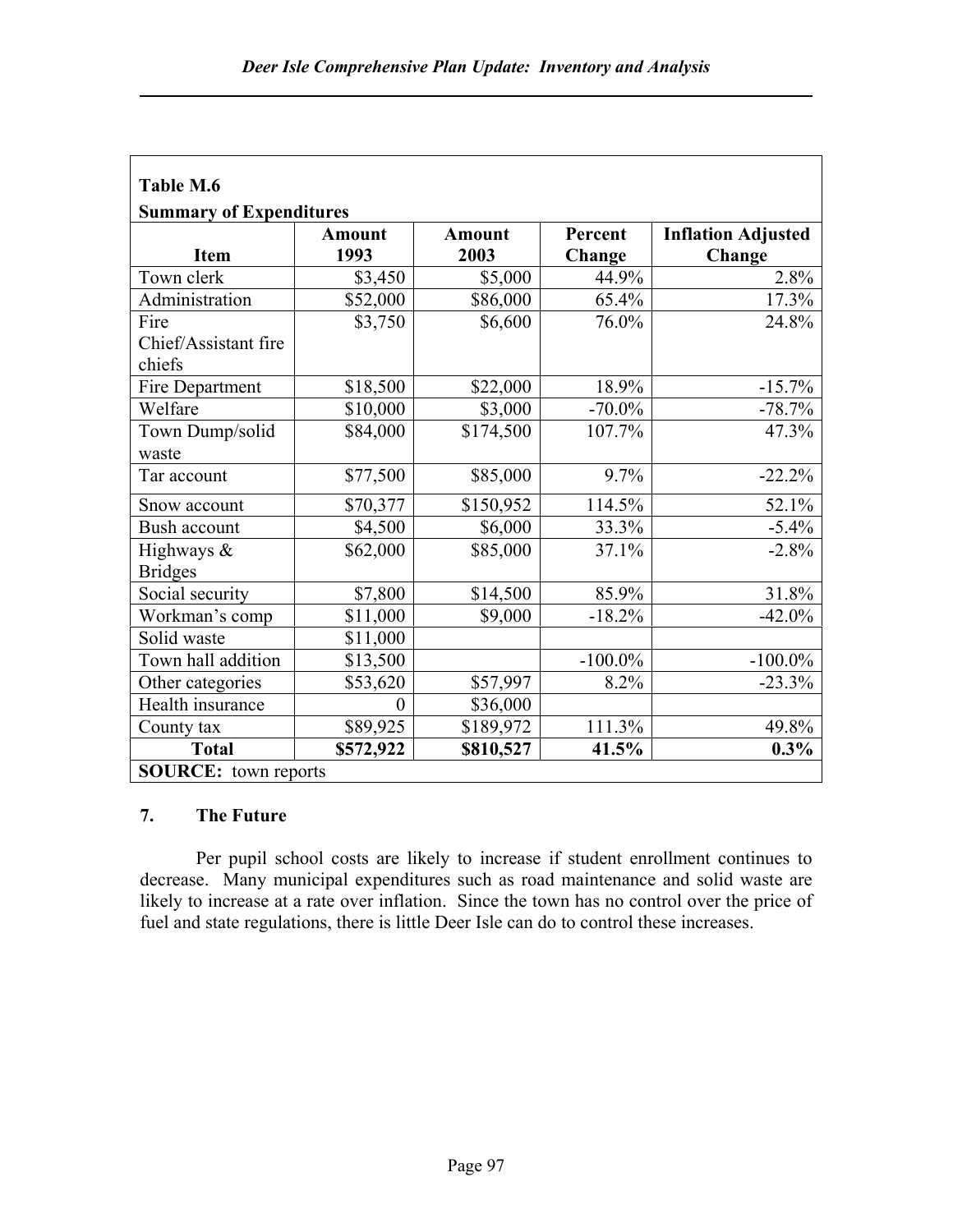**Table M.6**
**Summary of Expenditures**

| Item | Amount 1993 | Amount 2003 | Percent Change | Inflation Adjusted Change |
|---|---|---|---|---|
| Town clerk | $3,450 | $5,000 | 44.9% | 2.8% |
| Administration | $52,000 | $86,000 | 65.4% | 17.3% |
| Fire Chief/Assistant fire chiefs | $3,750 | $6,600 | 76.0% | 24.8% |
| Fire Department | $18,500 | $22,000 | 18.9% | -15.7% |
| Welfare | $10,000 | $3,000 | -70.0% | -78.7% |
| Town Dump/solid waste | $84,000 | $174,500 | 107.7% | 47.3% |
| Tar account | $77,500 | $85,000 | 9.7% | -22.2% |
| Snow account | $70,377 | $150,952 | 114.5% | 52.1% |
| Bush account | $4,500 | $6,000 | 33.3% | -5.4% |
| Highways & Bridges | $62,000 | $85,000 | 37.1% | -2.8% |
| Social security | $7,800 | $14,500 | 85.9% | 31.8% |
| Workman's comp | $11,000 | $9,000 | -18.2% | -42.0% |
| Solid waste | $11,000 | | | |
| Town hall addition | $13,500 | | -100.0% | -100.0% |
| Other categories | $53,620 | $57,997 | 8.2% | -23.3% |
| Health insurance | 0 | $36,000 | | |
| County tax | $89,925 | $189,972 | 111.3% | 49.8% |
| **Total** | **$572,922** | **$810,527** | **41.5%** | **0.3%** |

**SOURCE:** town reports

### 7. The Future

Per pupil school costs are likely to increase if student enrollment continues to decrease. Many municipal expenditures such as road maintenance and solid waste are likely to increase at a rate over inflation. Since the town has no control over the price of fuel and state regulations, there is little Deer Isle can do to control these increases.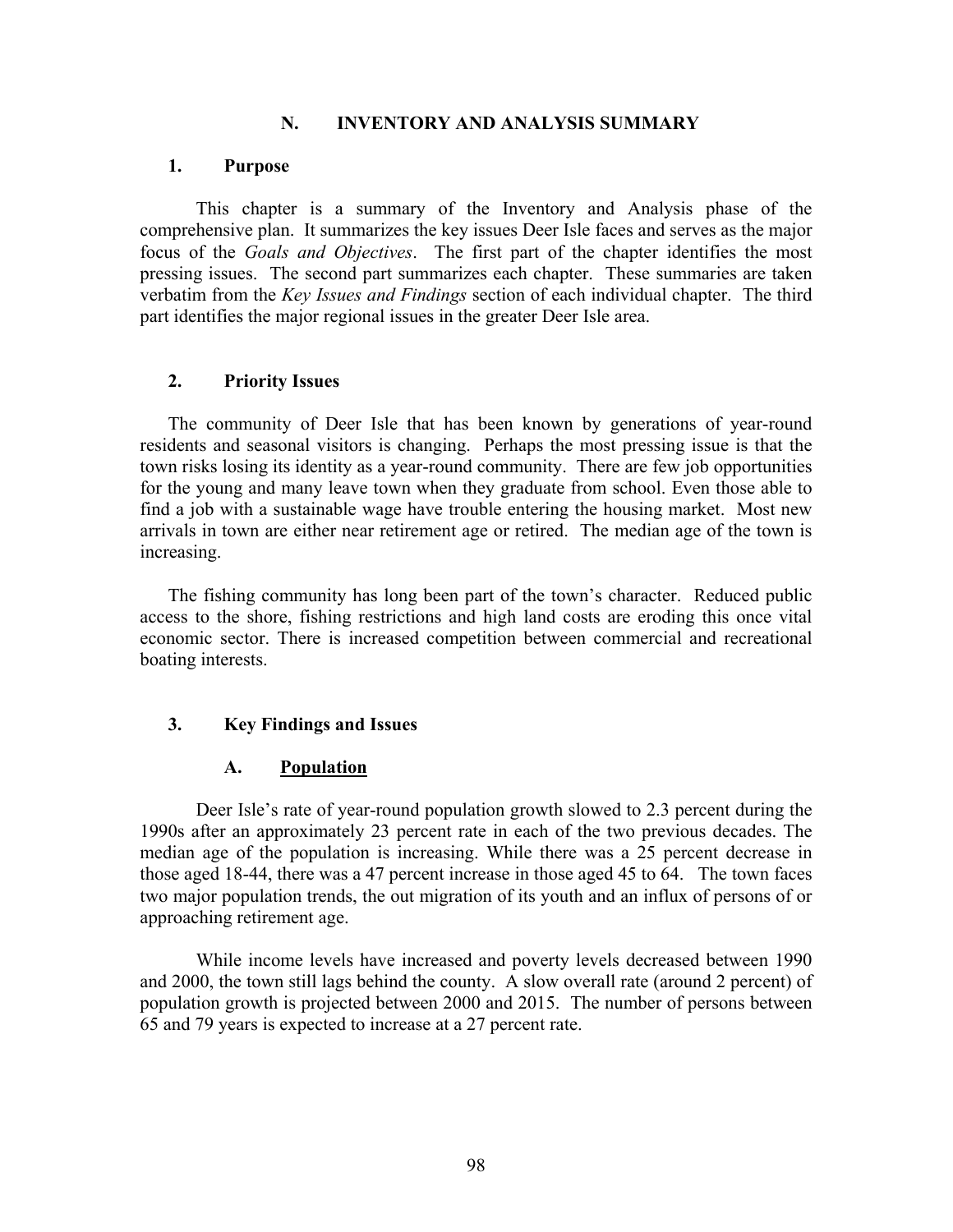## N. INVENTORY AND ANALYSIS SUMMARY

### 1. Purpose

This chapter is a summary of the Inventory and Analysis phase of the comprehensive plan. It summarizes the key issues Deer Isle faces and serves as the major focus of the *Goals and Objectives*. The first part of the chapter identifies the most pressing issues. The second part summarizes each chapter. These summaries are taken verbatim from the *Key Issues and Findings* section of each individual chapter. The third part identifies the major regional issues in the greater Deer Isle area.

### 2. Priority Issues

The community of Deer Isle that has been known by generations of year-round residents and seasonal visitors is changing. Perhaps the most pressing issue is that the town risks losing its identity as a year-round community. There are few job opportunities for the young and many leave town when they graduate from school. Even those able to find a job with a sustainable wage have trouble entering the housing market. Most new arrivals in town are either near retirement age or retired. The median age of the town is increasing.

The fishing community has long been part of the town's character. Reduced public access to the shore, fishing restrictions and high land costs are eroding this once vital economic sector. There is increased competition between commercial and recreational boating interests.

### 3. Key Findings and Issues

#### A. Population

Deer Isle's rate of year-round population growth slowed to 2.3 percent during the 1990s after an approximately 23 percent rate in each of the two previous decades. The median age of the population is increasing. While there was a 25 percent decrease in those aged 18-44, there was a 47 percent increase in those aged 45 to 64. The town faces two major population trends, the out migration of its youth and an influx of persons of or approaching retirement age.

While income levels have increased and poverty levels decreased between 1990 and 2000, the town still lags behind the county. A slow overall rate (around 2 percent) of population growth is projected between 2000 and 2015. The number of persons between 65 and 79 years is expected to increase at a 27 percent rate.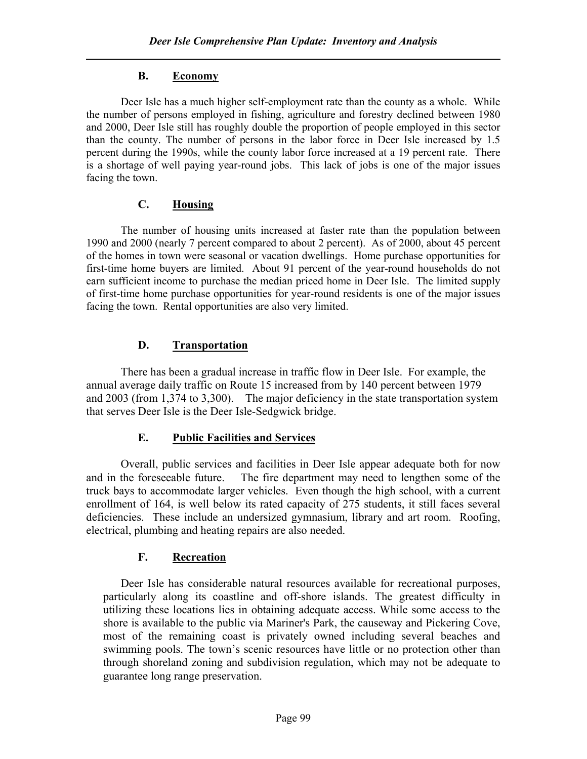## B. Economy

Deer Isle has a much higher self-employment rate than the county as a whole. While the number of persons employed in fishing, agriculture and forestry declined between 1980 and 2000, Deer Isle still has roughly double the proportion of people employed in this sector than the county. The number of persons in the labor force in Deer Isle increased by 1.5 percent during the 1990s, while the county labor force increased at a 19 percent rate. There is a shortage of well paying year-round jobs. This lack of jobs is one of the major issues facing the town.

## C. Housing

The number of housing units increased at faster rate than the population between 1990 and 2000 (nearly 7 percent compared to about 2 percent). As of 2000, about 45 percent of the homes in town were seasonal or vacation dwellings. Home purchase opportunities for first-time home buyers are limited. About 91 percent of the year-round households do not earn sufficient income to purchase the median priced home in Deer Isle. The limited supply of first-time home purchase opportunities for year-round residents is one of the major issues facing the town. Rental opportunities are also very limited.

## D. Transportation

There has been a gradual increase in traffic flow in Deer Isle. For example, the annual average daily traffic on Route 15 increased from by 140 percent between 1979 and 2003 (from 1,374 to 3,300). The major deficiency in the state transportation system that serves Deer Isle is the Deer Isle-Sedgwick bridge.

## E. Public Facilities and Services

Overall, public services and facilities in Deer Isle appear adequate both for now and in the foreseeable future. The fire department may need to lengthen some of the truck bays to accommodate larger vehicles. Even though the high school, with a current enrollment of 164, is well below its rated capacity of 275 students, it still faces several deficiencies. These include an undersized gymnasium, library and art room. Roofing, electrical, plumbing and heating repairs are also needed.

## F. Recreation

Deer Isle has considerable natural resources available for recreational purposes, particularly along its coastline and off-shore islands. The greatest difficulty in utilizing these locations lies in obtaining adequate access. While some access to the shore is available to the public via Mariner's Park, the causeway and Pickering Cove, most of the remaining coast is privately owned including several beaches and swimming pools. The town's scenic resources have little or no protection other than through shoreland zoning and subdivision regulation, which may not be adequate to guarantee long range preservation.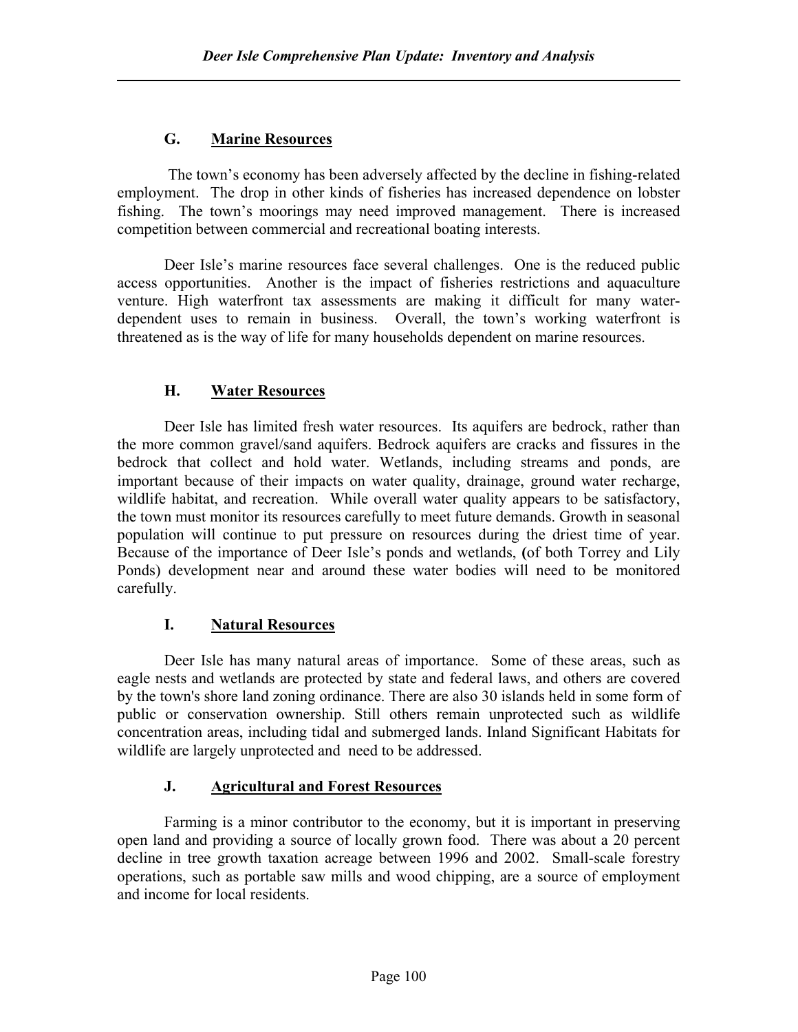## G. Marine Resources

The town's economy has been adversely affected by the decline in fishing-related employment. The drop in other kinds of fisheries has increased dependence on lobster fishing. The town's moorings may need improved management. There is increased competition between commercial and recreational boating interests.

Deer Isle's marine resources face several challenges. One is the reduced public access opportunities. Another is the impact of fisheries restrictions and aquaculture venture. High waterfront tax assessments are making it difficult for many water-dependent uses to remain in business. Overall, the town's working waterfront is threatened as is the way of life for many households dependent on marine resources.

## H. Water Resources

Deer Isle has limited fresh water resources. Its aquifers are bedrock, rather than the more common gravel/sand aquifers. Bedrock aquifers are cracks and fissures in the bedrock that collect and hold water. Wetlands, including streams and ponds, are important because of their impacts on water quality, drainage, ground water recharge, wildlife habitat, and recreation. While overall water quality appears to be satisfactory, the town must monitor its resources carefully to meet future demands. Growth in seasonal population will continue to put pressure on resources during the driest time of year. Because of the importance of Deer Isle's ponds and wetlands, **(**of both Torrey and Lily Ponds) development near and around these water bodies will need to be monitored carefully.

## I. Natural Resources

Deer Isle has many natural areas of importance. Some of these areas, such as eagle nests and wetlands are protected by state and federal laws, and others are covered by the town's shore land zoning ordinance. There are also 30 islands held in some form of public or conservation ownership. Still others remain unprotected such as wildlife concentration areas, including tidal and submerged lands. Inland Significant Habitats for wildlife are largely unprotected and need to be addressed.

## J. Agricultural and Forest Resources

Farming is a minor contributor to the economy, but it is important in preserving open land and providing a source of locally grown food. There was about a 20 percent decline in tree growth taxation acreage between 1996 and 2002. Small-scale forestry operations, such as portable saw mills and wood chipping, are a source of employment and income for local residents.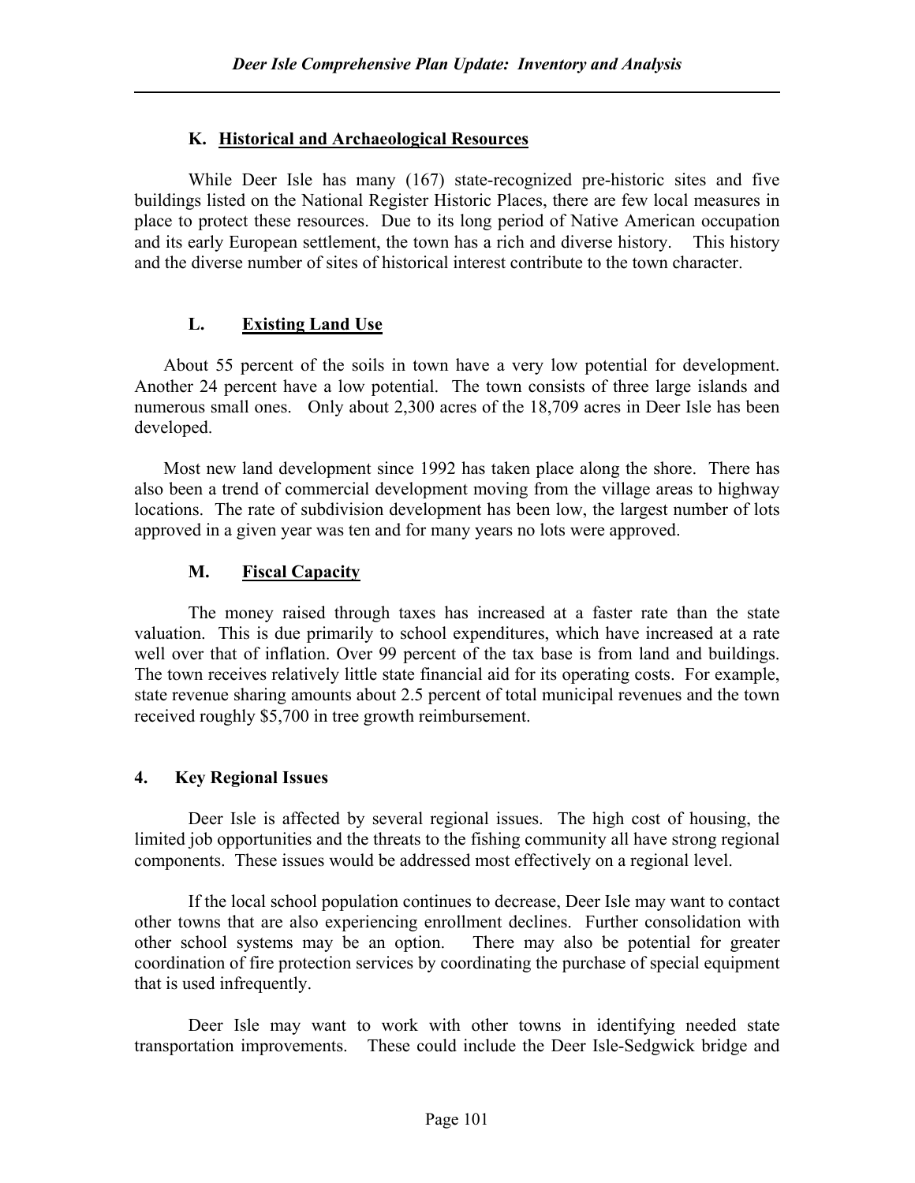### K. Historical and Archaeological Resources

While Deer Isle has many (167) state-recognized pre-historic sites and five buildings listed on the National Register Historic Places, there are few local measures in place to protect these resources. Due to its long period of Native American occupation and its early European settlement, the town has a rich and diverse history. This history and the diverse number of sites of historical interest contribute to the town character.

### L. Existing Land Use

About 55 percent of the soils in town have a very low potential for development. Another 24 percent have a low potential. The town consists of three large islands and numerous small ones. Only about 2,300 acres of the 18,709 acres in Deer Isle has been developed.

Most new land development since 1992 has taken place along the shore. There has also been a trend of commercial development moving from the village areas to highway locations. The rate of subdivision development has been low, the largest number of lots approved in a given year was ten and for many years no lots were approved.

### M. Fiscal Capacity

The money raised through taxes has increased at a faster rate than the state valuation. This is due primarily to school expenditures, which have increased at a rate well over that of inflation. Over 99 percent of the tax base is from land and buildings. The town receives relatively little state financial aid for its operating costs. For example, state revenue sharing amounts about 2.5 percent of total municipal revenues and the town received roughly $5,700 in tree growth reimbursement.

## 4. Key Regional Issues

Deer Isle is affected by several regional issues. The high cost of housing, the limited job opportunities and the threats to the fishing community all have strong regional components. These issues would be addressed most effectively on a regional level.

If the local school population continues to decrease, Deer Isle may want to contact other towns that are also experiencing enrollment declines. Further consolidation with other school systems may be an option. There may also be potential for greater coordination of fire protection services by coordinating the purchase of special equipment that is used infrequently.

Deer Isle may want to work with other towns in identifying needed state transportation improvements. These could include the Deer Isle-Sedgwick bridge and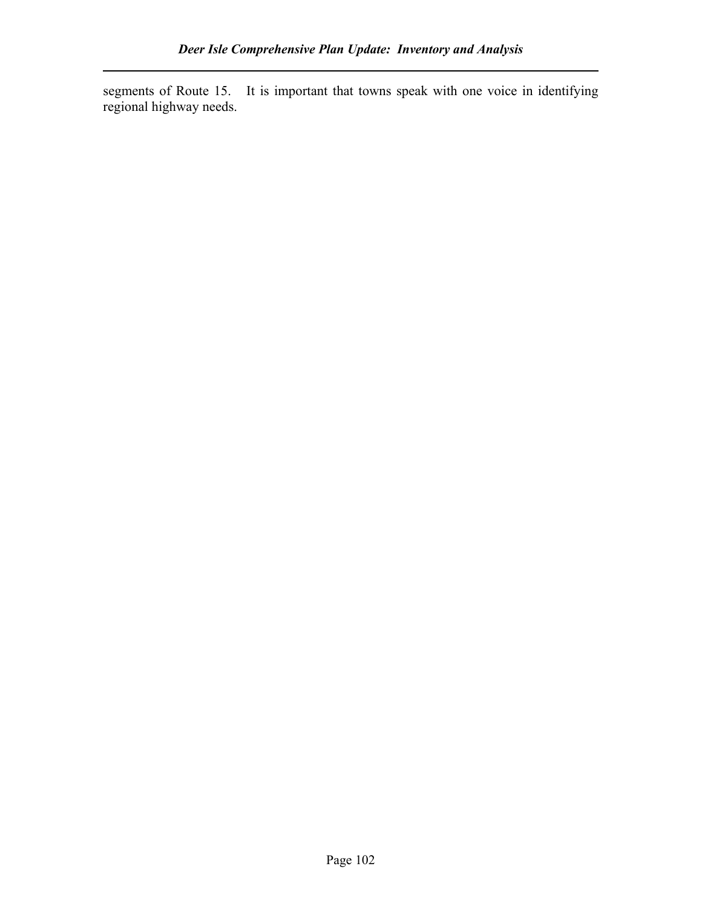segments of Route 15. It is important that towns speak with one voice in identifying regional highway needs.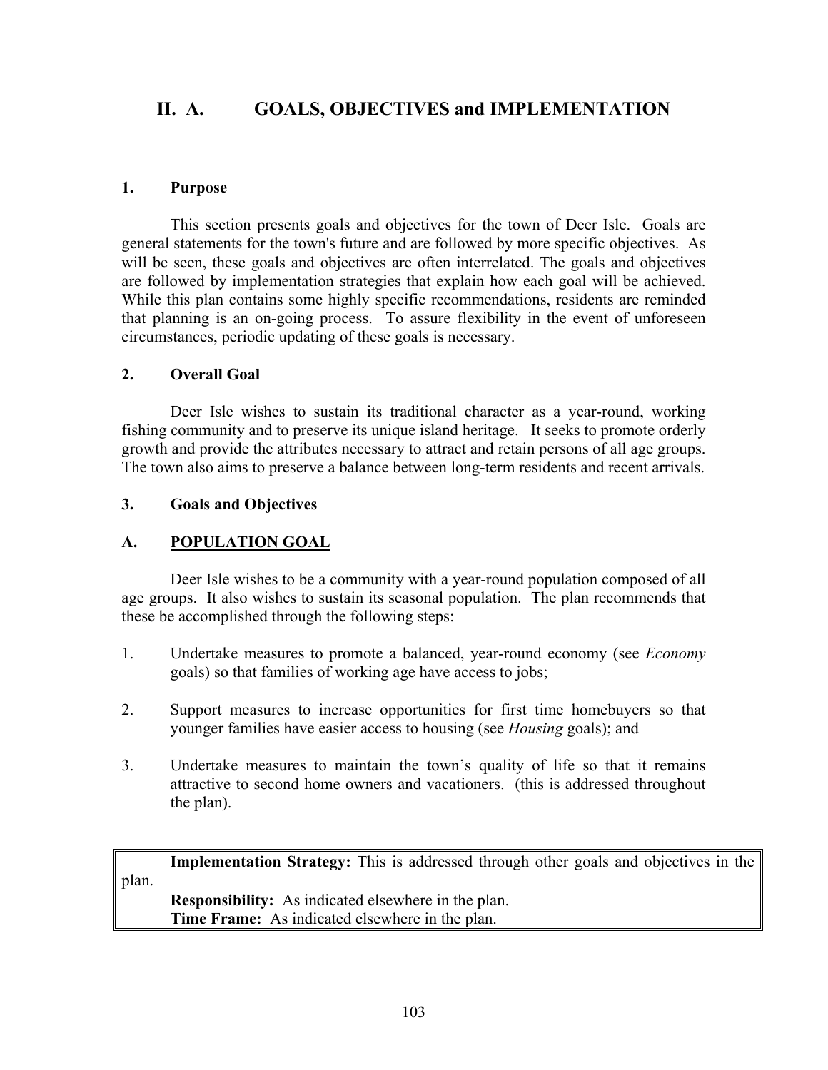# II. A. GOALS, OBJECTIVES and IMPLEMENTATION

### 1. Purpose

This section presents goals and objectives for the town of Deer Isle. Goals are general statements for the town's future and are followed by more specific objectives. As will be seen, these goals and objectives are often interrelated. The goals and objectives are followed by implementation strategies that explain how each goal will be achieved. While this plan contains some highly specific recommendations, residents are reminded that planning is an on-going process. To assure flexibility in the event of unforeseen circumstances, periodic updating of these goals is necessary.

### 2. Overall Goal

Deer Isle wishes to sustain its traditional character as a year-round, working fishing community and to preserve its unique island heritage. It seeks to promote orderly growth and provide the attributes necessary to attract and retain persons of all age groups. The town also aims to preserve a balance between long-term residents and recent arrivals.

### 3. Goals and Objectives

### A. POPULATION GOAL

Deer Isle wishes to be a community with a year-round population composed of all age groups. It also wishes to sustain its seasonal population. The plan recommends that these be accomplished through the following steps:

1. Undertake measures to promote a balanced, year-round economy (see *Economy* goals) so that families of working age have access to jobs;

2. Support measures to increase opportunities for first time homebuyers so that younger families have easier access to housing (see *Housing* goals); and

3. Undertake measures to maintain the town's quality of life so that it remains attractive to second home owners and vacationers. (this is addressed throughout the plan).

| **Implementation Strategy:** This is addressed through other goals and objectives in the plan. |
|---|
| **Responsibility:** As indicated elsewhere in the plan.<br>**Time Frame:** As indicated elsewhere in the plan. |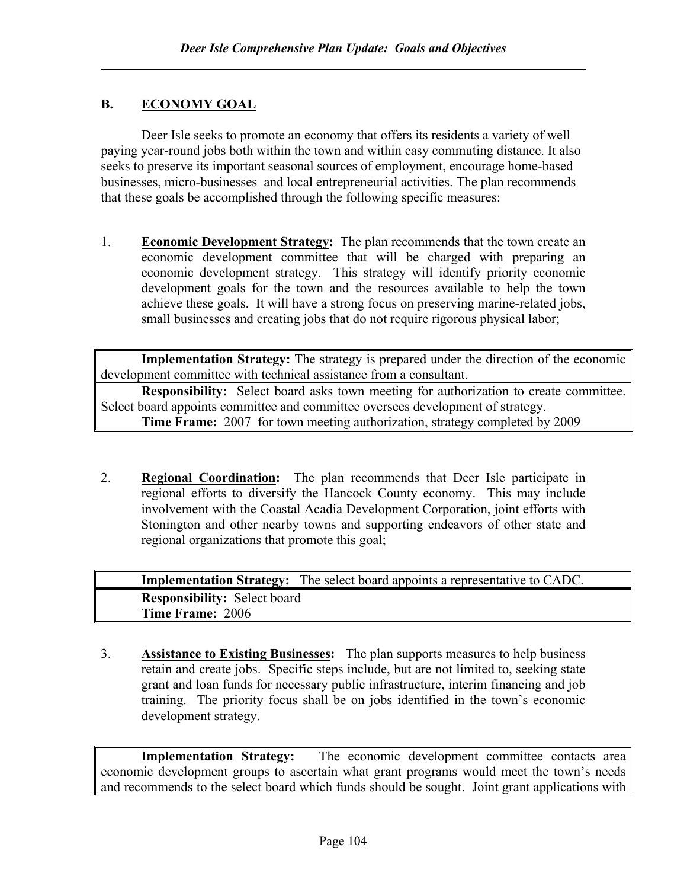## B. ECONOMY GOAL

Deer Isle seeks to promote an economy that offers its residents a variety of well paying year-round jobs both within the town and within easy commuting distance. It also seeks to preserve its important seasonal sources of employment, encourage home-based businesses, micro-businesses and local entrepreneurial activities. The plan recommends that these goals be accomplished through the following specific measures:

1. **Economic Development Strategy:** The plan recommends that the town create an economic development committee that will be charged with preparing an economic development strategy. This strategy will identify priority economic development goals for the town and the resources available to help the town achieve these goals. It will have a strong focus on preserving marine-related jobs, small businesses and creating jobs that do not require rigorous physical labor;

| **Implementation Strategy:** The strategy is prepared under the direction of the economic development committee with technical assistance from a consultant. |
|---|
| **Responsibility:** Select board asks town meeting for authorization to create committee. Select board appoints committee and committee oversees development of strategy.<br>**Time Frame:** 2007 for town meeting authorization, strategy completed by 2009 |

2. **Regional Coordination:** The plan recommends that Deer Isle participate in regional efforts to diversify the Hancock County economy. This may include involvement with the Coastal Acadia Development Corporation, joint efforts with Stonington and other nearby towns and supporting endeavors of other state and regional organizations that promote this goal;

| **Implementation Strategy:** The select board appoints a representative to CADC. |
|---|
| **Responsibility:** Select board<br>**Time Frame:** 2006 |

3. **Assistance to Existing Businesses:** The plan supports measures to help business retain and create jobs. Specific steps include, but are not limited to, seeking state grant and loan funds for necessary public infrastructure, interim financing and job training. The priority focus shall be on jobs identified in the town's economic development strategy.

| **Implementation Strategy:** The economic development committee contacts area economic development groups to ascertain what grant programs would meet the town's needs and recommends to the select board which funds should be sought. Joint grant applications with |
|---|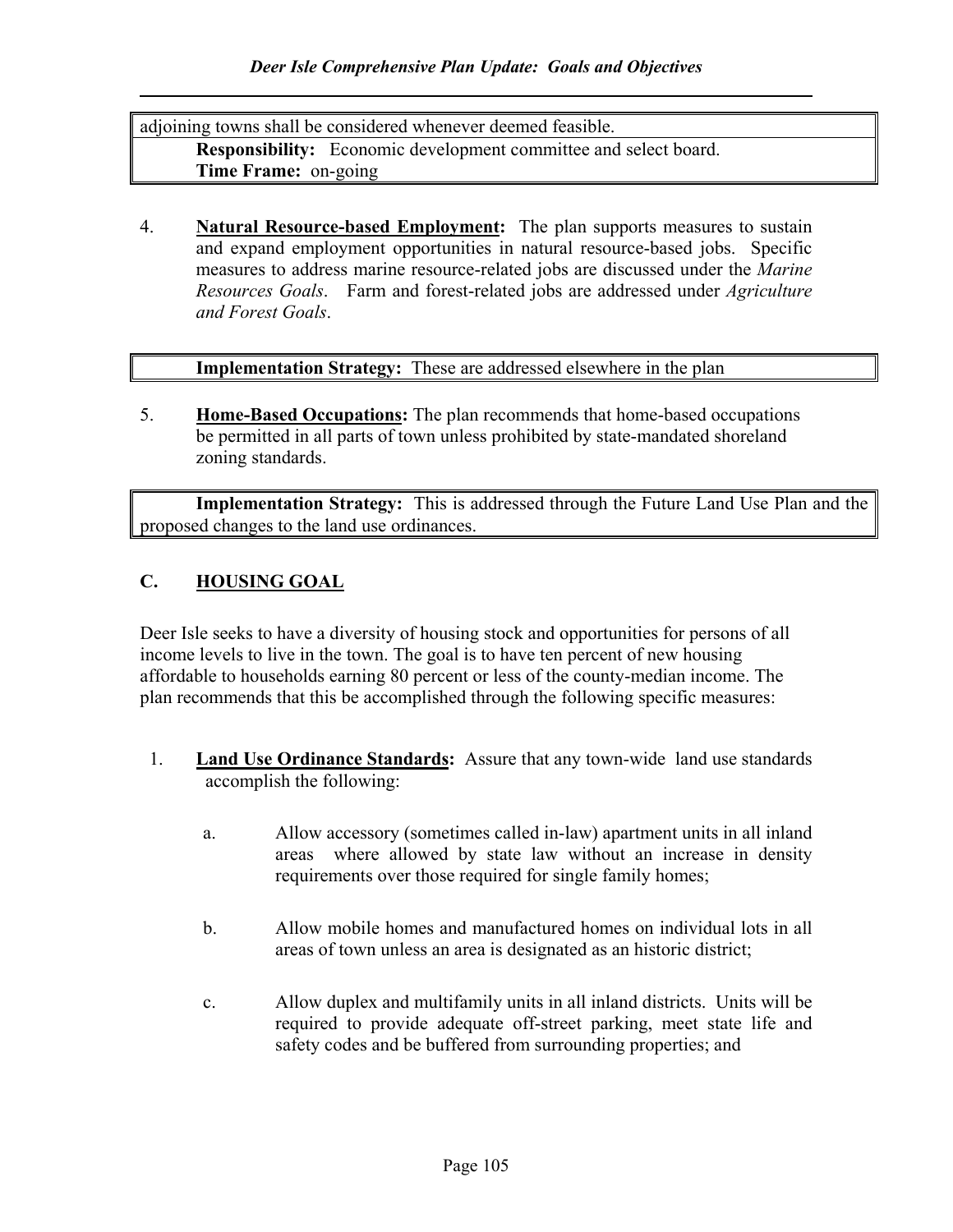adjoining towns shall be considered whenever deemed feasible.

**Responsibility:** Economic development committee and select board.
**Time Frame:** on-going

4. **Natural Resource-based Employment:** The plan supports measures to sustain and expand employment opportunities in natural resource-based jobs. Specific measures to address marine resource-related jobs are discussed under the *Marine Resources Goals*. Farm and forest-related jobs are addressed under *Agriculture and Forest Goals*.

**Implementation Strategy:** These are addressed elsewhere in the plan

5. **Home-Based Occupations:** The plan recommends that home-based occupations be permitted in all parts of town unless prohibited by state-mandated shoreland zoning standards.

**Implementation Strategy:** This is addressed through the Future Land Use Plan and the proposed changes to the land use ordinances.

## C. HOUSING GOAL

Deer Isle seeks to have a diversity of housing stock and opportunities for persons of all income levels to live in the town. The goal is to have ten percent of new housing affordable to households earning 80 percent or less of the county-median income. The plan recommends that this be accomplished through the following specific measures:

1. **Land Use Ordinance Standards:** Assure that any town-wide land use standards accomplish the following:

   a. Allow accessory (sometimes called in-law) apartment units in all inland areas where allowed by state law without an increase in density requirements over those required for single family homes;

   b. Allow mobile homes and manufactured homes on individual lots in all areas of town unless an area is designated as an historic district;

   c. Allow duplex and multifamily units in all inland districts. Units will be required to provide adequate off-street parking, meet state life and safety codes and be buffered from surrounding properties; and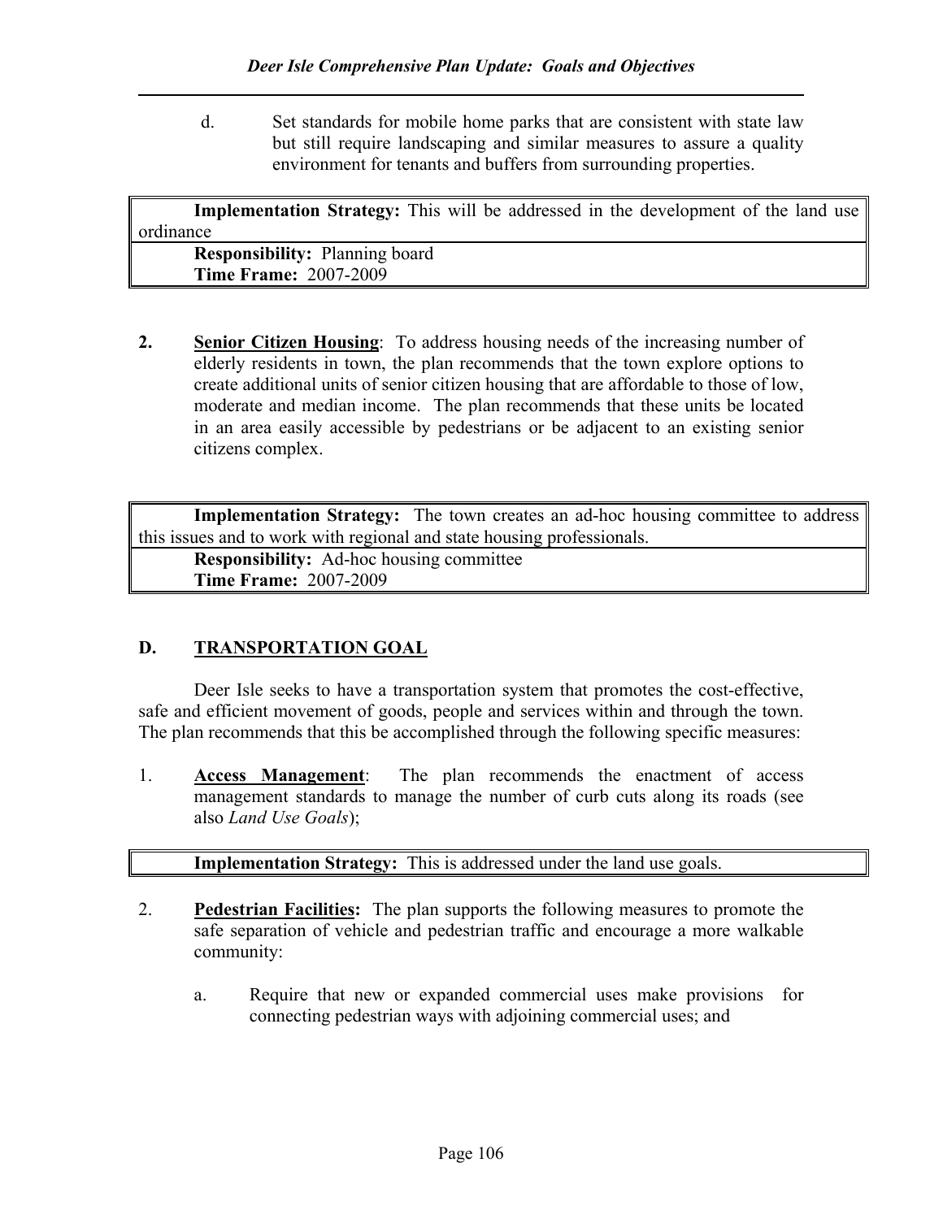d. Set standards for mobile home parks that are consistent with state law but still require landscaping and similar measures to assure a quality environment for tenants and buffers from surrounding properties.

| **Implementation Strategy:** This will be addressed in the development of the land use ordinance |
|---|
| **Responsibility:** Planning board<br>**Time Frame:** 2007-2009 |

2. **Senior Citizen Housing**: To address housing needs of the increasing number of elderly residents in town, the plan recommends that the town explore options to create additional units of senior citizen housing that are affordable to those of low, moderate and median income. The plan recommends that these units be located in an area easily accessible by pedestrians or be adjacent to an existing senior citizens complex.

| **Implementation Strategy:** The town creates an ad-hoc housing committee to address this issues and to work with regional and state housing professionals. |
|---|
| **Responsibility:** Ad-hoc housing committee<br>**Time Frame:** 2007-2009 |

## D. TRANSPORTATION GOAL

Deer Isle seeks to have a transportation system that promotes the cost-effective, safe and efficient movement of goods, people and services within and through the town. The plan recommends that this be accomplished through the following specific measures:

1. **Access Management**: The plan recommends the enactment of access management standards to manage the number of curb cuts along its roads (see also *Land Use Goals*);

| **Implementation Strategy:** This is addressed under the land use goals. |
|---|

2. **Pedestrian Facilities:** The plan supports the following measures to promote the safe separation of vehicle and pedestrian traffic and encourage a more walkable community:

   a. Require that new or expanded commercial uses make provisions for connecting pedestrian ways with adjoining commercial uses; and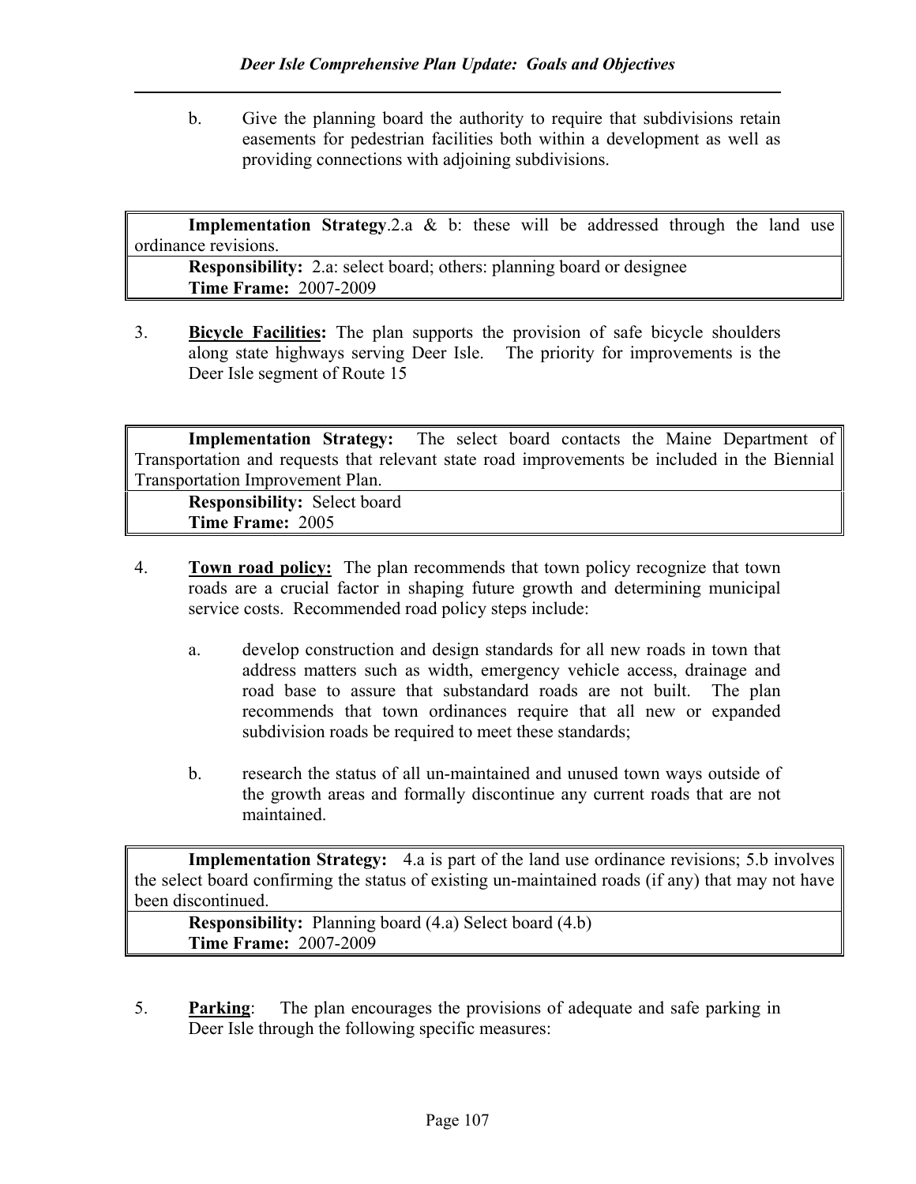b. Give the planning board the authority to require that subdivisions retain easements for pedestrian facilities both within a development as well as providing connections with adjoining subdivisions.

| **Implementation Strategy**.2.a & b: these will be addressed through the land use ordinance revisions. |
|---|
| **Responsibility:** 2.a: select board; others: planning board or designee<br>**Time Frame:** 2007-2009 |

3. **Bicycle Facilities:** The plan supports the provision of safe bicycle shoulders along state highways serving Deer Isle. The priority for improvements is the Deer Isle segment of Route 15

| **Implementation Strategy:** The select board contacts the Maine Department of Transportation and requests that relevant state road improvements be included in the Biennial Transportation Improvement Plan. |
|---|
| **Responsibility:** Select board<br>**Time Frame:** 2005 |

4. **Town road policy:** The plan recommends that town policy recognize that town roads are a crucial factor in shaping future growth and determining municipal service costs. Recommended road policy steps include:

   a. develop construction and design standards for all new roads in town that address matters such as width, emergency vehicle access, drainage and road base to assure that substandard roads are not built. The plan recommends that town ordinances require that all new or expanded subdivision roads be required to meet these standards;

   b. research the status of all un-maintained and unused town ways outside of the growth areas and formally discontinue any current roads that are not maintained.

| **Implementation Strategy:** 4.a is part of the land use ordinance revisions; 5.b involves the select board confirming the status of existing un-maintained roads (if any) that may not have been discontinued. |
|---|
| **Responsibility:** Planning board (4.a) Select board (4.b)<br>**Time Frame:** 2007-2009 |

5. **Parking**: The plan encourages the provisions of adequate and safe parking in Deer Isle through the following specific measures: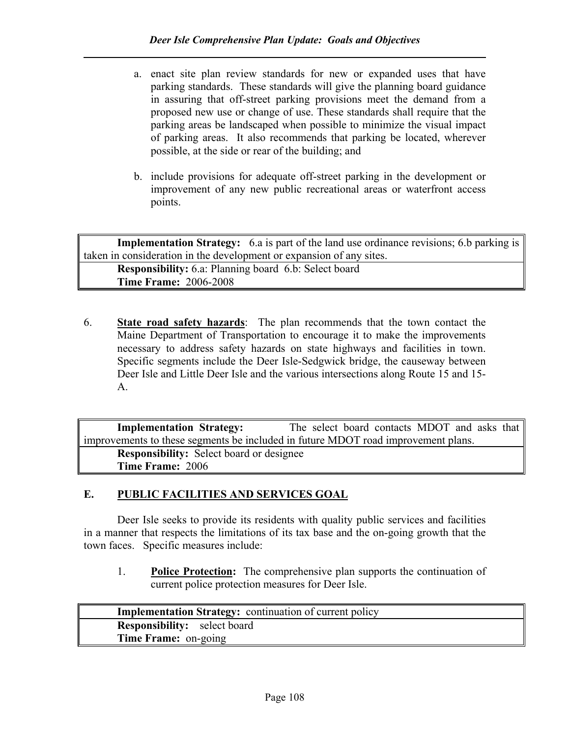a. enact site plan review standards for new or expanded uses that have parking standards. These standards will give the planning board guidance in assuring that off-street parking provisions meet the demand from a proposed new use or change of use. These standards shall require that the parking areas be landscaped when possible to minimize the visual impact of parking areas. It also recommends that parking be located, wherever possible, at the side or rear of the building; and

b. include provisions for adequate off-street parking in the development or improvement of any new public recreational areas or waterfront access points.

| **Implementation Strategy:** 6.a is part of the land use ordinance revisions; 6.b parking is taken in consideration in the development or expansion of any sites. |
|---|
| **Responsibility:** 6.a: Planning board 6.b: Select board<br>**Time Frame:** 2006-2008 |

6. **State road safety hazards**: The plan recommends that the town contact the Maine Department of Transportation to encourage it to make the improvements necessary to address safety hazards on state highways and facilities in town. Specific segments include the Deer Isle-Sedgwick bridge, the causeway between Deer Isle and Little Deer Isle and the various intersections along Route 15 and 15-A.

| **Implementation Strategy:** The select board contacts MDOT and asks that improvements to these segments be included in future MDOT road improvement plans. |
|---|
| **Responsibility:** Select board or designee<br>**Time Frame:** 2006 |

## E. PUBLIC FACILITIES AND SERVICES GOAL

Deer Isle seeks to provide its residents with quality public services and facilities in a manner that respects the limitations of its tax base and the on-going growth that the town faces. Specific measures include:

1. **Police Protection:** The comprehensive plan supports the continuation of current police protection measures for Deer Isle.

| **Implementation Strategy:** continuation of current policy |
|---|
| **Responsibility:** select board<br>**Time Frame:** on-going |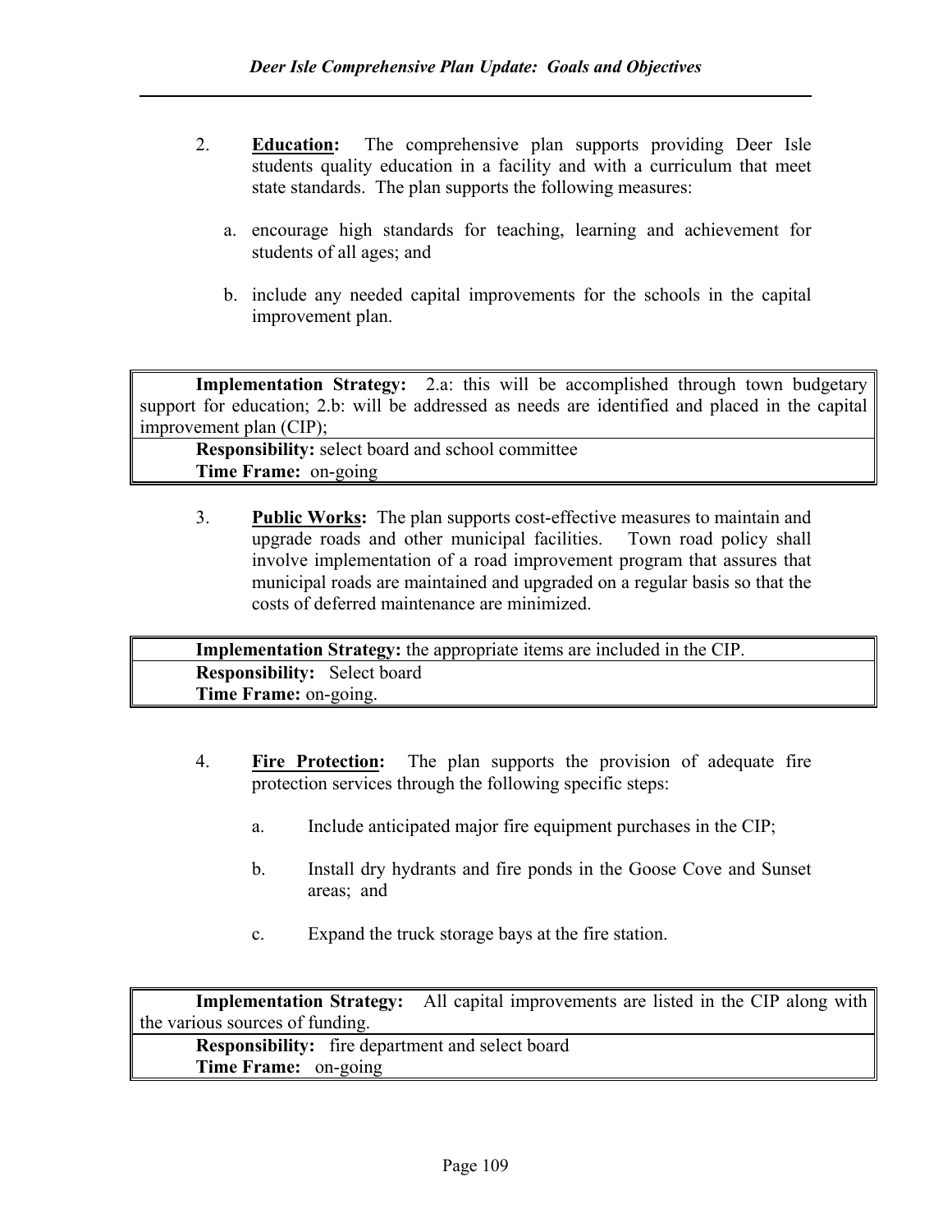2. **Education:** The comprehensive plan supports providing Deer Isle students quality education in a facility and with a curriculum that meet state standards. The plan supports the following measures:

   a. encourage high standards for teaching, learning and achievement for students of all ages; and

   b. include any needed capital improvements for the schools in the capital improvement plan.

| **Implementation Strategy:** 2.a: this will be accomplished through town budgetary support for education; 2.b: will be addressed as needs are identified and placed in the capital improvement plan (CIP); |
|---|
| **Responsibility:** select board and school committee<br>**Time Frame:** on-going |

3. **Public Works:** The plan supports cost-effective measures to maintain and upgrade roads and other municipal facilities. Town road policy shall involve implementation of a road improvement program that assures that municipal roads are maintained and upgraded on a regular basis so that the costs of deferred maintenance are minimized.

| **Implementation Strategy:** the appropriate items are included in the CIP. |
|---|
| **Responsibility:** Select board<br>**Time Frame:** on-going. |

4. **Fire Protection:** The plan supports the provision of adequate fire protection services through the following specific steps:

   a. Include anticipated major fire equipment purchases in the CIP;

   b. Install dry hydrants and fire ponds in the Goose Cove and Sunset areas; and

   c. Expand the truck storage bays at the fire station.

| **Implementation Strategy:** All capital improvements are listed in the CIP along with the various sources of funding. |
|---|
| **Responsibility:** fire department and select board<br>**Time Frame:** on-going |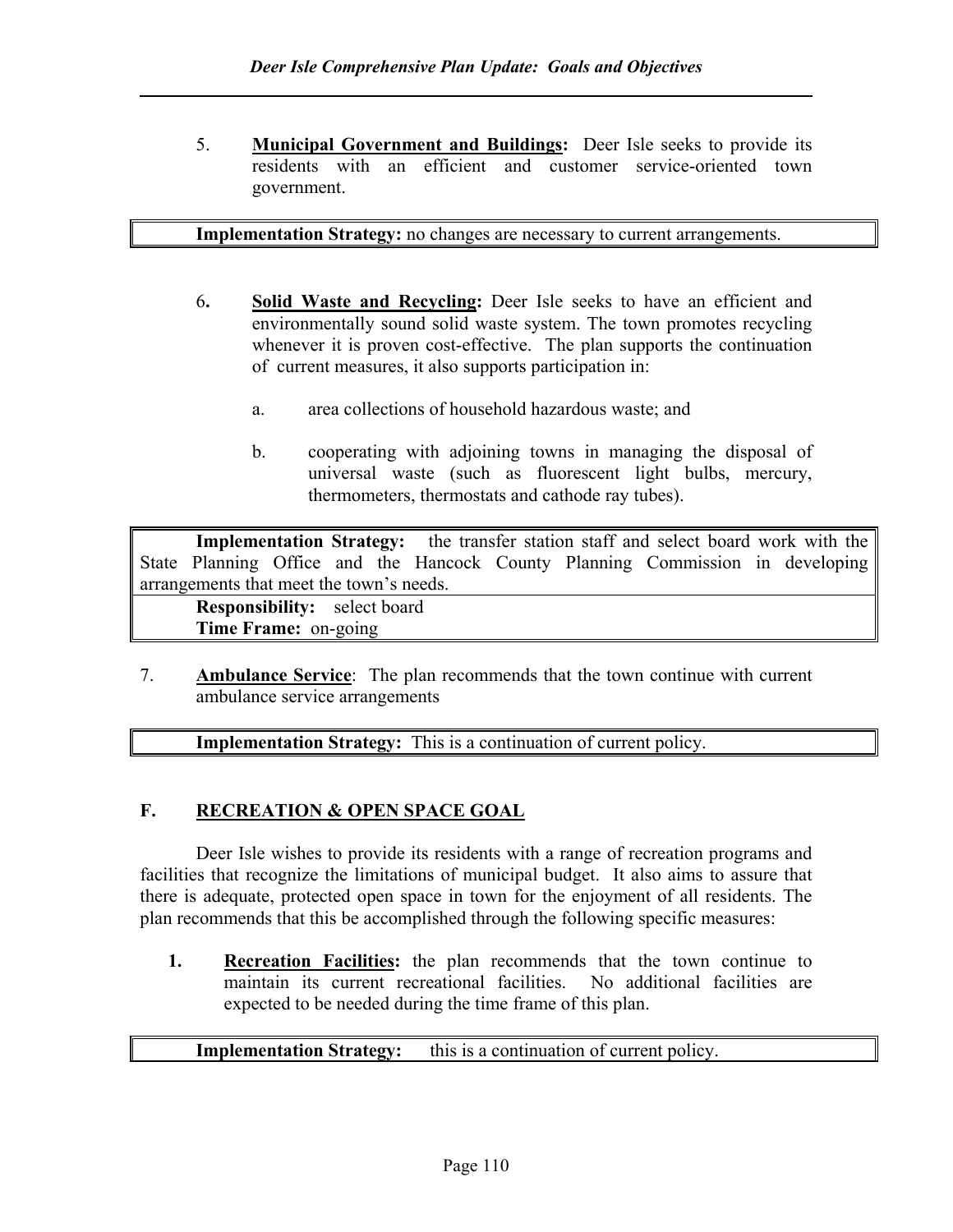5. **Municipal Government and Buildings:** Deer Isle seeks to provide its residents with an efficient and customer service-oriented town government.

| **Implementation Strategy:** no changes are necessary to current arrangements. |
|---|

6. **Solid Waste and Recycling:** Deer Isle seeks to have an efficient and environmentally sound solid waste system. The town promotes recycling whenever it is proven cost-effective. The plan supports the continuation of current measures, it also supports participation in:

   a. area collections of household hazardous waste; and

   b. cooperating with adjoining towns in managing the disposal of universal waste (such as fluorescent light bulbs, mercury, thermometers, thermostats and cathode ray tubes).

| **Implementation Strategy:** the transfer station staff and select board work with the State Planning Office and the Hancock County Planning Commission in developing arrangements that meet the town's needs. |
|---|
| **Responsibility:** select board<br>**Time Frame:** on-going |

7. **Ambulance Service**: The plan recommends that the town continue with current ambulance service arrangements

| **Implementation Strategy:** This is a continuation of current policy. |
|---|

## F. RECREATION & OPEN SPACE GOAL

Deer Isle wishes to provide its residents with a range of recreation programs and facilities that recognize the limitations of municipal budget. It also aims to assure that there is adequate, protected open space in town for the enjoyment of all residents. The plan recommends that this be accomplished through the following specific measures:

1. **Recreation Facilities:** the plan recommends that the town continue to maintain its current recreational facilities. No additional facilities are expected to be needed during the time frame of this plan.

| **Implementation Strategy:** this is a continuation of current policy. |
|---|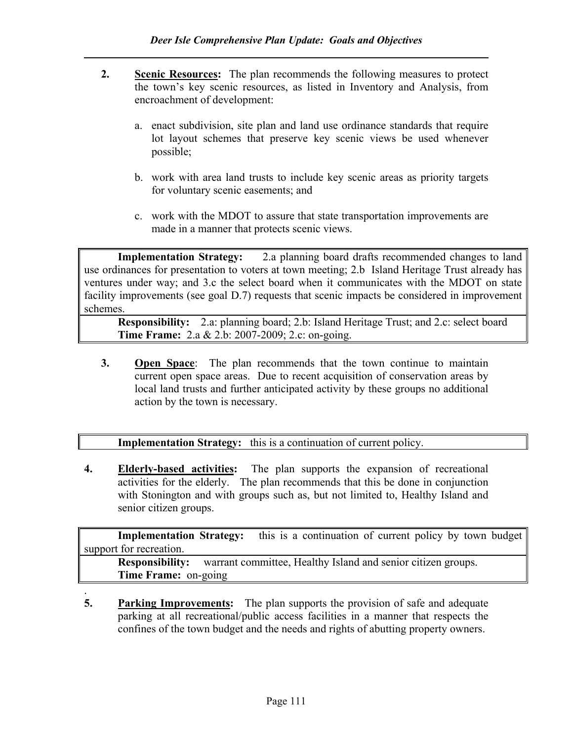2. **Scenic Resources:** The plan recommends the following measures to protect the town's key scenic resources, as listed in Inventory and Analysis, from encroachment of development:

   a. enact subdivision, site plan and land use ordinance standards that require lot layout schemes that preserve key scenic views be used whenever possible;

   b. work with area land trusts to include key scenic areas as priority targets for voluntary scenic easements; and

   c. work with the MDOT to assure that state transportation improvements are made in a manner that protects scenic views.

| |
|---|
| **Implementation Strategy:** 2.a planning board drafts recommended changes to land use ordinances for presentation to voters at town meeting; 2.b Island Heritage Trust already has ventures under way; and 3.c the select board when it communicates with the MDOT on state facility improvements (see goal D.7) requests that scenic impacts be considered in improvement schemes. |
| **Responsibility:** 2.a: planning board; 2.b: Island Heritage Trust; and 2.c: select board<br>**Time Frame:** 2.a & 2.b: 2007-2009; 2.c: on-going. |

3. **Open Space**: The plan recommends that the town continue to maintain current open space areas. Due to recent acquisition of conservation areas by local land trusts and further anticipated activity by these groups no additional action by the town is necessary.

| |
|---|
| **Implementation Strategy:** this is a continuation of current policy. |

4. **Elderly-based activities:** The plan supports the expansion of recreational activities for the elderly. The plan recommends that this be done in conjunction with Stonington and with groups such as, but not limited to, Healthy Island and senior citizen groups.

| |
|---|
| **Implementation Strategy:** this is a continuation of current policy by town budget support for recreation. |
| **Responsibility:** warrant committee, Healthy Island and senior citizen groups.<br>**Time Frame:** on-going |

.

5. **Parking Improvements:** The plan supports the provision of safe and adequate parking at all recreational/public access facilities in a manner that respects the confines of the town budget and the needs and rights of abutting property owners.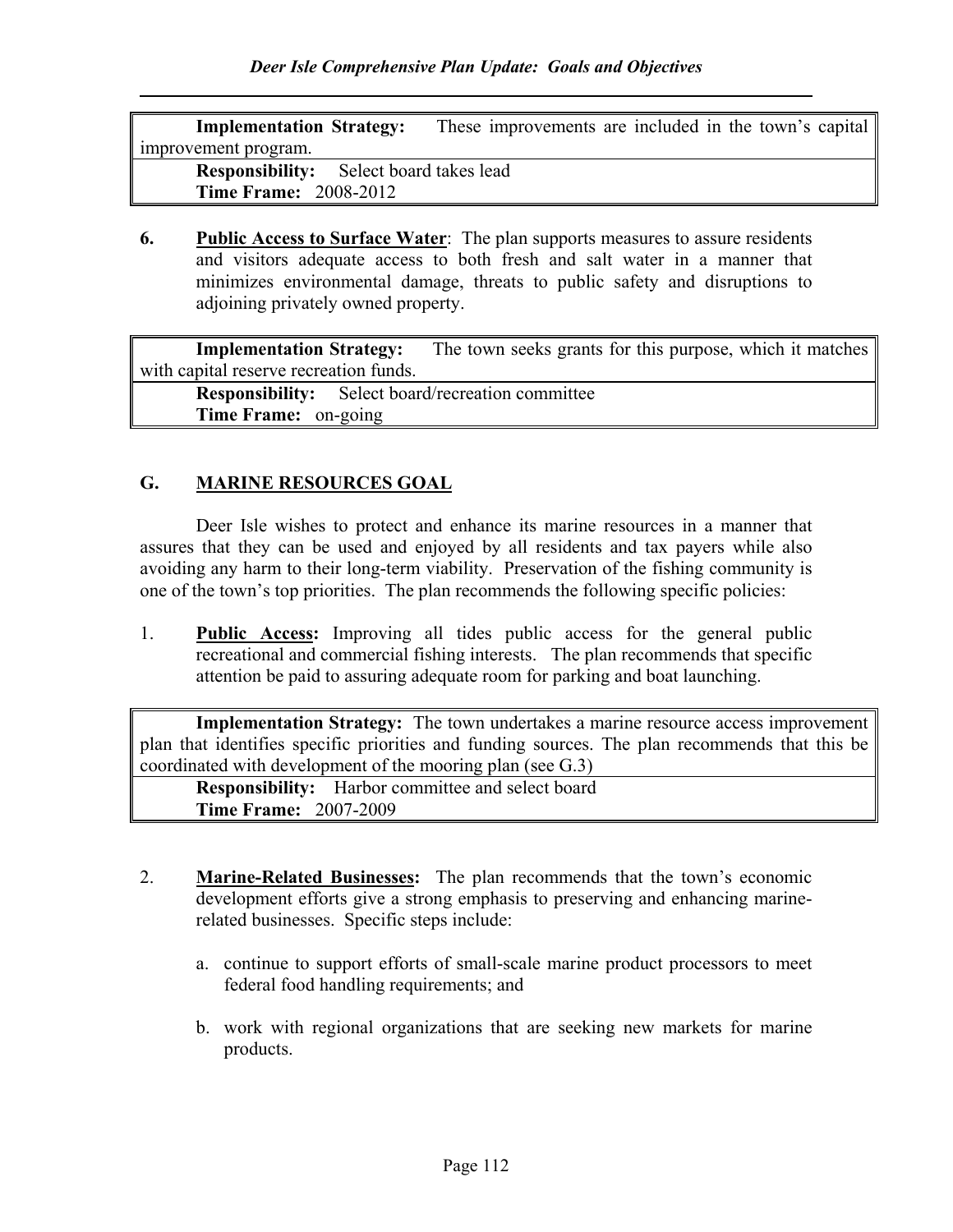**Implementation Strategy:** These improvements are included in the town's capital improvement program.

**Responsibility:** Select board takes lead

**Time Frame:** 2008-2012

6. **Public Access to Surface Water**: The plan supports measures to assure residents and visitors adequate access to both fresh and salt water in a manner that minimizes environmental damage, threats to public safety and disruptions to adjoining privately owned property.

**Implementation Strategy:** The town seeks grants for this purpose, which it matches with capital reserve recreation funds.

**Responsibility:** Select board/recreation committee

**Time Frame:** on-going

## G. MARINE RESOURCES GOAL

Deer Isle wishes to protect and enhance its marine resources in a manner that assures that they can be used and enjoyed by all residents and tax payers while also avoiding any harm to their long-term viability. Preservation of the fishing community is one of the town's top priorities. The plan recommends the following specific policies:

1. **Public Access:** Improving all tides public access for the general public recreational and commercial fishing interests. The plan recommends that specific attention be paid to assuring adequate room for parking and boat launching.

**Implementation Strategy:** The town undertakes a marine resource access improvement plan that identifies specific priorities and funding sources. The plan recommends that this be coordinated with development of the mooring plan (see G.3)

**Responsibility:** Harbor committee and select board

**Time Frame:** 2007-2009

2. **Marine-Related Businesses:** The plan recommends that the town's economic development efforts give a strong emphasis to preserving and enhancing marine-related businesses. Specific steps include:

   a. continue to support efforts of small-scale marine product processors to meet federal food handling requirements; and

   b. work with regional organizations that are seeking new markets for marine products.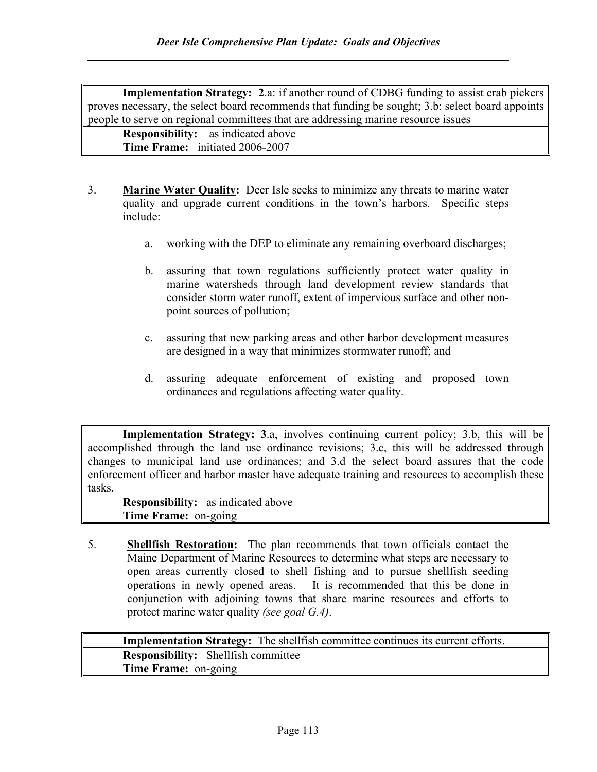| **Implementation Strategy: 2**.a: if another round of CDBG funding to assist crab pickers proves necessary, the select board recommends that funding be sought; 3.b: select board appoints people to serve on regional committees that are addressing marine resource issues |
|---|
| **Responsibility:** as indicated above<br>**Time Frame:** initiated 2006-2007 |

3. **Marine Water Quality:** Deer Isle seeks to minimize any threats to marine water quality and upgrade current conditions in the town's harbors. Specific steps include:

   a. working with the DEP to eliminate any remaining overboard discharges;

   b. assuring that town regulations sufficiently protect water quality in marine watersheds through land development review standards that consider storm water runoff, extent of impervious surface and other non-point sources of pollution;

   c. assuring that new parking areas and other harbor development measures are designed in a way that minimizes stormwater runoff; and

   d. assuring adequate enforcement of existing and proposed town ordinances and regulations affecting water quality.

| **Implementation Strategy: 3**.a, involves continuing current policy; 3.b, this will be accomplished through the land use ordinance revisions; 3.c, this will be addressed through changes to municipal land use ordinances; and 3.d the select board assures that the code enforcement officer and harbor master have adequate training and resources to accomplish these tasks. |
|---|
| **Responsibility:** as indicated above<br>**Time Frame:** on-going |

5. **Shellfish Restoration:** The plan recommends that town officials contact the Maine Department of Marine Resources to determine what steps are necessary to open areas currently closed to shell fishing and to pursue shellfish seeding operations in newly opened areas. It is recommended that this be done in conjunction with adjoining towns that share marine resources and efforts to protect marine water quality *(see goal G.4)*.

| **Implementation Strategy:** The shellfish committee continues its current efforts. |
|---|
| **Responsibility:** Shellfish committee<br>**Time Frame:** on-going |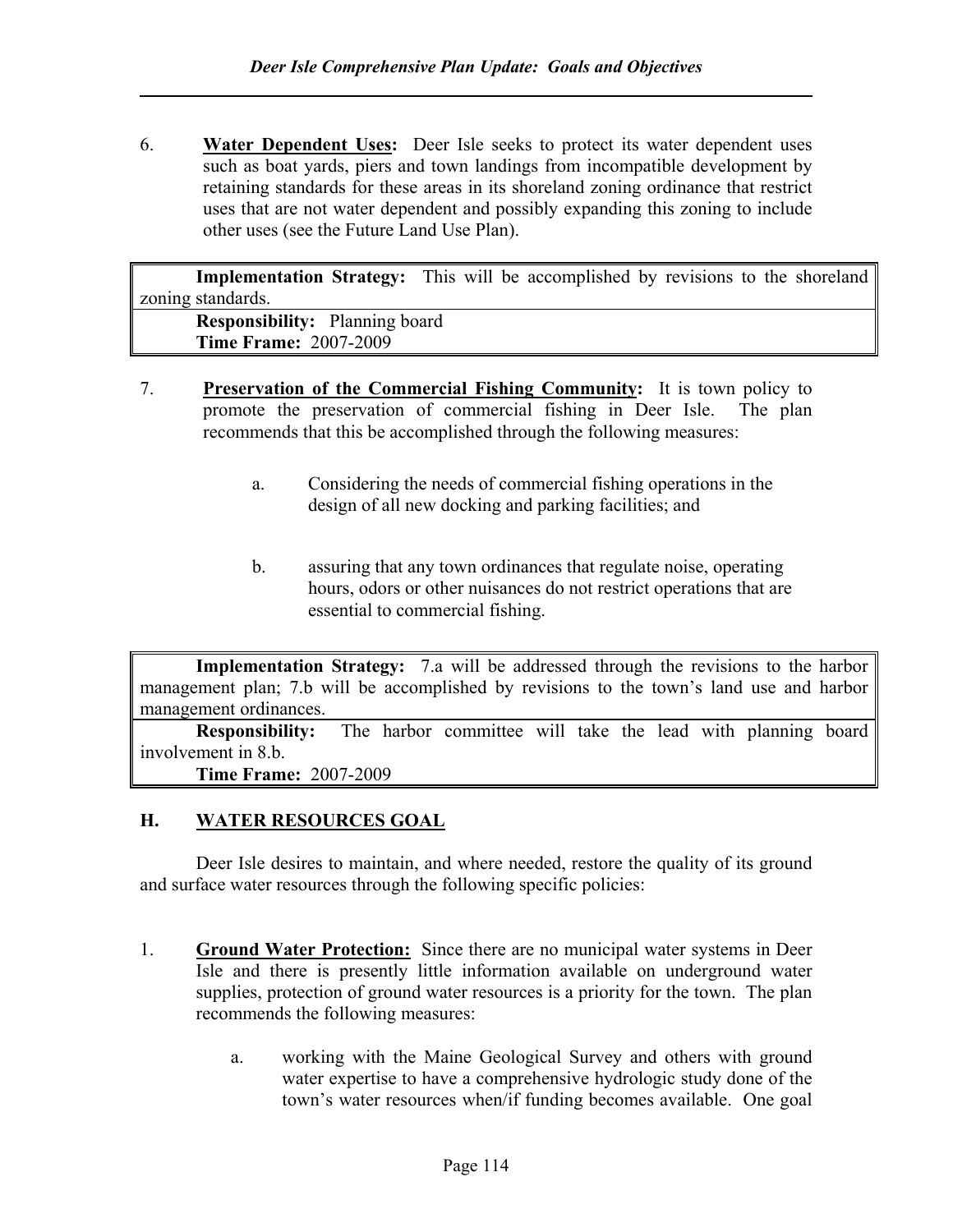6. **Water Dependent Uses:** Deer Isle seeks to protect its water dependent uses such as boat yards, piers and town landings from incompatible development by retaining standards for these areas in its shoreland zoning ordinance that restrict uses that are not water dependent and possibly expanding this zoning to include other uses (see the Future Land Use Plan).

> **Implementation Strategy:** This will be accomplished by revisions to the shoreland zoning standards.
>
> **Responsibility:** Planning board
> **Time Frame:** 2007-2009

7. **Preservation of the Commercial Fishing Community:** It is town policy to promote the preservation of commercial fishing in Deer Isle. The plan recommends that this be accomplished through the following measures:

   a. Considering the needs of commercial fishing operations in the design of all new docking and parking facilities; and

   b. assuring that any town ordinances that regulate noise, operating hours, odors or other nuisances do not restrict operations that are essential to commercial fishing.

> **Implementation Strategy:** 7.a will be addressed through the revisions to the harbor management plan; 7.b will be accomplished by revisions to the town's land use and harbor management ordinances.
>
> **Responsibility:** The harbor committee will take the lead with planning board involvement in 8.b.
> **Time Frame:** 2007-2009

## H. WATER RESOURCES GOAL

Deer Isle desires to maintain, and where needed, restore the quality of its ground and surface water resources through the following specific policies:

1. **Ground Water Protection:** Since there are no municipal water systems in Deer Isle and there is presently little information available on underground water supplies, protection of ground water resources is a priority for the town. The plan recommends the following measures:

   a. working with the Maine Geological Survey and others with ground water expertise to have a comprehensive hydrologic study done of the town's water resources when/if funding becomes available. One goal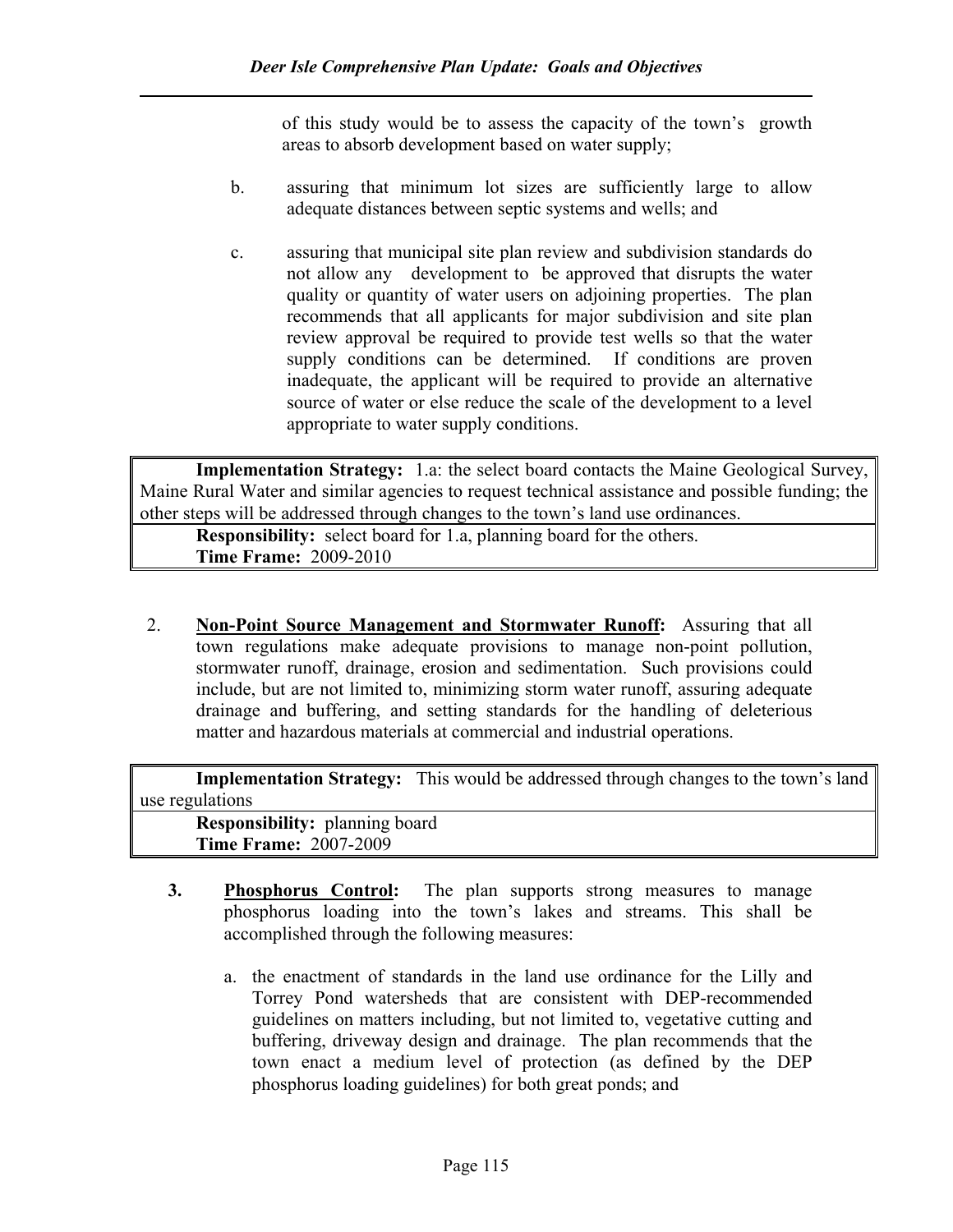of this study would be to assess the capacity of the town's growth areas to absorb development based on water supply;

b. assuring that minimum lot sizes are sufficiently large to allow adequate distances between septic systems and wells; and

c. assuring that municipal site plan review and subdivision standards do not allow any development to be approved that disrupts the water quality or quantity of water users on adjoining properties. The plan recommends that all applicants for major subdivision and site plan review approval be required to provide test wells so that the water supply conditions can be determined. If conditions are proven inadequate, the applicant will be required to provide an alternative source of water or else reduce the scale of the development to a level appropriate to water supply conditions.

> **Implementation Strategy:** 1.a: the select board contacts the Maine Geological Survey, Maine Rural Water and similar agencies to request technical assistance and possible funding; the other steps will be addressed through changes to the town's land use ordinances.
>
> **Responsibility:** select board for 1.a, planning board for the others.
> **Time Frame:** 2009-2010

2. **Non-Point Source Management and Stormwater Runoff:** Assuring that all town regulations make adequate provisions to manage non-point pollution, stormwater runoff, drainage, erosion and sedimentation. Such provisions could include, but are not limited to, minimizing storm water runoff, assuring adequate drainage and buffering, and setting standards for the handling of deleterious matter and hazardous materials at commercial and industrial operations.

> **Implementation Strategy:** This would be addressed through changes to the town's land use regulations
>
> **Responsibility:** planning board
> **Time Frame:** 2007-2009

3. **Phosphorus Control:** The plan supports strong measures to manage phosphorus loading into the town's lakes and streams. This shall be accomplished through the following measures:

   a. the enactment of standards in the land use ordinance for the Lilly and Torrey Pond watersheds that are consistent with DEP-recommended guidelines on matters including, but not limited to, vegetative cutting and buffering, driveway design and drainage. The plan recommends that the town enact a medium level of protection (as defined by the DEP phosphorus loading guidelines) for both great ponds; and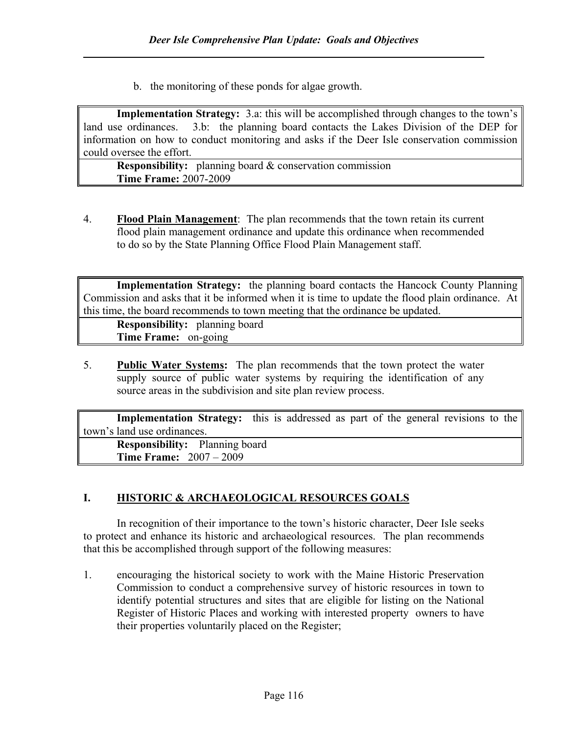b. the monitoring of these ponds for algae growth.

**Implementation Strategy:** 3.a: this will be accomplished through changes to the town's land use ordinances. 3.b: the planning board contacts the Lakes Division of the DEP for information on how to conduct monitoring and asks if the Deer Isle conservation commission could oversee the effort.

**Responsibility:** planning board & conservation commission
**Time Frame:** 2007-2009

4. **Flood Plain Management**: The plan recommends that the town retain its current flood plain management ordinance and update this ordinance when recommended to do so by the State Planning Office Flood Plain Management staff.

**Implementation Strategy:** the planning board contacts the Hancock County Planning Commission and asks that it be informed when it is time to update the flood plain ordinance. At this time, the board recommends to town meeting that the ordinance be updated.

**Responsibility:** planning board
**Time Frame:** on-going

5. **Public Water Systems:** The plan recommends that the town protect the water supply source of public water systems by requiring the identification of any source areas in the subdivision and site plan review process.

**Implementation Strategy:** this is addressed as part of the general revisions to the town's land use ordinances.

**Responsibility:** Planning board
**Time Frame:** 2007 – 2009

## I. HISTORIC & ARCHAEOLOGICAL RESOURCES GOALS

In recognition of their importance to the town's historic character, Deer Isle seeks to protect and enhance its historic and archaeological resources. The plan recommends that this be accomplished through support of the following measures:

1. encouraging the historical society to work with the Maine Historic Preservation Commission to conduct a comprehensive survey of historic resources in town to identify potential structures and sites that are eligible for listing on the National Register of Historic Places and working with interested property owners to have their properties voluntarily placed on the Register;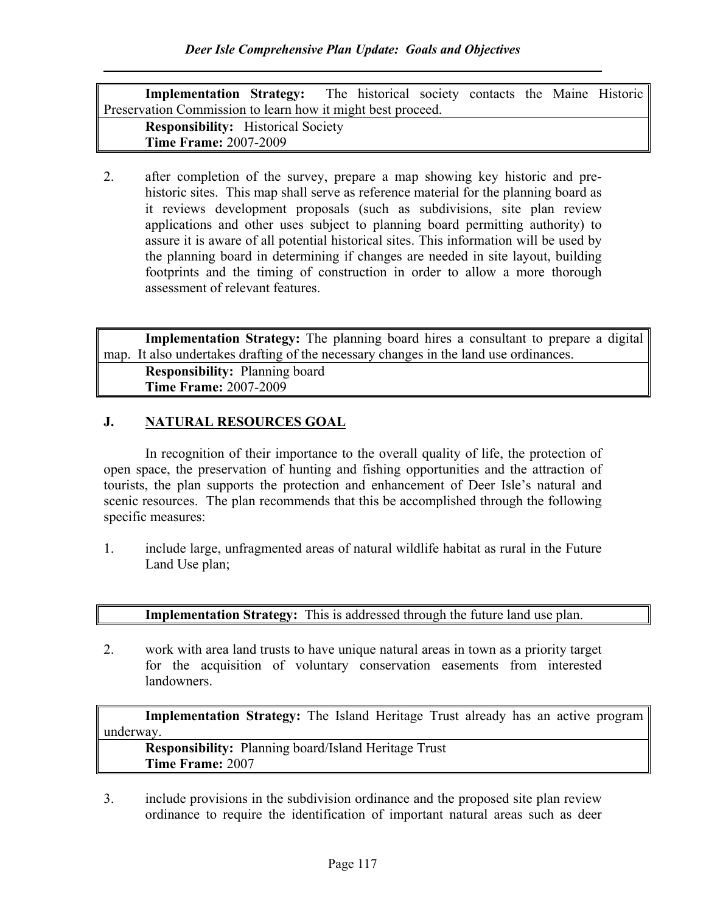| **Implementation Strategy:** The historical society contacts the Maine Historic Preservation Commission to learn how it might best proceed. |
|---|
| **Responsibility:** Historical Society<br>**Time Frame:** 2007-2009 |

2. after completion of the survey, prepare a map showing key historic and pre-historic sites. This map shall serve as reference material for the planning board as it reviews development proposals (such as subdivisions, site plan review applications and other uses subject to planning board permitting authority) to assure it is aware of all potential historical sites. This information will be used by the planning board in determining if changes are needed in site layout, building footprints and the timing of construction in order to allow a more thorough assessment of relevant features.

| **Implementation Strategy:** The planning board hires a consultant to prepare a digital map. It also undertakes drafting of the necessary changes in the land use ordinances. |
|---|
| **Responsibility:** Planning board<br>**Time Frame:** 2007-2009 |

## J. NATURAL RESOURCES GOAL

In recognition of their importance to the overall quality of life, the protection of open space, the preservation of hunting and fishing opportunities and the attraction of tourists, the plan supports the protection and enhancement of Deer Isle's natural and scenic resources. The plan recommends that this be accomplished through the following specific measures:

1. include large, unfragmented areas of natural wildlife habitat as rural in the Future Land Use plan;

| **Implementation Strategy:** This is addressed through the future land use plan. |
|---|

2. work with area land trusts to have unique natural areas in town as a priority target for the acquisition of voluntary conservation easements from interested landowners.

| **Implementation Strategy:** The Island Heritage Trust already has an active program underway. |
|---|
| **Responsibility:** Planning board/Island Heritage Trust<br>**Time Frame:** 2007 |

3. include provisions in the subdivision ordinance and the proposed site plan review ordinance to require the identification of important natural areas such as deer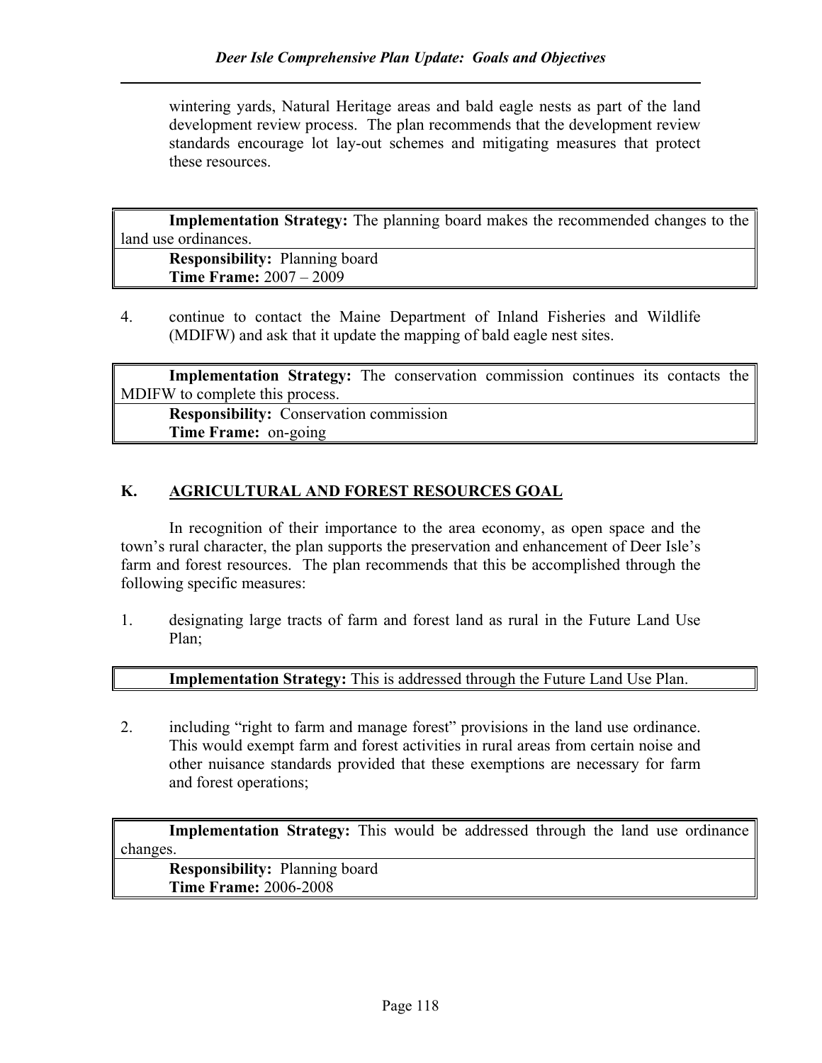wintering yards, Natural Heritage areas and bald eagle nests as part of the land development review process. The plan recommends that the development review standards encourage lot lay-out schemes and mitigating measures that protect these resources.

| **Implementation Strategy:** The planning board makes the recommended changes to the land use ordinances. |
|---|
| **Responsibility:** Planning board<br>**Time Frame:** 2007 – 2009 |

4. continue to contact the Maine Department of Inland Fisheries and Wildlife (MDIFW) and ask that it update the mapping of bald eagle nest sites.

| **Implementation Strategy:** The conservation commission continues its contacts the MDIFW to complete this process. |
|---|
| **Responsibility:** Conservation commission<br>**Time Frame:** on-going |

## K. AGRICULTURAL AND FOREST RESOURCES GOAL

In recognition of their importance to the area economy, as open space and the town's rural character, the plan supports the preservation and enhancement of Deer Isle's farm and forest resources. The plan recommends that this be accomplished through the following specific measures:

1. designating large tracts of farm and forest land as rural in the Future Land Use Plan;

| **Implementation Strategy:** This is addressed through the Future Land Use Plan. |
|---|

2. including "right to farm and manage forest" provisions in the land use ordinance. This would exempt farm and forest activities in rural areas from certain noise and other nuisance standards provided that these exemptions are necessary for farm and forest operations;

| **Implementation Strategy:** This would be addressed through the land use ordinance changes. |
|---|
| **Responsibility:** Planning board<br>**Time Frame:** 2006-2008 |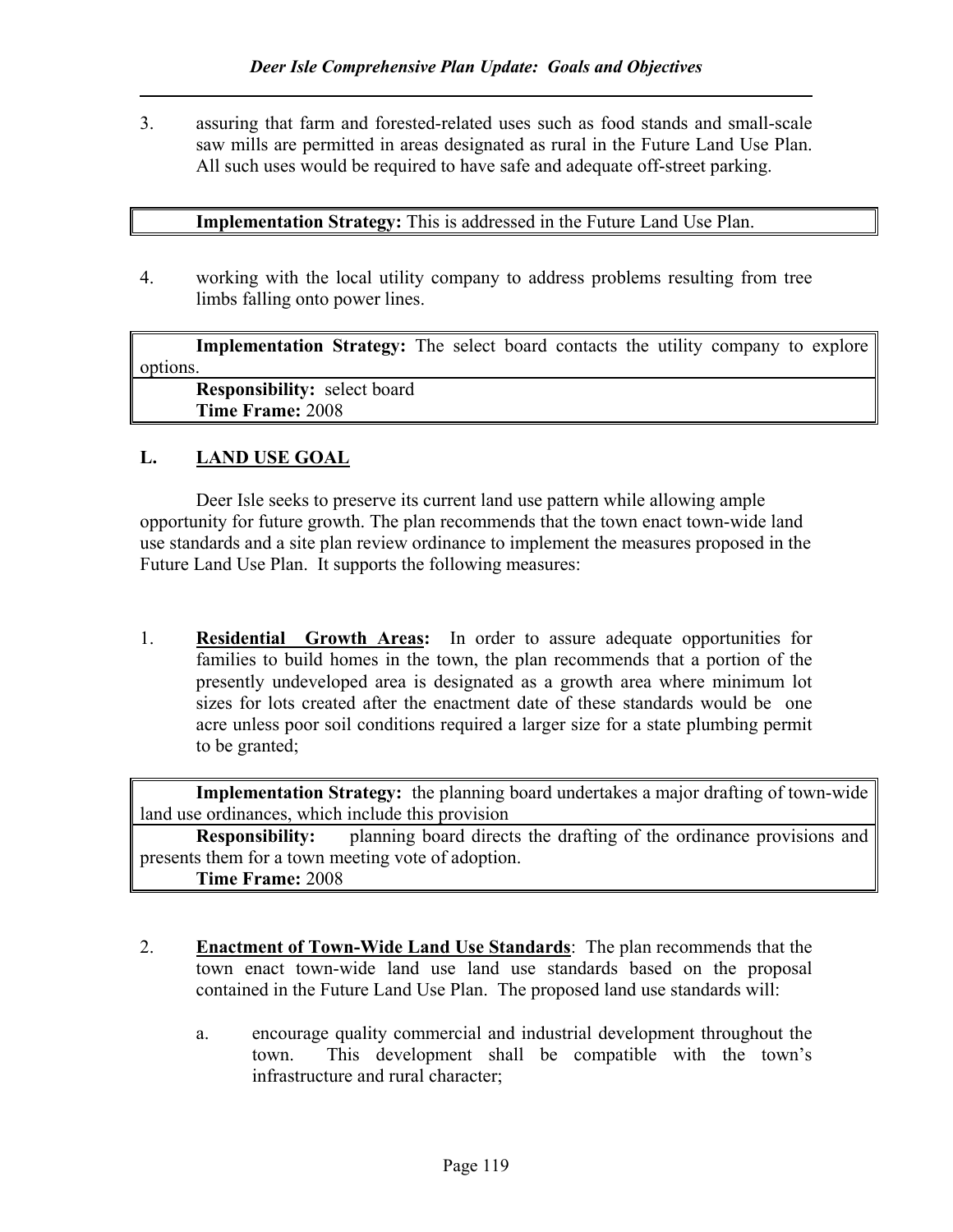3. assuring that farm and forested-related uses such as food stands and small-scale saw mills are permitted in areas designated as rural in the Future Land Use Plan. All such uses would be required to have safe and adequate off-street parking.

| **Implementation Strategy:** This is addressed in the Future Land Use Plan. |
|---|

4. working with the local utility company to address problems resulting from tree limbs falling onto power lines.

| **Implementation Strategy:** The select board contacts the utility company to explore options. |
|---|
| **Responsibility:** select board<br>**Time Frame:** 2008 |

## L. LAND USE GOAL

Deer Isle seeks to preserve its current land use pattern while allowing ample opportunity for future growth. The plan recommends that the town enact town-wide land use standards and a site plan review ordinance to implement the measures proposed in the Future Land Use Plan. It supports the following measures:

1. **Residential Growth Areas:** In order to assure adequate opportunities for families to build homes in the town, the plan recommends that a portion of the presently undeveloped area is designated as a growth area where minimum lot sizes for lots created after the enactment date of these standards would be one acre unless poor soil conditions required a larger size for a state plumbing permit to be granted;

| **Implementation Strategy:** the planning board undertakes a major drafting of town-wide land use ordinances, which include this provision |
|---|
| **Responsibility:** planning board directs the drafting of the ordinance provisions and presents them for a town meeting vote of adoption.<br>**Time Frame:** 2008 |

2. **Enactment of Town-Wide Land Use Standards**: The plan recommends that the town enact town-wide land use land use standards based on the proposal contained in the Future Land Use Plan. The proposed land use standards will:

   a. encourage quality commercial and industrial development throughout the town. This development shall be compatible with the town's infrastructure and rural character;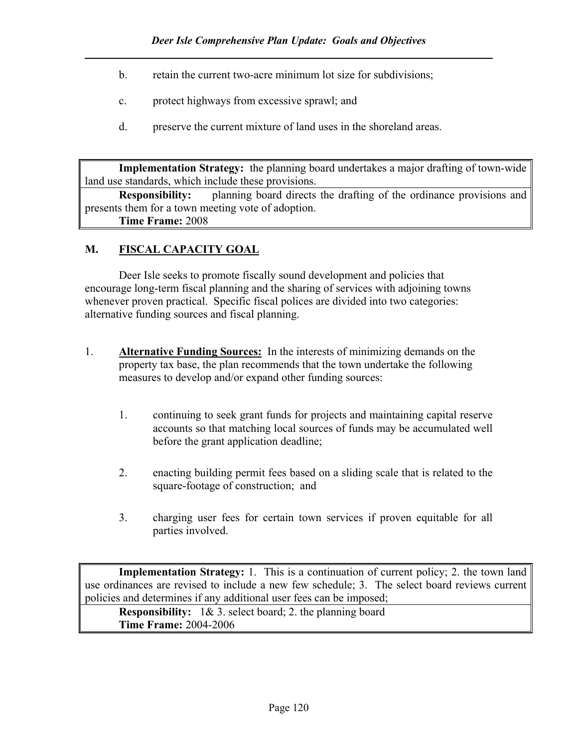b. retain the current two-acre minimum lot size for subdivisions;

c. protect highways from excessive sprawl; and

d. preserve the current mixture of land uses in the shoreland areas.

| |
|---|
| **Implementation Strategy:** the planning board undertakes a major drafting of town-wide land use standards, which include these provisions. |
| **Responsibility:** planning board directs the drafting of the ordinance provisions and presents them for a town meeting vote of adoption.<br>**Time Frame:** 2008 |

## M. <u>FISCAL CAPACITY GOAL</u>

Deer Isle seeks to promote fiscally sound development and policies that encourage long-term fiscal planning and the sharing of services with adjoining towns whenever proven practical. Specific fiscal polices are divided into two categories: alternative funding sources and fiscal planning.

1. **<u>Alternative Funding Sources:</u>** In the interests of minimizing demands on the property tax base, the plan recommends that the town undertake the following measures to develop and/or expand other funding sources:

    1. continuing to seek grant funds for projects and maintaining capital reserve accounts so that matching local sources of funds may be accumulated well before the grant application deadline;

    2. enacting building permit fees based on a sliding scale that is related to the square-footage of construction; and

    3. charging user fees for certain town services if proven equitable for all parties involved.

| |
|---|
| **Implementation Strategy:** 1. This is a continuation of current policy; 2. the town land use ordinances are revised to include a new few schedule; 3. The select board reviews current policies and determines if any additional user fees can be imposed; |
| **Responsibility:** 1& 3. select board; 2. the planning board<br>**Time Frame:** 2004-2006 |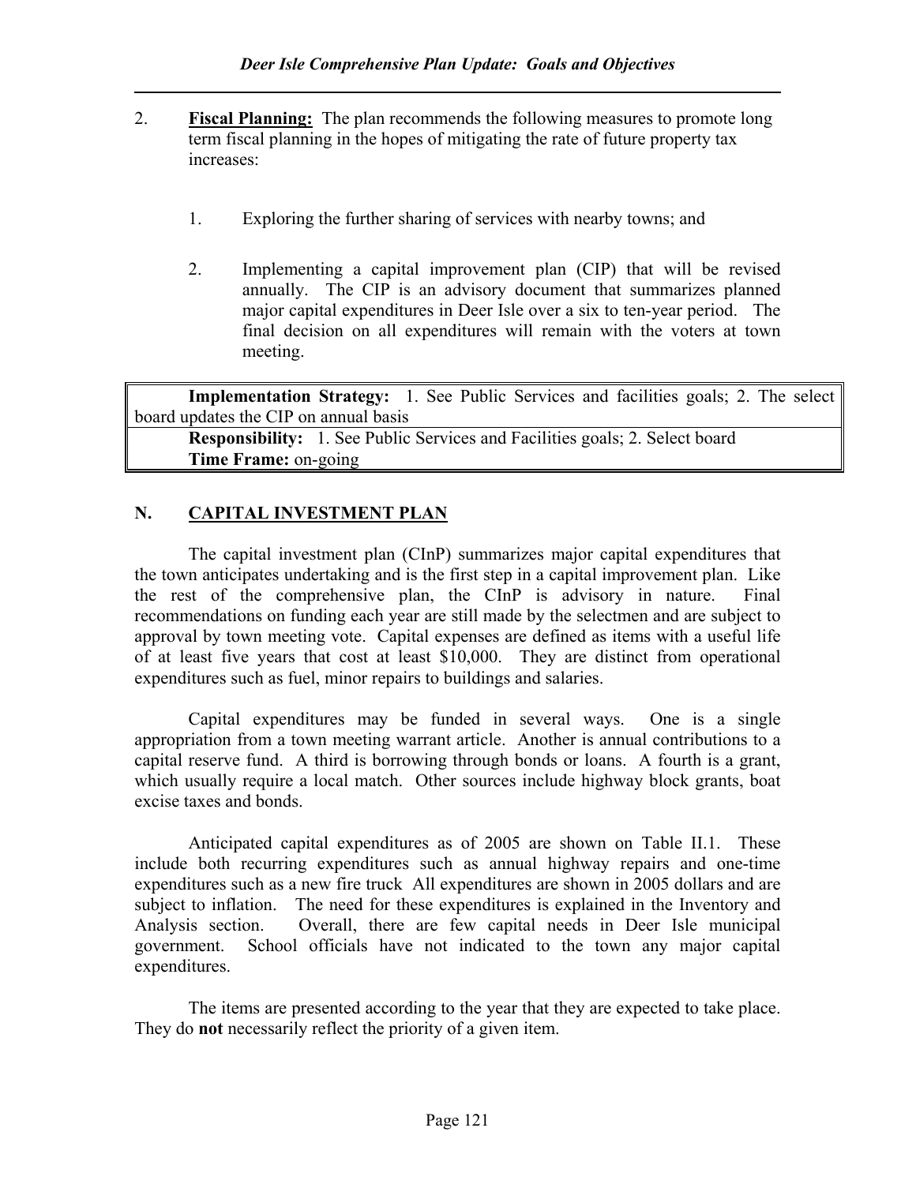2. **Fiscal Planning:** The plan recommends the following measures to promote long term fiscal planning in the hopes of mitigating the rate of future property tax increases:

   1. Exploring the further sharing of services with nearby towns; and

   2. Implementing a capital improvement plan (CIP) that will be revised annually. The CIP is an advisory document that summarizes planned major capital expenditures in Deer Isle over a six to ten-year period. The final decision on all expenditures will remain with the voters at town meeting.

| **Implementation Strategy:** 1. See Public Services and facilities goals; 2. The select board updates the CIP on annual basis |
|---|
| **Responsibility:** 1. See Public Services and Facilities goals; 2. Select board<br>**Time Frame:** on-going |

## N. CAPITAL INVESTMENT PLAN

The capital investment plan (CInP) summarizes major capital expenditures that the town anticipates undertaking and is the first step in a capital improvement plan. Like the rest of the comprehensive plan, the CInP is advisory in nature. Final recommendations on funding each year are still made by the selectmen and are subject to approval by town meeting vote. Capital expenses are defined as items with a useful life of at least five years that cost at least $10,000. They are distinct from operational expenditures such as fuel, minor repairs to buildings and salaries.

Capital expenditures may be funded in several ways. One is a single appropriation from a town meeting warrant article. Another is annual contributions to a capital reserve fund. A third is borrowing through bonds or loans. A fourth is a grant, which usually require a local match. Other sources include highway block grants, boat excise taxes and bonds.

Anticipated capital expenditures as of 2005 are shown on Table II.1. These include both recurring expenditures such as annual highway repairs and one-time expenditures such as a new fire truck All expenditures are shown in 2005 dollars and are subject to inflation. The need for these expenditures is explained in the Inventory and Analysis section. Overall, there are few capital needs in Deer Isle municipal government. School officials have not indicated to the town any major capital expenditures.

The items are presented according to the year that they are expected to take place. They do **not** necessarily reflect the priority of a given item.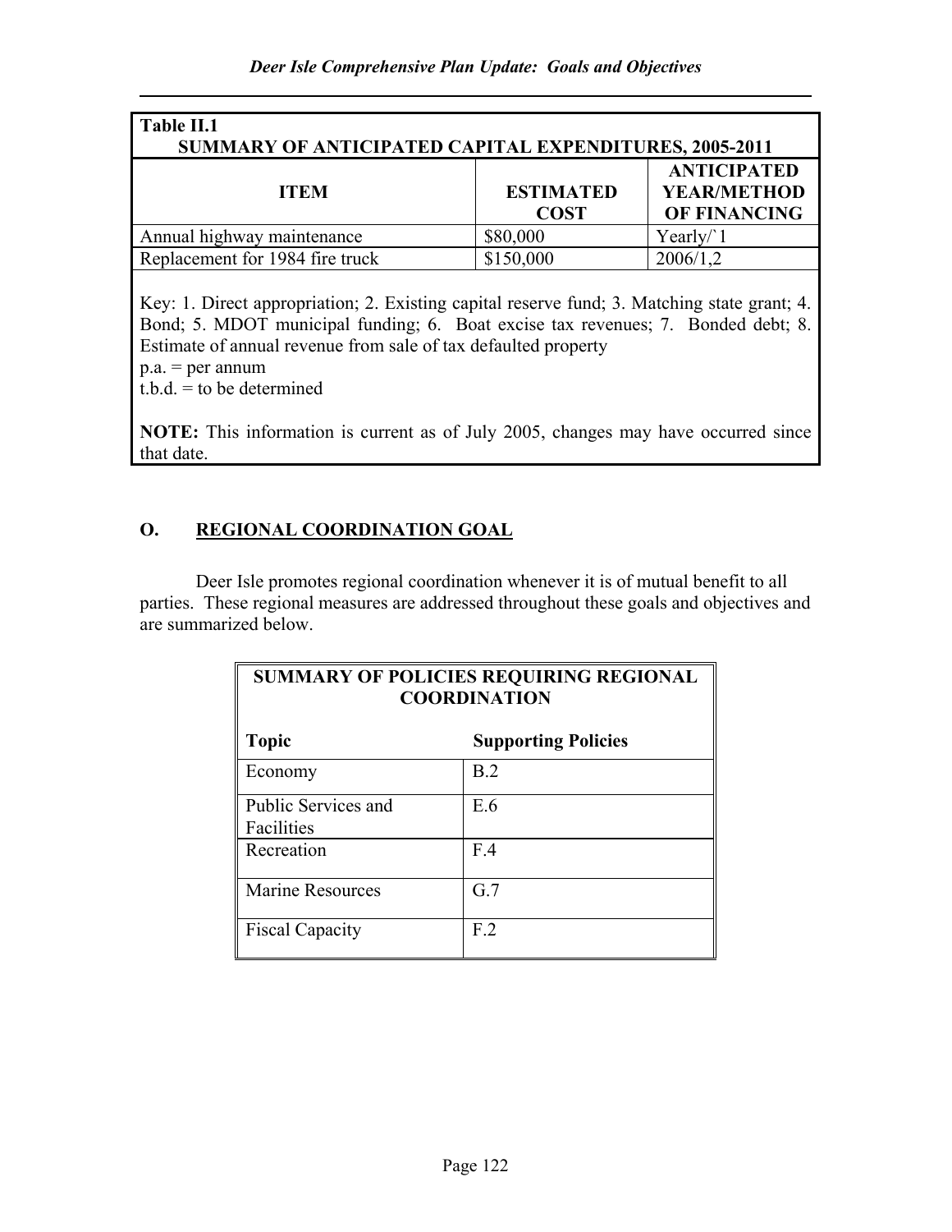| Table II.1 SUMMARY OF ANTICIPATED CAPITAL EXPENDITURES, 2005-2011 | | |
|---|---|---|
| **ITEM** | **ESTIMATED COST** | **ANTICIPATED YEAR/METHOD OF FINANCING** |
| Annual highway maintenance | $80,000 | Yearly/`1 |
| Replacement for 1984 fire truck | $150,000 | 2006/1,2 |

Key: 1. Direct appropriation; 2. Existing capital reserve fund; 3. Matching state grant; 4. Bond; 5. MDOT municipal funding; 6. Boat excise tax revenues; 7. Bonded debt; 8. Estimate of annual revenue from sale of tax defaulted property
p.a. = per annum
t.b.d. = to be determined

**NOTE:** This information is current as of July 2005, changes may have occurred since that date.

## O. REGIONAL COORDINATION GOAL

Deer Isle promotes regional coordination whenever it is of mutual benefit to all parties. These regional measures are addressed throughout these goals and objectives and are summarized below.

**SUMMARY OF POLICIES REQUIRING REGIONAL COORDINATION**

| Topic | Supporting Policies |
|---|---|
| Economy | B.2 |
| Public Services and Facilities | E.6 |
| Recreation | F.4 |
| Marine Resources | G.7 |
| Fiscal Capacity | F.2 |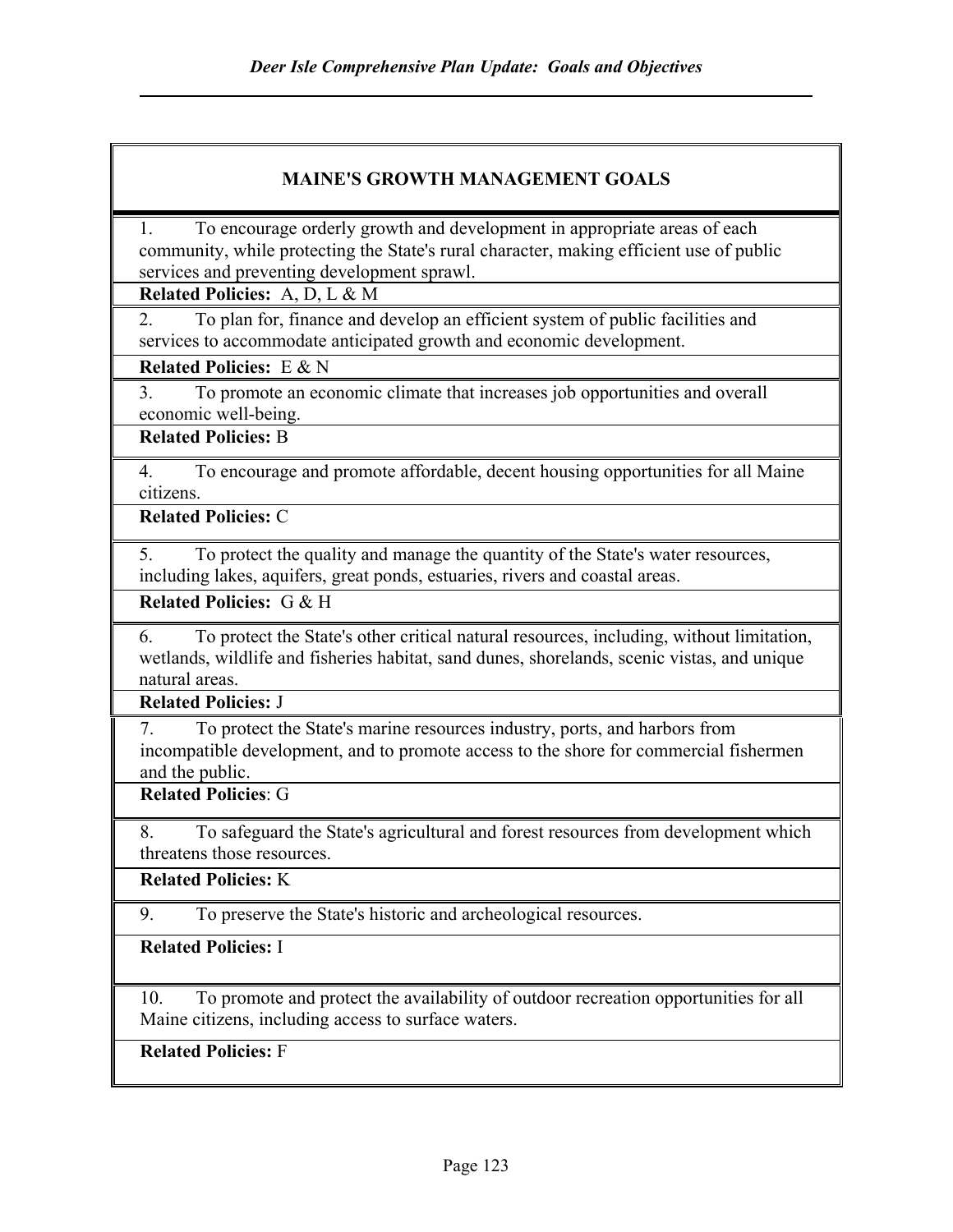| MAINE'S GROWTH MANAGEMENT GOALS |
|---|
| 1. To encourage orderly growth and development in appropriate areas of each community, while protecting the State's rural character, making efficient use of public services and preventing development sprawl. |
| **Related Policies:** A, D, L & M |
| 2. To plan for, finance and develop an efficient system of public facilities and services to accommodate anticipated growth and economic development. |
| **Related Policies:** E & N |
| 3. To promote an economic climate that increases job opportunities and overall economic well-being. |
| **Related Policies:** B |
| 4. To encourage and promote affordable, decent housing opportunities for all Maine citizens. |
| **Related Policies:** C |
| 5. To protect the quality and manage the quantity of the State's water resources, including lakes, aquifers, great ponds, estuaries, rivers and coastal areas. |
| **Related Policies:** G & H |
| 6. To protect the State's other critical natural resources, including, without limitation, wetlands, wildlife and fisheries habitat, sand dunes, shorelands, scenic vistas, and unique natural areas. |
| **Related Policies:** J |
| 7. To protect the State's marine resources industry, ports, and harbors from incompatible development, and to promote access to the shore for commercial fishermen and the public. |
| **Related Policies**: G |
| 8. To safeguard the State's agricultural and forest resources from development which threatens those resources. |
| **Related Policies:** K |
| 9. To preserve the State's historic and archeological resources. |
| **Related Policies:** I |
| 10. To promote and protect the availability of outdoor recreation opportunities for all Maine citizens, including access to surface waters. |
| **Related Policies:** F |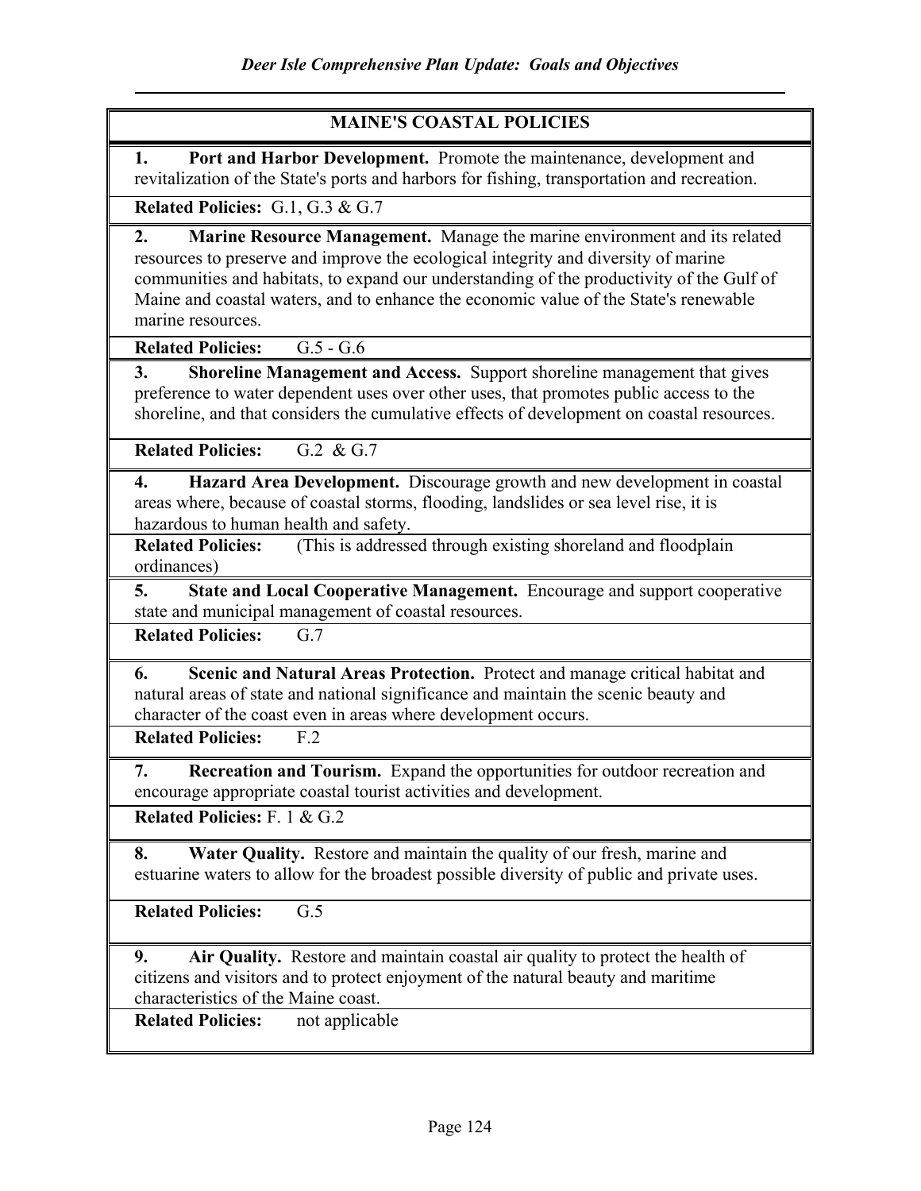## MAINE'S COASTAL POLICIES

**1. Port and Harbor Development.** Promote the maintenance, development and revitalization of the State's ports and harbors for fishing, transportation and recreation.

**Related Policies:** G.1, G.3 & G.7

**2. Marine Resource Management.** Manage the marine environment and its related resources to preserve and improve the ecological integrity and diversity of marine communities and habitats, to expand our understanding of the productivity of the Gulf of Maine and coastal waters, and to enhance the economic value of the State's renewable marine resources.

**Related Policies:** G.5 - G.6

**3. Shoreline Management and Access.** Support shoreline management that gives preference to water dependent uses over other uses, that promotes public access to the shoreline, and that considers the cumulative effects of development on coastal resources.

**Related Policies:** G.2 & G.7

**4. Hazard Area Development.** Discourage growth and new development in coastal areas where, because of coastal storms, flooding, landslides or sea level rise, it is hazardous to human health and safety.

**Related Policies:** (This is addressed through existing shoreland and floodplain ordinances)

**5. State and Local Cooperative Management.** Encourage and support cooperative state and municipal management of coastal resources.

**Related Policies:** G.7

**6. Scenic and Natural Areas Protection.** Protect and manage critical habitat and natural areas of state and national significance and maintain the scenic beauty and character of the coast even in areas where development occurs.

**Related Policies:** F.2

**7. Recreation and Tourism.** Expand the opportunities for outdoor recreation and encourage appropriate coastal tourist activities and development.

**Related Policies:** F. 1 & G.2

**8. Water Quality.** Restore and maintain the quality of our fresh, marine and estuarine waters to allow for the broadest possible diversity of public and private uses.

**Related Policies:** G.5

**9. Air Quality.** Restore and maintain coastal air quality to protect the health of citizens and visitors and to protect enjoyment of the natural beauty and maritime characteristics of the Maine coast.

**Related Policies:** not applicable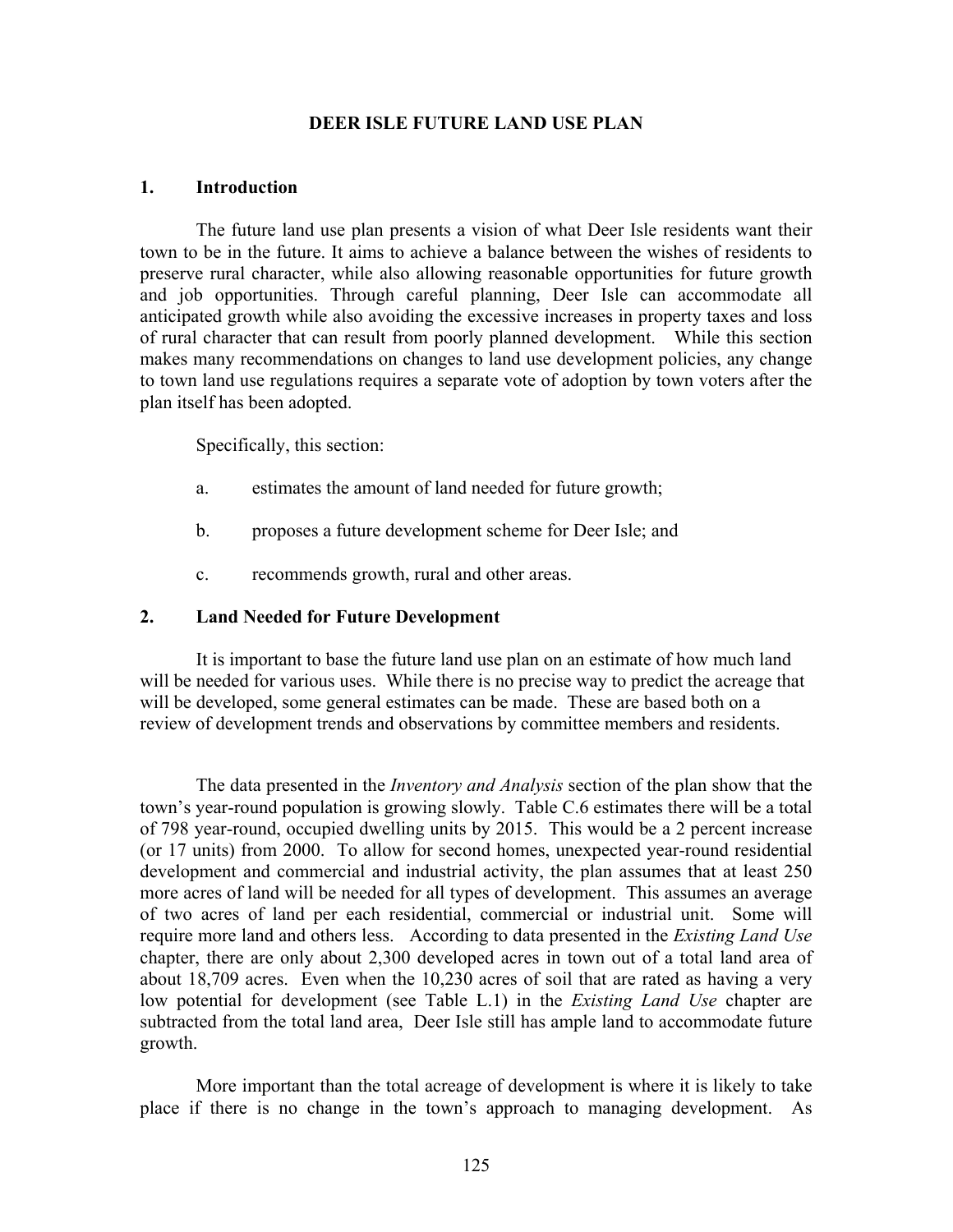# DEER ISLE FUTURE LAND USE PLAN

## 1. Introduction

The future land use plan presents a vision of what Deer Isle residents want their town to be in the future. It aims to achieve a balance between the wishes of residents to preserve rural character, while also allowing reasonable opportunities for future growth and job opportunities. Through careful planning, Deer Isle can accommodate all anticipated growth while also avoiding the excessive increases in property taxes and loss of rural character that can result from poorly planned development. While this section makes many recommendations on changes to land use development policies, any change to town land use regulations requires a separate vote of adoption by town voters after the plan itself has been adopted.

Specifically, this section:

a. estimates the amount of land needed for future growth;

b. proposes a future development scheme for Deer Isle; and

c. recommends growth, rural and other areas.

## 2. Land Needed for Future Development

It is important to base the future land use plan on an estimate of how much land will be needed for various uses. While there is no precise way to predict the acreage that will be developed, some general estimates can be made. These are based both on a review of development trends and observations by committee members and residents.

The data presented in the *Inventory and Analysis* section of the plan show that the town's year-round population is growing slowly. Table C.6 estimates there will be a total of 798 year-round, occupied dwelling units by 2015. This would be a 2 percent increase (or 17 units) from 2000. To allow for second homes, unexpected year-round residential development and commercial and industrial activity, the plan assumes that at least 250 more acres of land will be needed for all types of development. This assumes an average of two acres of land per each residential, commercial or industrial unit. Some will require more land and others less. According to data presented in the *Existing Land Use* chapter, there are only about 2,300 developed acres in town out of a total land area of about 18,709 acres. Even when the 10,230 acres of soil that are rated as having a very low potential for development (see Table L.1) in the *Existing Land Use* chapter are subtracted from the total land area, Deer Isle still has ample land to accommodate future growth.

More important than the total acreage of development is where it is likely to take place if there is no change in the town's approach to managing development. As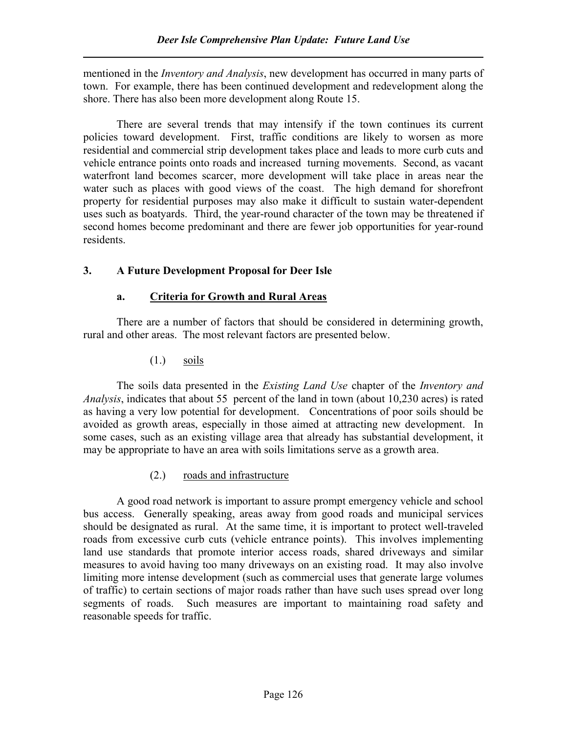mentioned in the *Inventory and Analysis*, new development has occurred in many parts of town. For example, there has been continued development and redevelopment along the shore. There has also been more development along Route 15.

There are several trends that may intensify if the town continues its current policies toward development. First, traffic conditions are likely to worsen as more residential and commercial strip development takes place and leads to more curb cuts and vehicle entrance points onto roads and increased turning movements. Second, as vacant waterfront land becomes scarcer, more development will take place in areas near the water such as places with good views of the coast. The high demand for shorefront property for residential purposes may also make it difficult to sustain water-dependent uses such as boatyards. Third, the year-round character of the town may be threatened if second homes become predominant and there are fewer job opportunities for year-round residents.

## 3. A Future Development Proposal for Deer Isle

### a. Criteria for Growth and Rural Areas

There are a number of factors that should be considered in determining growth, rural and other areas. The most relevant factors are presented below.

#### (1.) soils

The soils data presented in the *Existing Land Use* chapter of the *Inventory and Analysis*, indicates that about 55 percent of the land in town (about 10,230 acres) is rated as having a very low potential for development. Concentrations of poor soils should be avoided as growth areas, especially in those aimed at attracting new development. In some cases, such as an existing village area that already has substantial development, it may be appropriate to have an area with soils limitations serve as a growth area.

#### (2.) roads and infrastructure

A good road network is important to assure prompt emergency vehicle and school bus access. Generally speaking, areas away from good roads and municipal services should be designated as rural. At the same time, it is important to protect well-traveled roads from excessive curb cuts (vehicle entrance points). This involves implementing land use standards that promote interior access roads, shared driveways and similar measures to avoid having too many driveways on an existing road. It may also involve limiting more intense development (such as commercial uses that generate large volumes of traffic) to certain sections of major roads rather than have such uses spread over long segments of roads. Such measures are important to maintaining road safety and reasonable speeds for traffic.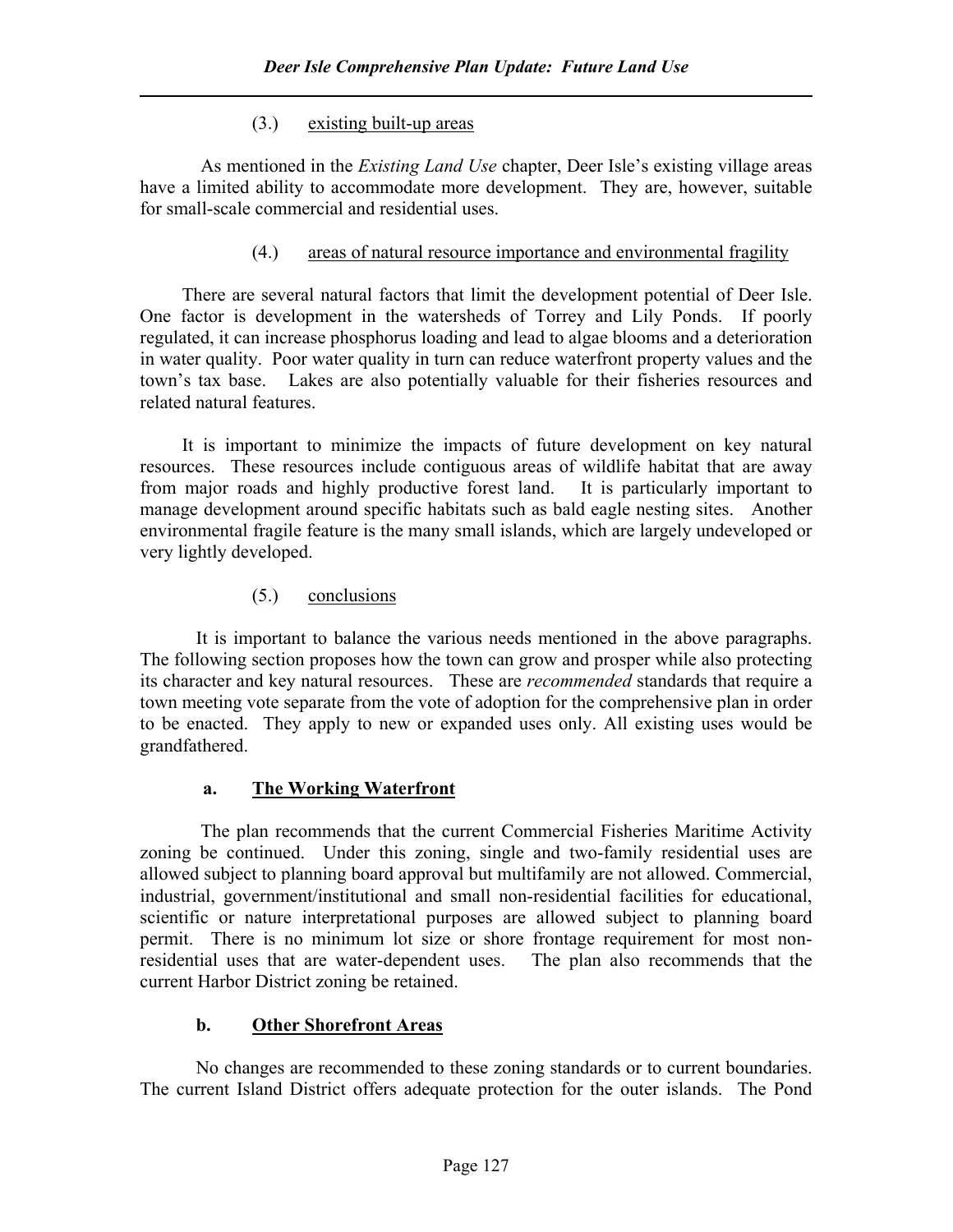(3.) existing built-up areas

As mentioned in the *Existing Land Use* chapter, Deer Isle's existing village areas have a limited ability to accommodate more development. They are, however, suitable for small-scale commercial and residential uses.

(4.) areas of natural resource importance and environmental fragility

There are several natural factors that limit the development potential of Deer Isle. One factor is development in the watersheds of Torrey and Lily Ponds. If poorly regulated, it can increase phosphorus loading and lead to algae blooms and a deterioration in water quality. Poor water quality in turn can reduce waterfront property values and the town's tax base. Lakes are also potentially valuable for their fisheries resources and related natural features.

It is important to minimize the impacts of future development on key natural resources. These resources include contiguous areas of wildlife habitat that are away from major roads and highly productive forest land. It is particularly important to manage development around specific habitats such as bald eagle nesting sites. Another environmental fragile feature is the many small islands, which are largely undeveloped or very lightly developed.

(5.) conclusions

It is important to balance the various needs mentioned in the above paragraphs. The following section proposes how the town can grow and prosper while also protecting its character and key natural resources. These are *recommended* standards that require a town meeting vote separate from the vote of adoption for the comprehensive plan in order to be enacted. They apply to new or expanded uses only. All existing uses would be grandfathered.

### a. The Working Waterfront

The plan recommends that the current Commercial Fisheries Maritime Activity zoning be continued. Under this zoning, single and two-family residential uses are allowed subject to planning board approval but multifamily are not allowed. Commercial, industrial, government/institutional and small non-residential facilities for educational, scientific or nature interpretational purposes are allowed subject to planning board permit. There is no minimum lot size or shore frontage requirement for most non-residential uses that are water-dependent uses. The plan also recommends that the current Harbor District zoning be retained.

### b. Other Shorefront Areas

No changes are recommended to these zoning standards or to current boundaries. The current Island District offers adequate protection for the outer islands. The Pond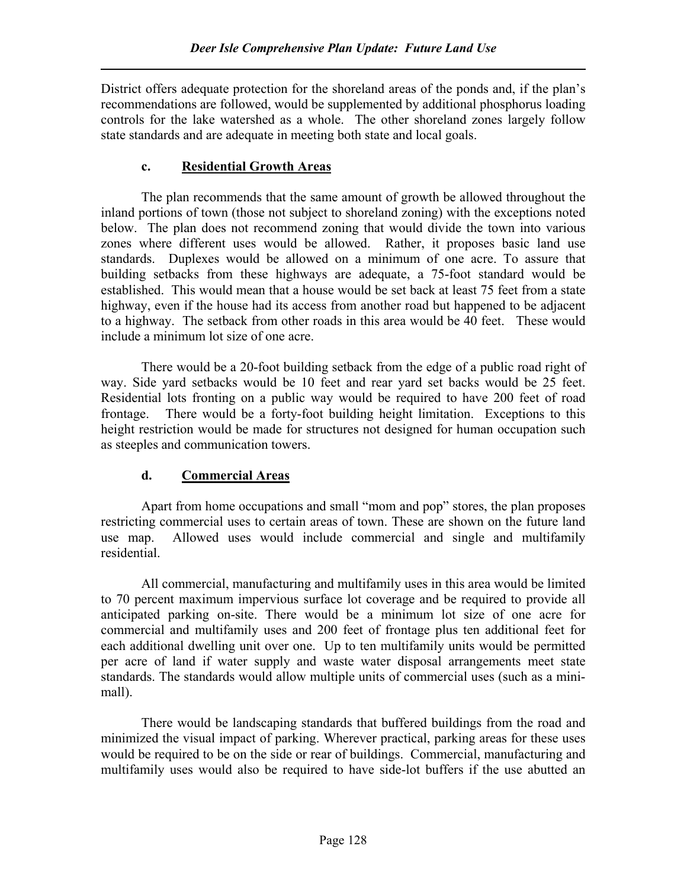District offers adequate protection for the shoreland areas of the ponds and, if the plan's recommendations are followed, would be supplemented by additional phosphorus loading controls for the lake watershed as a whole. The other shoreland zones largely follow state standards and are adequate in meeting both state and local goals.

### c. Residential Growth Areas

The plan recommends that the same amount of growth be allowed throughout the inland portions of town (those not subject to shoreland zoning) with the exceptions noted below. The plan does not recommend zoning that would divide the town into various zones where different uses would be allowed. Rather, it proposes basic land use standards. Duplexes would be allowed on a minimum of one acre. To assure that building setbacks from these highways are adequate, a 75-foot standard would be established. This would mean that a house would be set back at least 75 feet from a state highway, even if the house had its access from another road but happened to be adjacent to a highway. The setback from other roads in this area would be 40 feet. These would include a minimum lot size of one acre.

There would be a 20-foot building setback from the edge of a public road right of way. Side yard setbacks would be 10 feet and rear yard set backs would be 25 feet. Residential lots fronting on a public way would be required to have 200 feet of road frontage. There would be a forty-foot building height limitation. Exceptions to this height restriction would be made for structures not designed for human occupation such as steeples and communication towers.

### d. Commercial Areas

Apart from home occupations and small "mom and pop" stores, the plan proposes restricting commercial uses to certain areas of town. These are shown on the future land use map. Allowed uses would include commercial and single and multifamily residential.

All commercial, manufacturing and multifamily uses in this area would be limited to 70 percent maximum impervious surface lot coverage and be required to provide all anticipated parking on-site. There would be a minimum lot size of one acre for commercial and multifamily uses and 200 feet of frontage plus ten additional feet for each additional dwelling unit over one. Up to ten multifamily units would be permitted per acre of land if water supply and waste water disposal arrangements meet state standards. The standards would allow multiple units of commercial uses (such as a mini-mall).

There would be landscaping standards that buffered buildings from the road and minimized the visual impact of parking. Wherever practical, parking areas for these uses would be required to be on the side or rear of buildings. Commercial, manufacturing and multifamily uses would also be required to have side-lot buffers if the use abutted an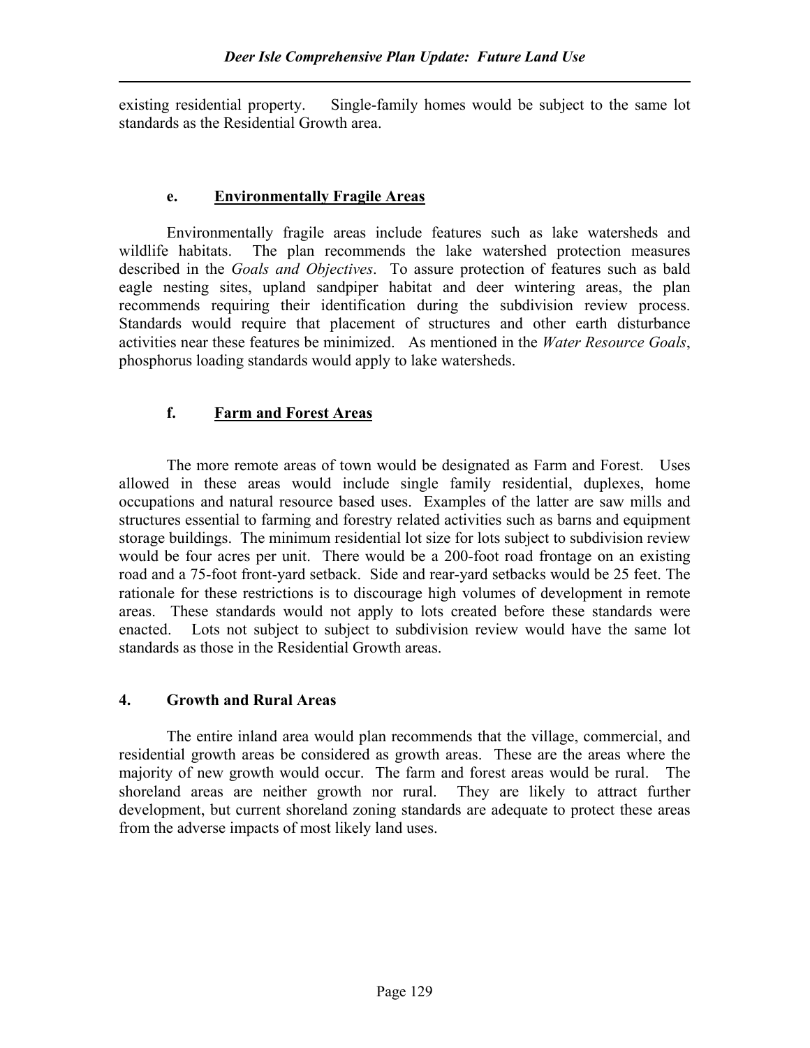existing residential property. Single-family homes would be subject to the same lot standards as the Residential Growth area.

### e. Environmentally Fragile Areas

Environmentally fragile areas include features such as lake watersheds and wildlife habitats. The plan recommends the lake watershed protection measures described in the *Goals and Objectives*. To assure protection of features such as bald eagle nesting sites, upland sandpiper habitat and deer wintering areas, the plan recommends requiring their identification during the subdivision review process. Standards would require that placement of structures and other earth disturbance activities near these features be minimized. As mentioned in the *Water Resource Goals*, phosphorus loading standards would apply to lake watersheds.

### f. Farm and Forest Areas

The more remote areas of town would be designated as Farm and Forest. Uses allowed in these areas would include single family residential, duplexes, home occupations and natural resource based uses. Examples of the latter are saw mills and structures essential to farming and forestry related activities such as barns and equipment storage buildings. The minimum residential lot size for lots subject to subdivision review would be four acres per unit. There would be a 200-foot road frontage on an existing road and a 75-foot front-yard setback. Side and rear-yard setbacks would be 25 feet. The rationale for these restrictions is to discourage high volumes of development in remote areas. These standards would not apply to lots created before these standards were enacted. Lots not subject to subject to subdivision review would have the same lot standards as those in the Residential Growth areas.

## 4. Growth and Rural Areas

The entire inland area would plan recommends that the village, commercial, and residential growth areas be considered as growth areas. These are the areas where the majority of new growth would occur. The farm and forest areas would be rural. The shoreland areas are neither growth nor rural. They are likely to attract further development, but current shoreland zoning standards are adequate to protect these areas from the adverse impacts of most likely land uses.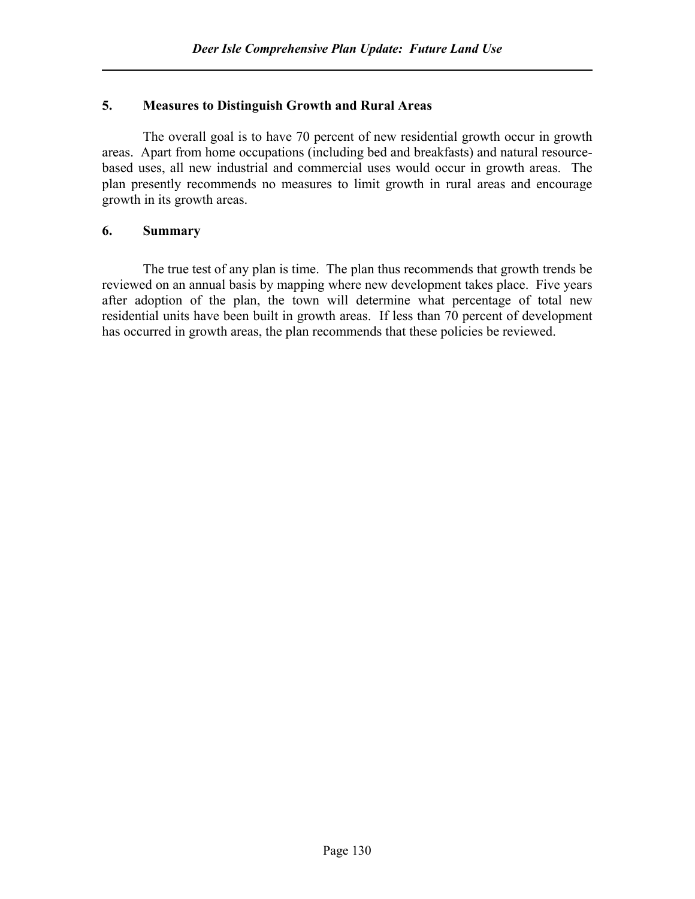### 5. Measures to Distinguish Growth and Rural Areas

The overall goal is to have 70 percent of new residential growth occur in growth areas. Apart from home occupations (including bed and breakfasts) and natural resource-based uses, all new industrial and commercial uses would occur in growth areas. The plan presently recommends no measures to limit growth in rural areas and encourage growth in its growth areas.

### 6. Summary

The true test of any plan is time. The plan thus recommends that growth trends be reviewed on an annual basis by mapping where new development takes place. Five years after adoption of the plan, the town will determine what percentage of total new residential units have been built in growth areas. If less than 70 percent of development has occurred in growth areas, the plan recommends that these policies be reviewed.